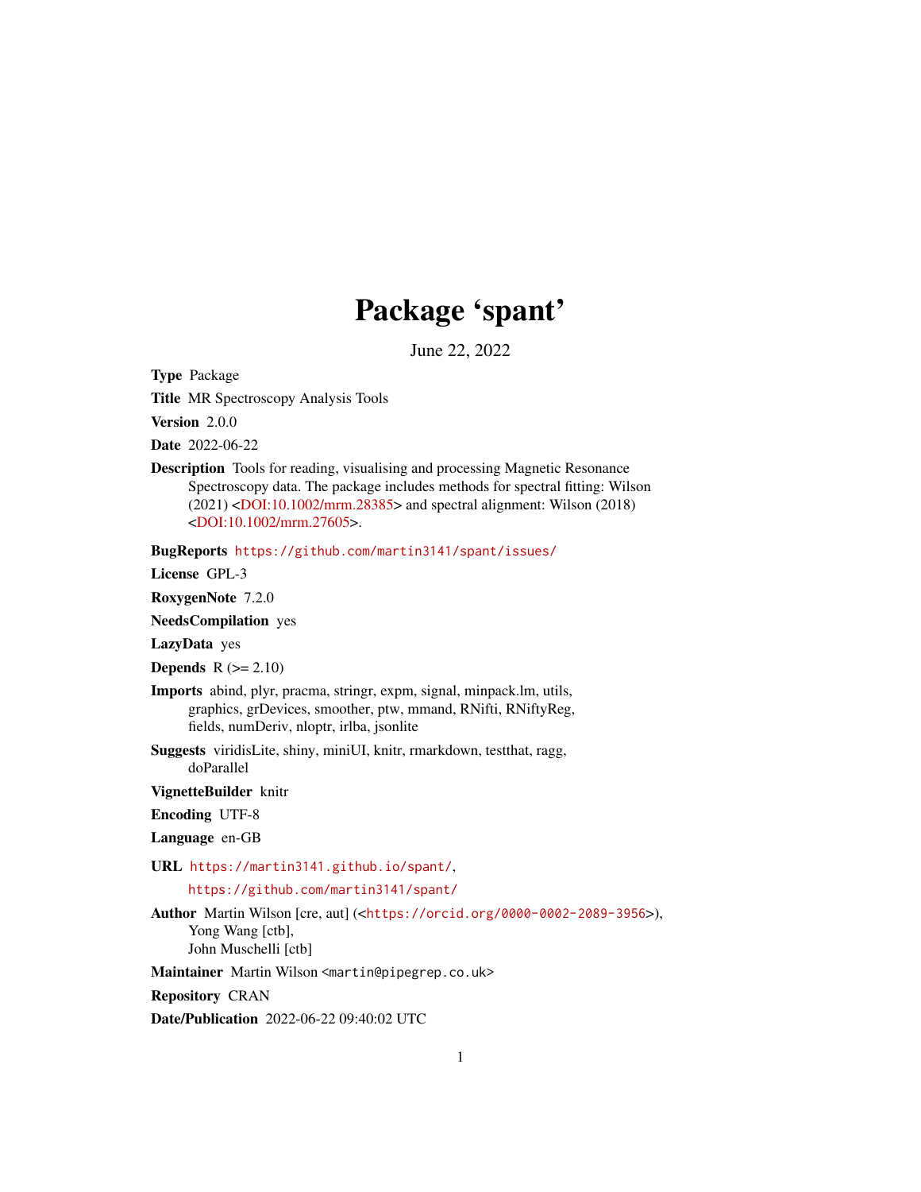# Package 'spant'

June 22, 2022

**Type** Package

**Title** MR Spectroscopy Analysis Tools

**Version** 2.0.0

**Date** 2022-06-22

**Description** Tools for reading, visualising and processing Magnetic Resonance Spectroscopy data. The package includes methods for spectral fitting: Wilson (2021) <DOI:10.1002/mrm.28385> and spectral alignment: Wilson (2018) <DOI:10.1002/mrm.27605>.

**BugReports** https://github.com/martin3141/spant/issues/

**License** GPL-3

**RoxygenNote** 7.2.0

**NeedsCompilation** yes

**LazyData** yes

**Depends** R (>= 2.10)

**Imports** abind, plyr, pracma, stringr, expm, signal, minpack.lm, utils, graphics, grDevices, smoother, ptw, mmand, RNifti, RNiftyReg, fields, numDeriv, nloptr, irlba, jsonlite

**Suggests** viridisLite, shiny, miniUI, knitr, rmarkdown, testthat, ragg, doParallel

**VignetteBuilder** knitr

**Encoding** UTF-8

**Language** en-GB

**URL** https://martin3141.github.io/spant/,
https://github.com/martin3141/spant/

**Author** Martin Wilson [cre, aut] (<https://orcid.org/0000-0002-2089-3956>), Yong Wang [ctb], John Muschelli [ctb]

**Maintainer** Martin Wilson <martin@pipegrep.co.uk>

**Repository** CRAN

**Date/Publication** 2022-06-22 09:40:02 UTC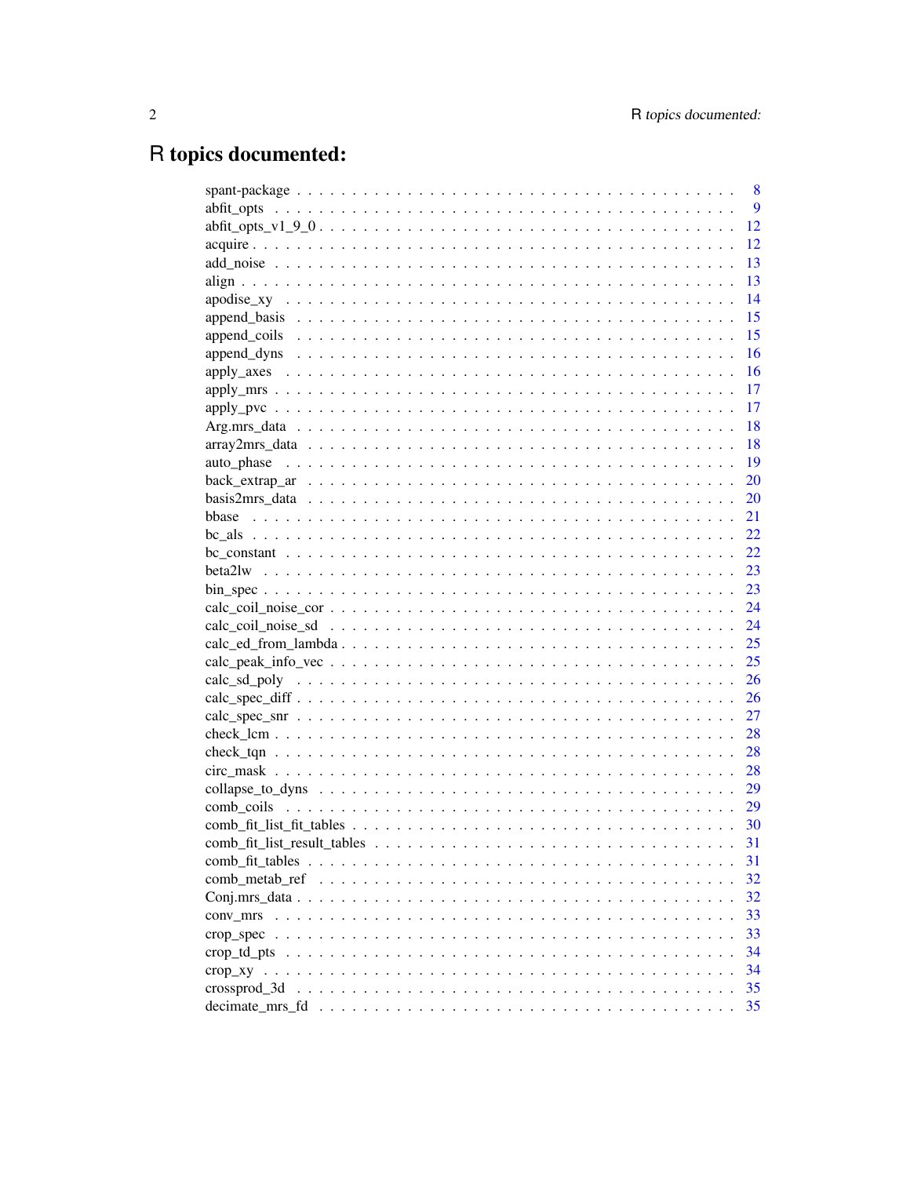# R topics documented:

spant-package . . . . . . . . . . . . . . . . . . . . . . . . . . . . . . . . . . . . . . 8
abfit_opts . . . . . . . . . . . . . . . . . . . . . . . . . . . . . . . . . . . . . . . . 9
abfit_opts_v1_9_0 . . . . . . . . . . . . . . . . . . . . . . . . . . . . . . . . . . . . 12
acquire . . . . . . . . . . . . . . . . . . . . . . . . . . . . . . . . . . . . . . . . . 12
add_noise . . . . . . . . . . . . . . . . . . . . . . . . . . . . . . . . . . . . . . . . 13
align . . . . . . . . . . . . . . . . . . . . . . . . . . . . . . . . . . . . . . . . . . 13
apodise_xy . . . . . . . . . . . . . . . . . . . . . . . . . . . . . . . . . . . . . . . 14
append_basis . . . . . . . . . . . . . . . . . . . . . . . . . . . . . . . . . . . . . . 15
append_coils . . . . . . . . . . . . . . . . . . . . . . . . . . . . . . . . . . . . . . 15
append_dyns . . . . . . . . . . . . . . . . . . . . . . . . . . . . . . . . . . . . . . . 16
apply_axes . . . . . . . . . . . . . . . . . . . . . . . . . . . . . . . . . . . . . . . 16
apply_mrs . . . . . . . . . . . . . . . . . . . . . . . . . . . . . . . . . . . . . . . . 17
apply_pvc . . . . . . . . . . . . . . . . . . . . . . . . . . . . . . . . . . . . . . . . 17
Arg.mrs_data . . . . . . . . . . . . . . . . . . . . . . . . . . . . . . . . . . . . . . 18
array2mrs_data . . . . . . . . . . . . . . . . . . . . . . . . . . . . . . . . . . . . . 18
auto_phase . . . . . . . . . . . . . . . . . . . . . . . . . . . . . . . . . . . . . . . 19
back_extrap_ar . . . . . . . . . . . . . . . . . . . . . . . . . . . . . . . . . . . . . 20
basis2mrs_data . . . . . . . . . . . . . . . . . . . . . . . . . . . . . . . . . . . . . 20
bbase . . . . . . . . . . . . . . . . . . . . . . . . . . . . . . . . . . . . . . . . . . 21
bc_als . . . . . . . . . . . . . . . . . . . . . . . . . . . . . . . . . . . . . . . . . . 22
bc_constant . . . . . . . . . . . . . . . . . . . . . . . . . . . . . . . . . . . . . . . 22
beta2lw . . . . . . . . . . . . . . . . . . . . . . . . . . . . . . . . . . . . . . . . . 23
bin_spec . . . . . . . . . . . . . . . . . . . . . . . . . . . . . . . . . . . . . . . . 23
calc_coil_noise_cor . . . . . . . . . . . . . . . . . . . . . . . . . . . . . . . . . . . 24
calc_coil_noise_sd . . . . . . . . . . . . . . . . . . . . . . . . . . . . . . . . . . . 24
calc_ed_from_lambda . . . . . . . . . . . . . . . . . . . . . . . . . . . . . . . . . . 25
calc_peak_info_vec . . . . . . . . . . . . . . . . . . . . . . . . . . . . . . . . . . . 25
calc_sd_poly . . . . . . . . . . . . . . . . . . . . . . . . . . . . . . . . . . . . . . 26
calc_spec_diff . . . . . . . . . . . . . . . . . . . . . . . . . . . . . . . . . . . . . 26
calc_spec_snr . . . . . . . . . . . . . . . . . . . . . . . . . . . . . . . . . . . . . . 27
check_lcm . . . . . . . . . . . . . . . . . . . . . . . . . . . . . . . . . . . . . . . . 28
check_tqn . . . . . . . . . . . . . . . . . . . . . . . . . . . . . . . . . . . . . . . . 28
circ_mask . . . . . . . . . . . . . . . . . . . . . . . . . . . . . . . . . . . . . . . . 28
collapse_to_dyns . . . . . . . . . . . . . . . . . . . . . . . . . . . . . . . . . . . . 29
comb_coils . . . . . . . . . . . . . . . . . . . . . . . . . . . . . . . . . . . . . . . 29
comb_fit_list_fit_tables . . . . . . . . . . . . . . . . . . . . . . . . . . . . . . . . 30
comb_fit_list_result_tables . . . . . . . . . . . . . . . . . . . . . . . . . . . . . . 31
comb_fit_tables . . . . . . . . . . . . . . . . . . . . . . . . . . . . . . . . . . . . 31
comb_metab_ref . . . . . . . . . . . . . . . . . . . . . . . . . . . . . . . . . . . . . 32
Conj.mrs_data . . . . . . . . . . . . . . . . . . . . . . . . . . . . . . . . . . . . . . 32
conv_mrs . . . . . . . . . . . . . . . . . . . . . . . . . . . . . . . . . . . . . . . . 33
crop_spec . . . . . . . . . . . . . . . . . . . . . . . . . . . . . . . . . . . . . . . . 33
crop_td_pts . . . . . . . . . . . . . . . . . . . . . . . . . . . . . . . . . . . . . . . 34
crop_xy . . . . . . . . . . . . . . . . . . . . . . . . . . . . . . . . . . . . . . . . . 34
crossprod_3d . . . . . . . . . . . . . . . . . . . . . . . . . . . . . . . . . . . . . . 35
decimate_mrs_fd . . . . . . . . . . . . . . . . . . . . . . . . . . . . . . . . . . . . 35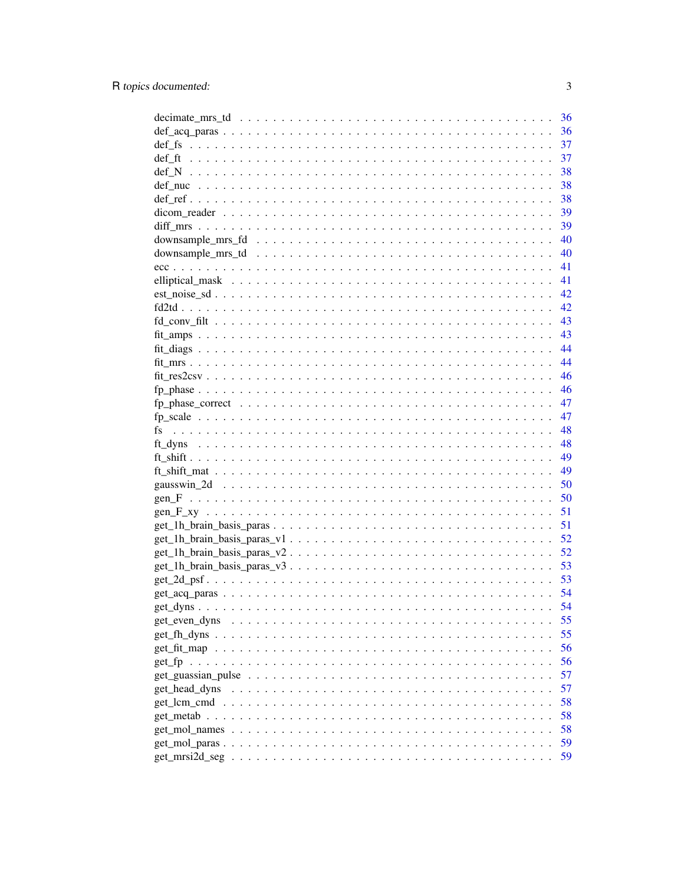decimate_mrs_td . . . . . . . . . . . . . . . . . . . . . . . . . . . . . . . . . . . . . 36
def_acq_paras . . . . . . . . . . . . . . . . . . . . . . . . . . . . . . . . . . . . . . 36
def_fs . . . . . . . . . . . . . . . . . . . . . . . . . . . . . . . . . . . . . . . . . . 37
def_ft . . . . . . . . . . . . . . . . . . . . . . . . . . . . . . . . . . . . . . . . . . 37
def_N . . . . . . . . . . . . . . . . . . . . . . . . . . . . . . . . . . . . . . . . . . 38
def_nuc . . . . . . . . . . . . . . . . . . . . . . . . . . . . . . . . . . . . . . . . . 38
def_ref . . . . . . . . . . . . . . . . . . . . . . . . . . . . . . . . . . . . . . . . . 38
dicom_reader . . . . . . . . . . . . . . . . . . . . . . . . . . . . . . . . . . . . . . 39
diff_mrs . . . . . . . . . . . . . . . . . . . . . . . . . . . . . . . . . . . . . . . . 39
downsample_mrs_fd . . . . . . . . . . . . . . . . . . . . . . . . . . . . . . . . . . . 40
downsample_mrs_td . . . . . . . . . . . . . . . . . . . . . . . . . . . . . . . . . . . 40
ecc . . . . . . . . . . . . . . . . . . . . . . . . . . . . . . . . . . . . . . . . . . . 41
elliptical_mask . . . . . . . . . . . . . . . . . . . . . . . . . . . . . . . . . . . . . 41
est_noise_sd . . . . . . . . . . . . . . . . . . . . . . . . . . . . . . . . . . . . . . 42
fd2td . . . . . . . . . . . . . . . . . . . . . . . . . . . . . . . . . . . . . . . . . . 42
fd_conv_filt . . . . . . . . . . . . . . . . . . . . . . . . . . . . . . . . . . . . . . 43
fit_amps . . . . . . . . . . . . . . . . . . . . . . . . . . . . . . . . . . . . . . . . 43
fit_diags . . . . . . . . . . . . . . . . . . . . . . . . . . . . . . . . . . . . . . . . 44
fit_mrs . . . . . . . . . . . . . . . . . . . . . . . . . . . . . . . . . . . . . . . . . 44
fit_res2csv . . . . . . . . . . . . . . . . . . . . . . . . . . . . . . . . . . . . . . . 46
fp_phase . . . . . . . . . . . . . . . . . . . . . . . . . . . . . . . . . . . . . . . . 46
fp_phase_correct . . . . . . . . . . . . . . . . . . . . . . . . . . . . . . . . . . . . 47
fp_scale . . . . . . . . . . . . . . . . . . . . . . . . . . . . . . . . . . . . . . . . 47
fs . . . . . . . . . . . . . . . . . . . . . . . . . . . . . . . . . . . . . . . . . . . 48
ft_dyns . . . . . . . . . . . . . . . . . . . . . . . . . . . . . . . . . . . . . . . . . 48
ft_shift . . . . . . . . . . . . . . . . . . . . . . . . . . . . . . . . . . . . . . . . 49
ft_shift_mat . . . . . . . . . . . . . . . . . . . . . . . . . . . . . . . . . . . . . . 49
gausswin_2d . . . . . . . . . . . . . . . . . . . . . . . . . . . . . . . . . . . . . . 50
gen_F . . . . . . . . . . . . . . . . . . . . . . . . . . . . . . . . . . . . . . . . . . 50
gen_F_xy . . . . . . . . . . . . . . . . . . . . . . . . . . . . . . . . . . . . . . . . 51
get_1h_brain_basis_paras . . . . . . . . . . . . . . . . . . . . . . . . . . . . . . . . 51
get_1h_brain_basis_paras_v1 . . . . . . . . . . . . . . . . . . . . . . . . . . . . . . 52
get_1h_brain_basis_paras_v2 . . . . . . . . . . . . . . . . . . . . . . . . . . . . . . 52
get_1h_brain_basis_paras_v3 . . . . . . . . . . . . . . . . . . . . . . . . . . . . . . 53
get_2d_psf . . . . . . . . . . . . . . . . . . . . . . . . . . . . . . . . . . . . . . . 53
get_acq_paras . . . . . . . . . . . . . . . . . . . . . . . . . . . . . . . . . . . . . . 54
get_dyns . . . . . . . . . . . . . . . . . . . . . . . . . . . . . . . . . . . . . . . . 54
get_even_dyns . . . . . . . . . . . . . . . . . . . . . . . . . . . . . . . . . . . . . . 55
get_fh_dyns . . . . . . . . . . . . . . . . . . . . . . . . . . . . . . . . . . . . . . . 55
get_fit_map . . . . . . . . . . . . . . . . . . . . . . . . . . . . . . . . . . . . . . . 56
get_fp . . . . . . . . . . . . . . . . . . . . . . . . . . . . . . . . . . . . . . . . . . 56
get_guassian_pulse . . . . . . . . . . . . . . . . . . . . . . . . . . . . . . . . . . . 57
get_head_dyns . . . . . . . . . . . . . . . . . . . . . . . . . . . . . . . . . . . . . . 57
get_lcm_cmd . . . . . . . . . . . . . . . . . . . . . . . . . . . . . . . . . . . . . . . 58
get_metab . . . . . . . . . . . . . . . . . . . . . . . . . . . . . . . . . . . . . . . . 58
get_mol_names . . . . . . . . . . . . . . . . . . . . . . . . . . . . . . . . . . . . . . 58
get_mol_paras . . . . . . . . . . . . . . . . . . . . . . . . . . . . . . . . . . . . . . 59
get_mrsi2d_seg . . . . . . . . . . . . . . . . . . . . . . . . . . . . . . . . . . . . . . 59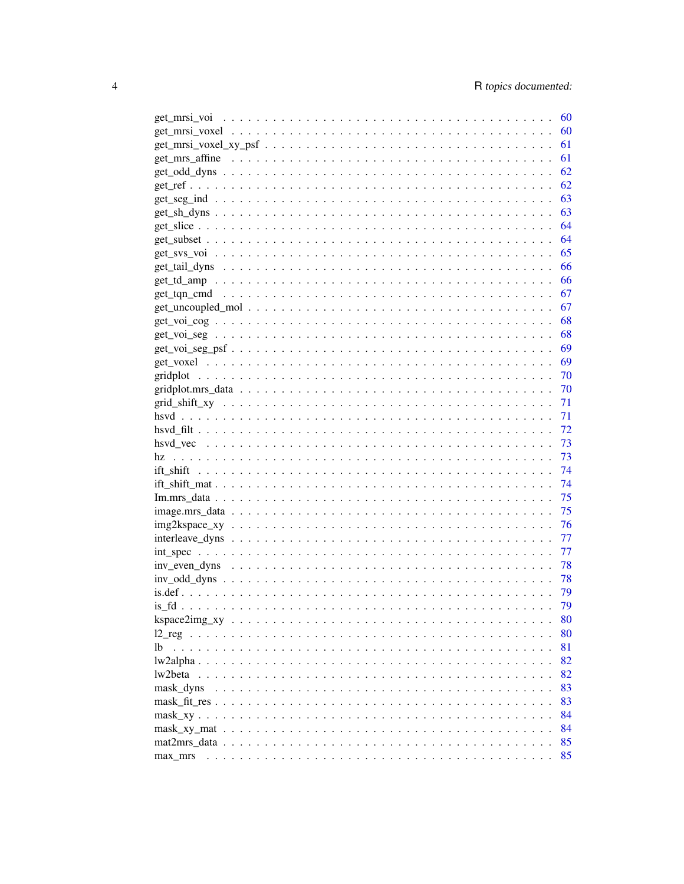get_mrsi_voi . . . . . . . . . . . . . . . . . . . . . . . . . . . . . . . . . . . . . . . 60
get_mrsi_voxel . . . . . . . . . . . . . . . . . . . . . . . . . . . . . . . . . . . . . . 60
get_mrsi_voxel_xy_psf . . . . . . . . . . . . . . . . . . . . . . . . . . . . . . . . . 61
get_mrs_affine . . . . . . . . . . . . . . . . . . . . . . . . . . . . . . . . . . . . . . 61
get_odd_dyns . . . . . . . . . . . . . . . . . . . . . . . . . . . . . . . . . . . . . . . 62
get_ref . . . . . . . . . . . . . . . . . . . . . . . . . . . . . . . . . . . . . . . . . . 62
get_seg_ind . . . . . . . . . . . . . . . . . . . . . . . . . . . . . . . . . . . . . . . . 63
get_sh_dyns . . . . . . . . . . . . . . . . . . . . . . . . . . . . . . . . . . . . . . . . 63
get_slice . . . . . . . . . . . . . . . . . . . . . . . . . . . . . . . . . . . . . . . . . 64
get_subset . . . . . . . . . . . . . . . . . . . . . . . . . . . . . . . . . . . . . . . . 64
get_svs_voi . . . . . . . . . . . . . . . . . . . . . . . . . . . . . . . . . . . . . . . . 65
get_tail_dyns . . . . . . . . . . . . . . . . . . . . . . . . . . . . . . . . . . . . . . . 66
get_td_amp . . . . . . . . . . . . . . . . . . . . . . . . . . . . . . . . . . . . . . . . 66
get_tqn_cmd . . . . . . . . . . . . . . . . . . . . . . . . . . . . . . . . . . . . . . . 67
get_uncoupled_mol . . . . . . . . . . . . . . . . . . . . . . . . . . . . . . . . . . . . 67
get_voi_cog . . . . . . . . . . . . . . . . . . . . . . . . . . . . . . . . . . . . . . . . 68
get_voi_seg . . . . . . . . . . . . . . . . . . . . . . . . . . . . . . . . . . . . . . . . 68
get_voi_seg_psf . . . . . . . . . . . . . . . . . . . . . . . . . . . . . . . . . . . . . . 69
get_voxel . . . . . . . . . . . . . . . . . . . . . . . . . . . . . . . . . . . . . . . . . 69
gridplot . . . . . . . . . . . . . . . . . . . . . . . . . . . . . . . . . . . . . . . . . . 70
gridplot.mrs_data . . . . . . . . . . . . . . . . . . . . . . . . . . . . . . . . . . . . . 70
grid_shift_xy . . . . . . . . . . . . . . . . . . . . . . . . . . . . . . . . . . . . . . . 71
hsvd . . . . . . . . . . . . . . . . . . . . . . . . . . . . . . . . . . . . . . . . . . . . 71
hsvd_filt . . . . . . . . . . . . . . . . . . . . . . . . . . . . . . . . . . . . . . . . . 72
hsvd_vec . . . . . . . . . . . . . . . . . . . . . . . . . . . . . . . . . . . . . . . . . 73
hz . . . . . . . . . . . . . . . . . . . . . . . . . . . . . . . . . . . . . . . . . . . . . 73
ift_shift . . . . . . . . . . . . . . . . . . . . . . . . . . . . . . . . . . . . . . . . . 74
ift_shift_mat . . . . . . . . . . . . . . . . . . . . . . . . . . . . . . . . . . . . . . . 74
Im.mrs_data . . . . . . . . . . . . . . . . . . . . . . . . . . . . . . . . . . . . . . . . 75
image.mrs_data . . . . . . . . . . . . . . . . . . . . . . . . . . . . . . . . . . . . . . 75
img2kspace_xy . . . . . . . . . . . . . . . . . . . . . . . . . . . . . . . . . . . . . . 76
interleave_dyns . . . . . . . . . . . . . . . . . . . . . . . . . . . . . . . . . . . . . . 77
int_spec . . . . . . . . . . . . . . . . . . . . . . . . . . . . . . . . . . . . . . . . . . 77
inv_even_dyns . . . . . . . . . . . . . . . . . . . . . . . . . . . . . . . . . . . . . . . 78
inv_odd_dyns . . . . . . . . . . . . . . . . . . . . . . . . . . . . . . . . . . . . . . . 78
is.def . . . . . . . . . . . . . . . . . . . . . . . . . . . . . . . . . . . . . . . . . . . 79
is_fd . . . . . . . . . . . . . . . . . . . . . . . . . . . . . . . . . . . . . . . . . . . . 79
kspace2img_xy . . . . . . . . . . . . . . . . . . . . . . . . . . . . . . . . . . . . . . 80
l2_reg . . . . . . . . . . . . . . . . . . . . . . . . . . . . . . . . . . . . . . . . . . . 80
lb . . . . . . . . . . . . . . . . . . . . . . . . . . . . . . . . . . . . . . . . . . . . . 81
lw2alpha . . . . . . . . . . . . . . . . . . . . . . . . . . . . . . . . . . . . . . . . . . 82
lw2beta . . . . . . . . . . . . . . . . . . . . . . . . . . . . . . . . . . . . . . . . . . 82
mask_dyns . . . . . . . . . . . . . . . . . . . . . . . . . . . . . . . . . . . . . . . . . 83
mask_fit_res . . . . . . . . . . . . . . . . . . . . . . . . . . . . . . . . . . . . . . . . 83
mask_xy . . . . . . . . . . . . . . . . . . . . . . . . . . . . . . . . . . . . . . . . . . 84
mask_xy_mat . . . . . . . . . . . . . . . . . . . . . . . . . . . . . . . . . . . . . . . . 84
mat2mrs_data . . . . . . . . . . . . . . . . . . . . . . . . . . . . . . . . . . . . . . . 85
max_mrs . . . . . . . . . . . . . . . . . . . . . . . . . . . . . . . . . . . . . . . . . . 85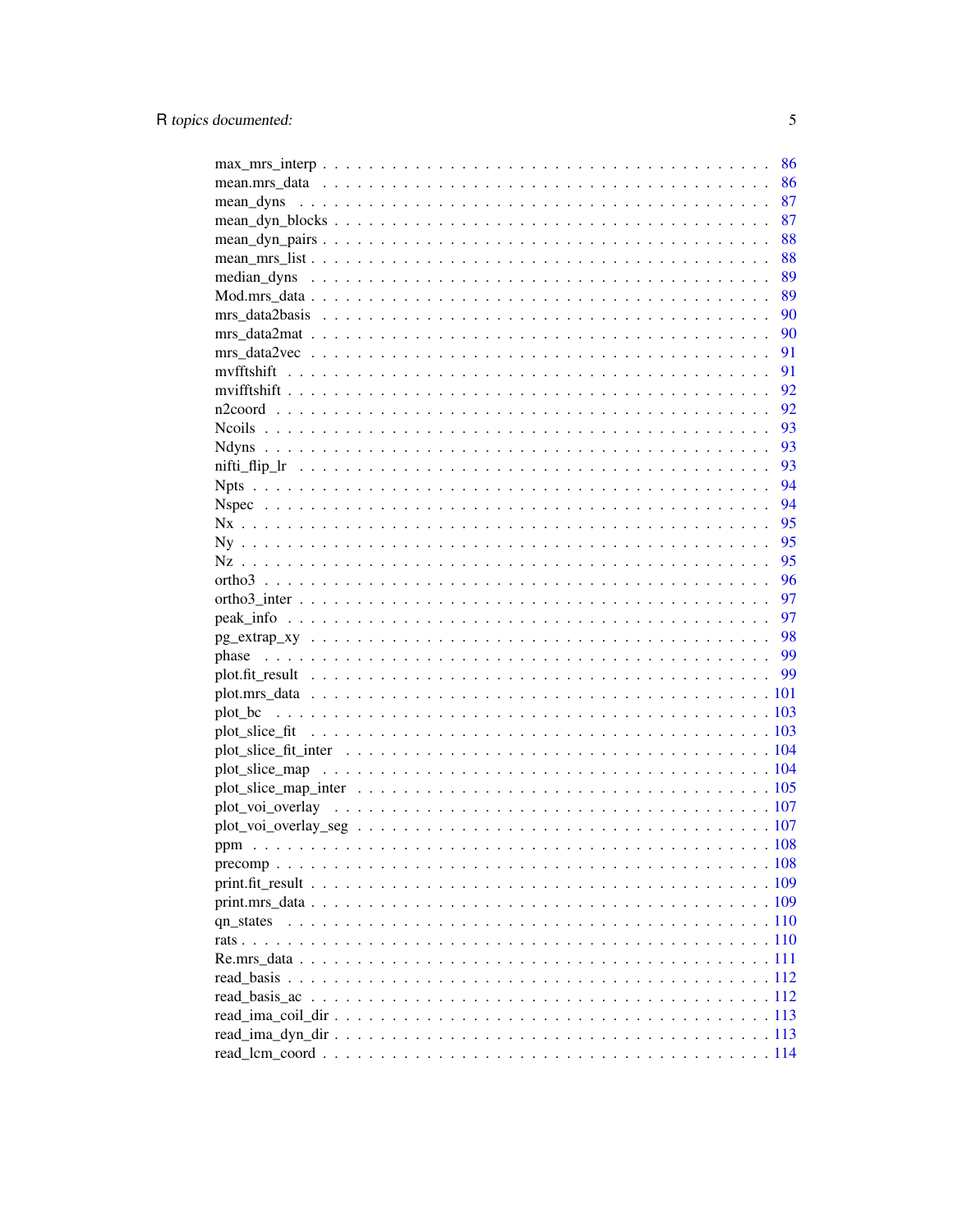max_mrs_interp . . . . . . . . . . . . . . . . . . . . . . . . . . . . . . . . . . . . 86
mean.mrs_data . . . . . . . . . . . . . . . . . . . . . . . . . . . . . . . . . . . . 86
mean_dyns . . . . . . . . . . . . . . . . . . . . . . . . . . . . . . . . . . . . . . 87
mean_dyn_blocks . . . . . . . . . . . . . . . . . . . . . . . . . . . . . . . . . . . 87
mean_dyn_pairs . . . . . . . . . . . . . . . . . . . . . . . . . . . . . . . . . . . 88
mean_mrs_list . . . . . . . . . . . . . . . . . . . . . . . . . . . . . . . . . . . . 88
median_dyns . . . . . . . . . . . . . . . . . . . . . . . . . . . . . . . . . . . . . 89
Mod.mrs_data . . . . . . . . . . . . . . . . . . . . . . . . . . . . . . . . . . . . 89
mrs_data2basis . . . . . . . . . . . . . . . . . . . . . . . . . . . . . . . . . . . 90
mrs_data2mat . . . . . . . . . . . . . . . . . . . . . . . . . . . . . . . . . . . . 90
mrs_data2vec . . . . . . . . . . . . . . . . . . . . . . . . . . . . . . . . . . . . 91
mvfftshift . . . . . . . . . . . . . . . . . . . . . . . . . . . . . . . . . . . . . 91
mvifftshift . . . . . . . . . . . . . . . . . . . . . . . . . . . . . . . . . . . . . 92
n2coord . . . . . . . . . . . . . . . . . . . . . . . . . . . . . . . . . . . . . . . 92
Ncoils . . . . . . . . . . . . . . . . . . . . . . . . . . . . . . . . . . . . . . . . 93
Ndyns . . . . . . . . . . . . . . . . . . . . . . . . . . . . . . . . . . . . . . . . 93
nifti_flip_lr . . . . . . . . . . . . . . . . . . . . . . . . . . . . . . . . . . . . 93
Npts . . . . . . . . . . . . . . . . . . . . . . . . . . . . . . . . . . . . . . . . . 94
Nspec . . . . . . . . . . . . . . . . . . . . . . . . . . . . . . . . . . . . . . . . 94
Nx . . . . . . . . . . . . . . . . . . . . . . . . . . . . . . . . . . . . . . . . . . 95
Ny . . . . . . . . . . . . . . . . . . . . . . . . . . . . . . . . . . . . . . . . . . 95
Nz . . . . . . . . . . . . . . . . . . . . . . . . . . . . . . . . . . . . . . . . . . 95
ortho3 . . . . . . . . . . . . . . . . . . . . . . . . . . . . . . . . . . . . . . . 96
ortho3_inter . . . . . . . . . . . . . . . . . . . . . . . . . . . . . . . . . . . . 97
peak_info . . . . . . . . . . . . . . . . . . . . . . . . . . . . . . . . . . . . . . 97
pg_extrap_xy . . . . . . . . . . . . . . . . . . . . . . . . . . . . . . . . . . . . 98
phase . . . . . . . . . . . . . . . . . . . . . . . . . . . . . . . . . . . . . . . . 99
plot.fit_result . . . . . . . . . . . . . . . . . . . . . . . . . . . . . . . . . . . 99
plot.mrs_data . . . . . . . . . . . . . . . . . . . . . . . . . . . . . . . . . . . . 101
plot_bc . . . . . . . . . . . . . . . . . . . . . . . . . . . . . . . . . . . . . . . 103
plot_slice_fit . . . . . . . . . . . . . . . . . . . . . . . . . . . . . . . . . . . 103
plot_slice_fit_inter . . . . . . . . . . . . . . . . . . . . . . . . . . . . . . . . 104
plot_slice_map . . . . . . . . . . . . . . . . . . . . . . . . . . . . . . . . . . . 104
plot_slice_map_inter . . . . . . . . . . . . . . . . . . . . . . . . . . . . . . . . 105
plot_voi_overlay . . . . . . . . . . . . . . . . . . . . . . . . . . . . . . . . . . 107
plot_voi_overlay_seg . . . . . . . . . . . . . . . . . . . . . . . . . . . . . . . . 107
ppm . . . . . . . . . . . . . . . . . . . . . . . . . . . . . . . . . . . . . . . . . 108
precomp . . . . . . . . . . . . . . . . . . . . . . . . . . . . . . . . . . . . . . . 108
print.fit_result . . . . . . . . . . . . . . . . . . . . . . . . . . . . . . . . . . 109
print.mrs_data . . . . . . . . . . . . . . . . . . . . . . . . . . . . . . . . . . . 109
qn_states . . . . . . . . . . . . . . . . . . . . . . . . . . . . . . . . . . . . . . 110
rats . . . . . . . . . . . . . . . . . . . . . . . . . . . . . . . . . . . . . . . . . 110
Re.mrs_data . . . . . . . . . . . . . . . . . . . . . . . . . . . . . . . . . . . . . 111
read_basis . . . . . . . . . . . . . . . . . . . . . . . . . . . . . . . . . . . . . 112
read_basis_ac . . . . . . . . . . . . . . . . . . . . . . . . . . . . . . . . . . . . 112
read_ima_coil_dir . . . . . . . . . . . . . . . . . . . . . . . . . . . . . . . . . . 113
read_ima_dyn_dir . . . . . . . . . . . . . . . . . . . . . . . . . . . . . . . . . . 113
read_lcm_coord . . . . . . . . . . . . . . . . . . . . . . . . . . . . . . . . . . . 114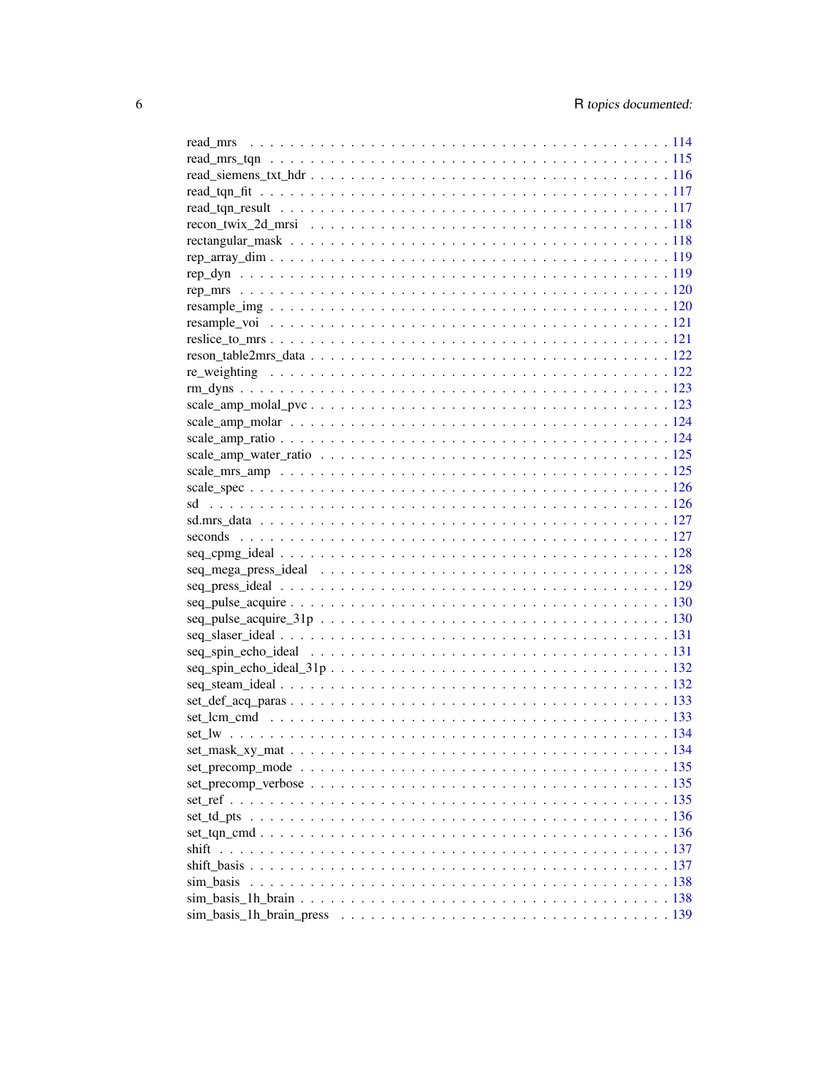read_mrs . . . . . . . . . . . . . . . . . . . . . . . . . . . . . . . . . . . . . . . . 114
read_mrs_tqn . . . . . . . . . . . . . . . . . . . . . . . . . . . . . . . . . . . . . . 115
read_siemens_txt_hdr . . . . . . . . . . . . . . . . . . . . . . . . . . . . . . . . . . 116
read_tqn_fit . . . . . . . . . . . . . . . . . . . . . . . . . . . . . . . . . . . . . . 117
read_tqn_result . . . . . . . . . . . . . . . . . . . . . . . . . . . . . . . . . . . . 117
recon_twix_2d_mrsi . . . . . . . . . . . . . . . . . . . . . . . . . . . . . . . . . . 118
rectangular_mask . . . . . . . . . . . . . . . . . . . . . . . . . . . . . . . . . . . 118
rep_array_dim . . . . . . . . . . . . . . . . . . . . . . . . . . . . . . . . . . . . . 119
rep_dyn . . . . . . . . . . . . . . . . . . . . . . . . . . . . . . . . . . . . . . . . 119
rep_mrs . . . . . . . . . . . . . . . . . . . . . . . . . . . . . . . . . . . . . . . . 120
resample_img . . . . . . . . . . . . . . . . . . . . . . . . . . . . . . . . . . . . . 120
resample_voi . . . . . . . . . . . . . . . . . . . . . . . . . . . . . . . . . . . . . 121
reslice_to_mrs . . . . . . . . . . . . . . . . . . . . . . . . . . . . . . . . . . . . 121
reson_table2mrs_data . . . . . . . . . . . . . . . . . . . . . . . . . . . . . . . . . 122
re_weighting . . . . . . . . . . . . . . . . . . . . . . . . . . . . . . . . . . . . . 122
rm_dyns . . . . . . . . . . . . . . . . . . . . . . . . . . . . . . . . . . . . . . . . 123
scale_amp_molal_pvc . . . . . . . . . . . . . . . . . . . . . . . . . . . . . . . . . 123
scale_amp_molar . . . . . . . . . . . . . . . . . . . . . . . . . . . . . . . . . . . 124
scale_amp_ratio . . . . . . . . . . . . . . . . . . . . . . . . . . . . . . . . . . . . 124
scale_amp_water_ratio . . . . . . . . . . . . . . . . . . . . . . . . . . . . . . . . 125
scale_mrs_amp . . . . . . . . . . . . . . . . . . . . . . . . . . . . . . . . . . . . 125
scale_spec . . . . . . . . . . . . . . . . . . . . . . . . . . . . . . . . . . . . . . 126
sd . . . . . . . . . . . . . . . . . . . . . . . . . . . . . . . . . . . . . . . . . . . 126
sd.mrs_data . . . . . . . . . . . . . . . . . . . . . . . . . . . . . . . . . . . . . . 127
seconds . . . . . . . . . . . . . . . . . . . . . . . . . . . . . . . . . . . . . . . . 127
seq_cpmg_ideal . . . . . . . . . . . . . . . . . . . . . . . . . . . . . . . . . . . . 128
seq_mega_press_ideal . . . . . . . . . . . . . . . . . . . . . . . . . . . . . . . . . 128
seq_press_ideal . . . . . . . . . . . . . . . . . . . . . . . . . . . . . . . . . . . . 129
seq_pulse_acquire . . . . . . . . . . . . . . . . . . . . . . . . . . . . . . . . . . . 130
seq_pulse_acquire_31p . . . . . . . . . . . . . . . . . . . . . . . . . . . . . . . . 130
seq_slaser_ideal . . . . . . . . . . . . . . . . . . . . . . . . . . . . . . . . . . . 131
seq_spin_echo_ideal . . . . . . . . . . . . . . . . . . . . . . . . . . . . . . . . . 131
seq_spin_echo_ideal_31p . . . . . . . . . . . . . . . . . . . . . . . . . . . . . . . 132
seq_steam_ideal . . . . . . . . . . . . . . . . . . . . . . . . . . . . . . . . . . . . 132
set_def_acq_paras . . . . . . . . . . . . . . . . . . . . . . . . . . . . . . . . . . . 133
set_lcm_cmd . . . . . . . . . . . . . . . . . . . . . . . . . . . . . . . . . . . . . . 133
set_lw . . . . . . . . . . . . . . . . . . . . . . . . . . . . . . . . . . . . . . . . . 134
set_mask_xy_mat . . . . . . . . . . . . . . . . . . . . . . . . . . . . . . . . . . . 134
set_precomp_mode . . . . . . . . . . . . . . . . . . . . . . . . . . . . . . . . . . . 135
set_precomp_verbose . . . . . . . . . . . . . . . . . . . . . . . . . . . . . . . . . 135
set_ref . . . . . . . . . . . . . . . . . . . . . . . . . . . . . . . . . . . . . . . . 135
set_td_pts . . . . . . . . . . . . . . . . . . . . . . . . . . . . . . . . . . . . . . 136
set_tqn_cmd . . . . . . . . . . . . . . . . . . . . . . . . . . . . . . . . . . . . . . 136
shift . . . . . . . . . . . . . . . . . . . . . . . . . . . . . . . . . . . . . . . . . 137
shift_basis . . . . . . . . . . . . . . . . . . . . . . . . . . . . . . . . . . . . . . 137
sim_basis . . . . . . . . . . . . . . . . . . . . . . . . . . . . . . . . . . . . . . . 138
sim_basis_1h_brain . . . . . . . . . . . . . . . . . . . . . . . . . . . . . . . . . . 138
sim_basis_1h_brain_press . . . . . . . . . . . . . . . . . . . . . . . . . . . . . . 139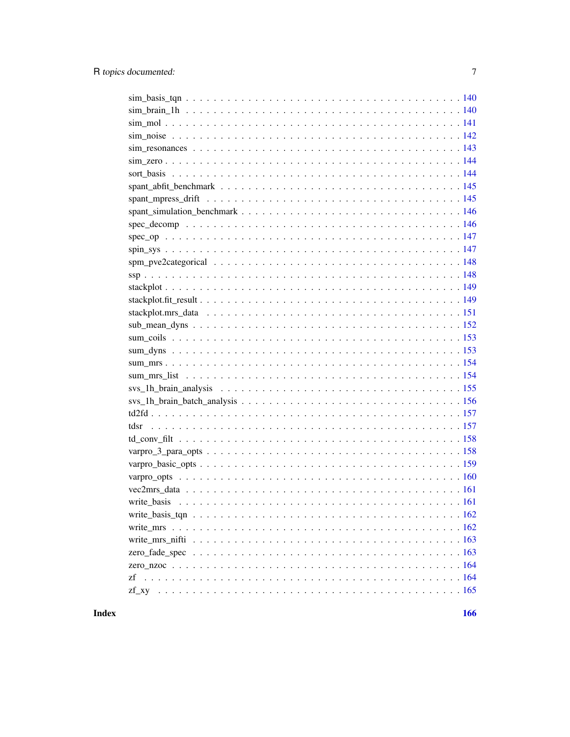sim_basis_tqn . . . . . . . . . . . . . . . . . . . . . . . . . . . . . . . . . . . . 140
sim_brain_1h . . . . . . . . . . . . . . . . . . . . . . . . . . . . . . . . . . . . 140
sim_mol . . . . . . . . . . . . . . . . . . . . . . . . . . . . . . . . . . . . . . 141
sim_noise . . . . . . . . . . . . . . . . . . . . . . . . . . . . . . . . . . . . . 142
sim_resonances . . . . . . . . . . . . . . . . . . . . . . . . . . . . . . . . . . 143
sim_zero . . . . . . . . . . . . . . . . . . . . . . . . . . . . . . . . . . . . . 144
sort_basis . . . . . . . . . . . . . . . . . . . . . . . . . . . . . . . . . . . . 144
spant_abfit_benchmark . . . . . . . . . . . . . . . . . . . . . . . . . . . . . . 145
spant_mpress_drift . . . . . . . . . . . . . . . . . . . . . . . . . . . . . . . . 145
spant_simulation_benchmark . . . . . . . . . . . . . . . . . . . . . . . . . . . 146
spec_decomp . . . . . . . . . . . . . . . . . . . . . . . . . . . . . . . . . . . 146
spec_op . . . . . . . . . . . . . . . . . . . . . . . . . . . . . . . . . . . . . 147
spin_sys . . . . . . . . . . . . . . . . . . . . . . . . . . . . . . . . . . . . . 147
spm_pve2categorical . . . . . . . . . . . . . . . . . . . . . . . . . . . . . . . 148
ssp . . . . . . . . . . . . . . . . . . . . . . . . . . . . . . . . . . . . . . . 148
stackplot . . . . . . . . . . . . . . . . . . . . . . . . . . . . . . . . . . . . 149
stackplot.fit_result . . . . . . . . . . . . . . . . . . . . . . . . . . . . . . . 149
stackplot.mrs_data . . . . . . . . . . . . . . . . . . . . . . . . . . . . . . . . 151
sub_mean_dyns . . . . . . . . . . . . . . . . . . . . . . . . . . . . . . . . . . 152
sum_coils . . . . . . . . . . . . . . . . . . . . . . . . . . . . . . . . . . . . 153
sum_dyns . . . . . . . . . . . . . . . . . . . . . . . . . . . . . . . . . . . . . 153
sum_mrs . . . . . . . . . . . . . . . . . . . . . . . . . . . . . . . . . . . . . 154
sum_mrs_list . . . . . . . . . . . . . . . . . . . . . . . . . . . . . . . . . . . 154
svs_1h_brain_analysis . . . . . . . . . . . . . . . . . . . . . . . . . . . . . . 155
svs_1h_brain_batch_analysis . . . . . . . . . . . . . . . . . . . . . . . . . . . 156
td2fd . . . . . . . . . . . . . . . . . . . . . . . . . . . . . . . . . . . . . . . 157
tdsr . . . . . . . . . . . . . . . . . . . . . . . . . . . . . . . . . . . . . . . 157
td_conv_filt . . . . . . . . . . . . . . . . . . . . . . . . . . . . . . . . . . . 158
varpro_3_para_opts . . . . . . . . . . . . . . . . . . . . . . . . . . . . . . . . 158
varpro_basic_opts . . . . . . . . . . . . . . . . . . . . . . . . . . . . . . . . 159
varpro_opts . . . . . . . . . . . . . . . . . . . . . . . . . . . . . . . . . . . . 160
vec2mrs_data . . . . . . . . . . . . . . . . . . . . . . . . . . . . . . . . . . . 161
write_basis . . . . . . . . . . . . . . . . . . . . . . . . . . . . . . . . . . . . 161
write_basis_tqn . . . . . . . . . . . . . . . . . . . . . . . . . . . . . . . . . 162
write_mrs . . . . . . . . . . . . . . . . . . . . . . . . . . . . . . . . . . . . . 162
write_mrs_nifti . . . . . . . . . . . . . . . . . . . . . . . . . . . . . . . . . 163
zero_fade_spec . . . . . . . . . . . . . . . . . . . . . . . . . . . . . . . . . . 163
zero_nzoc . . . . . . . . . . . . . . . . . . . . . . . . . . . . . . . . . . . . 164
zf . . . . . . . . . . . . . . . . . . . . . . . . . . . . . . . . . . . . . . . . 164
zf_xy . . . . . . . . . . . . . . . . . . . . . . . . . . . . . . . . . . . . . . 165

**Index** **166**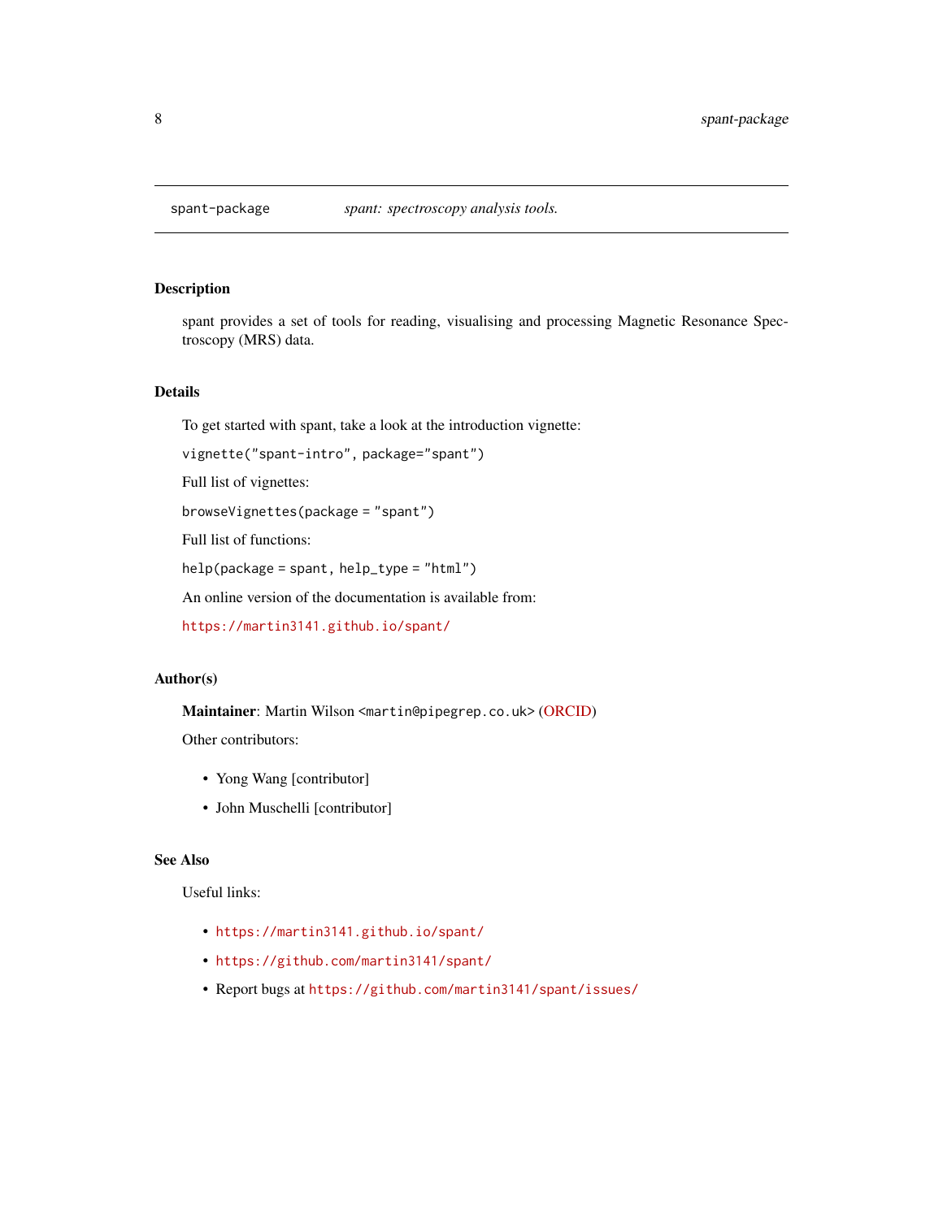# spant-package — *spant: spectroscopy analysis tools.*

## Description

spant provides a set of tools for reading, visualising and processing Magnetic Resonance Spectroscopy (MRS) data.

## Details

To get started with spant, take a look at the introduction vignette:

`vignette("spant-intro", package="spant")`

Full list of vignettes:

`browseVignettes(package = "spant")`

Full list of functions:

`help(package = spant, help_type = "html")`

An online version of the documentation is available from:

https://martin3141.github.io/spant/

## Author(s)

**Maintainer**: Martin Wilson <martin@pipegrep.co.uk> (ORCID)

Other contributors:

- Yong Wang [contributor]
- John Muschelli [contributor]

## See Also

Useful links:

- https://martin3141.github.io/spant/
- https://github.com/martin3141/spant/
- Report bugs at https://github.com/martin3141/spant/issues/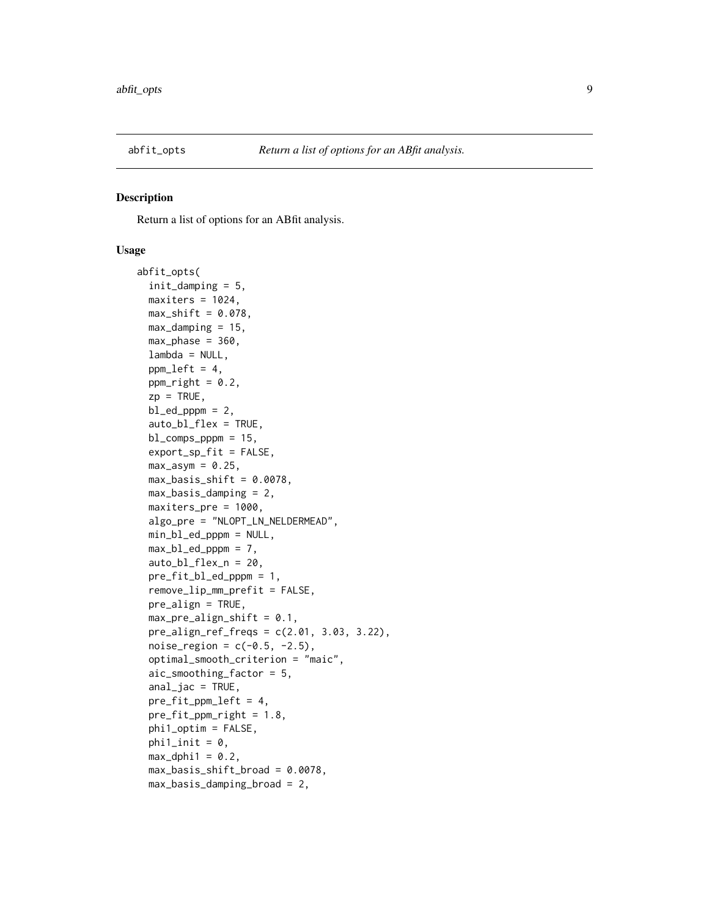abfit_opts — *Return a list of options for an ABfit analysis.*

## Description

Return a list of options for an ABfit analysis.

## Usage

```
abfit_opts(
  init_damping = 5,
  maxiters = 1024,
  max_shift = 0.078,
  max_damping = 15,
  max_phase = 360,
  lambda = NULL,
  ppm_left = 4,
  ppm_right = 0.2,
  zp = TRUE,
  bl_ed_pppm = 2,
  auto_bl_flex = TRUE,
  bl_comps_pppm = 15,
  export_sp_fit = FALSE,
  max_asym = 0.25,
  max_basis_shift = 0.0078,
  max_basis_damping = 2,
  maxiters_pre = 1000,
  algo_pre = "NLOPT_LN_NELDERMEAD",
  min_bl_ed_pppm = NULL,
  max_bl_ed_pppm = 7,
  auto_bl_flex_n = 20,
  pre_fit_bl_ed_pppm = 1,
  remove_lip_mm_prefit = FALSE,
  pre_align = TRUE,
  max_pre_align_shift = 0.1,
  pre_align_ref_freqs = c(2.01, 3.03, 3.22),
  noise_region = c(-0.5, -2.5),
  optimal_smooth_criterion = "maic",
  aic_smoothing_factor = 5,
  anal_jac = TRUE,
  pre_fit_ppm_left = 4,
  pre_fit_ppm_right = 1.8,
  phi1_optim = FALSE,
  phi1_init = 0,
  max_dphi1 = 0.2,
  max_basis_shift_broad = 0.0078,
  max_basis_damping_broad = 2,
```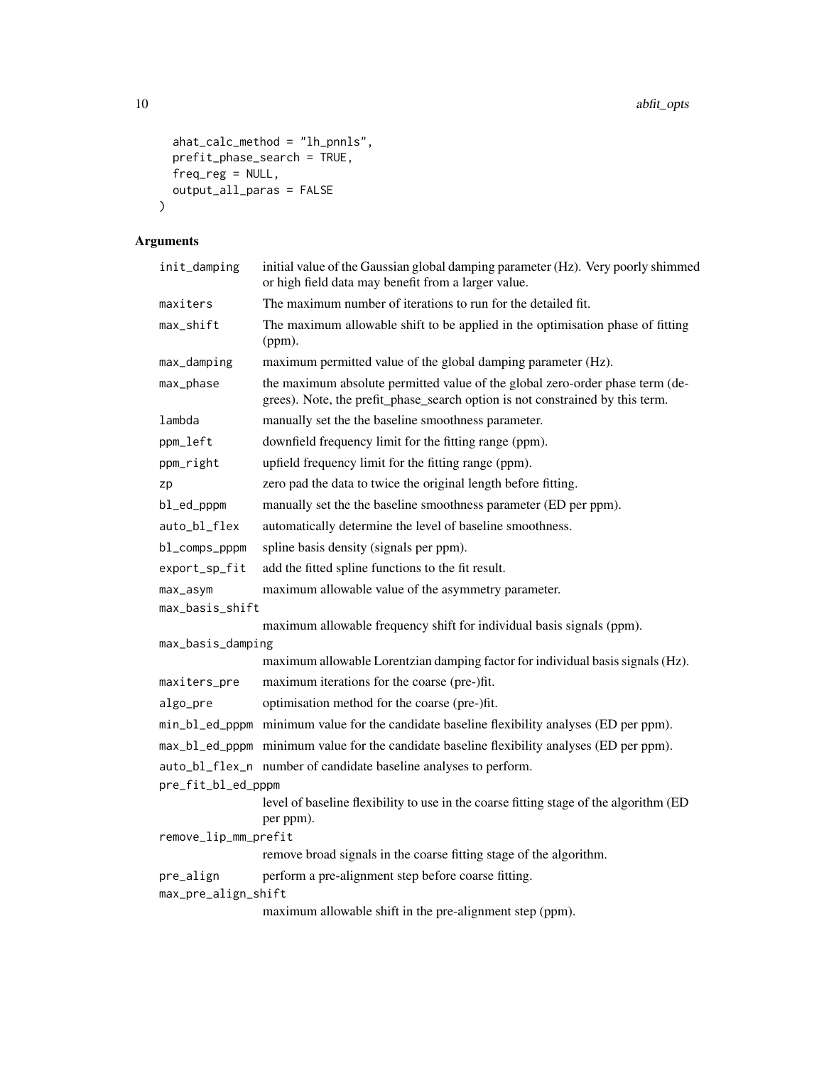```
  ahat_calc_method = "lh_pnnls",
  prefit_phase_search = TRUE,
  freq_reg = NULL,
  output_all_paras = FALSE
)
```

## Arguments

| Argument | Description |
| --- | --- |
| init_damping | initial value of the Gaussian global damping parameter (Hz). Very poorly shimmed or high field data may benefit from a larger value. |
| maxiters | The maximum number of iterations to run for the detailed fit. |
| max_shift | The maximum allowable shift to be applied in the optimisation phase of fitting (ppm). |
| max_damping | maximum permitted value of the global damping parameter (Hz). |
| max_phase | the maximum absolute permitted value of the global zero-order phase term (degrees). Note, the prefit_phase_search option is not constrained by this term. |
| lambda | manually set the the baseline smoothness parameter. |
| ppm_left | downfield frequency limit for the fitting range (ppm). |
| ppm_right | upfield frequency limit for the fitting range (ppm). |
| zp | zero pad the data to twice the original length before fitting. |
| bl_ed_pppm | manually set the the baseline smoothness parameter (ED per ppm). |
| auto_bl_flex | automatically determine the level of baseline smoothness. |
| bl_comps_pppm | spline basis density (signals per ppm). |
| export_sp_fit | add the fitted spline functions to the fit result. |
| max_asym | maximum allowable value of the asymmetry parameter. |
| max_basis_shift | maximum allowable frequency shift for individual basis signals (ppm). |
| max_basis_damping | maximum allowable Lorentzian damping factor for individual basis signals (Hz). |
| maxiters_pre | maximum iterations for the coarse (pre-)fit. |
| algo_pre | optimisation method for the coarse (pre-)fit. |
| min_bl_ed_pppm | minimum value for the candidate baseline flexibility analyses (ED per ppm). |
| max_bl_ed_pppm | minimum value for the candidate baseline flexibility analyses (ED per ppm). |
| auto_bl_flex_n | number of candidate baseline analyses to perform. |
| pre_fit_bl_ed_pppm | level of baseline flexibility to use in the coarse fitting stage of the algorithm (ED per ppm). |
| remove_lip_mm_prefit | remove broad signals in the coarse fitting stage of the algorithm. |
| pre_align | perform a pre-alignment step before coarse fitting. |
| max_pre_align_shift | maximum allowable shift in the pre-alignment step (ppm). |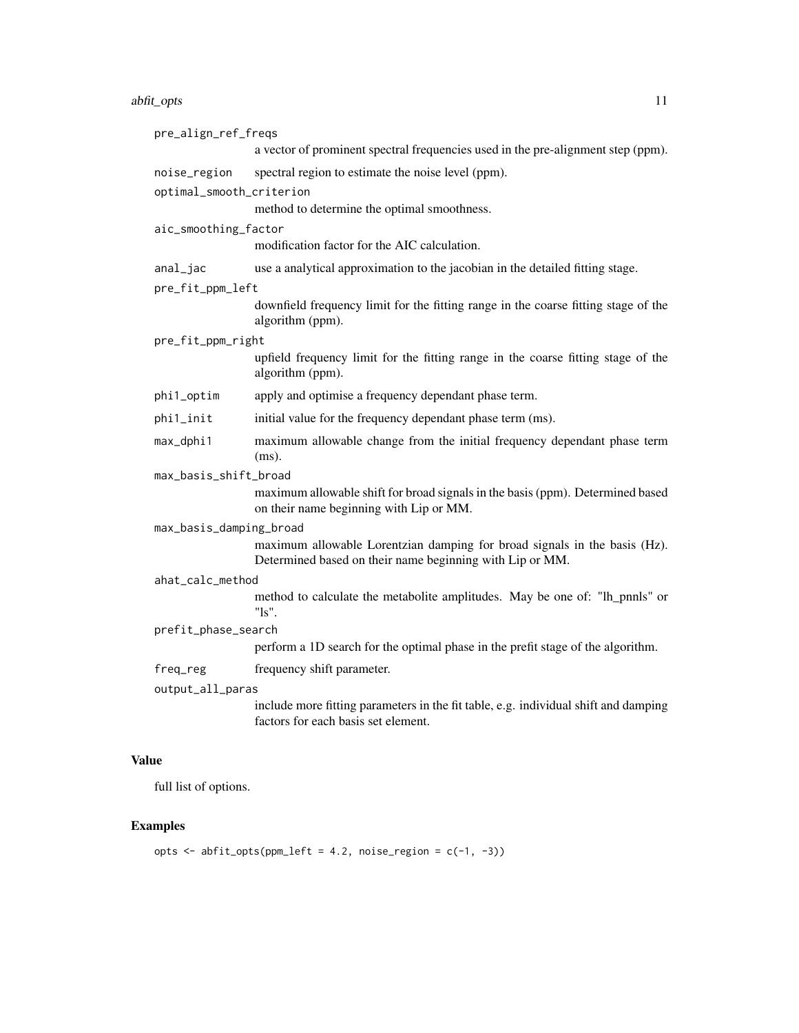pre_align_ref_freqs
: a vector of prominent spectral frequencies used in the pre-alignment step (ppm).

noise_region
: spectral region to estimate the noise level (ppm).

optimal_smooth_criterion
: method to determine the optimal smoothness.

aic_smoothing_factor
: modification factor for the AIC calculation.

anal_jac
: use a analytical approximation to the jacobian in the detailed fitting stage.

pre_fit_ppm_left
: downfield frequency limit for the fitting range in the coarse fitting stage of the algorithm (ppm).

pre_fit_ppm_right
: upfield frequency limit for the fitting range in the coarse fitting stage of the algorithm (ppm).

phi1_optim
: apply and optimise a frequency dependant phase term.

phi1_init
: initial value for the frequency dependant phase term (ms).

max_dphi1
: maximum allowable change from the initial frequency dependant phase term (ms).

max_basis_shift_broad
: maximum allowable shift for broad signals in the basis (ppm). Determined based on their name beginning with Lip or MM.

max_basis_damping_broad
: maximum allowable Lorentzian damping for broad signals in the basis (Hz). Determined based on their name beginning with Lip or MM.

ahat_calc_method
: method to calculate the metabolite amplitudes. May be one of: "lh_pnnls" or "ls".

prefit_phase_search
: perform a 1D search for the optimal phase in the prefit stage of the algorithm.

freq_reg
: frequency shift parameter.

output_all_paras
: include more fitting parameters in the fit table, e.g. individual shift and damping factors for each basis set element.

## Value

full list of options.

## Examples

```
opts <- abfit_opts(ppm_left = 4.2, noise_region = c(-1, -3))
```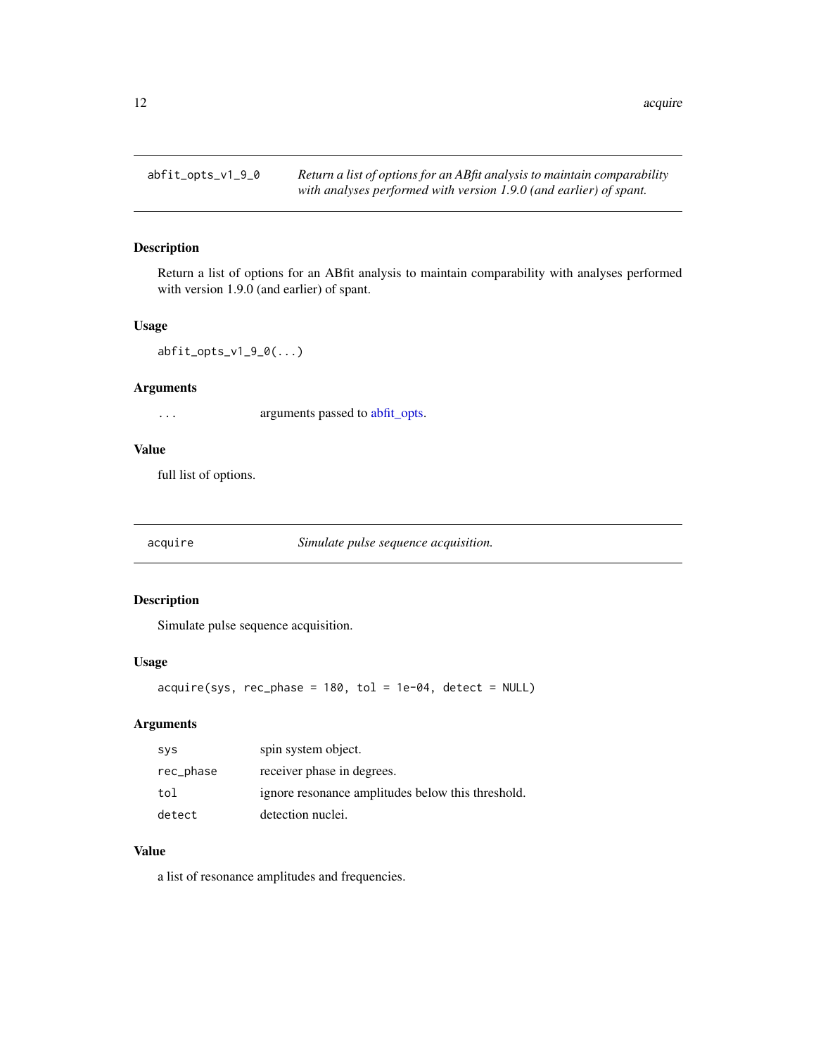## abfit_opts_v1_9_0

*Return a list of options for an ABfit analysis to maintain comparability with analyses performed with version 1.9.0 (and earlier) of spant.*

### Description

Return a list of options for an ABfit analysis to maintain comparability with analyses performed with version 1.9.0 (and earlier) of spant.

### Usage

```
abfit_opts_v1_9_0(...)
```

### Arguments

| | |
|---|---|
| ... | arguments passed to abfit_opts. |

### Value

full list of options.

## acquire

*Simulate pulse sequence acquisition.*

### Description

Simulate pulse sequence acquisition.

### Usage

```
acquire(sys, rec_phase = 180, tol = 1e-04, detect = NULL)
```

### Arguments

| | |
|---|---|
| sys | spin system object. |
| rec_phase | receiver phase in degrees. |
| tol | ignore resonance amplitudes below this threshold. |
| detect | detection nuclei. |

### Value

a list of resonance amplitudes and frequencies.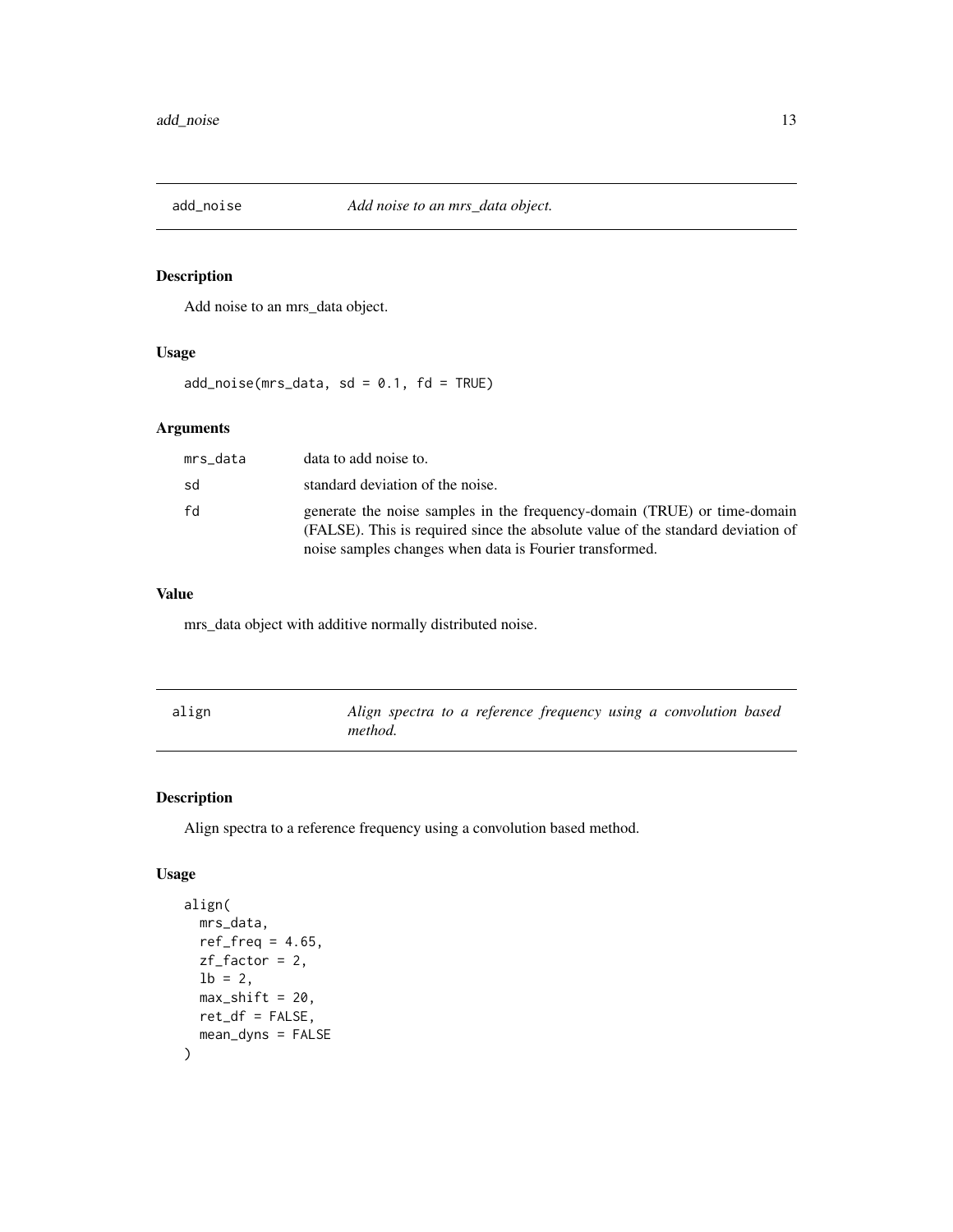## add_noise *Add noise to an mrs_data object.*

### Description

Add noise to an mrs_data object.

### Usage

```
add_noise(mrs_data, sd = 0.1, fd = TRUE)
```

### Arguments

| | |
|---|---|
| mrs_data | data to add noise to. |
| sd | standard deviation of the noise. |
| fd | generate the noise samples in the frequency-domain (TRUE) or time-domain (FALSE). This is required since the absolute value of the standard deviation of noise samples changes when data is Fourier transformed. |

### Value

mrs_data object with additive normally distributed noise.

## align *Align spectra to a reference frequency using a convolution based method.*

### Description

Align spectra to a reference frequency using a convolution based method.

### Usage

```
align(
  mrs_data,
  ref_freq = 4.65,
  zf_factor = 2,
  lb = 2,
  max_shift = 20,
  ret_df = FALSE,
  mean_dyns = FALSE
)
```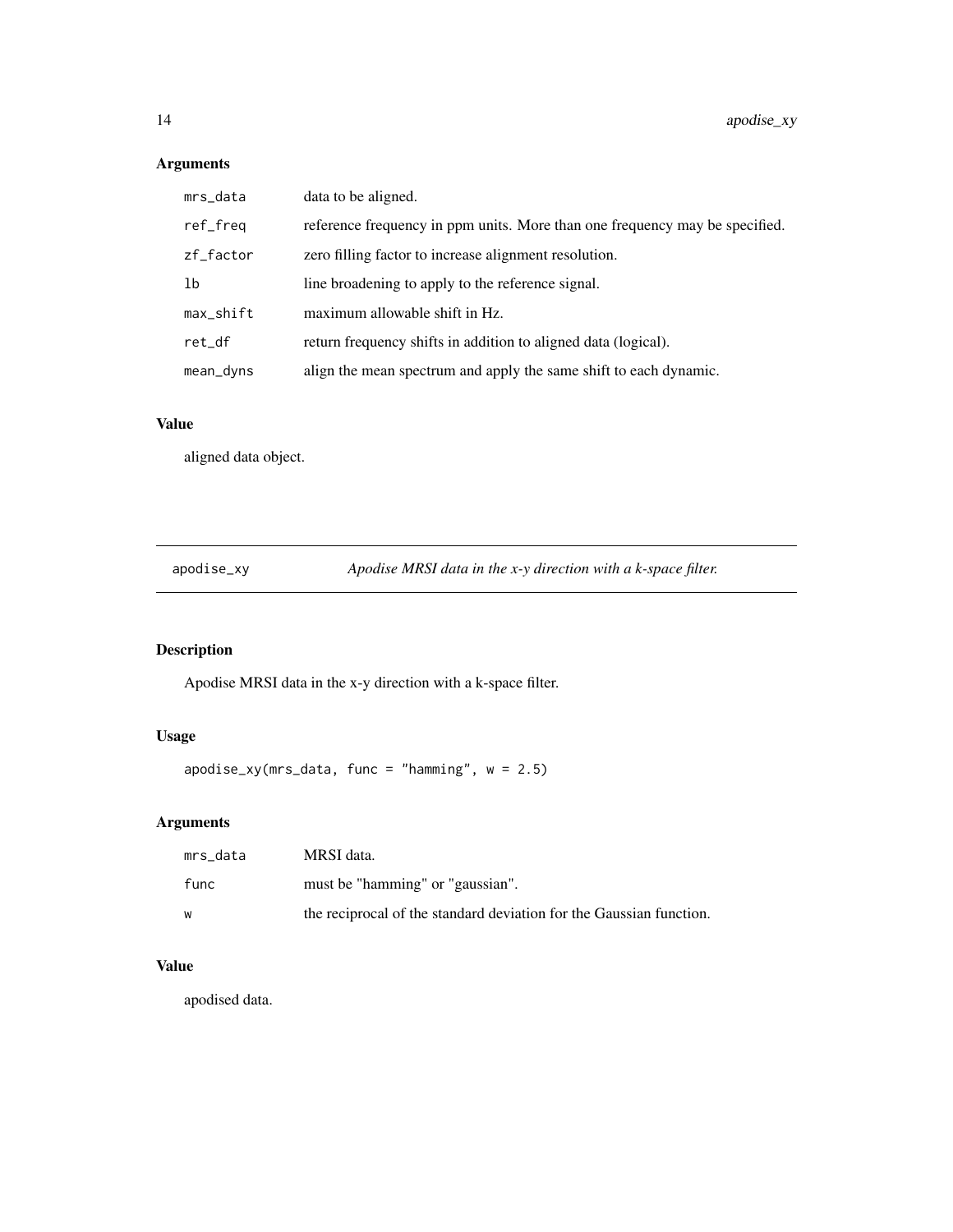## Arguments

| | |
|---|---|
| mrs_data | data to be aligned. |
| ref_freq | reference frequency in ppm units. More than one frequency may be specified. |
| zf_factor | zero filling factor to increase alignment resolution. |
| lb | line broadening to apply to the reference signal. |
| max_shift | maximum allowable shift in Hz. |
| ret_df | return frequency shifts in addition to aligned data (logical). |
| mean_dyns | align the mean spectrum and apply the same shift to each dynamic. |

## Value

aligned data object.

---

# apodise_xy    *Apodise MRSI data in the x-y direction with a k-space filter.*

---

## Description

Apodise MRSI data in the x-y direction with a k-space filter.

## Usage

```
apodise_xy(mrs_data, func = "hamming", w = 2.5)
```

## Arguments

| | |
|---|---|
| mrs_data | MRSI data. |
| func | must be "hamming" or "gaussian". |
| w | the reciprocal of the standard deviation for the Gaussian function. |

## Value

apodised data.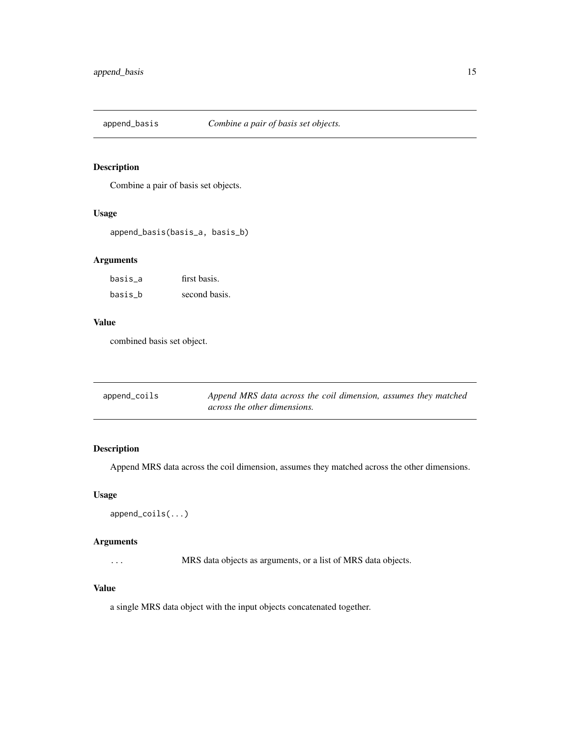## append_basis — *Combine a pair of basis set objects.*

### Description

Combine a pair of basis set objects.

### Usage

```
append_basis(basis_a, basis_b)
```

### Arguments

| | |
|---|---|
| basis_a | first basis. |
| basis_b | second basis. |

### Value

combined basis set object.

## append_coils — *Append MRS data across the coil dimension, assumes they matched across the other dimensions.*

### Description

Append MRS data across the coil dimension, assumes they matched across the other dimensions.

### Usage

```
append_coils(...)
```

### Arguments

| | |
|---|---|
| ... | MRS data objects as arguments, or a list of MRS data objects. |

### Value

a single MRS data object with the input objects concatenated together.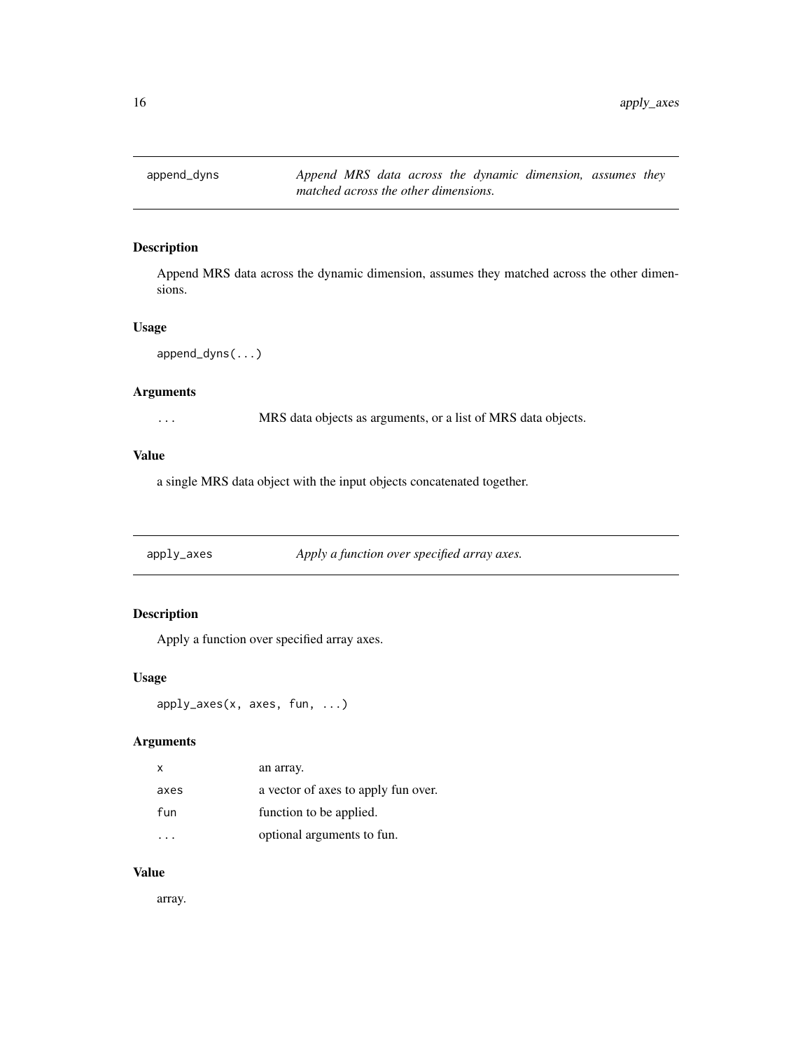## append_dyns — *Append MRS data across the dynamic dimension, assumes they matched across the other dimensions.*

### Description

Append MRS data across the dynamic dimension, assumes they matched across the other dimensions.

### Usage

```
append_dyns(...)
```

### Arguments

| | |
|---|---|
| ... | MRS data objects as arguments, or a list of MRS data objects. |

### Value

a single MRS data object with the input objects concatenated together.

## apply_axes — *Apply a function over specified array axes.*

### Description

Apply a function over specified array axes.

### Usage

```
apply_axes(x, axes, fun, ...)
```

### Arguments

| | |
|---|---|
| x | an array. |
| axes | a vector of axes to apply fun over. |
| fun | function to be applied. |
| ... | optional arguments to fun. |

### Value

array.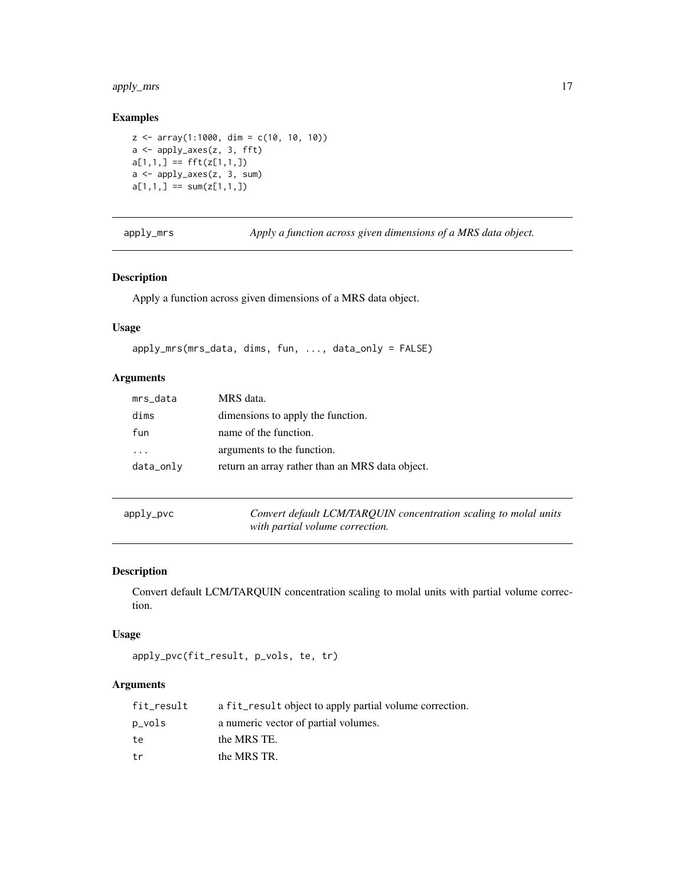### Examples

```
z <- array(1:1000, dim = c(10, 10, 10))
a <- apply_axes(z, 3, fft)
a[1,1,] == fft(z[1,1,])
a <- apply_axes(z, 3, sum)
a[1,1,] == sum(z[1,1,])
```

---

## apply_mrs — *Apply a function across given dimensions of a MRS data object.*

### Description

Apply a function across given dimensions of a MRS data object.

### Usage

```
apply_mrs(mrs_data, dims, fun, ..., data_only = FALSE)
```

### Arguments

| | |
|---|---|
| mrs_data | MRS data. |
| dims | dimensions to apply the function. |
| fun | name of the function. |
| ... | arguments to the function. |
| data_only | return an array rather than an MRS data object. |

---

## apply_pvc — *Convert default LCM/TARQUIN concentration scaling to molal units with partial volume correction.*

### Description

Convert default LCM/TARQUIN concentration scaling to molal units with partial volume correction.

### Usage

```
apply_pvc(fit_result, p_vols, te, tr)
```

### Arguments

| | |
|---|---|
| fit_result | a `fit_result` object to apply partial volume correction. |
| p_vols | a numeric vector of partial volumes. |
| te | the MRS TE. |
| tr | the MRS TR. |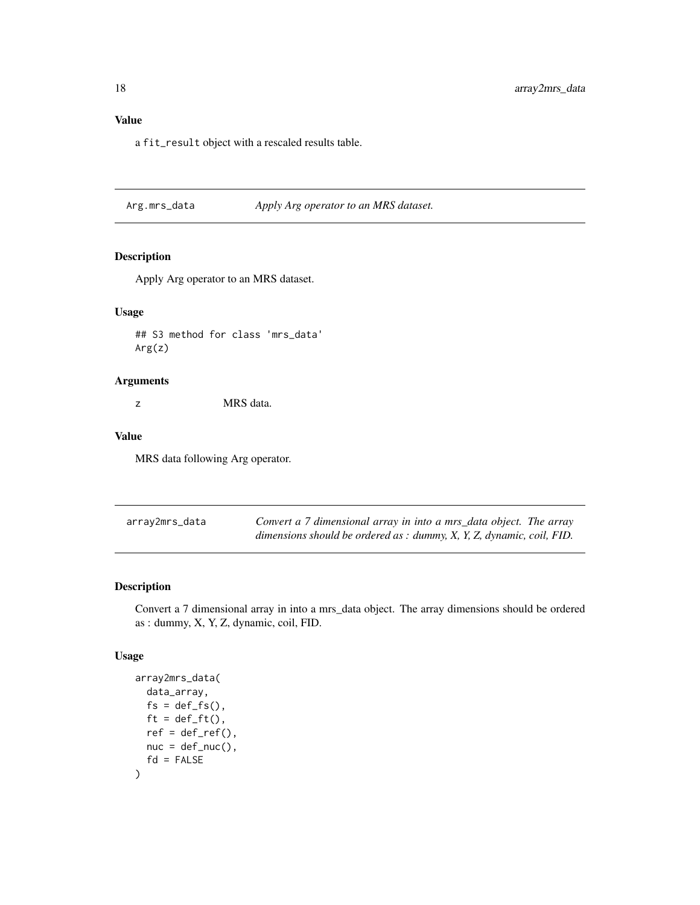### Value

a `fit_result` object with a rescaled results table.

## Arg.mrs_data — *Apply Arg operator to an MRS dataset.*

### Description

Apply Arg operator to an MRS dataset.

### Usage

```
## S3 method for class 'mrs_data'
Arg(z)
```

### Arguments

| | |
|---|---|
| z | MRS data. |

### Value

MRS data following Arg operator.

## array2mrs_data — *Convert a 7 dimensional array in into a mrs_data object. The array dimensions should be ordered as : dummy, X, Y, Z, dynamic, coil, FID.*

### Description

Convert a 7 dimensional array in into a mrs_data object. The array dimensions should be ordered as : dummy, X, Y, Z, dynamic, coil, FID.

### Usage

```
array2mrs_data(
  data_array,
  fs = def_fs(),
  ft = def_ft(),
  ref = def_ref(),
  nuc = def_nuc(),
  fd = FALSE
)
```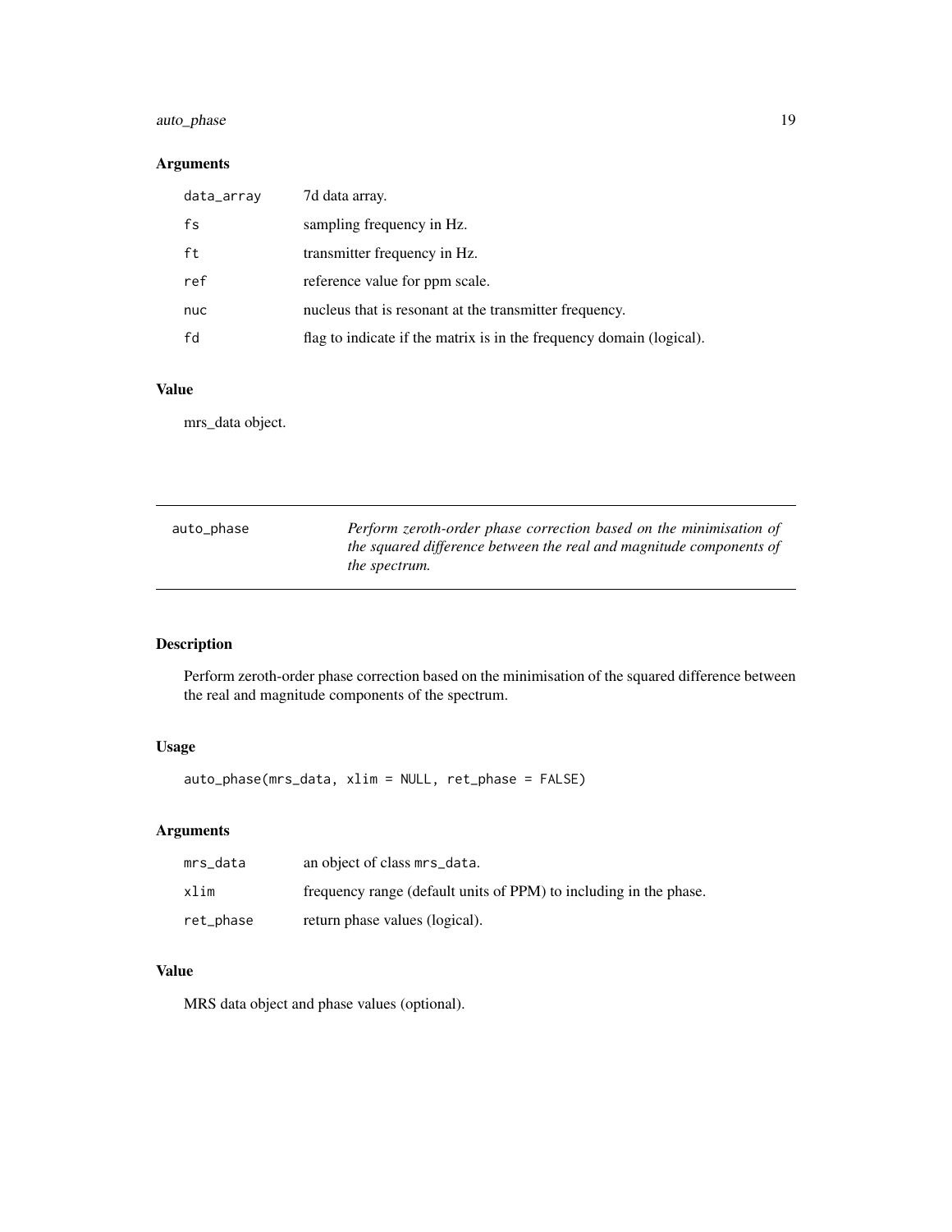## Arguments

| | |
|---|---|
| data_array | 7d data array. |
| fs | sampling frequency in Hz. |
| ft | transmitter frequency in Hz. |
| ref | reference value for ppm scale. |
| nuc | nucleus that is resonant at the transmitter frequency. |
| fd | flag to indicate if the matrix is in the frequency domain (logical). |

## Value

mrs_data object.

---

# auto_phase

*Perform zeroth-order phase correction based on the minimisation of the squared difference between the real and magnitude components of the spectrum.*

---

## Description

Perform zeroth-order phase correction based on the minimisation of the squared difference between the real and magnitude components of the spectrum.

## Usage

```
auto_phase(mrs_data, xlim = NULL, ret_phase = FALSE)
```

## Arguments

| | |
|---|---|
| mrs_data | an object of class mrs_data. |
| xlim | frequency range (default units of PPM) to including in the phase. |
| ret_phase | return phase values (logical). |

## Value

MRS data object and phase values (optional).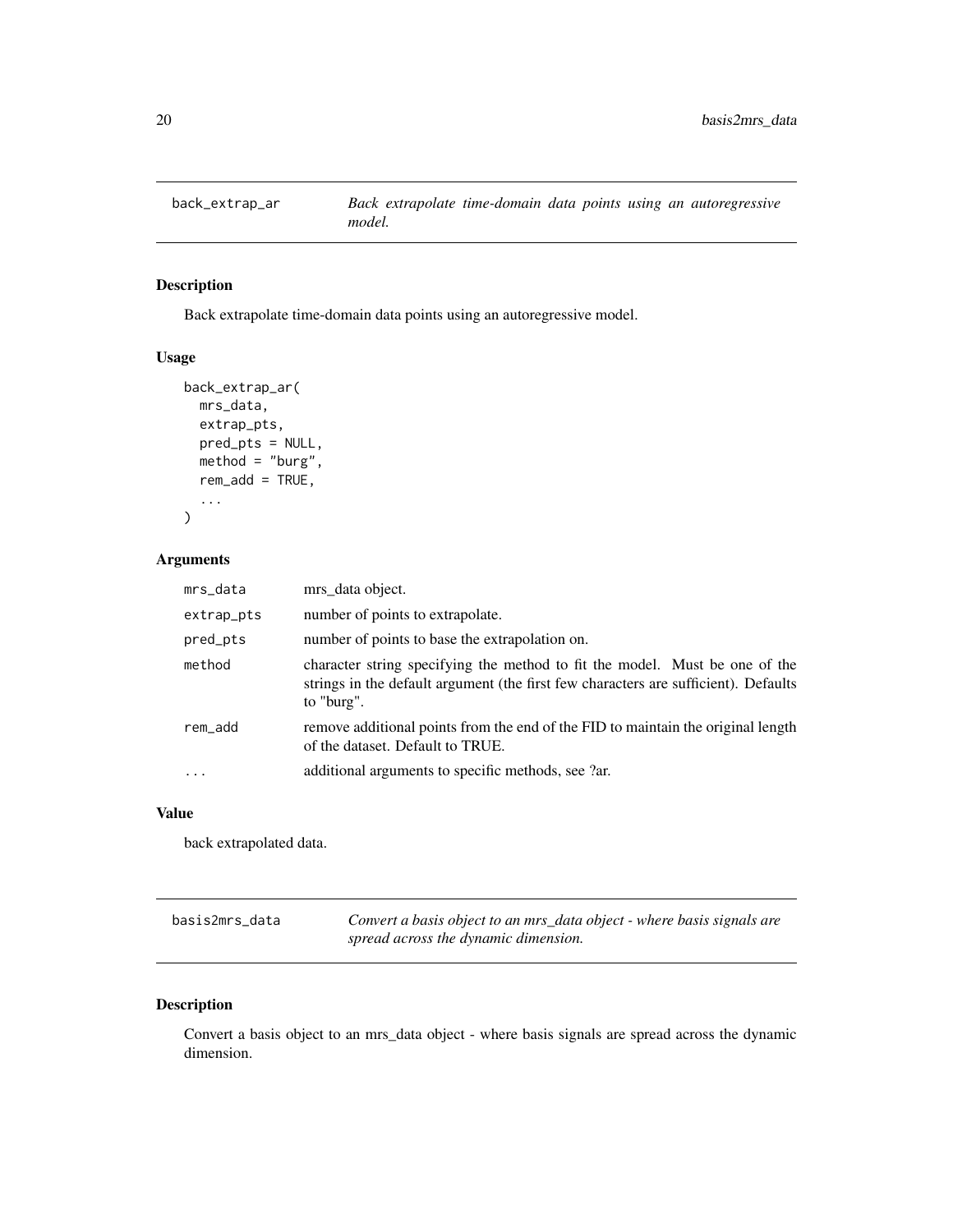## back_extrap_ar

*Back extrapolate time-domain data points using an autoregressive model.*

### Description

Back extrapolate time-domain data points using an autoregressive model.

### Usage

```
back_extrap_ar(
  mrs_data,
  extrap_pts,
  pred_pts = NULL,
  method = "burg",
  rem_add = TRUE,
  ...
)
```

### Arguments

| | |
|---|---|
| mrs_data | mrs_data object. |
| extrap_pts | number of points to extrapolate. |
| pred_pts | number of points to base the extrapolation on. |
| method | character string specifying the method to fit the model. Must be one of the strings in the default argument (the first few characters are sufficient). Defaults to "burg". |
| rem_add | remove additional points from the end of the FID to maintain the original length of the dataset. Default to TRUE. |
| ... | additional arguments to specific methods, see ?ar. |

### Value

back extrapolated data.

## basis2mrs_data

*Convert a basis object to an mrs_data object - where basis signals are spread across the dynamic dimension.*

### Description

Convert a basis object to an mrs_data object - where basis signals are spread across the dynamic dimension.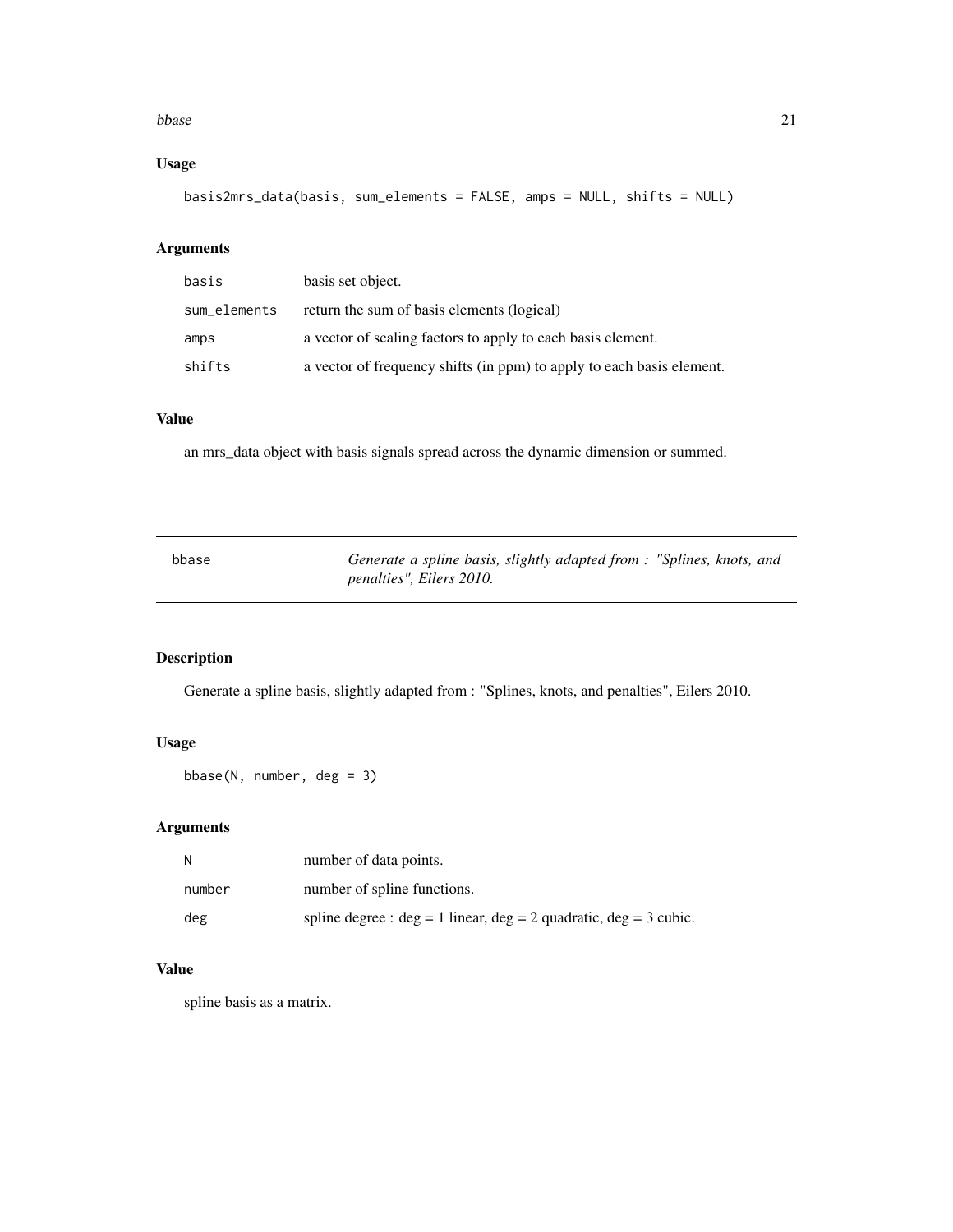## Usage

```
basis2mrs_data(basis, sum_elements = FALSE, amps = NULL, shifts = NULL)
```

## Arguments

| | |
|---|---|
| basis | basis set object. |
| sum_elements | return the sum of basis elements (logical) |
| amps | a vector of scaling factors to apply to each basis element. |
| shifts | a vector of frequency shifts (in ppm) to apply to each basis element. |

## Value

an mrs_data object with basis signals spread across the dynamic dimension or summed.

---

# bbase — *Generate a spline basis, slightly adapted from : "Splines, knots, and penalties", Eilers 2010.*

## Description

Generate a spline basis, slightly adapted from : "Splines, knots, and penalties", Eilers 2010.

## Usage

```
bbase(N, number, deg = 3)
```

## Arguments

| | |
|---|---|
| N | number of data points. |
| number | number of spline functions. |
| deg | spline degree : deg = 1 linear, deg = 2 quadratic, deg = 3 cubic. |

## Value

spline basis as a matrix.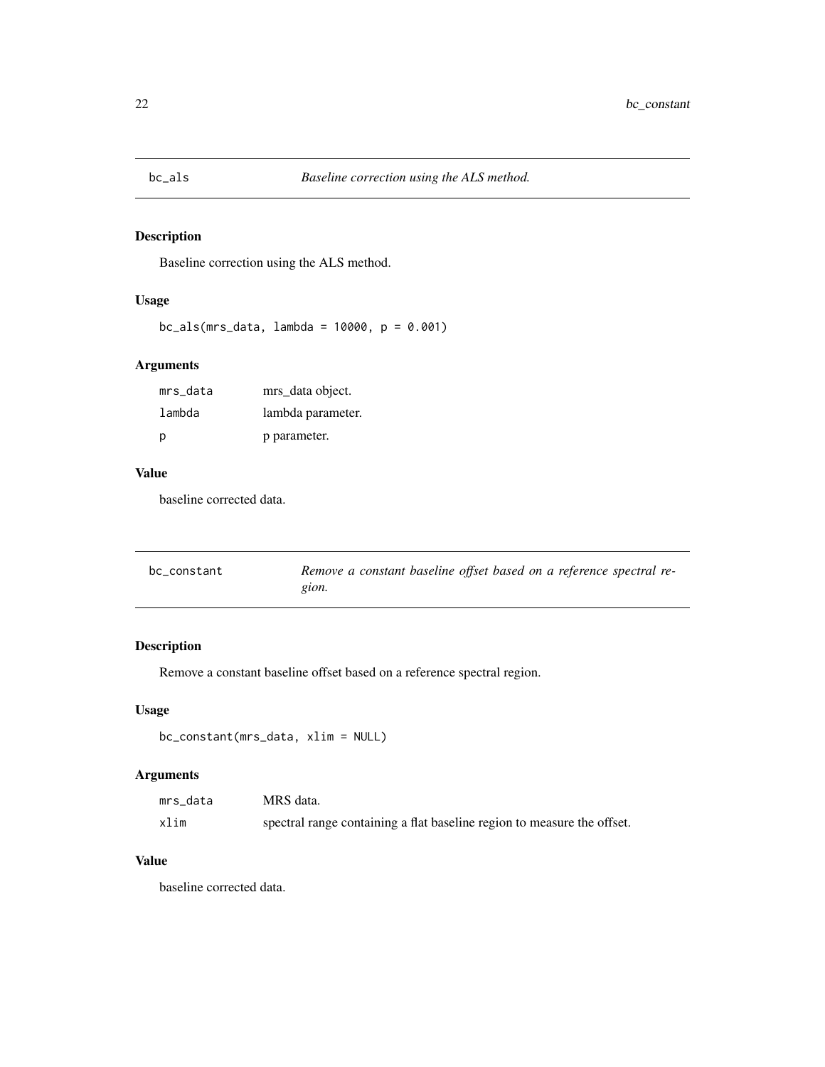## bc_als — *Baseline correction using the ALS method.*

### Description

Baseline correction using the ALS method.

### Usage

```
bc_als(mrs_data, lambda = 10000, p = 0.001)
```

### Arguments

| | |
|---|---|
| mrs_data | mrs_data object. |
| lambda | lambda parameter. |
| p | p parameter. |

### Value

baseline corrected data.

## bc_constant — *Remove a constant baseline offset based on a reference spectral region.*

### Description

Remove a constant baseline offset based on a reference spectral region.

### Usage

```
bc_constant(mrs_data, xlim = NULL)
```

### Arguments

| | |
|---|---|
| mrs_data | MRS data. |
| xlim | spectral range containing a flat baseline region to measure the offset. |

### Value

baseline corrected data.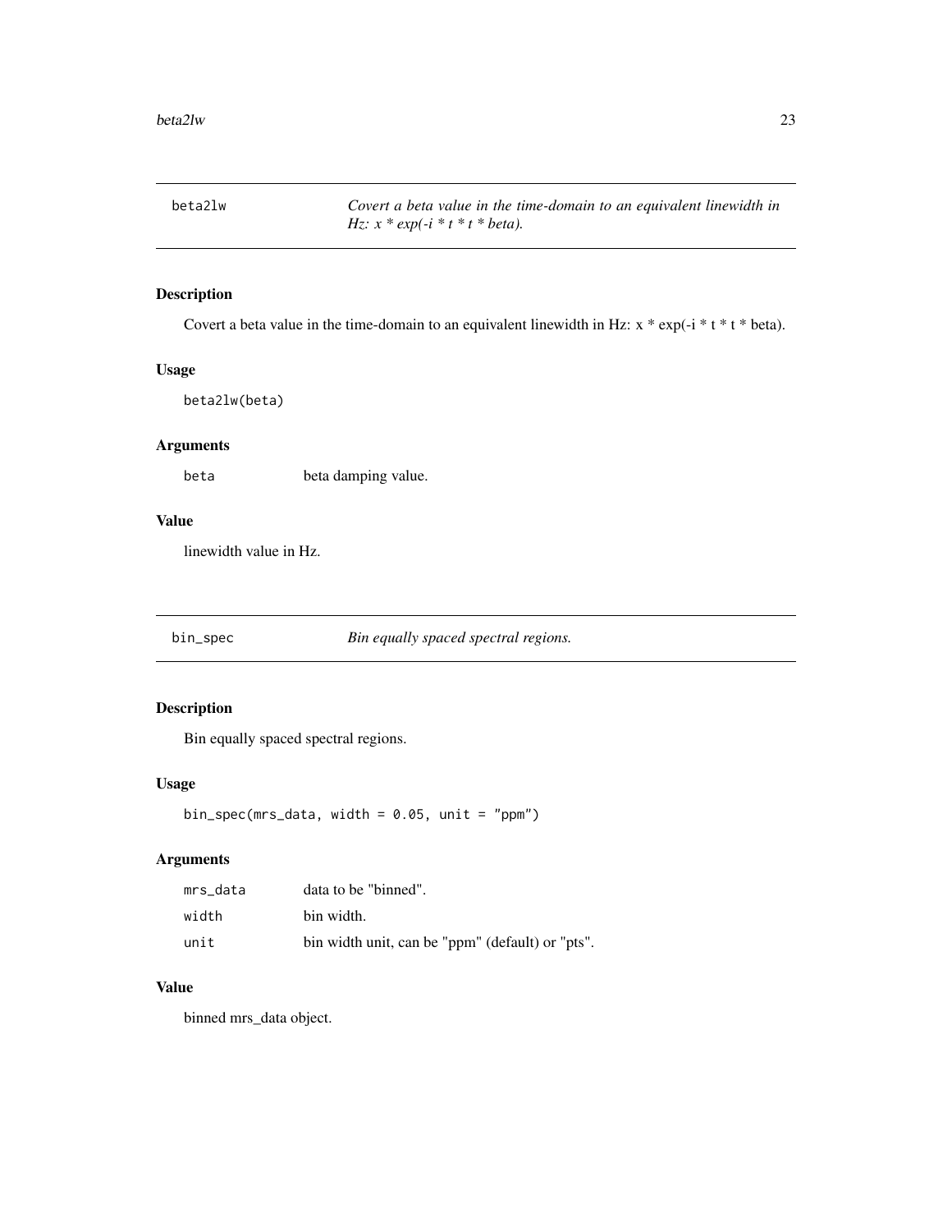## beta2lw

*Covert a beta value in the time-domain to an equivalent linewidth in Hz: x * exp(-i * t * t * beta).*

### Description

Covert a beta value in the time-domain to an equivalent linewidth in Hz: x * exp(-i * t * t * beta).

### Usage

```
beta2lw(beta)
```

### Arguments

| | |
|---|---|
| beta | beta damping value. |

### Value

linewidth value in Hz.

## bin_spec

*Bin equally spaced spectral regions.*

### Description

Bin equally spaced spectral regions.

### Usage

```
bin_spec(mrs_data, width = 0.05, unit = "ppm")
```

### Arguments

| | |
|---|---|
| mrs_data | data to be "binned". |
| width | bin width. |
| unit | bin width unit, can be "ppm" (default) or "pts". |

### Value

binned mrs_data object.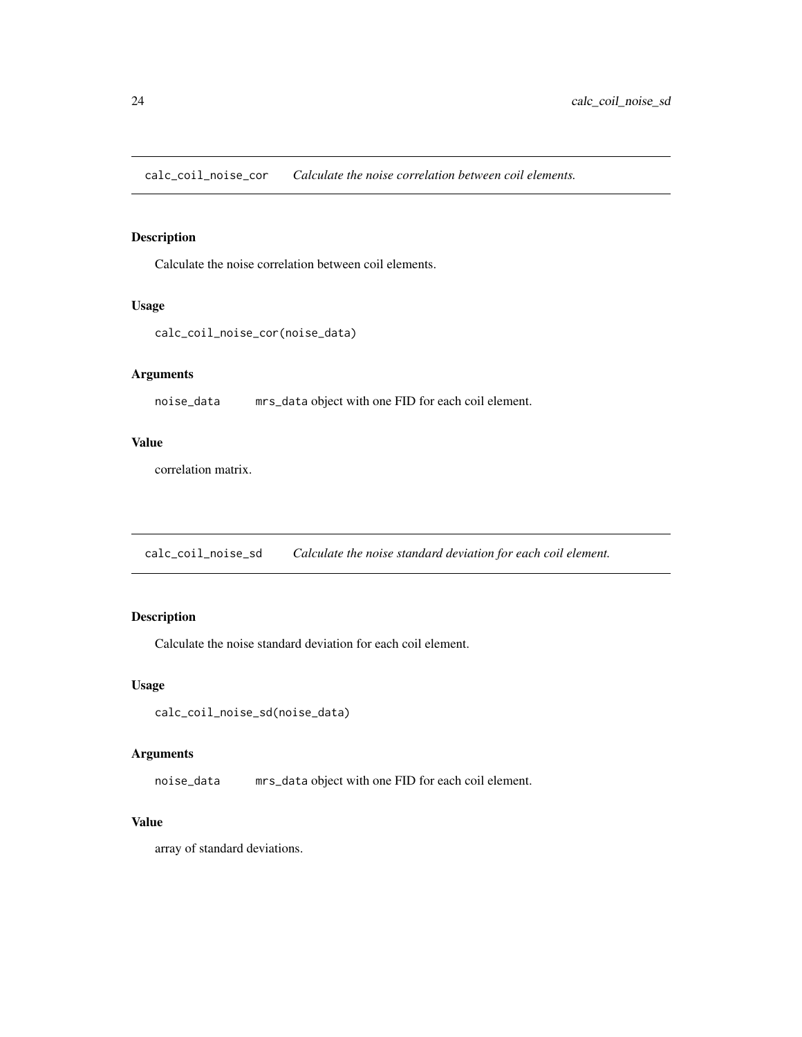## calc_coil_noise_cor *Calculate the noise correlation between coil elements.*

### Description

Calculate the noise correlation between coil elements.

### Usage

```
calc_coil_noise_cor(noise_data)
```

### Arguments

| | |
|---|---|
| noise_data | `mrs_data` object with one FID for each coil element. |

### Value

correlation matrix.

## calc_coil_noise_sd *Calculate the noise standard deviation for each coil element.*

### Description

Calculate the noise standard deviation for each coil element.

### Usage

```
calc_coil_noise_sd(noise_data)
```

### Arguments

| | |
|---|---|
| noise_data | `mrs_data` object with one FID for each coil element. |

### Value

array of standard deviations.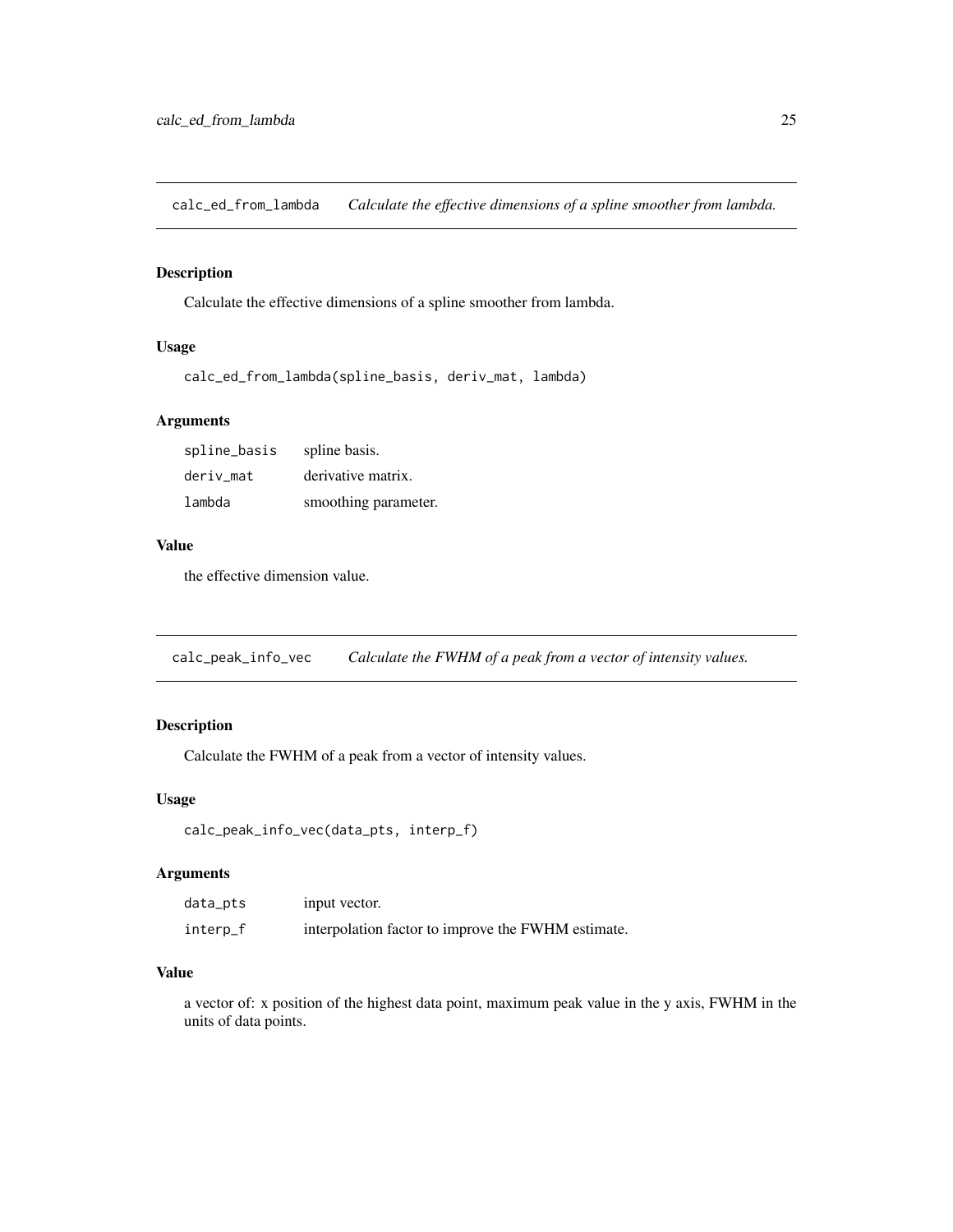## calc_ed_from_lambda — *Calculate the effective dimensions of a spline smoother from lambda.*

### Description

Calculate the effective dimensions of a spline smoother from lambda.

### Usage

```
calc_ed_from_lambda(spline_basis, deriv_mat, lambda)
```

### Arguments

| | |
|---|---|
| spline_basis | spline basis. |
| deriv_mat | derivative matrix. |
| lambda | smoothing parameter. |

### Value

the effective dimension value.

## calc_peak_info_vec — *Calculate the FWHM of a peak from a vector of intensity values.*

### Description

Calculate the FWHM of a peak from a vector of intensity values.

### Usage

```
calc_peak_info_vec(data_pts, interp_f)
```

### Arguments

| | |
|---|---|
| data_pts | input vector. |
| interp_f | interpolation factor to improve the FWHM estimate. |

### Value

a vector of: x position of the highest data point, maximum peak value in the y axis, FWHM in the units of data points.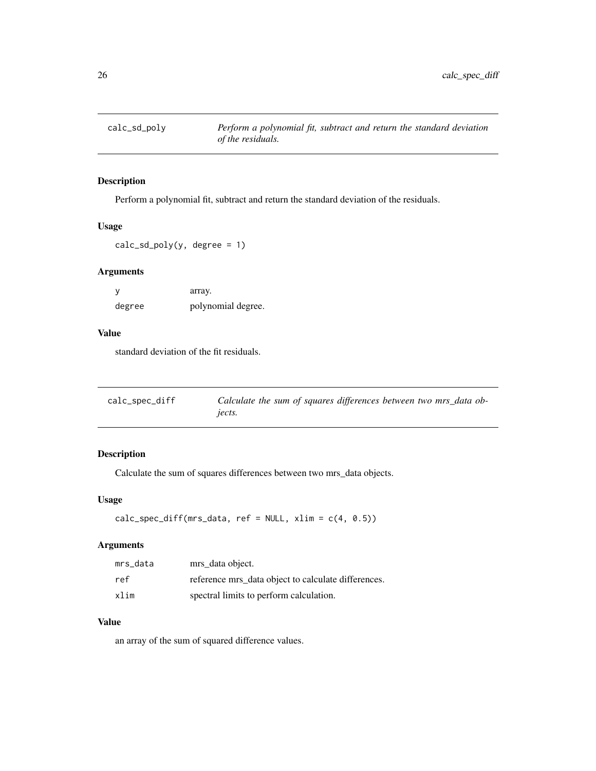## calc_sd_poly

*Perform a polynomial fit, subtract and return the standard deviation of the residuals.*

### Description

Perform a polynomial fit, subtract and return the standard deviation of the residuals.

### Usage

```
calc_sd_poly(y, degree = 1)
```

### Arguments

| | |
|---|---|
| y | array. |
| degree | polynomial degree. |

### Value

standard deviation of the fit residuals.

## calc_spec_diff

*Calculate the sum of squares differences between two mrs_data objects.*

### Description

Calculate the sum of squares differences between two mrs_data objects.

### Usage

```
calc_spec_diff(mrs_data, ref = NULL, xlim = c(4, 0.5))
```

### Arguments

| | |
|---|---|
| mrs_data | mrs_data object. |
| ref | reference mrs_data object to calculate differences. |
| xlim | spectral limits to perform calculation. |

### Value

an array of the sum of squared difference values.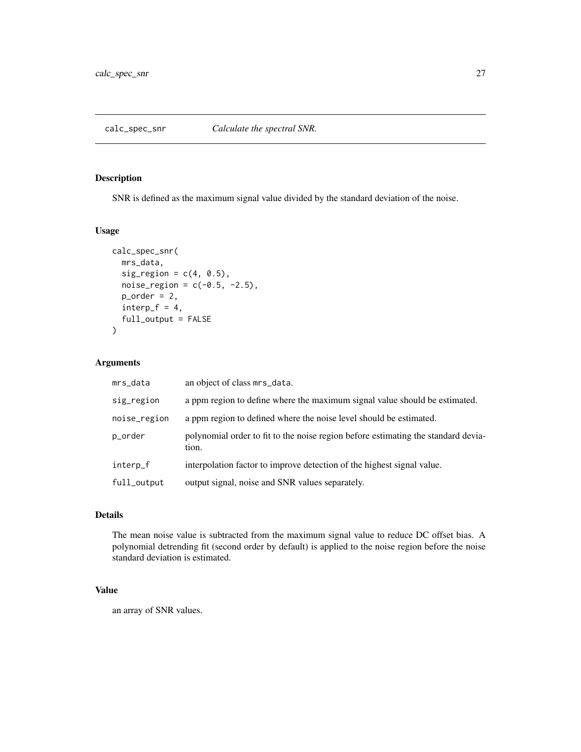## calc_spec_snr *Calculate the spectral SNR.*

### Description

SNR is defined as the maximum signal value divided by the standard deviation of the noise.

### Usage

```
calc_spec_snr(
  mrs_data,
  sig_region = c(4, 0.5),
  noise_region = c(-0.5, -2.5),
  p_order = 2,
  interp_f = 4,
  full_output = FALSE
)
```

### Arguments

| | |
|---|---|
| mrs_data | an object of class mrs_data. |
| sig_region | a ppm region to define where the maximum signal value should be estimated. |
| noise_region | a ppm region to defined where the noise level should be estimated. |
| p_order | polynomial order to fit to the noise region before estimating the standard deviation. |
| interp_f | interpolation factor to improve detection of the highest signal value. |
| full_output | output signal, noise and SNR values separately. |

### Details

The mean noise value is subtracted from the maximum signal value to reduce DC offset bias. A polynomial detrending fit (second order by default) is applied to the noise region before the noise standard deviation is estimated.

### Value

an array of SNR values.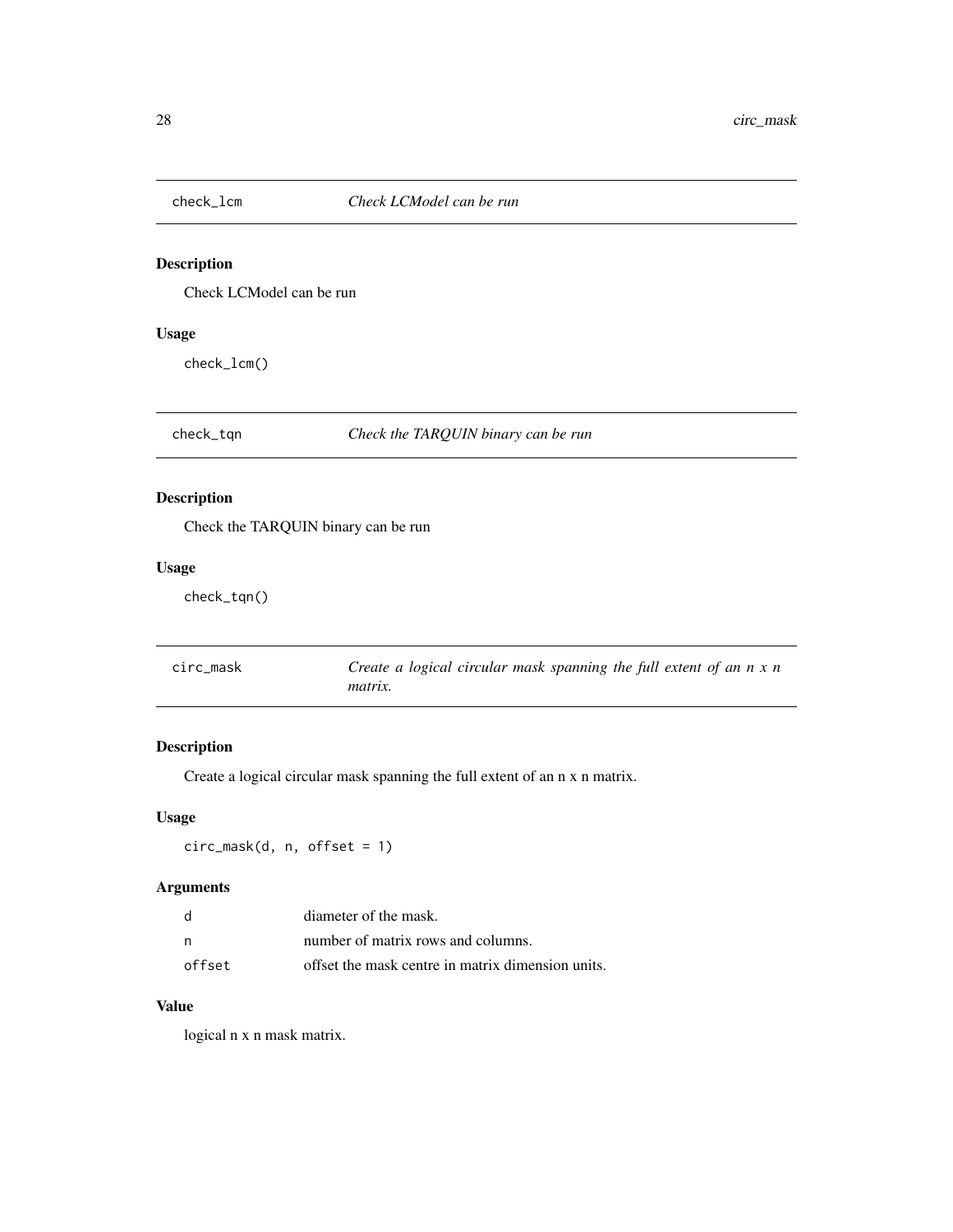## check_lcm — *Check LCModel can be run*

### Description

Check LCModel can be run

### Usage

```
check_lcm()
```

## check_tqn — *Check the TARQUIN binary can be run*

### Description

Check the TARQUIN binary can be run

### Usage

```
check_tqn()
```

## circ_mask — *Create a logical circular mask spanning the full extent of an n x n matrix.*

### Description

Create a logical circular mask spanning the full extent of an n x n matrix.

### Usage

```
circ_mask(d, n, offset = 1)
```

### Arguments

| | |
|---|---|
| d | diameter of the mask. |
| n | number of matrix rows and columns. |
| offset | offset the mask centre in matrix dimension units. |

### Value

logical n x n mask matrix.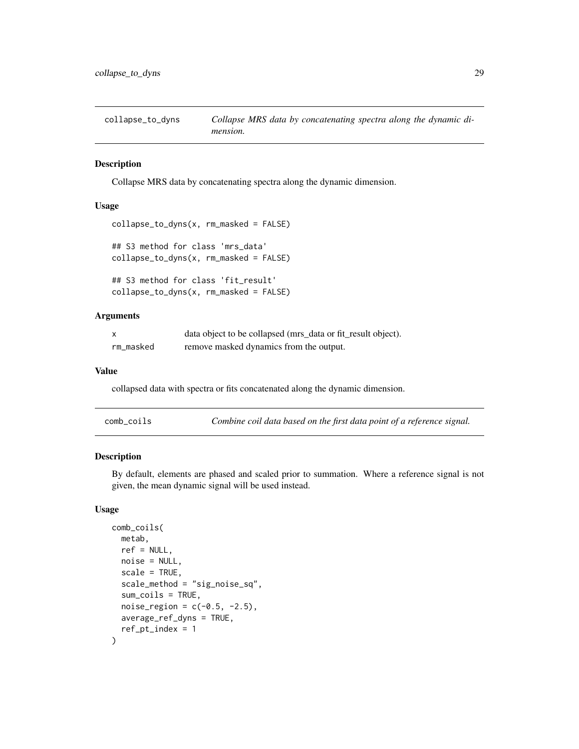## collapse_to_dyns — *Collapse MRS data by concatenating spectra along the dynamic dimension.*

### Description

Collapse MRS data by concatenating spectra along the dynamic dimension.

### Usage

```
collapse_to_dyns(x, rm_masked = FALSE)

## S3 method for class 'mrs_data'
collapse_to_dyns(x, rm_masked = FALSE)

## S3 method for class 'fit_result'
collapse_to_dyns(x, rm_masked = FALSE)
```

### Arguments

| | |
|---|---|
| x | data object to be collapsed (mrs_data or fit_result object). |
| rm_masked | remove masked dynamics from the output. |

### Value

collapsed data with spectra or fits concatenated along the dynamic dimension.

## comb_coils — *Combine coil data based on the first data point of a reference signal.*

### Description

By default, elements are phased and scaled prior to summation. Where a reference signal is not given, the mean dynamic signal will be used instead.

### Usage

```
comb_coils(
  metab,
  ref = NULL,
  noise = NULL,
  scale = TRUE,
  scale_method = "sig_noise_sq",
  sum_coils = TRUE,
  noise_region = c(-0.5, -2.5),
  average_ref_dyns = TRUE,
  ref_pt_index = 1
)
```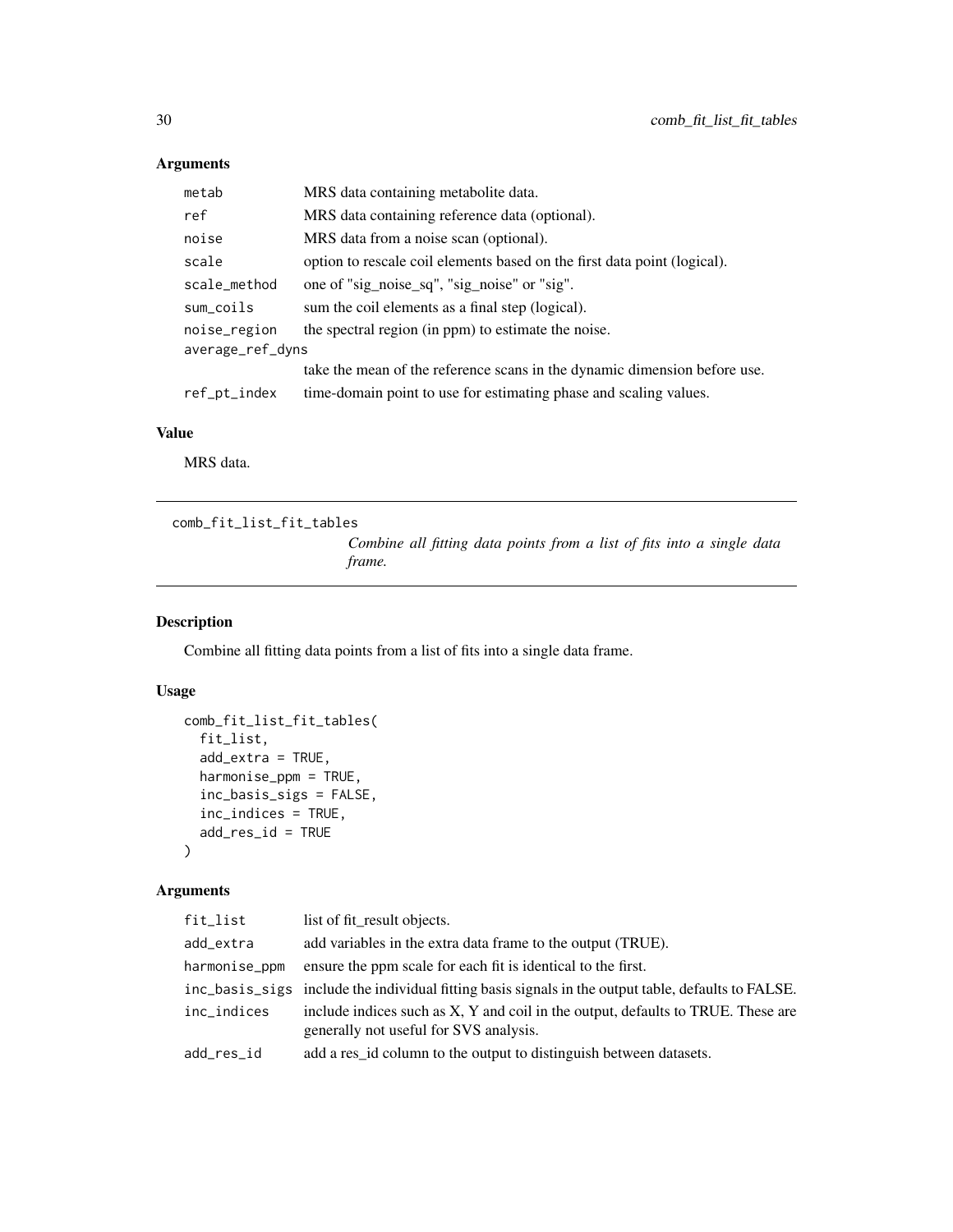## Arguments

| | |
|---|---|
| metab | MRS data containing metabolite data. |
| ref | MRS data containing reference data (optional). |
| noise | MRS data from a noise scan (optional). |
| scale | option to rescale coil elements based on the first data point (logical). |
| scale_method | one of "sig_noise_sq", "sig_noise" or "sig". |
| sum_coils | sum the coil elements as a final step (logical). |
| noise_region | the spectral region (in ppm) to estimate the noise. |
| average_ref_dyns | take the mean of the reference scans in the dynamic dimension before use. |
| ref_pt_index | time-domain point to use for estimating phase and scaling values. |

## Value

MRS data.

---

# comb_fit_list_fit_tables

*Combine all fitting data points from a list of fits into a single data frame.*

## Description

Combine all fitting data points from a list of fits into a single data frame.

## Usage

```
comb_fit_list_fit_tables(
  fit_list,
  add_extra = TRUE,
  harmonise_ppm = TRUE,
  inc_basis_sigs = FALSE,
  inc_indices = TRUE,
  add_res_id = TRUE
)
```

## Arguments

| | |
|---|---|
| fit_list | list of fit_result objects. |
| add_extra | add variables in the extra data frame to the output (TRUE). |
| harmonise_ppm | ensure the ppm scale for each fit is identical to the first. |
| inc_basis_sigs | include the individual fitting basis signals in the output table, defaults to FALSE. |
| inc_indices | include indices such as X, Y and coil in the output, defaults to TRUE. These are generally not useful for SVS analysis. |
| add_res_id | add a res_id column to the output to distinguish between datasets. |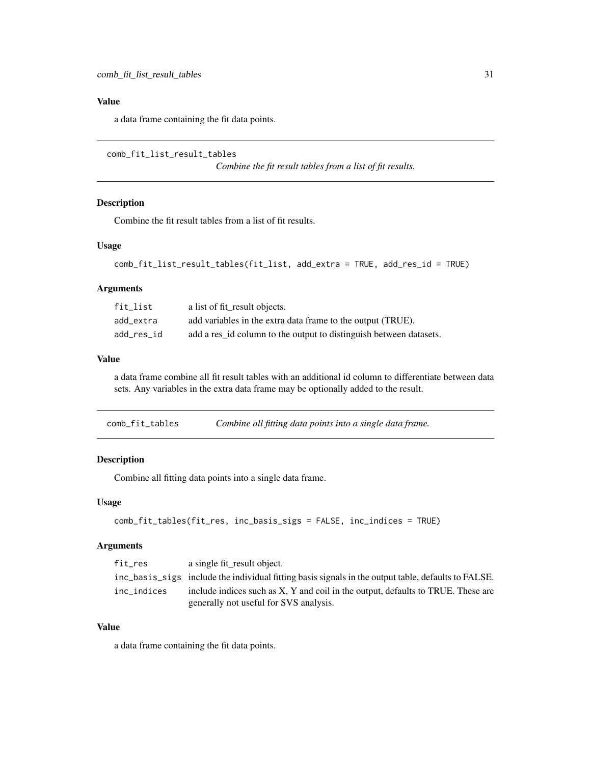## Value

a data frame containing the fit data points.

---

## comb_fit_list_result_tables

*Combine the fit result tables from a list of fit results.*

### Description

Combine the fit result tables from a list of fit results.

### Usage

```
comb_fit_list_result_tables(fit_list, add_extra = TRUE, add_res_id = TRUE)
```

### Arguments

| | |
|---|---|
| `fit_list` | a list of fit_result objects. |
| `add_extra` | add variables in the extra data frame to the output (TRUE). |
| `add_res_id` | add a res_id column to the output to distinguish between datasets. |

### Value

a data frame combine all fit result tables with an additional id column to differentiate between data sets. Any variables in the extra data frame may be optionally added to the result.

---

## comb_fit_tables

*Combine all fitting data points into a single data frame.*

### Description

Combine all fitting data points into a single data frame.

### Usage

```
comb_fit_tables(fit_res, inc_basis_sigs = FALSE, inc_indices = TRUE)
```

### Arguments

| | |
|---|---|
| `fit_res` | a single fit_result object. |
| `inc_basis_sigs` | include the individual fitting basis signals in the output table, defaults to FALSE. |
| `inc_indices` | include indices such as X, Y and coil in the output, defaults to TRUE. These are generally not useful for SVS analysis. |

### Value

a data frame containing the fit data points.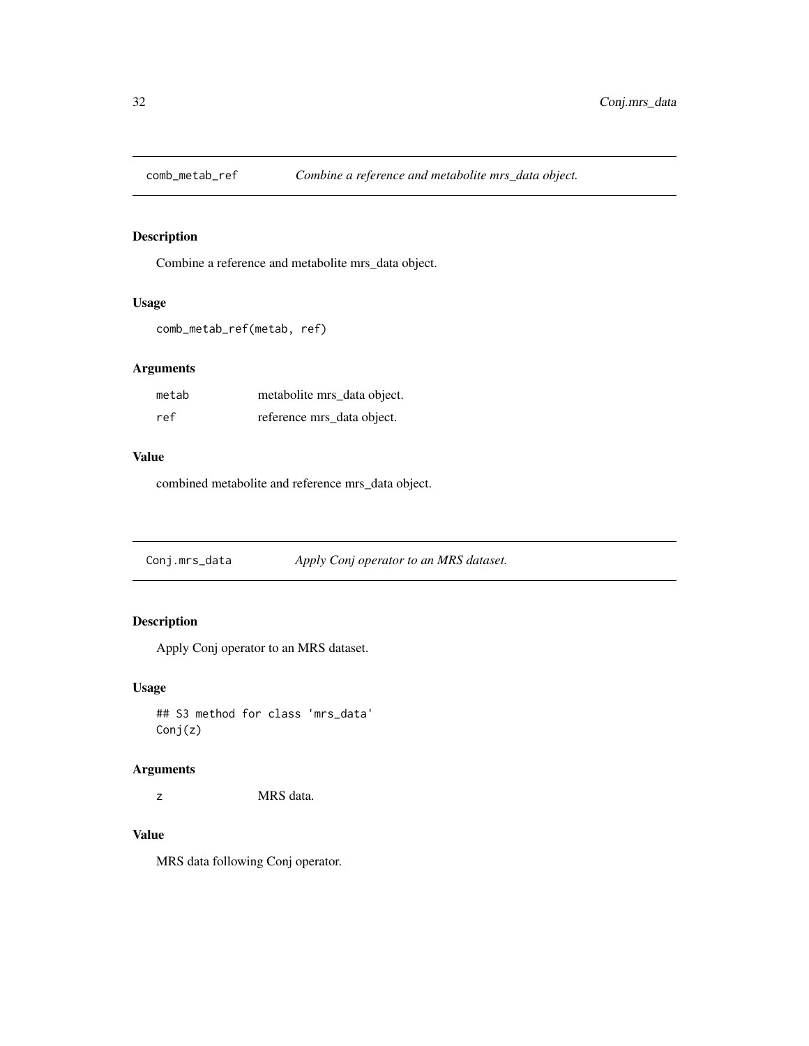## comb_metab_ref — *Combine a reference and metabolite mrs_data object.*

### Description

Combine a reference and metabolite mrs_data object.

### Usage

```
comb_metab_ref(metab, ref)
```

### Arguments

| | |
|---|---|
| metab | metabolite mrs_data object. |
| ref | reference mrs_data object. |

### Value

combined metabolite and reference mrs_data object.

## Conj.mrs_data — *Apply Conj operator to an MRS dataset.*

### Description

Apply Conj operator to an MRS dataset.

### Usage

```
## S3 method for class 'mrs_data'
Conj(z)
```

### Arguments

| | |
|---|---|
| z | MRS data. |

### Value

MRS data following Conj operator.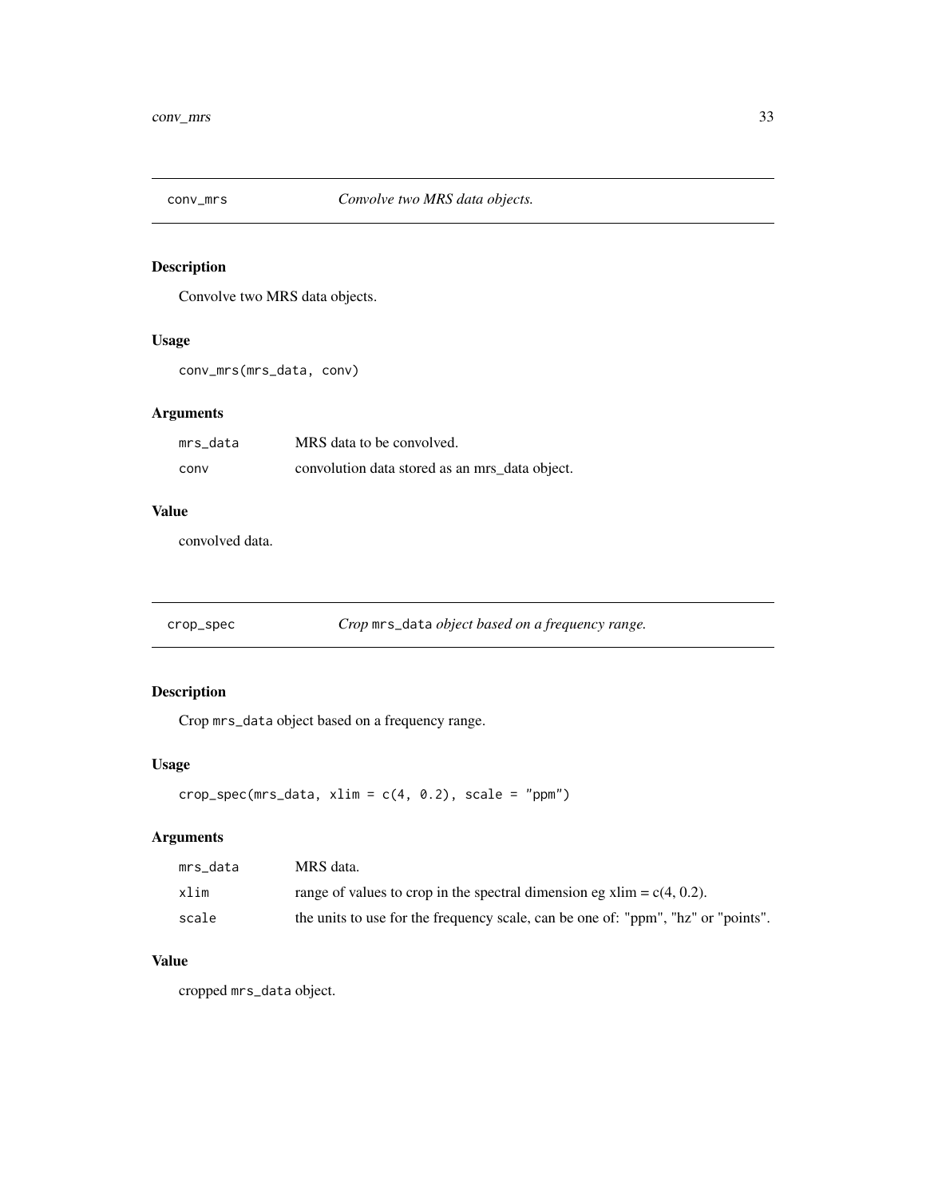## conv_mrs — *Convolve two MRS data objects.*

### Description

Convolve two MRS data objects.

### Usage

```
conv_mrs(mrs_data, conv)
```

### Arguments

| | |
|---|---|
| `mrs_data` | MRS data to be convolved. |
| `conv` | convolution data stored as an mrs_data object. |

### Value

convolved data.

## crop_spec — *Crop `mrs_data` object based on a frequency range.*

### Description

Crop `mrs_data` object based on a frequency range.

### Usage

```
crop_spec(mrs_data, xlim = c(4, 0.2), scale = "ppm")
```

### Arguments

| | |
|---|---|
| `mrs_data` | MRS data. |
| `xlim` | range of values to crop in the spectral dimension eg xlim = c(4, 0.2). |
| `scale` | the units to use for the frequency scale, can be one of: "ppm", "hz" or "points". |

### Value

cropped `mrs_data` object.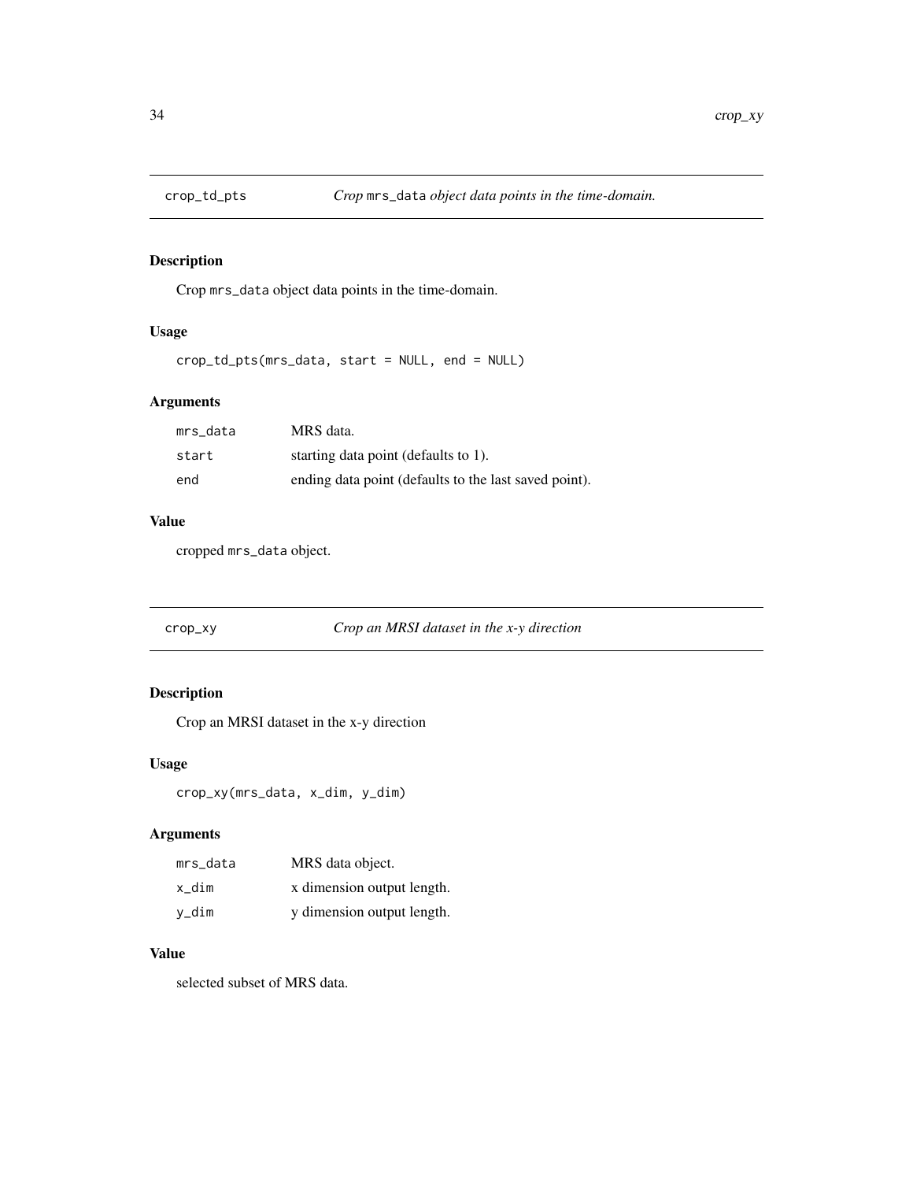## crop_td_pts — *Crop* `mrs_data` *object data points in the time-domain.*

### Description

Crop `mrs_data` object data points in the time-domain.

### Usage

```
crop_td_pts(mrs_data, start = NULL, end = NULL)
```

### Arguments

| | |
|---|---|
| `mrs_data` | MRS data. |
| `start` | starting data point (defaults to 1). |
| `end` | ending data point (defaults to the last saved point). |

### Value

cropped `mrs_data` object.

## crop_xy — *Crop an MRSI dataset in the x-y direction*

### Description

Crop an MRSI dataset in the x-y direction

### Usage

```
crop_xy(mrs_data, x_dim, y_dim)
```

### Arguments

| | |
|---|---|
| `mrs_data` | MRS data object. |
| `x_dim` | x dimension output length. |
| `y_dim` | y dimension output length. |

### Value

selected subset of MRS data.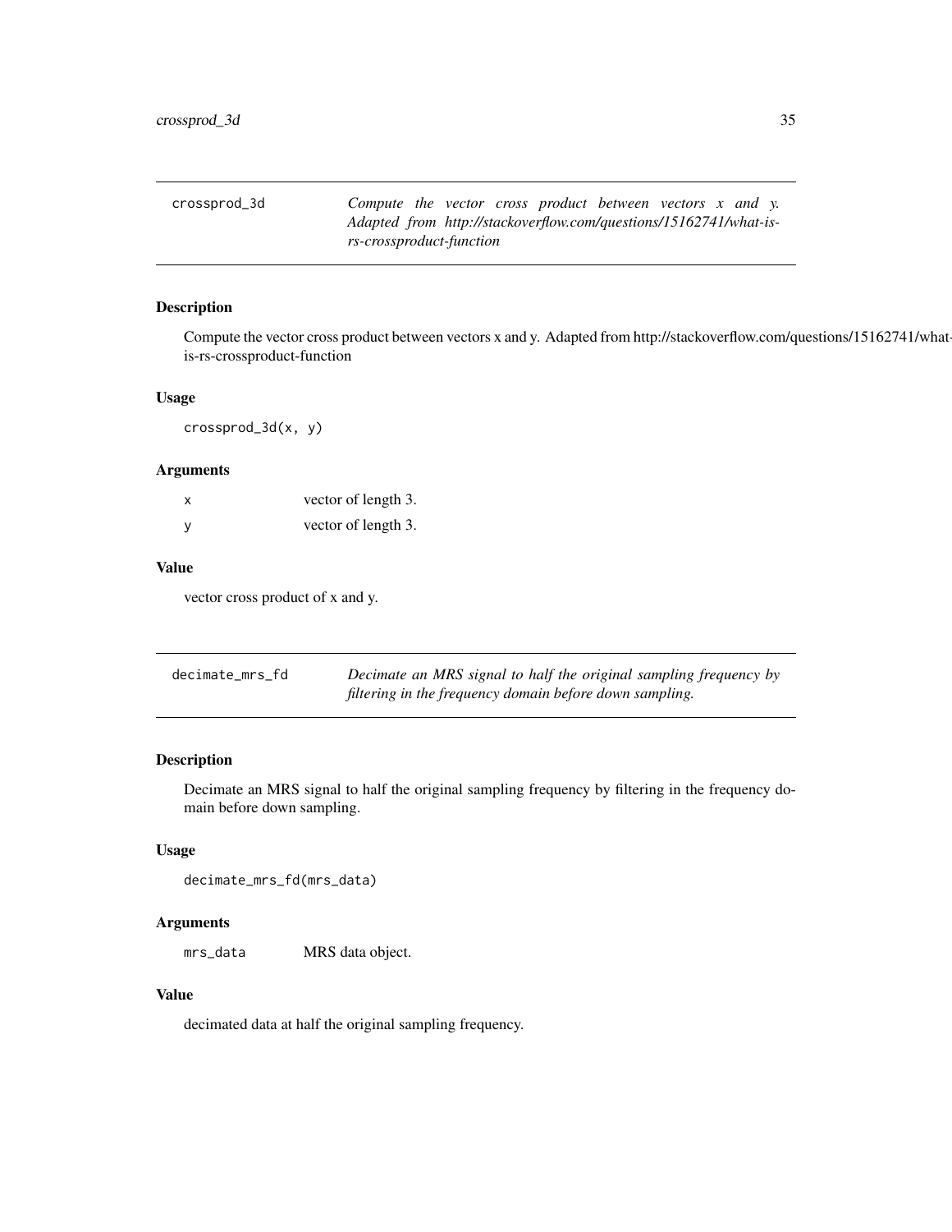## crossprod_3d

*Compute the vector cross product between vectors x and y. Adapted from http://stackoverflow.com/questions/15162741/what-is-rs-crossproduct-function*

### Description

Compute the vector cross product between vectors x and y. Adapted from http://stackoverflow.com/questions/15162741/what-is-rs-crossproduct-function

### Usage

```
crossprod_3d(x, y)
```

### Arguments

| | |
|---|---|
| x | vector of length 3. |
| y | vector of length 3. |

### Value

vector cross product of x and y.

## decimate_mrs_fd

*Decimate an MRS signal to half the original sampling frequency by filtering in the frequency domain before down sampling.*

### Description

Decimate an MRS signal to half the original sampling frequency by filtering in the frequency domain before down sampling.

### Usage

```
decimate_mrs_fd(mrs_data)
```

### Arguments

| | |
|---|---|
| mrs_data | MRS data object. |

### Value

decimated data at half the original sampling frequency.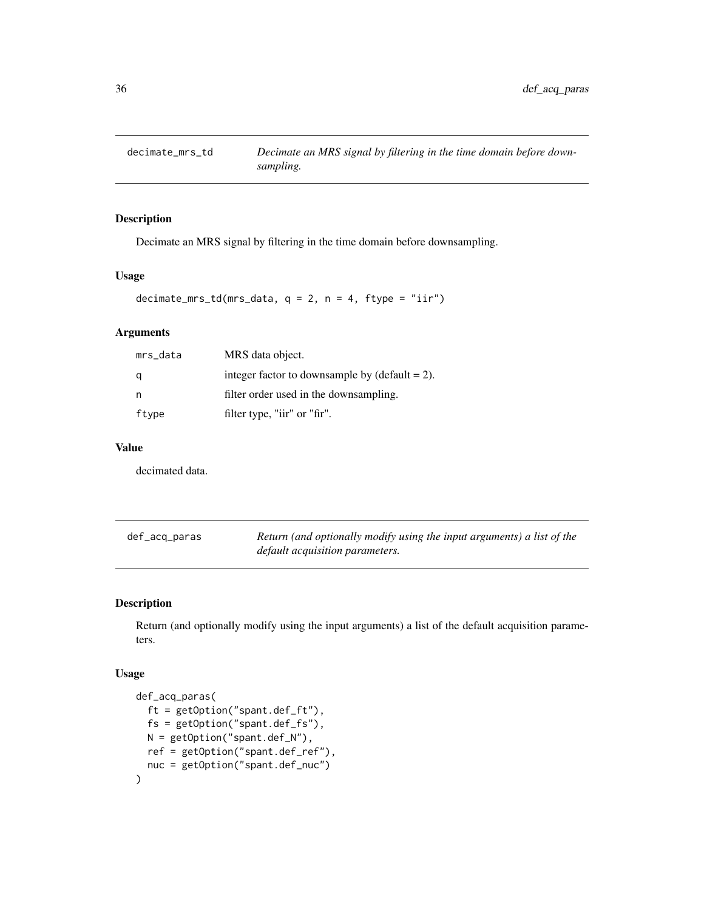## decimate_mrs_td

*Decimate an MRS signal by filtering in the time domain before downsampling.*

### Description

Decimate an MRS signal by filtering in the time domain before downsampling.

### Usage

```
decimate_mrs_td(mrs_data, q = 2, n = 4, ftype = "iir")
```

### Arguments

| | |
|---|---|
| mrs_data | MRS data object. |
| q | integer factor to downsample by (default = 2). |
| n | filter order used in the downsampling. |
| ftype | filter type, "iir" or "fir". |

### Value

decimated data.

## def_acq_paras

*Return (and optionally modify using the input arguments) a list of the default acquisition parameters.*

### Description

Return (and optionally modify using the input arguments) a list of the default acquisition parameters.

### Usage

```
def_acq_paras(
  ft = getOption("spant.def_ft"),
  fs = getOption("spant.def_fs"),
  N = getOption("spant.def_N"),
  ref = getOption("spant.def_ref"),
  nuc = getOption("spant.def_nuc")
)
```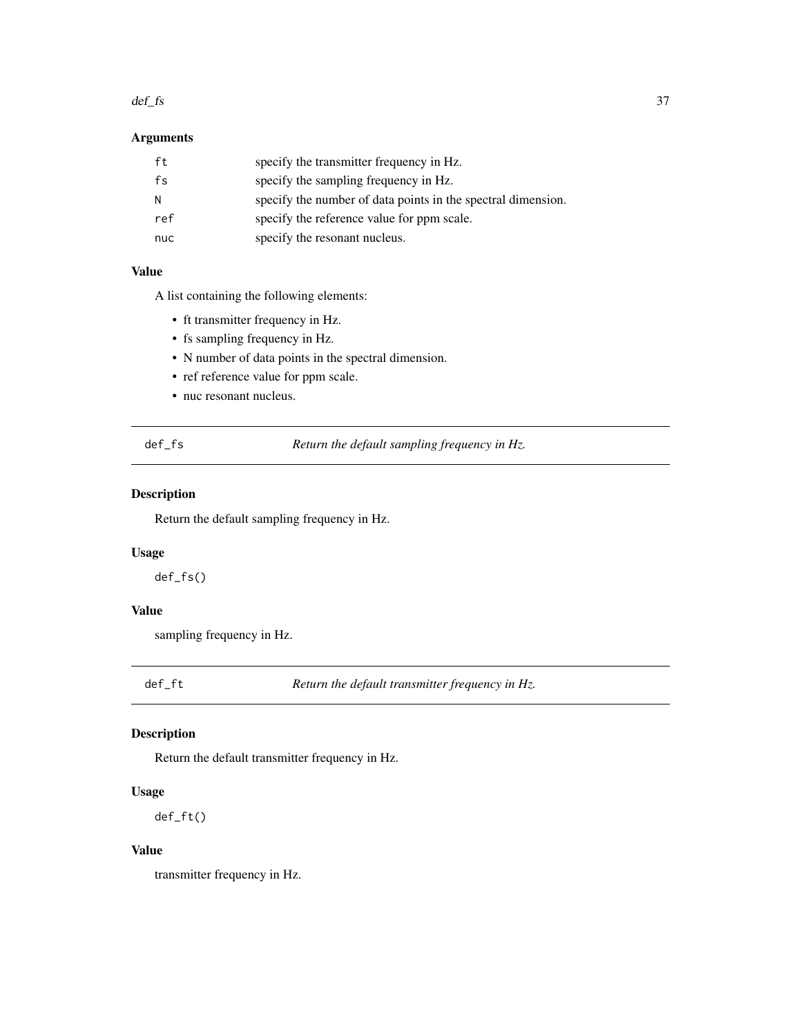### Arguments

| | |
|---|---|
| `ft` | specify the transmitter frequency in Hz. |
| `fs` | specify the sampling frequency in Hz. |
| `N` | specify the number of data points in the spectral dimension. |
| `ref` | specify the reference value for ppm scale. |
| `nuc` | specify the resonant nucleus. |

### Value

A list containing the following elements:

- ft transmitter frequency in Hz.
- fs sampling frequency in Hz.
- N number of data points in the spectral dimension.
- ref reference value for ppm scale.
- nuc resonant nucleus.

---

## def_fs *Return the default sampling frequency in Hz.*

---

### Description

Return the default sampling frequency in Hz.

### Usage

```
def_fs()
```

### Value

sampling frequency in Hz.

---

## def_ft *Return the default transmitter frequency in Hz.*

---

### Description

Return the default transmitter frequency in Hz.

### Usage

```
def_ft()
```

### Value

transmitter frequency in Hz.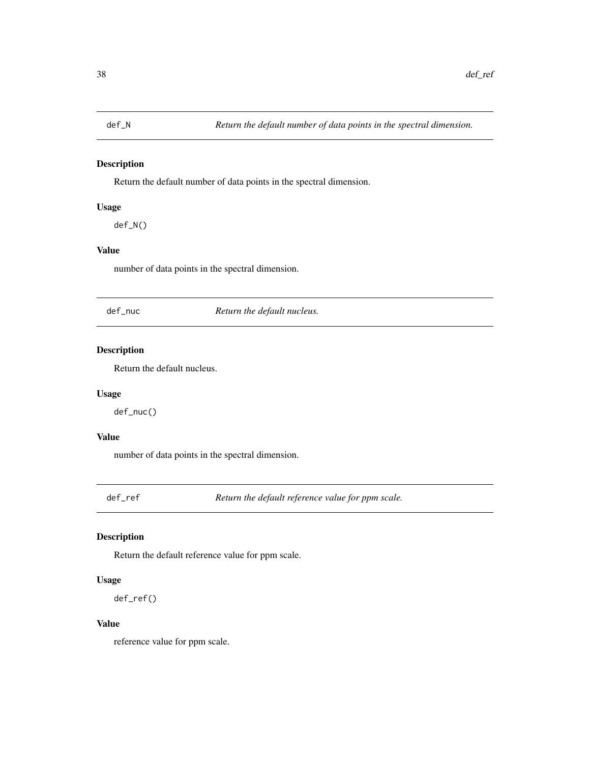## def_N — *Return the default number of data points in the spectral dimension.*

### Description

Return the default number of data points in the spectral dimension.

### Usage

```
def_N()
```

### Value

number of data points in the spectral dimension.

## def_nuc — *Return the default nucleus.*

### Description

Return the default nucleus.

### Usage

```
def_nuc()
```

### Value

number of data points in the spectral dimension.

## def_ref — *Return the default reference value for ppm scale.*

### Description

Return the default reference value for ppm scale.

### Usage

```
def_ref()
```

### Value

reference value for ppm scale.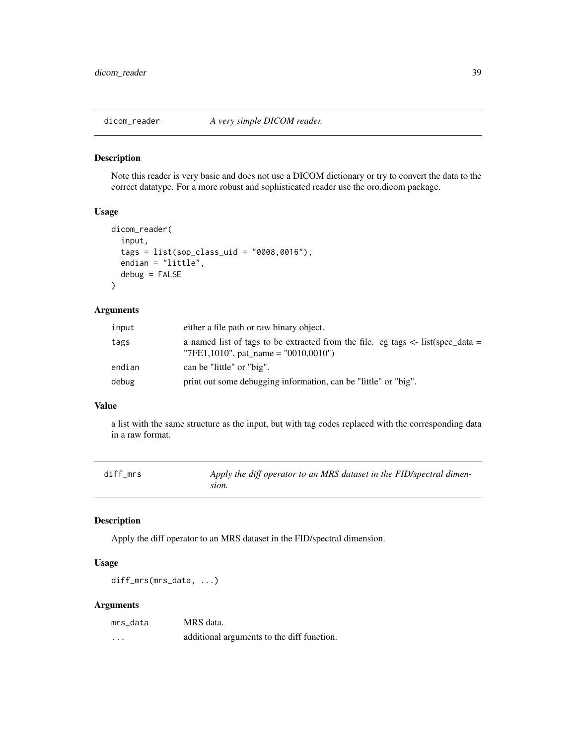## dicom_reader *A very simple DICOM reader.*

### Description

Note this reader is very basic and does not use a DICOM dictionary or try to convert the data to the correct datatype. For a more robust and sophisticated reader use the oro.dicom package.

### Usage

```
dicom_reader(
  input,
  tags = list(sop_class_uid = "0008,0016"),
  endian = "little",
  debug = FALSE
)
```

### Arguments

| | |
|---|---|
| input | either a file path or raw binary object. |
| tags | a named list of tags to be extracted from the file. eg tags <- list(spec_data = "7FE1,1010", pat_name = "0010,0010") |
| endian | can be "little" or "big". |
| debug | print out some debugging information, can be "little" or "big". |

### Value

a list with the same structure as the input, but with tag codes replaced with the corresponding data in a raw format.

## diff_mrs *Apply the diff operator to an MRS dataset in the FID/spectral dimension.*

### Description

Apply the diff operator to an MRS dataset in the FID/spectral dimension.

### Usage

```
diff_mrs(mrs_data, ...)
```

### Arguments

| | |
|---|---|
| mrs_data | MRS data. |
| ... | additional arguments to the diff function. |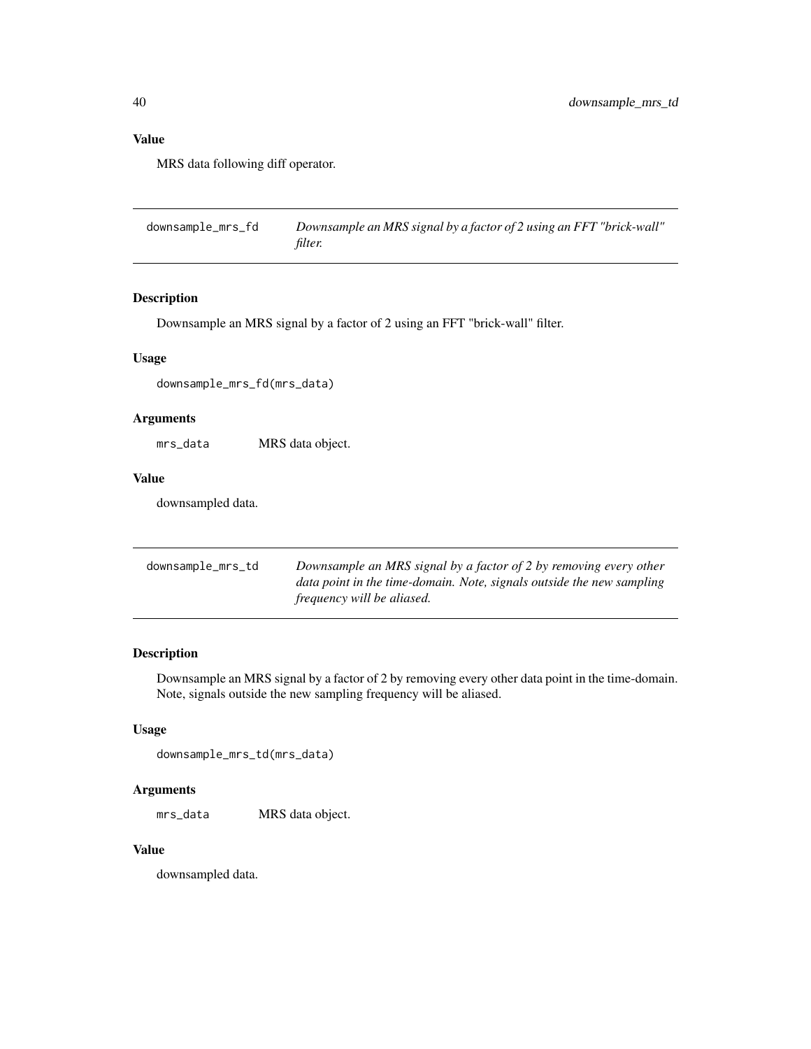### Value

MRS data following diff operator.

---

## downsample_mrs_fd

*Downsample an MRS signal by a factor of 2 using an FFT "brick-wall" filter.*

### Description

Downsample an MRS signal by a factor of 2 using an FFT "brick-wall" filter.

### Usage

```
downsample_mrs_fd(mrs_data)
```

### Arguments

| | |
|---|---|
| `mrs_data` | MRS data object. |

### Value

downsampled data.

---

## downsample_mrs_td

*Downsample an MRS signal by a factor of 2 by removing every other data point in the time-domain. Note, signals outside the new sampling frequency will be aliased.*

### Description

Downsample an MRS signal by a factor of 2 by removing every other data point in the time-domain. Note, signals outside the new sampling frequency will be aliased.

### Usage

```
downsample_mrs_td(mrs_data)
```

### Arguments

| | |
|---|---|
| `mrs_data` | MRS data object. |

### Value

downsampled data.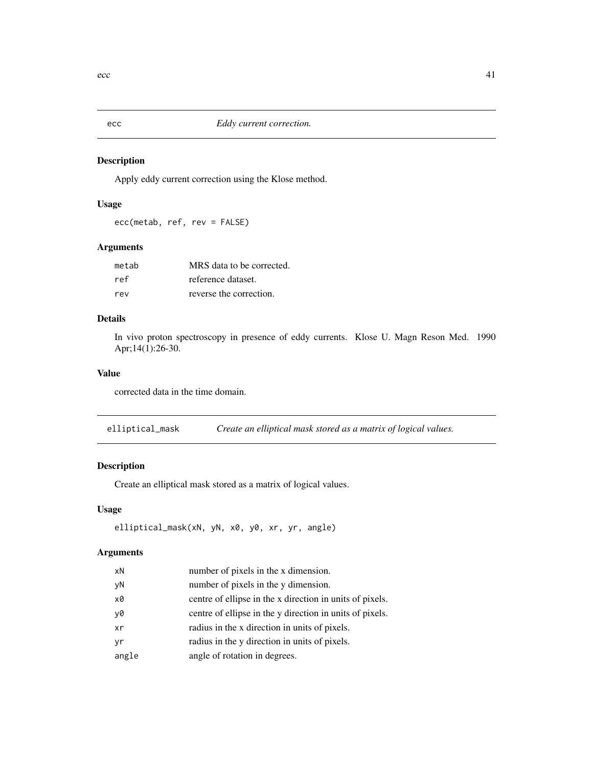## ecc — *Eddy current correction.*

### Description

Apply eddy current correction using the Klose method.

### Usage

```
ecc(metab, ref, rev = FALSE)
```

### Arguments

| | |
|---|---|
| metab | MRS data to be corrected. |
| ref | reference dataset. |
| rev | reverse the correction. |

### Details

In vivo proton spectroscopy in presence of eddy currents. Klose U. Magn Reson Med. 1990 Apr;14(1):26-30.

### Value

corrected data in the time domain.

## elliptical_mask — *Create an elliptical mask stored as a matrix of logical values.*

### Description

Create an elliptical mask stored as a matrix of logical values.

### Usage

```
elliptical_mask(xN, yN, x0, y0, xr, yr, angle)
```

### Arguments

| | |
|---|---|
| xN | number of pixels in the x dimension. |
| yN | number of pixels in the y dimension. |
| x0 | centre of ellipse in the x direction in units of pixels. |
| y0 | centre of ellipse in the y direction in units of pixels. |
| xr | radius in the x direction in units of pixels. |
| yr | radius in the y direction in units of pixels. |
| angle | angle of rotation in degrees. |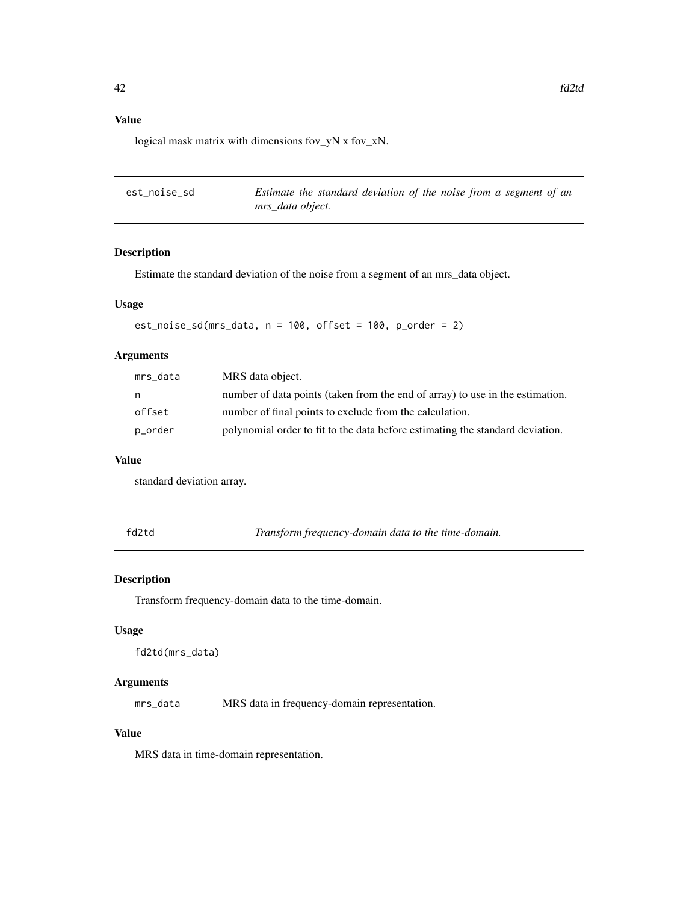### Value

logical mask matrix with dimensions fov_yN x fov_xN.

---

## est_noise_sd

*Estimate the standard deviation of the noise from a segment of an mrs_data object.*

### Description

Estimate the standard deviation of the noise from a segment of an mrs_data object.

### Usage

```
est_noise_sd(mrs_data, n = 100, offset = 100, p_order = 2)
```

### Arguments

| | |
|---|---|
| `mrs_data` | MRS data object. |
| `n` | number of data points (taken from the end of array) to use in the estimation. |
| `offset` | number of final points to exclude from the calculation. |
| `p_order` | polynomial order to fit to the data before estimating the standard deviation. |

### Value

standard deviation array.

---

## fd2td

*Transform frequency-domain data to the time-domain.*

### Description

Transform frequency-domain data to the time-domain.

### Usage

```
fd2td(mrs_data)
```

### Arguments

| | |
|---|---|
| `mrs_data` | MRS data in frequency-domain representation. |

### Value

MRS data in time-domain representation.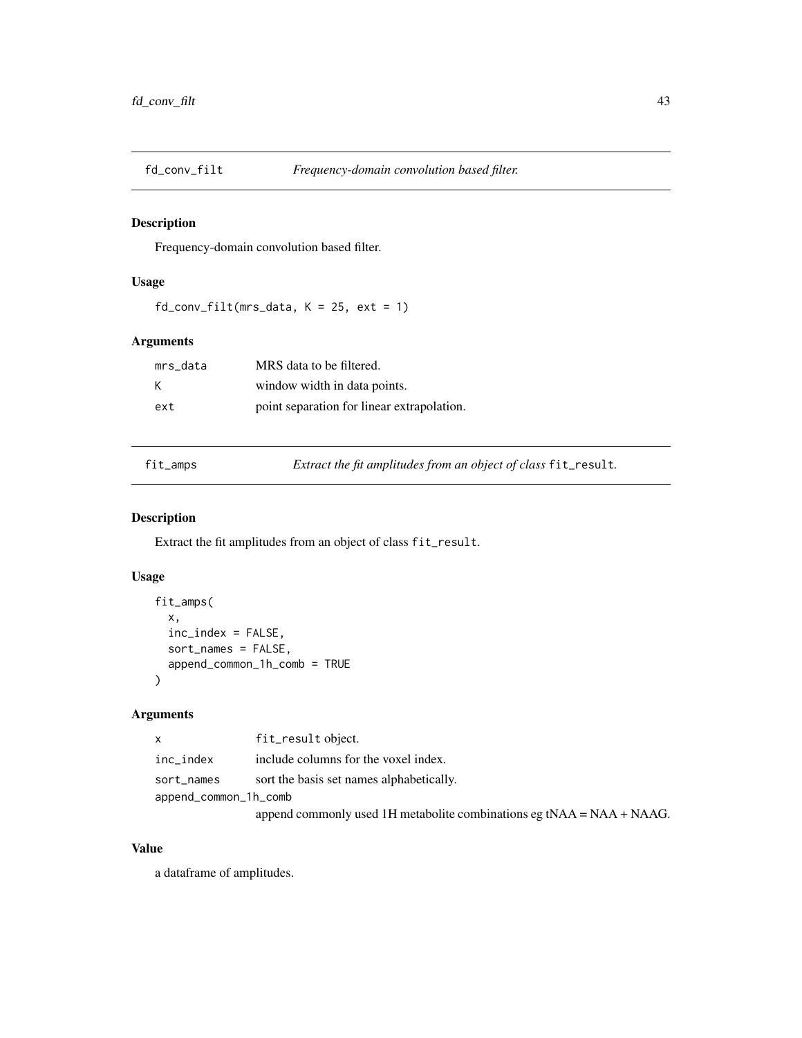## fd_conv_filt *Frequency-domain convolution based filter.*

### Description

Frequency-domain convolution based filter.

### Usage

```
fd_conv_filt(mrs_data, K = 25, ext = 1)
```

### Arguments

| | |
|---|---|
| mrs_data | MRS data to be filtered. |
| K | window width in data points. |
| ext | point separation for linear extrapolation. |

## fit_amps *Extract the fit amplitudes from an object of class* `fit_result`.

### Description

Extract the fit amplitudes from an object of class `fit_result`.

### Usage

```
fit_amps(
  x,
  inc_index = FALSE,
  sort_names = FALSE,
  append_common_1h_comb = TRUE
)
```

### Arguments

| | |
|---|---|
| x | `fit_result` object. |
| inc_index | include columns for the voxel index. |
| sort_names | sort the basis set names alphabetically. |
| append_common_1h_comb | append commonly used 1H metabolite combinations eg tNAA = NAA + NAAG. |

### Value

a dataframe of amplitudes.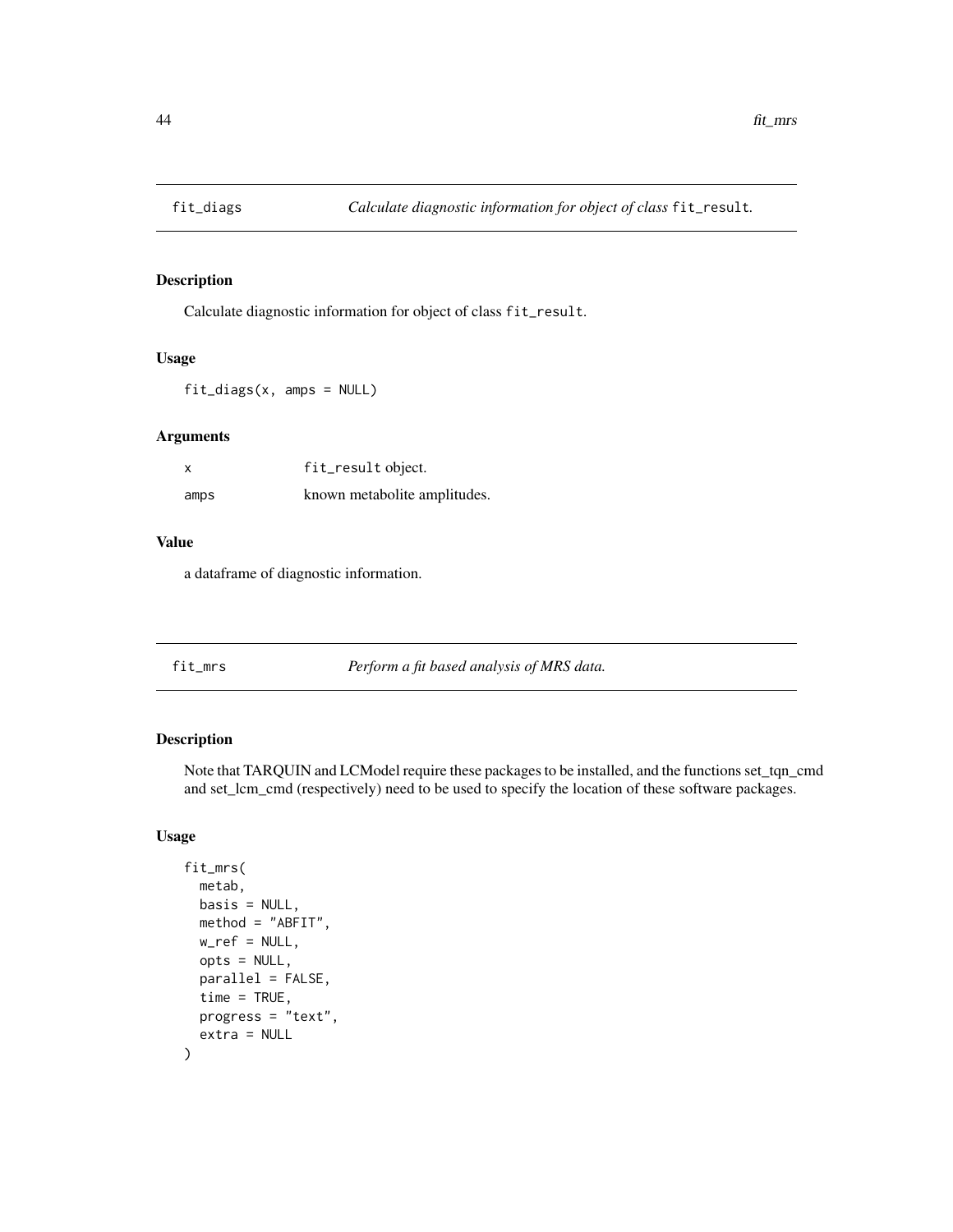## fit_diags — *Calculate diagnostic information for object of class* `fit_result`*.*

### Description

Calculate diagnostic information for object of class `fit_result`.

### Usage

```
fit_diags(x, amps = NULL)
```

### Arguments

| | |
|---|---|
| x | fit_result object. |
| amps | known metabolite amplitudes. |

### Value

a dataframe of diagnostic information.

## fit_mrs — *Perform a fit based analysis of MRS data.*

### Description

Note that TARQUIN and LCModel require these packages to be installed, and the functions set_tqn_cmd and set_lcm_cmd (respectively) need to be used to specify the location of these software packages.

### Usage

```
fit_mrs(
  metab,
  basis = NULL,
  method = "ABFIT",
  w_ref = NULL,
  opts = NULL,
  parallel = FALSE,
  time = TRUE,
  progress = "text",
  extra = NULL
)
```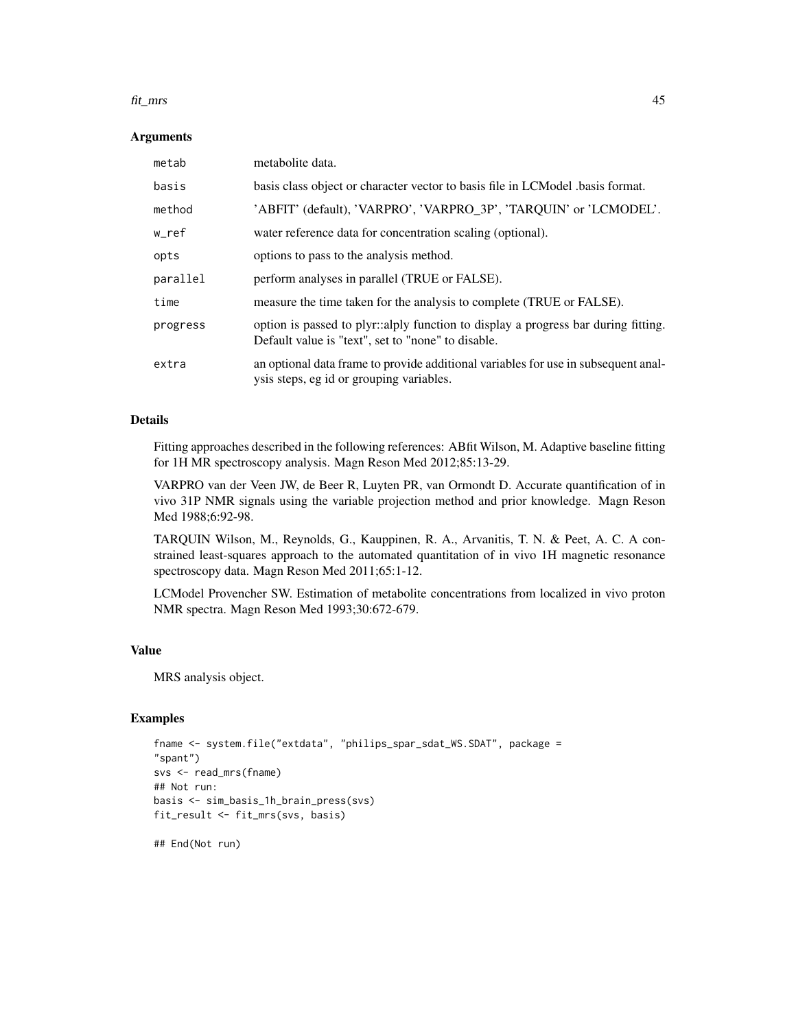### Arguments

| | |
|---|---|
| metab | metabolite data. |
| basis | basis class object or character vector to basis file in LCModel .basis format. |
| method | 'ABFIT' (default), 'VARPRO', 'VARPRO_3P', 'TARQUIN' or 'LCMODEL'. |
| w_ref | water reference data for concentration scaling (optional). |
| opts | options to pass to the analysis method. |
| parallel | perform analyses in parallel (TRUE or FALSE). |
| time | measure the time taken for the analysis to complete (TRUE or FALSE). |
| progress | option is passed to plyr::alply function to display a progress bar during fitting. Default value is "text", set to "none" to disable. |
| extra | an optional data frame to provide additional variables for use in subsequent analysis steps, eg id or grouping variables. |

### Details

Fitting approaches described in the following references: ABfit Wilson, M. Adaptive baseline fitting for 1H MR spectroscopy analysis. Magn Reson Med 2012;85:13-29.

VARPRO van der Veen JW, de Beer R, Luyten PR, van Ormondt D. Accurate quantification of in vivo 31P NMR signals using the variable projection method and prior knowledge. Magn Reson Med 1988;6:92-98.

TARQUIN Wilson, M., Reynolds, G., Kauppinen, R. A., Arvanitis, T. N. & Peet, A. C. A constrained least-squares approach to the automated quantitation of in vivo 1H magnetic resonance spectroscopy data. Magn Reson Med 2011;65:1-12.

LCModel Provencher SW. Estimation of metabolite concentrations from localized in vivo proton NMR spectra. Magn Reson Med 1993;30:672-679.

### Value

MRS analysis object.

### Examples

```
fname <- system.file("extdata", "philips_spar_sdat_WS.SDAT", package =
"spant")
svs <- read_mrs(fname)
## Not run:
basis <- sim_basis_1h_brain_press(svs)
fit_result <- fit_mrs(svs, basis)

## End(Not run)
```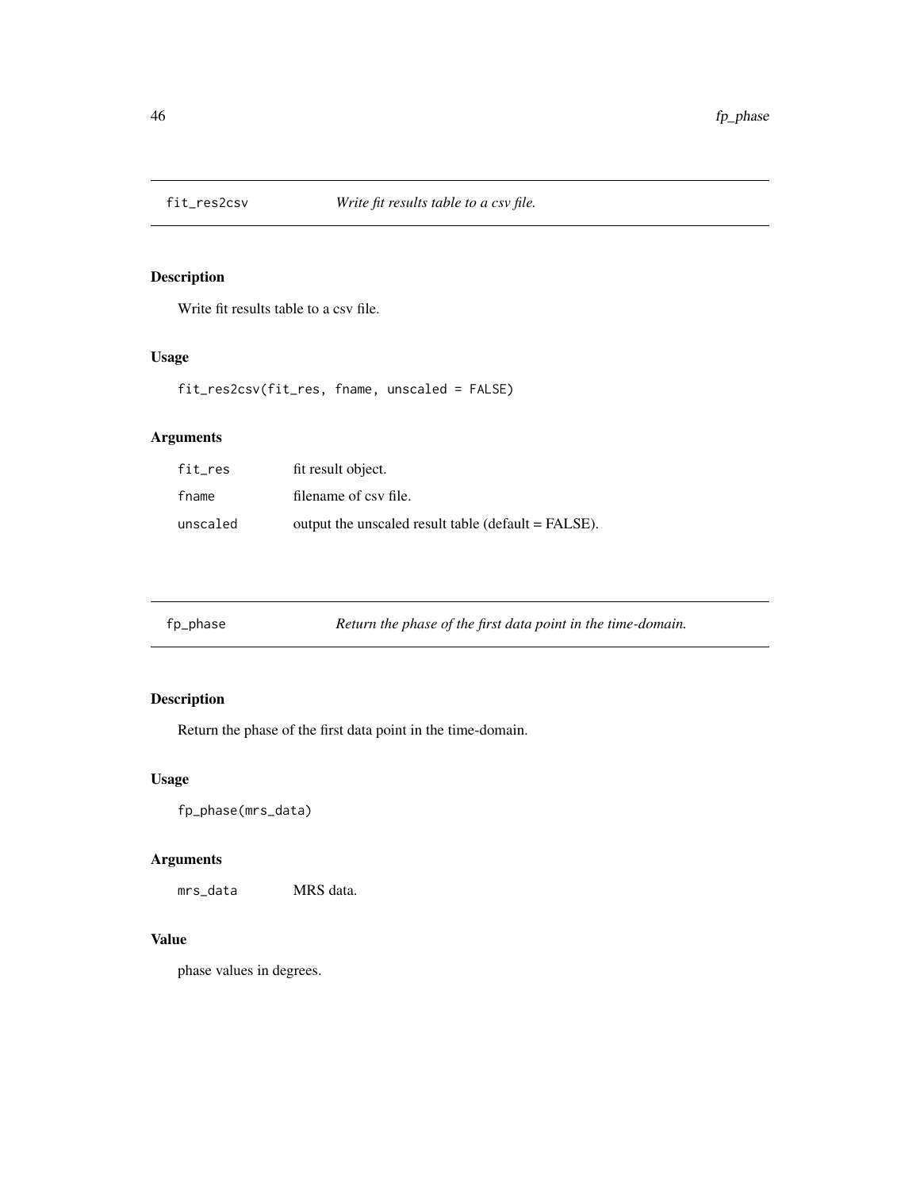## fit_res2csv — *Write fit results table to a csv file.*

### Description

Write fit results table to a csv file.

### Usage

```
fit_res2csv(fit_res, fname, unscaled = FALSE)
```

### Arguments

| | |
|---|---|
| `fit_res` | fit result object. |
| `fname` | filename of csv file. |
| `unscaled` | output the unscaled result table (default = FALSE). |

## fp_phase — *Return the phase of the first data point in the time-domain.*

### Description

Return the phase of the first data point in the time-domain.

### Usage

```
fp_phase(mrs_data)
```

### Arguments

| | |
|---|---|
| `mrs_data` | MRS data. |

### Value

phase values in degrees.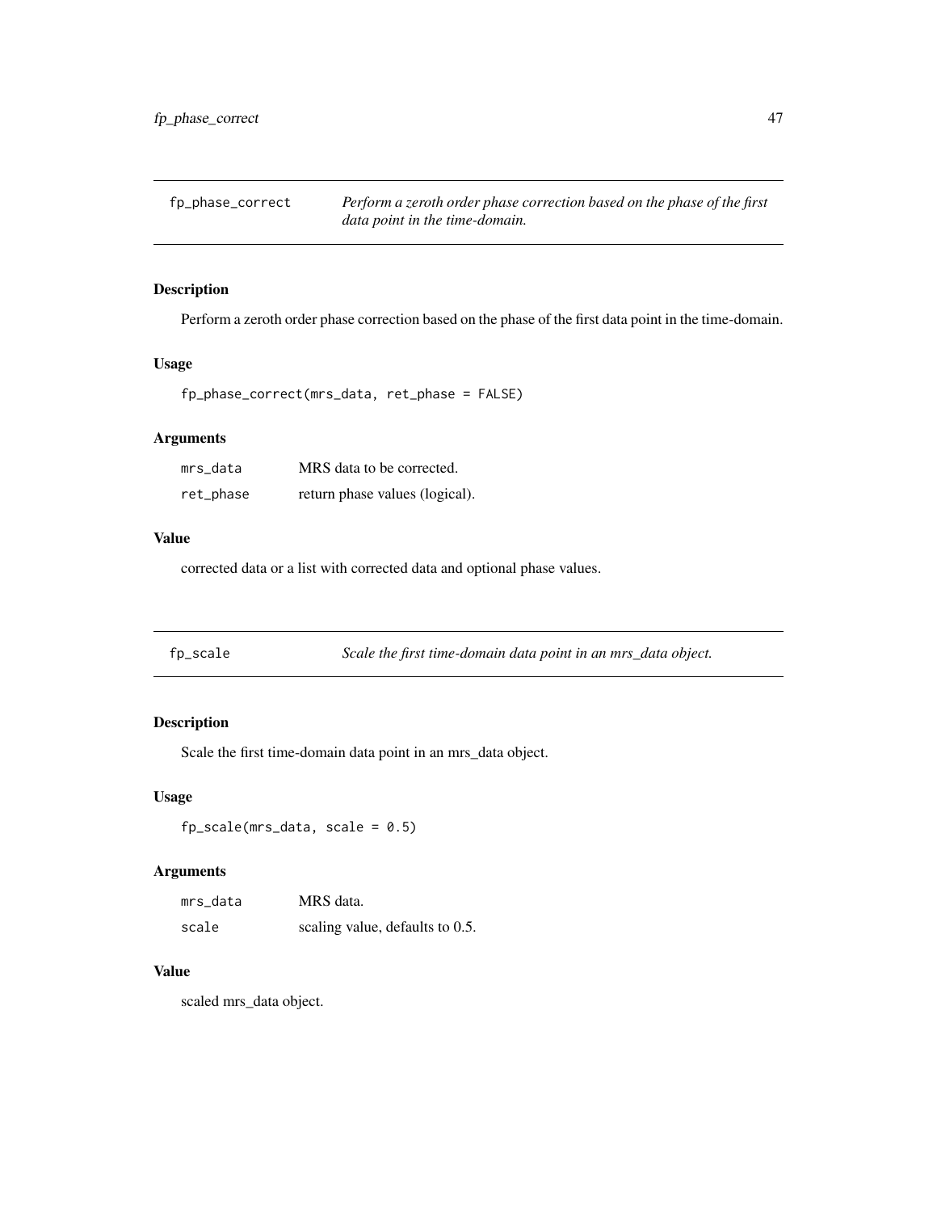## fp_phase_correct

*Perform a zeroth order phase correction based on the phase of the first data point in the time-domain.*

### Description

Perform a zeroth order phase correction based on the phase of the first data point in the time-domain.

### Usage

```
fp_phase_correct(mrs_data, ret_phase = FALSE)
```

### Arguments

| | |
|---|---|
| mrs_data | MRS data to be corrected. |
| ret_phase | return phase values (logical). |

### Value

corrected data or a list with corrected data and optional phase values.

## fp_scale

*Scale the first time-domain data point in an mrs_data object.*

### Description

Scale the first time-domain data point in an mrs_data object.

### Usage

```
fp_scale(mrs_data, scale = 0.5)
```

### Arguments

| | |
|---|---|
| mrs_data | MRS data. |
| scale | scaling value, defaults to 0.5. |

### Value

scaled mrs_data object.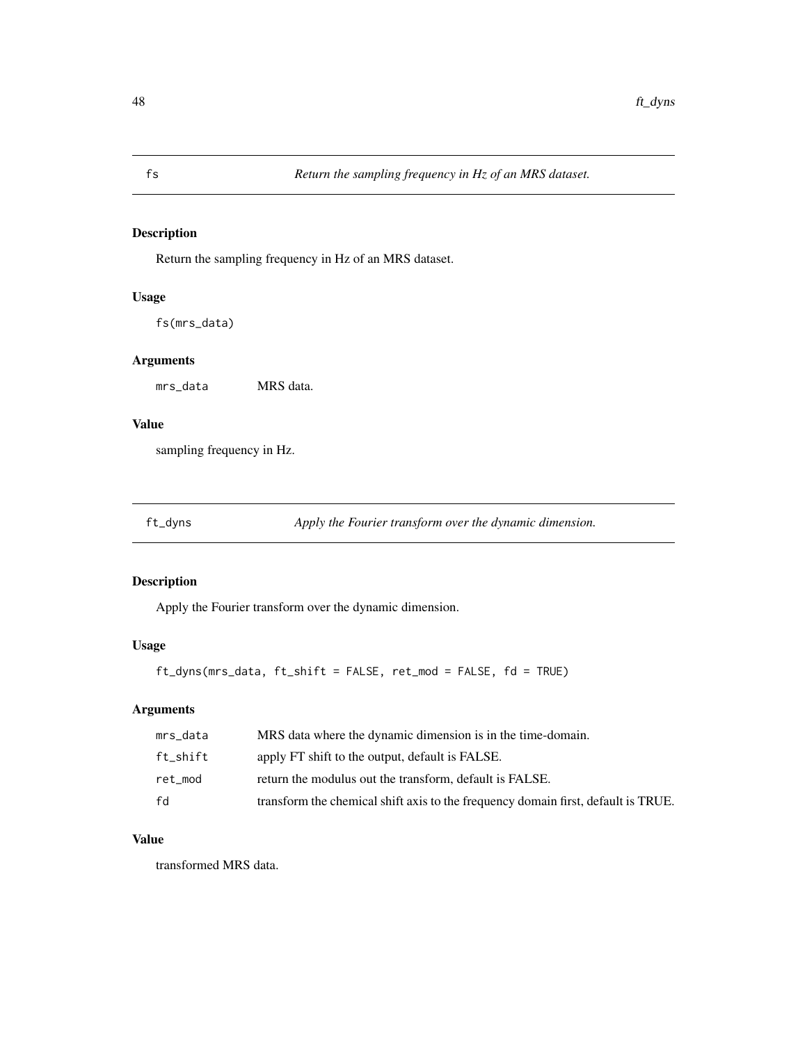## fs — *Return the sampling frequency in Hz of an MRS dataset.*

### Description

Return the sampling frequency in Hz of an MRS dataset.

### Usage

```
fs(mrs_data)
```

### Arguments

| | |
|---|---|
| mrs_data | MRS data. |

### Value

sampling frequency in Hz.

## ft_dyns — *Apply the Fourier transform over the dynamic dimension.*

### Description

Apply the Fourier transform over the dynamic dimension.

### Usage

```
ft_dyns(mrs_data, ft_shift = FALSE, ret_mod = FALSE, fd = TRUE)
```

### Arguments

| | |
|---|---|
| mrs_data | MRS data where the dynamic dimension is in the time-domain. |
| ft_shift | apply FT shift to the output, default is FALSE. |
| ret_mod | return the modulus out the transform, default is FALSE. |
| fd | transform the chemical shift axis to the frequency domain first, default is TRUE. |

### Value

transformed MRS data.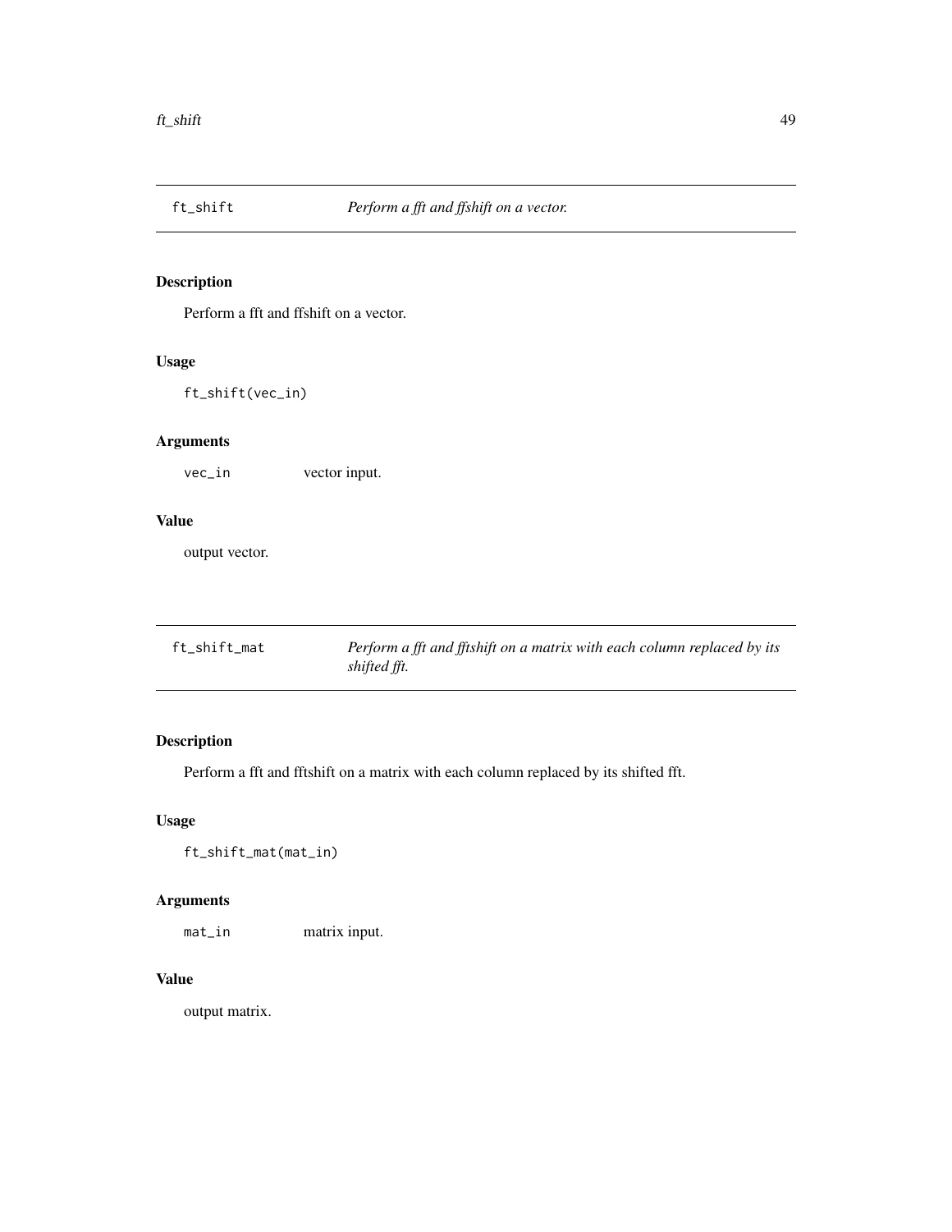## ft_shift — *Perform a fft and ffshift on a vector.*

### Description

Perform a fft and ffshift on a vector.

### Usage

```
ft_shift(vec_in)
```

### Arguments

| | |
|---|---|
| vec_in | vector input. |

### Value

output vector.

## ft_shift_mat — *Perform a fft and fftshift on a matrix with each column replaced by its shifted fft.*

### Description

Perform a fft and fftshift on a matrix with each column replaced by its shifted fft.

### Usage

```
ft_shift_mat(mat_in)
```

### Arguments

| | |
|---|---|
| mat_in | matrix input. |

### Value

output matrix.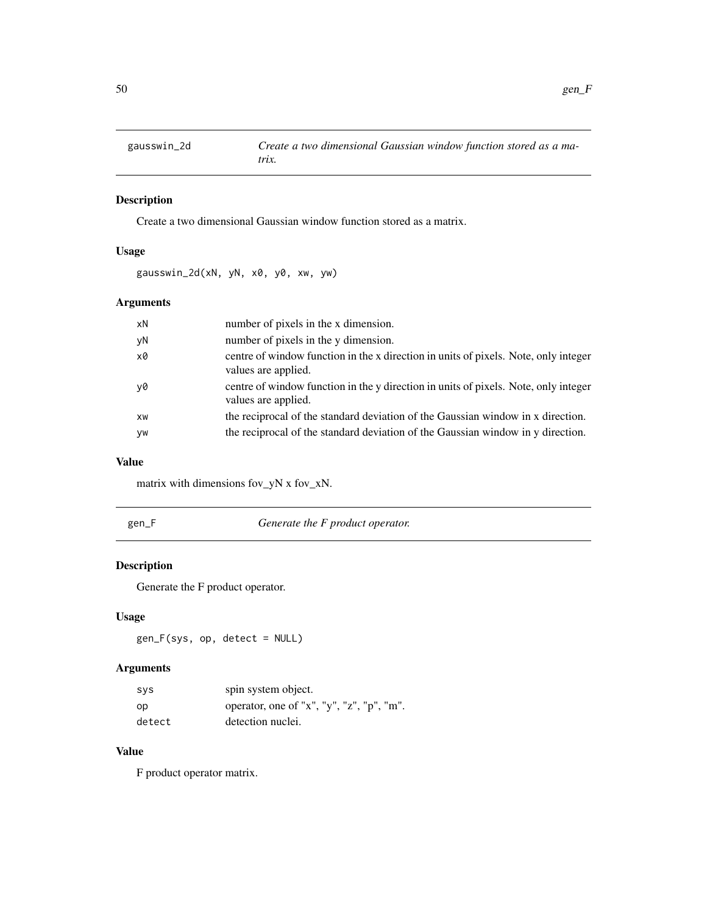## gausswin_2d — *Create a two dimensional Gaussian window function stored as a matrix.*

### Description

Create a two dimensional Gaussian window function stored as a matrix.

### Usage

```
gausswin_2d(xN, yN, x0, y0, xw, yw)
```

### Arguments

| | |
|---|---|
| xN | number of pixels in the x dimension. |
| yN | number of pixels in the y dimension. |
| x0 | centre of window function in the x direction in units of pixels. Note, only integer values are applied. |
| y0 | centre of window function in the y direction in units of pixels. Note, only integer values are applied. |
| xw | the reciprocal of the standard deviation of the Gaussian window in x direction. |
| yw | the reciprocal of the standard deviation of the Gaussian window in y direction. |

### Value

matrix with dimensions fov_yN x fov_xN.

## gen_F — *Generate the F product operator.*

### Description

Generate the F product operator.

### Usage

```
gen_F(sys, op, detect = NULL)
```

### Arguments

| | |
|---|---|
| sys | spin system object. |
| op | operator, one of "x", "y", "z", "p", "m". |
| detect | detection nuclei. |

### Value

F product operator matrix.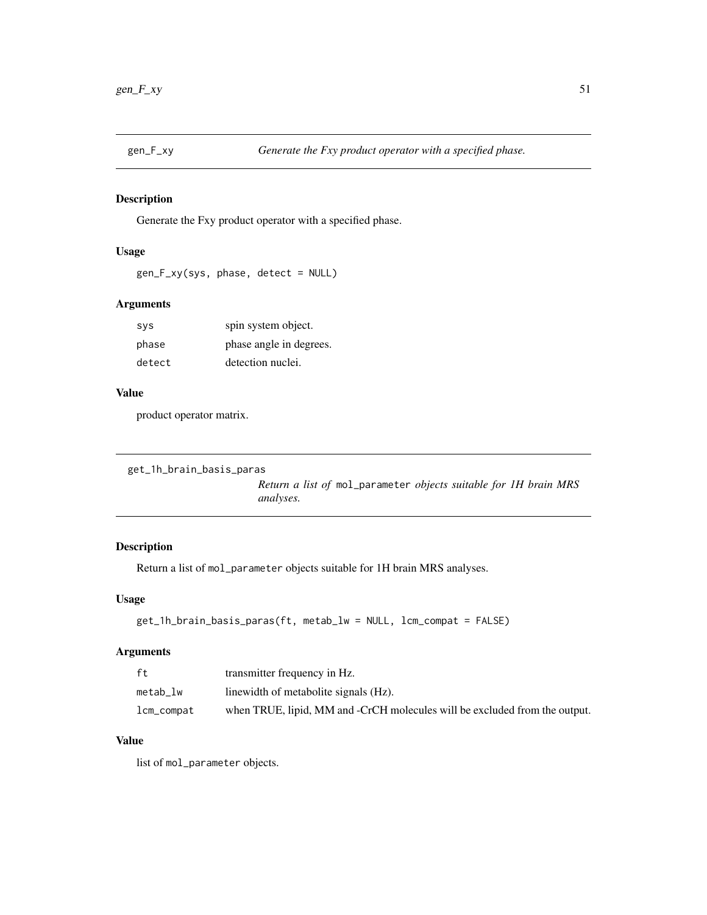## gen_F_xy — *Generate the Fxy product operator with a specified phase.*

### Description

Generate the Fxy product operator with a specified phase.

### Usage

```
gen_F_xy(sys, phase, detect = NULL)
```

### Arguments

| | |
|---|---|
| `sys` | spin system object. |
| `phase` | phase angle in degrees. |
| `detect` | detection nuclei. |

### Value

product operator matrix.

## get_1h_brain_basis_paras — *Return a list of* `mol_parameter` *objects suitable for 1H brain MRS analyses.*

### Description

Return a list of `mol_parameter` objects suitable for 1H brain MRS analyses.

### Usage

```
get_1h_brain_basis_paras(ft, metab_lw = NULL, lcm_compat = FALSE)
```

### Arguments

| | |
|---|---|
| `ft` | transmitter frequency in Hz. |
| `metab_lw` | linewidth of metabolite signals (Hz). |
| `lcm_compat` | when TRUE, lipid, MM and -CrCH molecules will be excluded from the output. |

### Value

list of `mol_parameter` objects.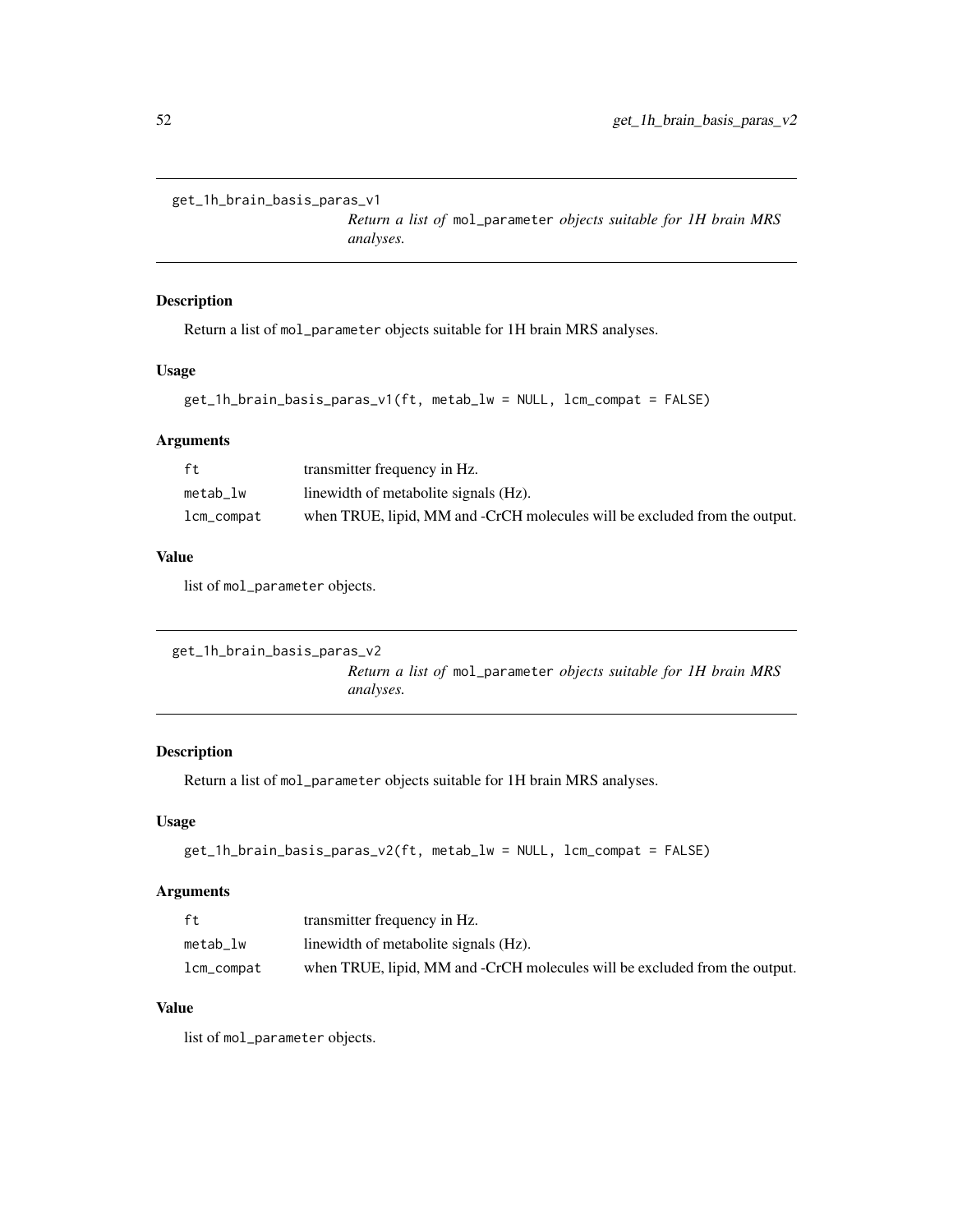## get_1h_brain_basis_paras_v1

*Return a list of* mol_parameter *objects suitable for 1H brain MRS analyses.*

### Description

Return a list of mol_parameter objects suitable for 1H brain MRS analyses.

### Usage

```
get_1h_brain_basis_paras_v1(ft, metab_lw = NULL, lcm_compat = FALSE)
```

### Arguments

| | |
|---|---|
| ft | transmitter frequency in Hz. |
| metab_lw | linewidth of metabolite signals (Hz). |
| lcm_compat | when TRUE, lipid, MM and -CrCH molecules will be excluded from the output. |

### Value

list of mol_parameter objects.

## get_1h_brain_basis_paras_v2

*Return a list of* mol_parameter *objects suitable for 1H brain MRS analyses.*

### Description

Return a list of mol_parameter objects suitable for 1H brain MRS analyses.

### Usage

```
get_1h_brain_basis_paras_v2(ft, metab_lw = NULL, lcm_compat = FALSE)
```

### Arguments

| | |
|---|---|
| ft | transmitter frequency in Hz. |
| metab_lw | linewidth of metabolite signals (Hz). |
| lcm_compat | when TRUE, lipid, MM and -CrCH molecules will be excluded from the output. |

### Value

list of mol_parameter objects.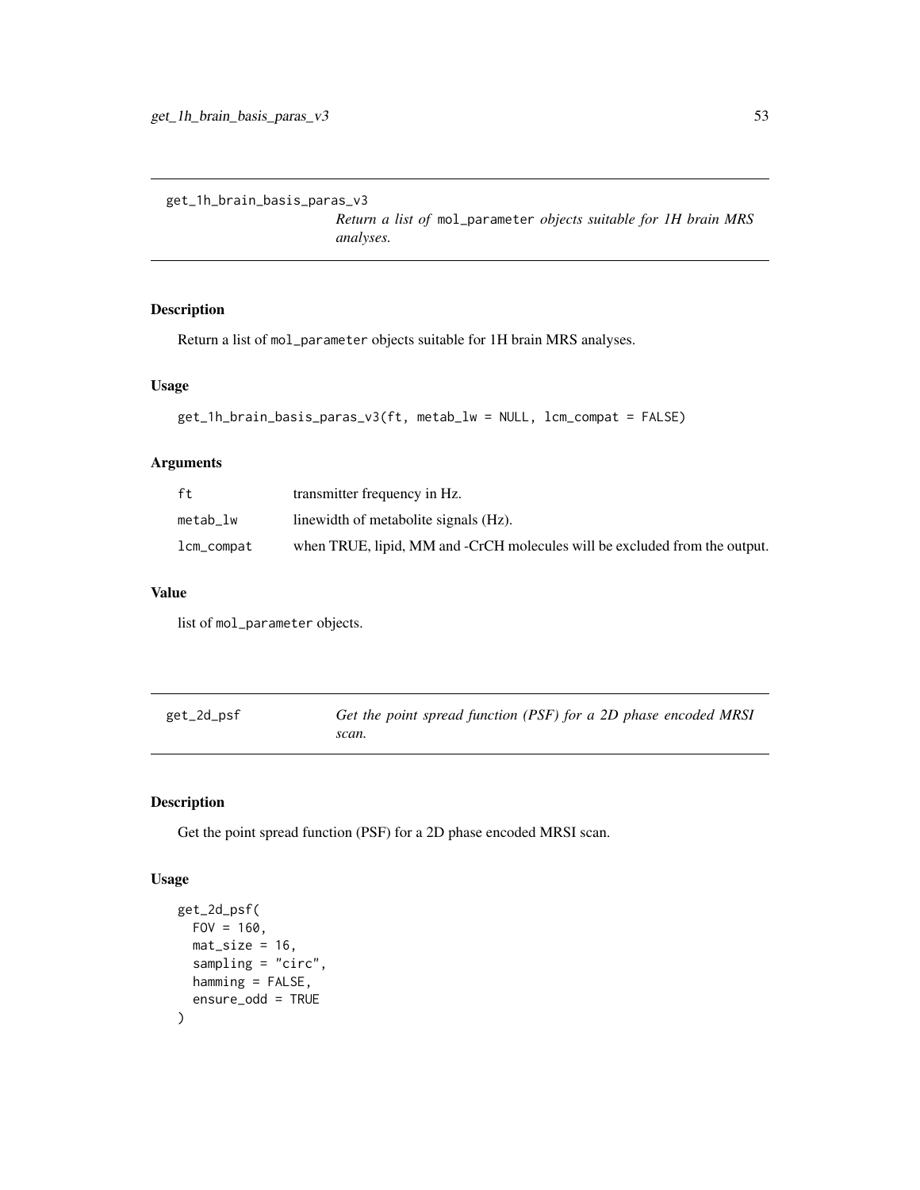## get_1h_brain_basis_paras_v3

*Return a list of* mol_parameter *objects suitable for 1H brain MRS analyses.*

### Description

Return a list of mol_parameter objects suitable for 1H brain MRS analyses.

### Usage

```
get_1h_brain_basis_paras_v3(ft, metab_lw = NULL, lcm_compat = FALSE)
```

### Arguments

| | |
|---|---|
| ft | transmitter frequency in Hz. |
| metab_lw | linewidth of metabolite signals (Hz). |
| lcm_compat | when TRUE, lipid, MM and -CrCH molecules will be excluded from the output. |

### Value

list of mol_parameter objects.

## get_2d_psf

*Get the point spread function (PSF) for a 2D phase encoded MRSI scan.*

### Description

Get the point spread function (PSF) for a 2D phase encoded MRSI scan.

### Usage

```
get_2d_psf(
  FOV = 160,
  mat_size = 16,
  sampling = "circ",
  hamming = FALSE,
  ensure_odd = TRUE
)
```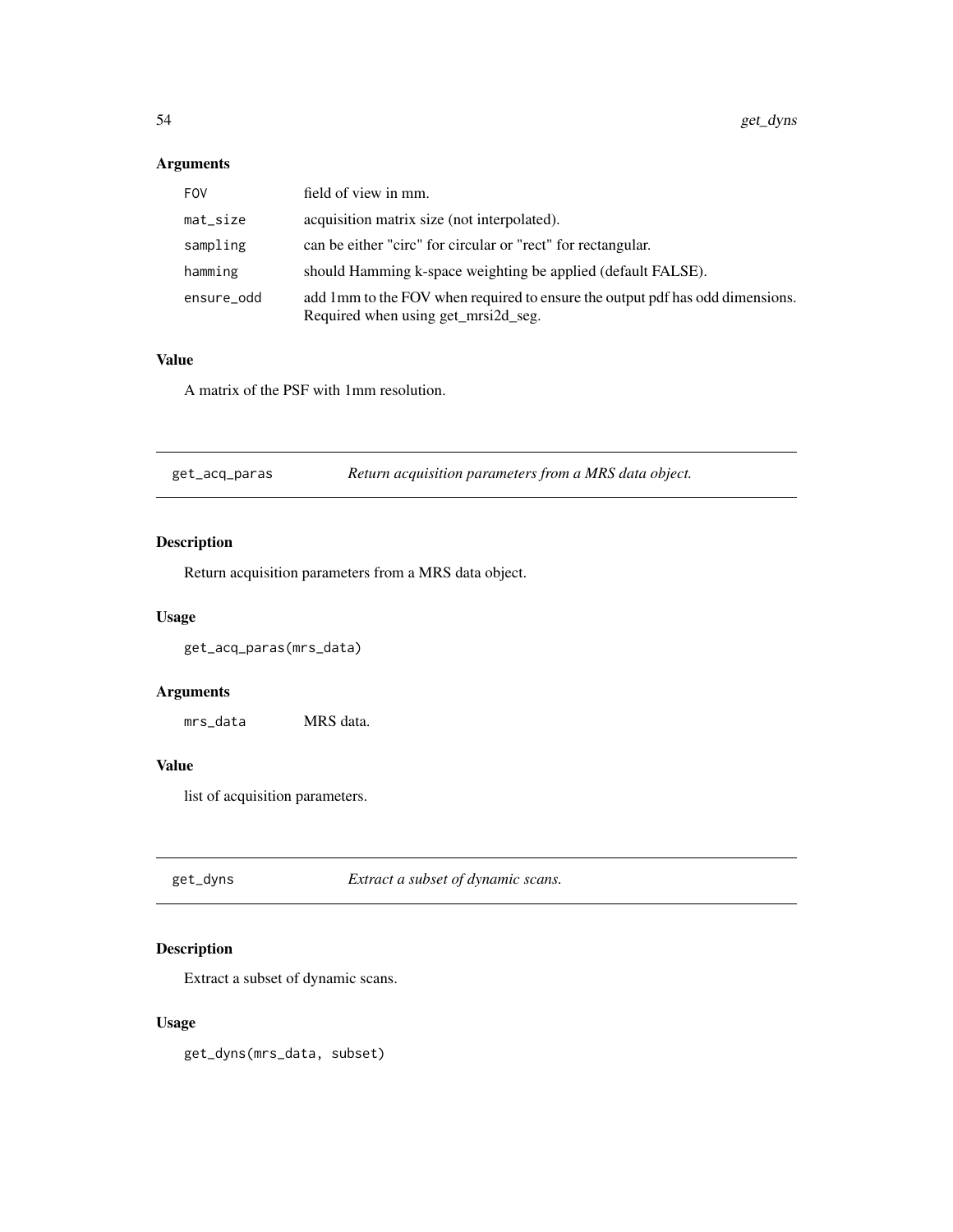## Arguments

| | |
|---|---|
| `FOV` | field of view in mm. |
| `mat_size` | acquisition matrix size (not interpolated). |
| `sampling` | can be either "circ" for circular or "rect" for rectangular. |
| `hamming` | should Hamming k-space weighting be applied (default FALSE). |
| `ensure_odd` | add 1mm to the FOV when required to ensure the output pdf has odd dimensions. Required when using get_mrsi2d_seg. |

## Value

A matrix of the PSF with 1mm resolution.

---

# `get_acq_paras` *Return acquisition parameters from a MRS data object.*

---

## Description

Return acquisition parameters from a MRS data object.

## Usage

```
get_acq_paras(mrs_data)
```

## Arguments

| | |
|---|---|
| `mrs_data` | MRS data. |

## Value

list of acquisition parameters.

---

# `get_dyns` *Extract a subset of dynamic scans.*

---

## Description

Extract a subset of dynamic scans.

## Usage

```
get_dyns(mrs_data, subset)
```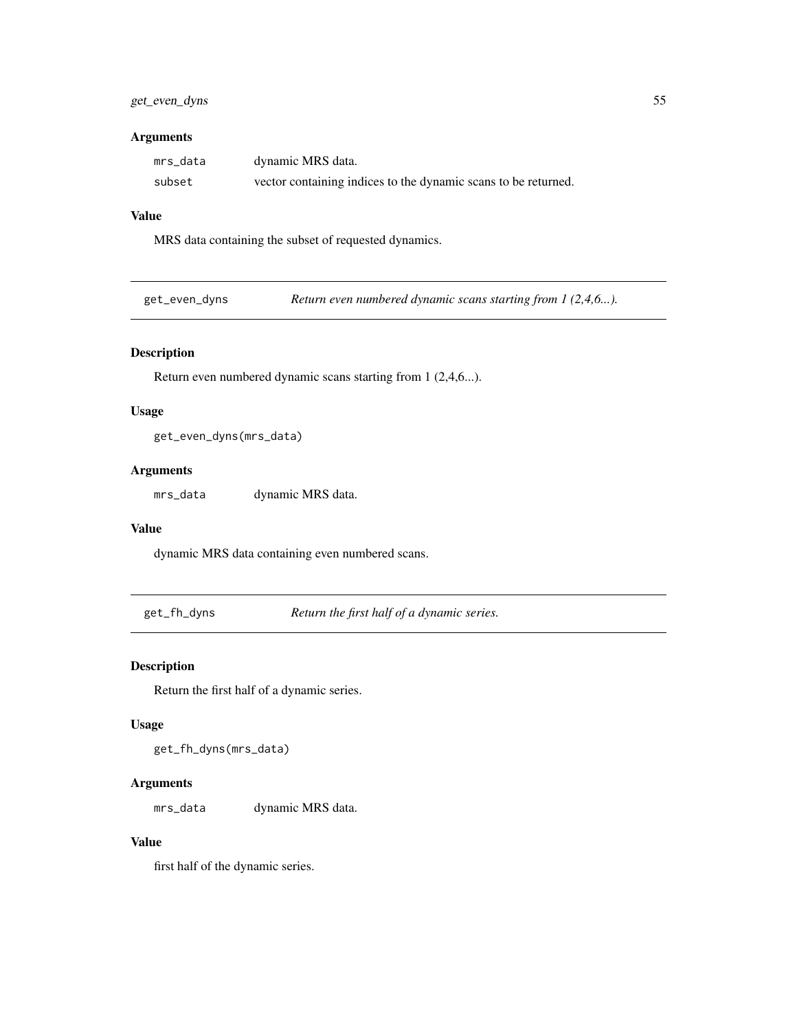### Arguments

| | |
|---|---|
| `mrs_data` | dynamic MRS data. |
| `subset` | vector containing indices to the dynamic scans to be returned. |

### Value

MRS data containing the subset of requested dynamics.

## get_even_dyns — *Return even numbered dynamic scans starting from 1 (2,4,6...).*

### Description

Return even numbered dynamic scans starting from 1 (2,4,6...).

### Usage

```
get_even_dyns(mrs_data)
```

### Arguments

| | |
|---|---|
| `mrs_data` | dynamic MRS data. |

### Value

dynamic MRS data containing even numbered scans.

## get_fh_dyns — *Return the first half of a dynamic series.*

### Description

Return the first half of a dynamic series.

### Usage

```
get_fh_dyns(mrs_data)
```

### Arguments

| | |
|---|---|
| `mrs_data` | dynamic MRS data. |

### Value

first half of the dynamic series.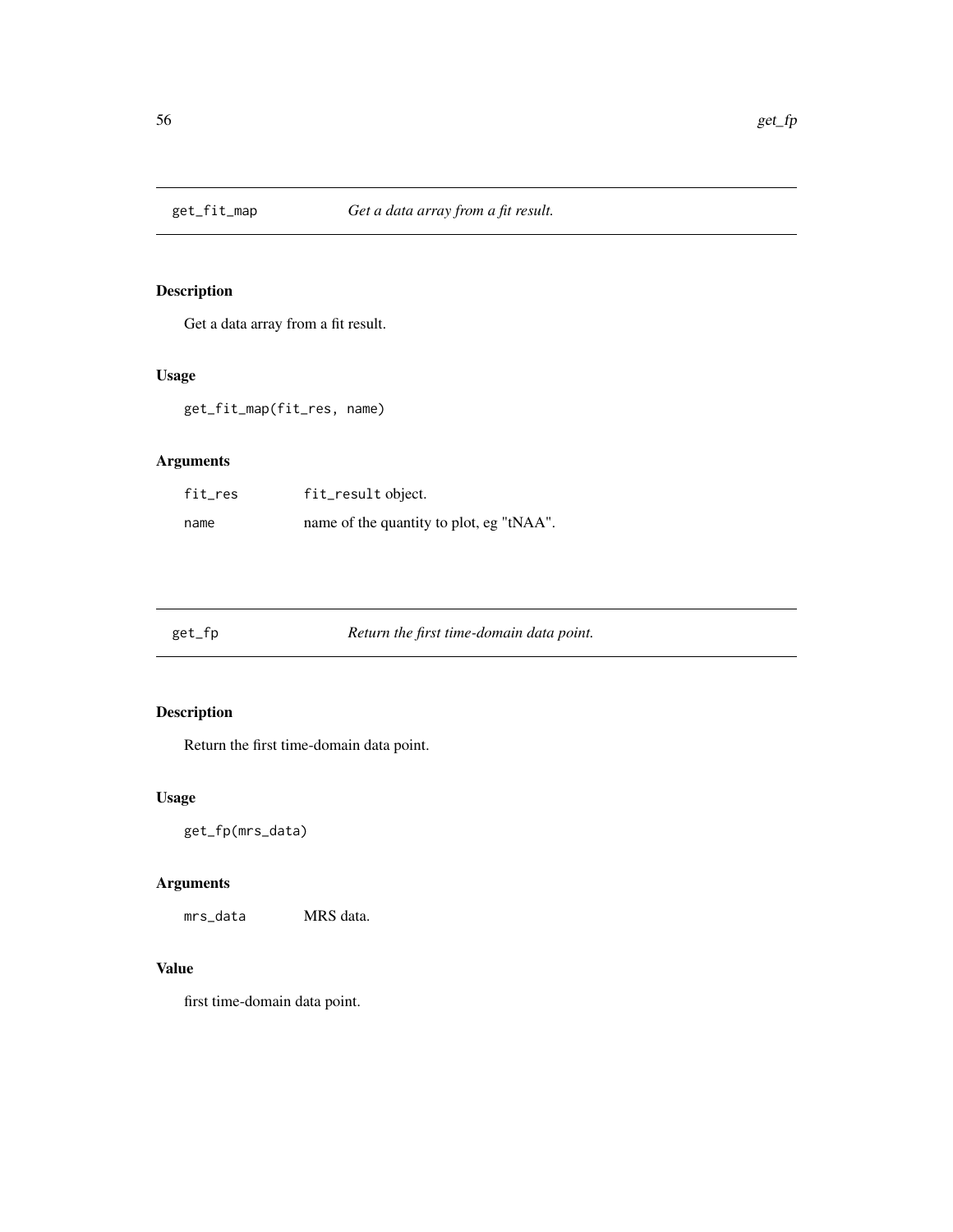## get_fit_map *Get a data array from a fit result.*

### Description

Get a data array from a fit result.

### Usage

```
get_fit_map(fit_res, name)
```

### Arguments

| | |
|---|---|
| fit_res | fit_result object. |
| name | name of the quantity to plot, eg "tNAA". |

## get_fp *Return the first time-domain data point.*

### Description

Return the first time-domain data point.

### Usage

```
get_fp(mrs_data)
```

### Arguments

| | |
|---|---|
| mrs_data | MRS data. |

### Value

first time-domain data point.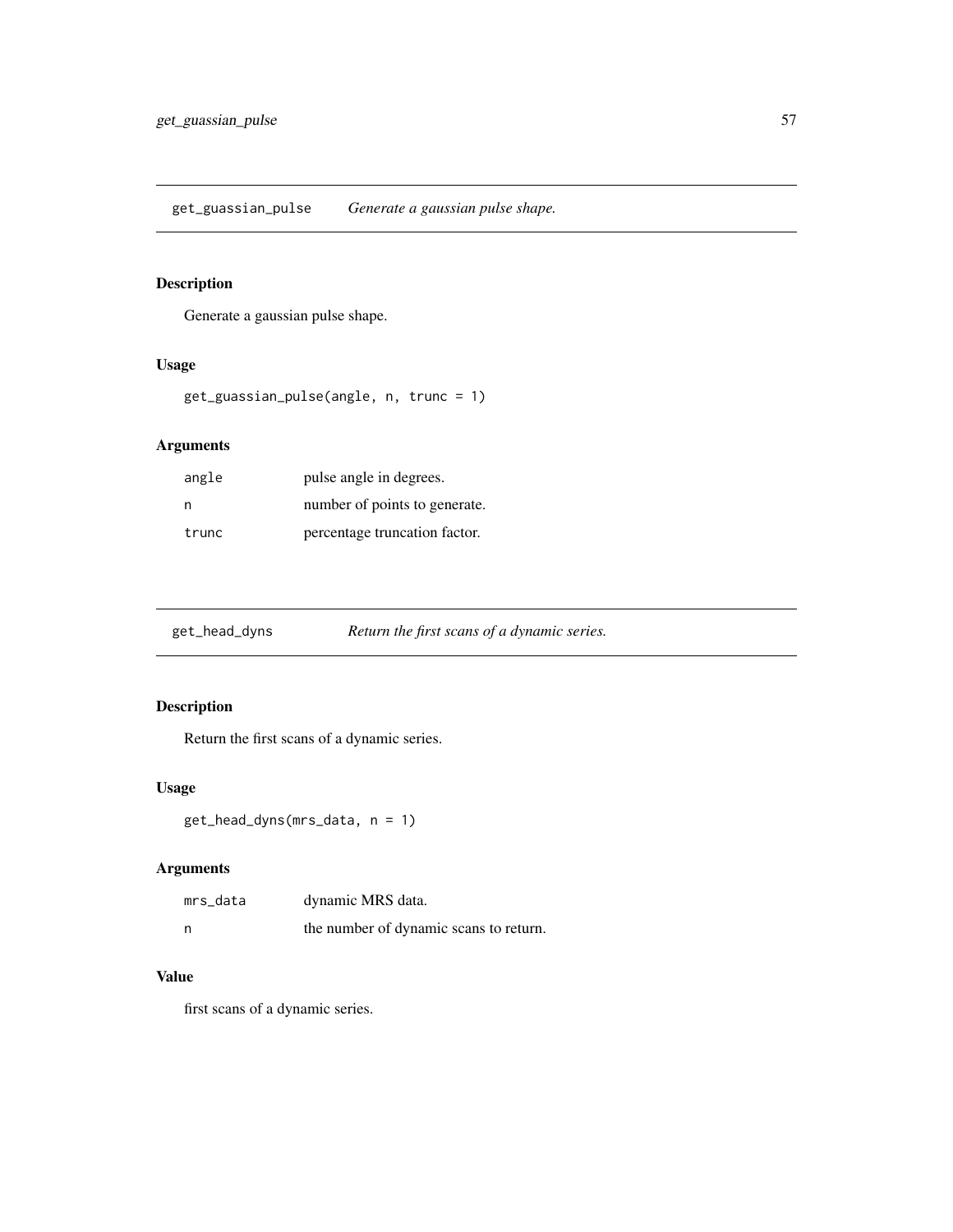## get_guassian_pulse    *Generate a gaussian pulse shape.*

### Description

Generate a gaussian pulse shape.

### Usage

```
get_guassian_pulse(angle, n, trunc = 1)
```

### Arguments

| | |
|---|---|
| angle | pulse angle in degrees. |
| n | number of points to generate. |
| trunc | percentage truncation factor. |

## get_head_dyns    *Return the first scans of a dynamic series.*

### Description

Return the first scans of a dynamic series.

### Usage

```
get_head_dyns(mrs_data, n = 1)
```

### Arguments

| | |
|---|---|
| mrs_data | dynamic MRS data. |
| n | the number of dynamic scans to return. |

### Value

first scans of a dynamic series.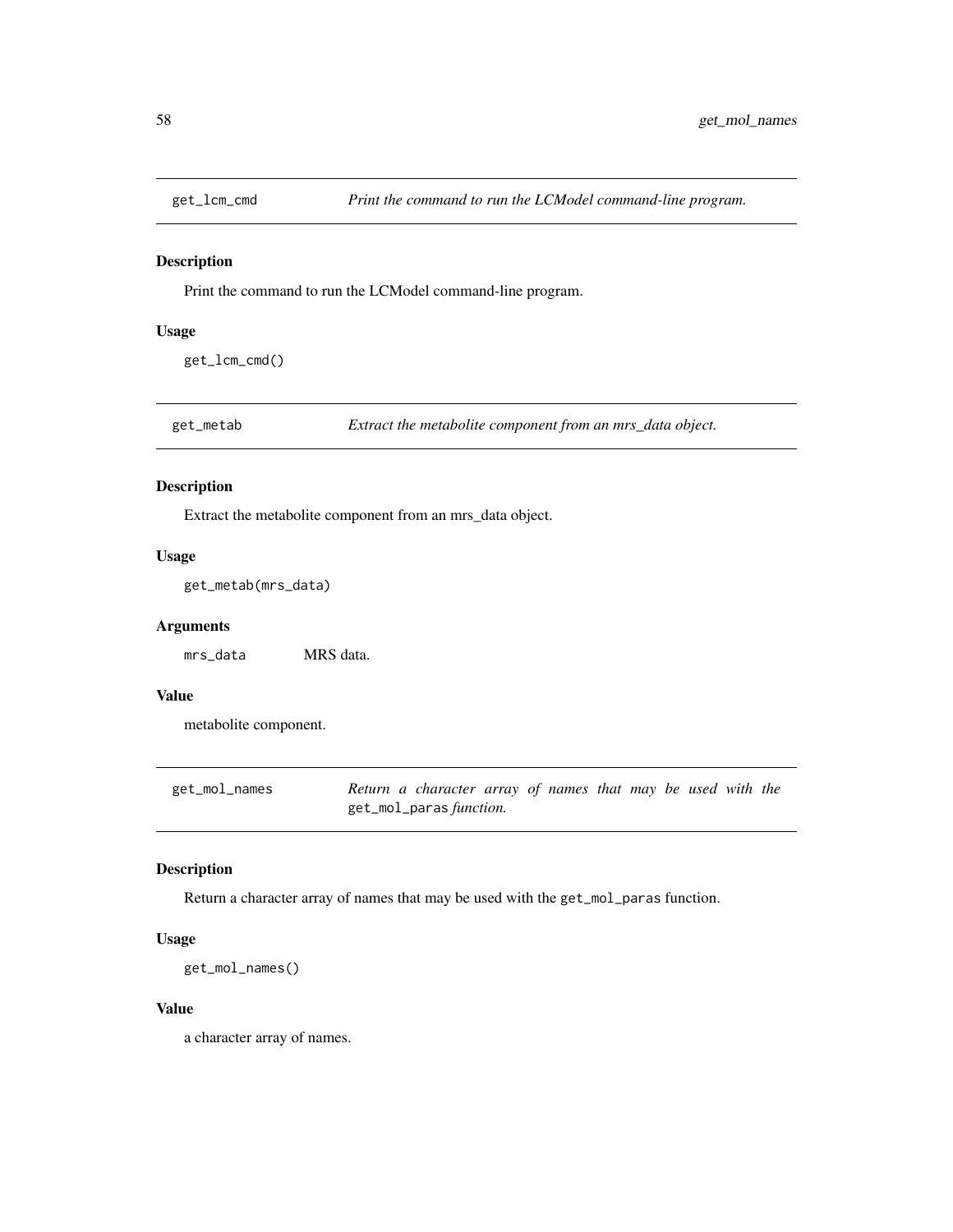## get_lcm_cmd *Print the command to run the LCModel command-line program.*

### Description

Print the command to run the LCModel command-line program.

### Usage

```
get_lcm_cmd()
```

## get_metab *Extract the metabolite component from an mrs_data object.*

### Description

Extract the metabolite component from an mrs_data object.

### Usage

```
get_metab(mrs_data)
```

### Arguments

| | |
|---|---|
| mrs_data | MRS data. |

### Value

metabolite component.

## get_mol_names *Return a character array of names that may be used with the `get_mol_paras` function.*

### Description

Return a character array of names that may be used with the `get_mol_paras` function.

### Usage

```
get_mol_names()
```

### Value

a character array of names.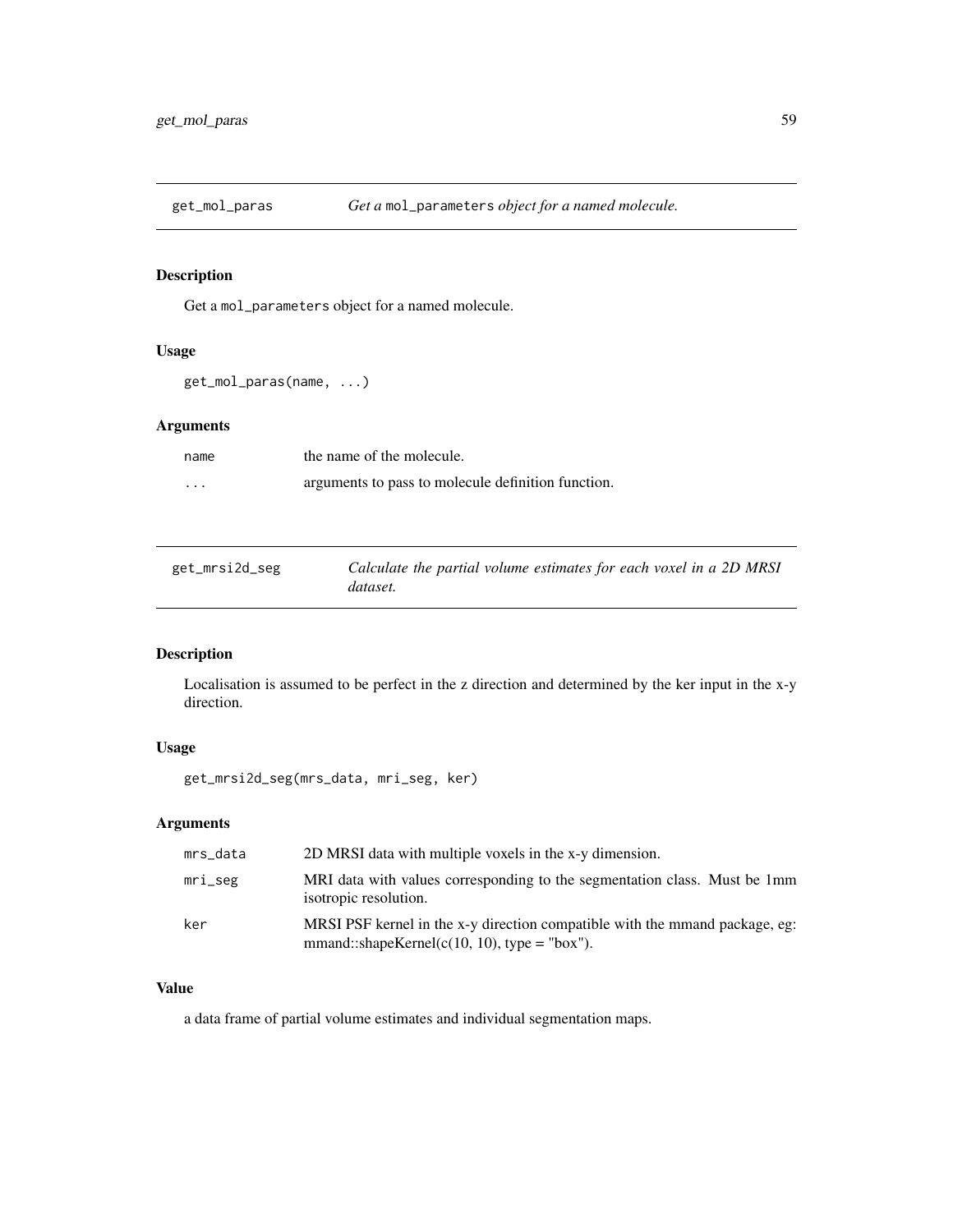## get_mol_paras    *Get a* `mol_parameters` *object for a named molecule.*

### Description

Get a `mol_parameters` object for a named molecule.

### Usage

```
get_mol_paras(name, ...)
```

### Arguments

| | |
|---|---|
| `name` | the name of the molecule. |
| `...` | arguments to pass to molecule definition function. |

## get_mrsi2d_seg    *Calculate the partial volume estimates for each voxel in a 2D MRSI dataset.*

### Description

Localisation is assumed to be perfect in the z direction and determined by the ker input in the x-y direction.

### Usage

```
get_mrsi2d_seg(mrs_data, mri_seg, ker)
```

### Arguments

| | |
|---|---|
| `mrs_data` | 2D MRSI data with multiple voxels in the x-y dimension. |
| `mri_seg` | MRI data with values corresponding to the segmentation class. Must be 1mm isotropic resolution. |
| `ker` | MRSI PSF kernel in the x-y direction compatible with the mmand package, eg: mmand::shapeKernel(c(10, 10), type = "box"). |

### Value

a data frame of partial volume estimates and individual segmentation maps.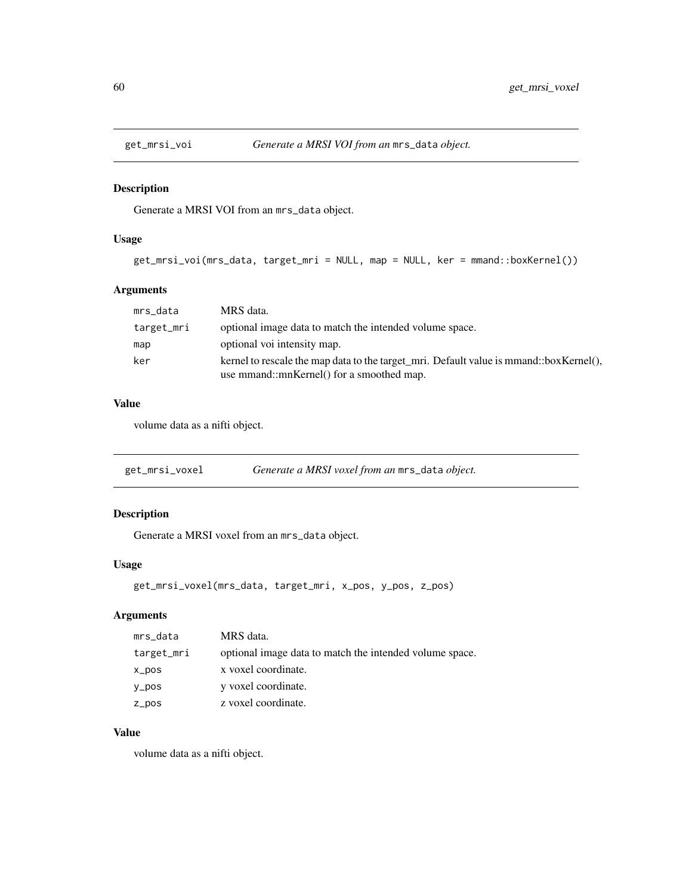## get_mrsi_voi    *Generate a MRSI VOI from an mrs_data object.*

### Description

Generate a MRSI VOI from an mrs_data object.

### Usage

```
get_mrsi_voi(mrs_data, target_mri = NULL, map = NULL, ker = mmand::boxKernel())
```

### Arguments

| | |
|---|---|
| mrs_data | MRS data. |
| target_mri | optional image data to match the intended volume space. |
| map | optional voi intensity map. |
| ker | kernel to rescale the map data to the target_mri. Default value is mmand::boxKernel(), use mmand::mnKernel() for a smoothed map. |

### Value

volume data as a nifti object.

## get_mrsi_voxel    *Generate a MRSI voxel from an mrs_data object.*

### Description

Generate a MRSI voxel from an mrs_data object.

### Usage

```
get_mrsi_voxel(mrs_data, target_mri, x_pos, y_pos, z_pos)
```

### Arguments

| | |
|---|---|
| mrs_data | MRS data. |
| target_mri | optional image data to match the intended volume space. |
| x_pos | x voxel coordinate. |
| y_pos | y voxel coordinate. |
| z_pos | z voxel coordinate. |

### Value

volume data as a nifti object.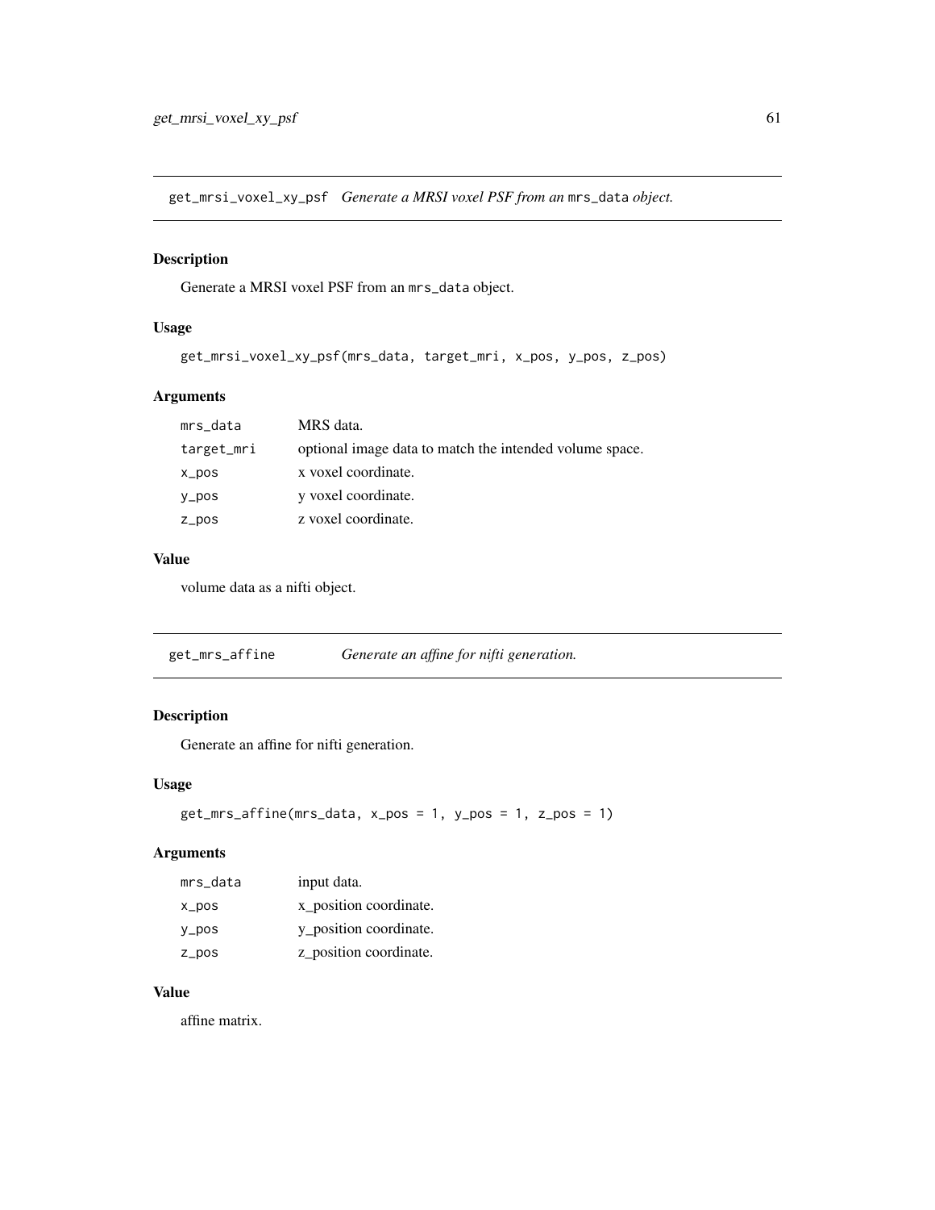## get_mrsi_voxel_xy_psf *Generate a MRSI voxel PSF from an* `mrs_data` *object.*

### Description

Generate a MRSI voxel PSF from an `mrs_data` object.

### Usage

```
get_mrsi_voxel_xy_psf(mrs_data, target_mri, x_pos, y_pos, z_pos)
```

### Arguments

| | |
|---|---|
| `mrs_data` | MRS data. |
| `target_mri` | optional image data to match the intended volume space. |
| `x_pos` | x voxel coordinate. |
| `y_pos` | y voxel coordinate. |
| `z_pos` | z voxel coordinate. |

### Value

volume data as a nifti object.

## get_mrs_affine *Generate an affine for nifti generation.*

### Description

Generate an affine for nifti generation.

### Usage

```
get_mrs_affine(mrs_data, x_pos = 1, y_pos = 1, z_pos = 1)
```

### Arguments

| | |
|---|---|
| `mrs_data` | input data. |
| `x_pos` | x_position coordinate. |
| `y_pos` | y_position coordinate. |
| `z_pos` | z_position coordinate. |

### Value

affine matrix.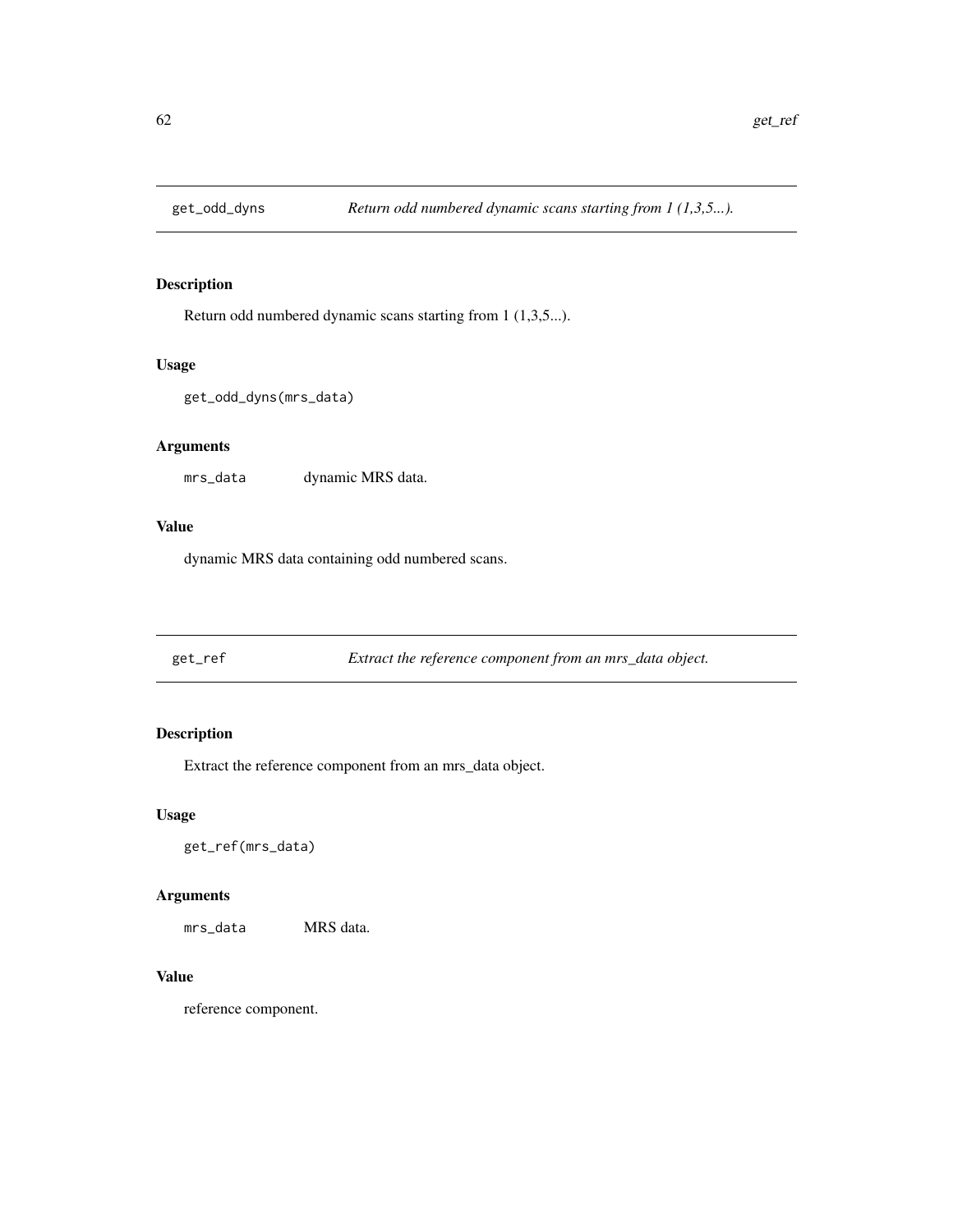## get_odd_dyns *Return odd numbered dynamic scans starting from 1 (1,3,5...).*

### Description

Return odd numbered dynamic scans starting from 1 (1,3,5...).

### Usage

```
get_odd_dyns(mrs_data)
```

### Arguments

| | |
|---|---|
| mrs_data | dynamic MRS data. |

### Value

dynamic MRS data containing odd numbered scans.

## get_ref *Extract the reference component from an mrs_data object.*

### Description

Extract the reference component from an mrs_data object.

### Usage

```
get_ref(mrs_data)
```

### Arguments

| | |
|---|---|
| mrs_data | MRS data. |

### Value

reference component.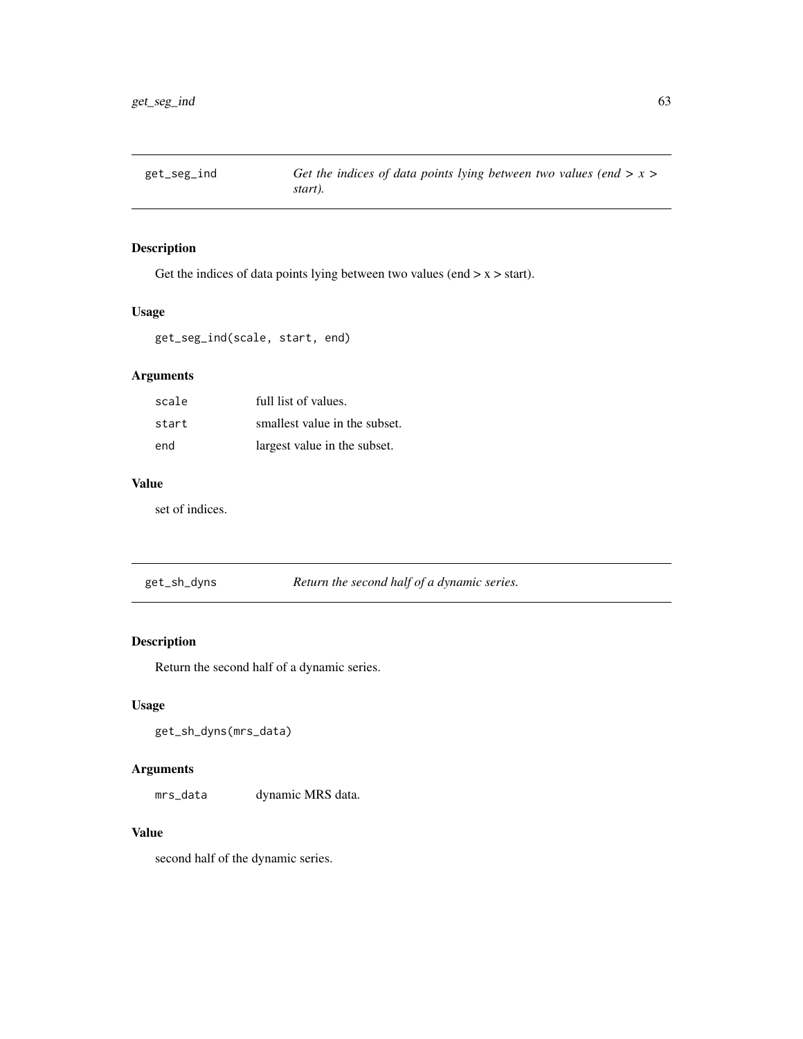## get_seg_ind — *Get the indices of data points lying between two values (end > x > start).*

### Description

Get the indices of data points lying between two values (end > x > start).

### Usage

```
get_seg_ind(scale, start, end)
```

### Arguments

| | |
|---|---|
| scale | full list of values. |
| start | smallest value in the subset. |
| end | largest value in the subset. |

### Value

set of indices.

## get_sh_dyns — *Return the second half of a dynamic series.*

### Description

Return the second half of a dynamic series.

### Usage

```
get_sh_dyns(mrs_data)
```

### Arguments

| | |
|---|---|
| mrs_data | dynamic MRS data. |

### Value

second half of the dynamic series.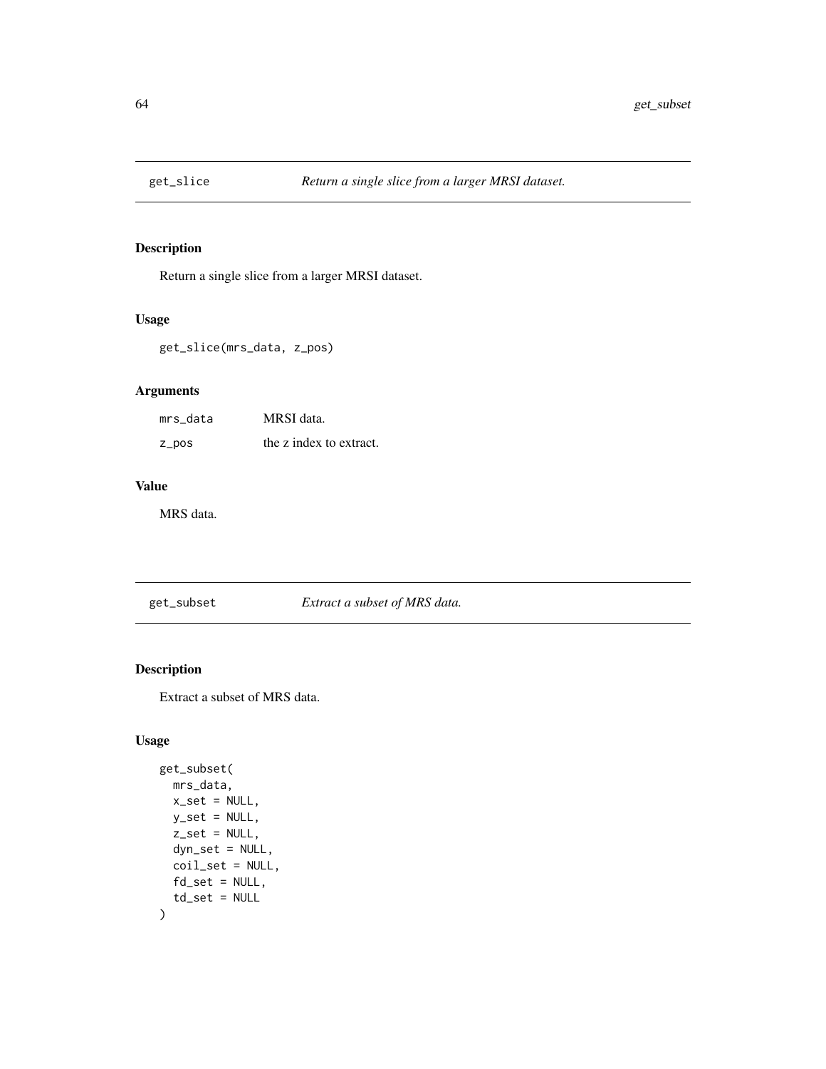## get_slice *Return a single slice from a larger MRSI dataset.*

### Description

Return a single slice from a larger MRSI dataset.

### Usage

```
get_slice(mrs_data, z_pos)
```

### Arguments

| | |
|---|---|
| mrs_data | MRSI data. |
| z_pos | the z index to extract. |

### Value

MRS data.

## get_subset *Extract a subset of MRS data.*

### Description

Extract a subset of MRS data.

### Usage

```
get_subset(
  mrs_data,
  x_set = NULL,
  y_set = NULL,
  z_set = NULL,
  dyn_set = NULL,
  coil_set = NULL,
  fd_set = NULL,
  td_set = NULL
)
```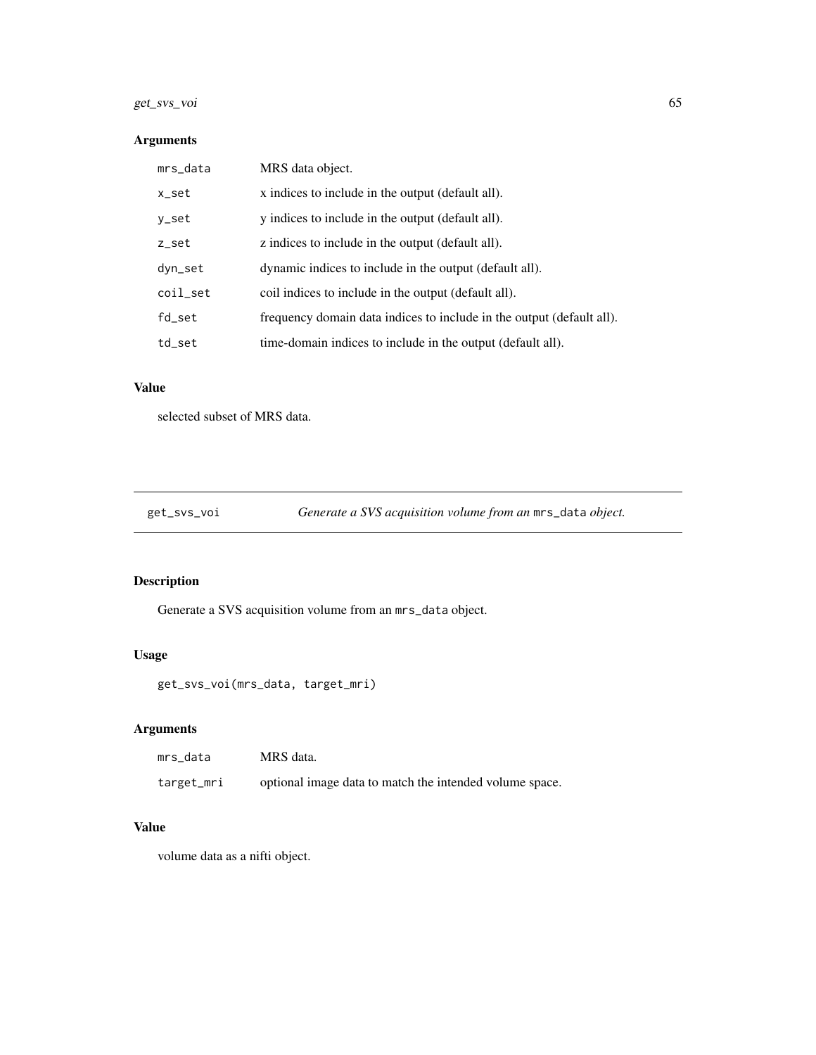## Arguments

| | |
|---|---|
| mrs_data | MRS data object. |
| x_set | x indices to include in the output (default all). |
| y_set | y indices to include in the output (default all). |
| z_set | z indices to include in the output (default all). |
| dyn_set | dynamic indices to include in the output (default all). |
| coil_set | coil indices to include in the output (default all). |
| fd_set | frequency domain data indices to include in the output (default all). |
| td_set | time-domain indices to include in the output (default all). |

## Value

selected subset of MRS data.

---

# get_svs_voi — *Generate a SVS acquisition volume from an* `mrs_data` *object.*

---

## Description

Generate a SVS acquisition volume from an `mrs_data` object.

## Usage

```
get_svs_voi(mrs_data, target_mri)
```

## Arguments

| | |
|---|---|
| mrs_data | MRS data. |
| target_mri | optional image data to match the intended volume space. |

## Value

volume data as a nifti object.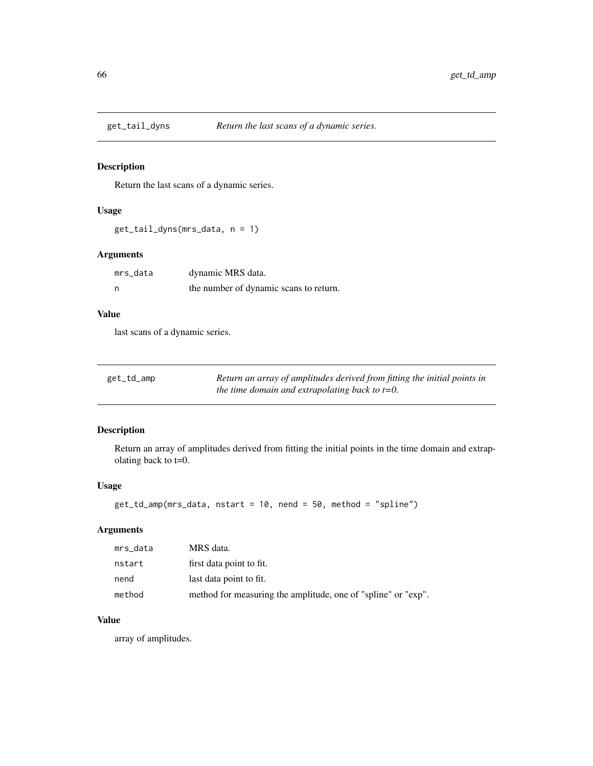## get_tail_dyns — *Return the last scans of a dynamic series.*

### Description

Return the last scans of a dynamic series.

### Usage

```
get_tail_dyns(mrs_data, n = 1)
```

### Arguments

| | |
|---|---|
| mrs_data | dynamic MRS data. |
| n | the number of dynamic scans to return. |

### Value

last scans of a dynamic series.

## get_td_amp — *Return an array of amplitudes derived from fitting the initial points in the time domain and extrapolating back to t=0.*

### Description

Return an array of amplitudes derived from fitting the initial points in the time domain and extrapolating back to t=0.

### Usage

```
get_td_amp(mrs_data, nstart = 10, nend = 50, method = "spline")
```

### Arguments

| | |
|---|---|
| mrs_data | MRS data. |
| nstart | first data point to fit. |
| nend | last data point to fit. |
| method | method for measuring the amplitude, one of "spline" or "exp". |

### Value

array of amplitudes.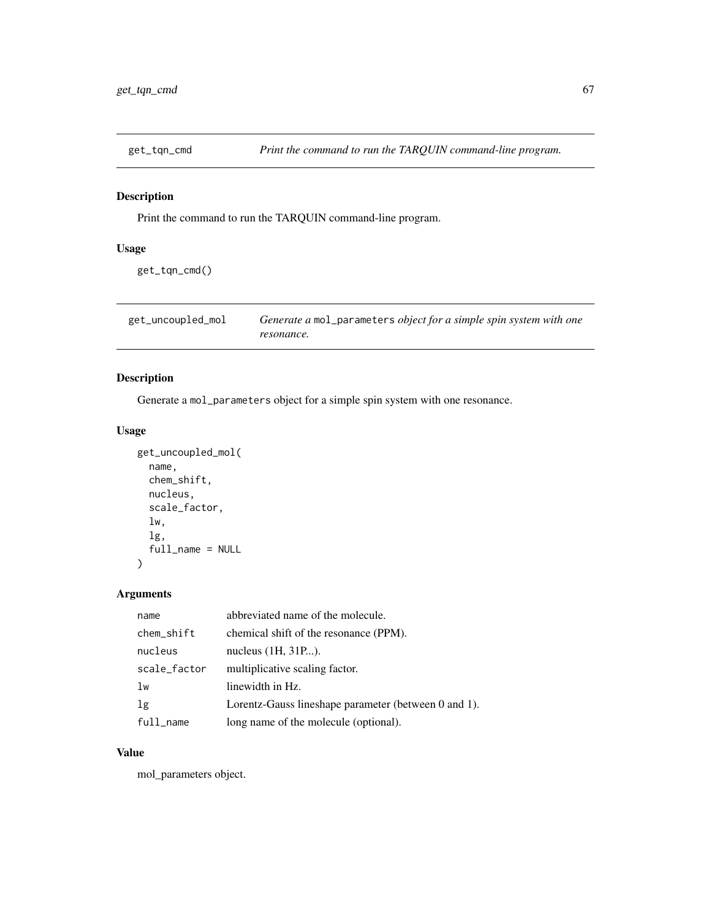## get_tqn_cmd — *Print the command to run the TARQUIN command-line program.*

### Description

Print the command to run the TARQUIN command-line program.

### Usage

```
get_tqn_cmd()
```

## get_uncoupled_mol — *Generate a* `mol_parameters` *object for a simple spin system with one resonance.*

### Description

Generate a `mol_parameters` object for a simple spin system with one resonance.

### Usage

```
get_uncoupled_mol(
  name,
  chem_shift,
  nucleus,
  scale_factor,
  lw,
  lg,
  full_name = NULL
)
```

### Arguments

| | |
|---|---|
| `name` | abbreviated name of the molecule. |
| `chem_shift` | chemical shift of the resonance (PPM). |
| `nucleus` | nucleus (1H, 31P...). |
| `scale_factor` | multiplicative scaling factor. |
| `lw` | linewidth in Hz. |
| `lg` | Lorentz-Gauss lineshape parameter (between 0 and 1). |
| `full_name` | long name of the molecule (optional). |

### Value

mol_parameters object.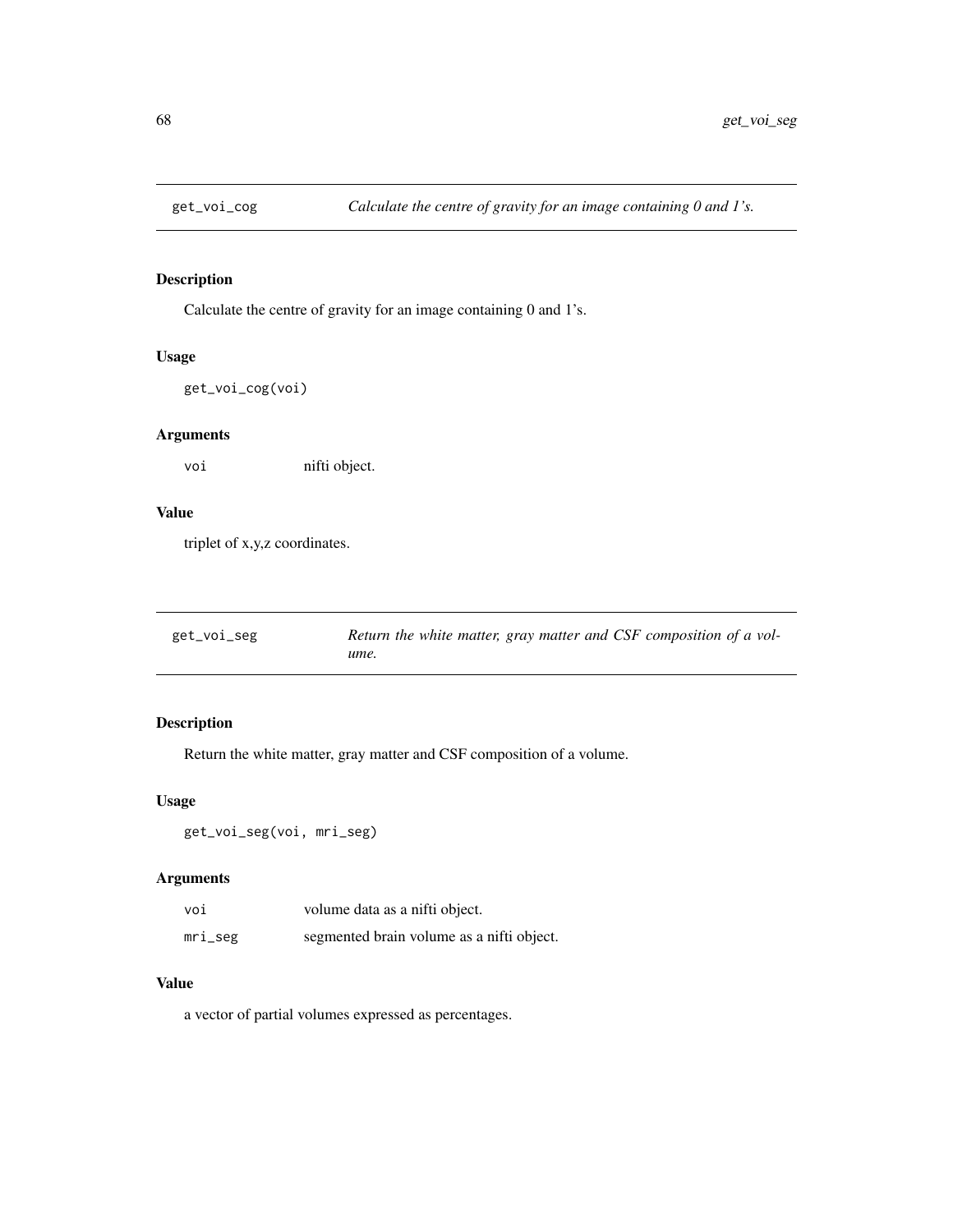## get_voi_cog — *Calculate the centre of gravity for an image containing 0 and 1's.*

### Description

Calculate the centre of gravity for an image containing 0 and 1's.

### Usage

```
get_voi_cog(voi)
```

### Arguments

| | |
|---|---|
| voi | nifti object. |

### Value

triplet of x,y,z coordinates.

## get_voi_seg — *Return the white matter, gray matter and CSF composition of a volume.*

### Description

Return the white matter, gray matter and CSF composition of a volume.

### Usage

```
get_voi_seg(voi, mri_seg)
```

### Arguments

| | |
|---|---|
| voi | volume data as a nifti object. |
| mri_seg | segmented brain volume as a nifti object. |

### Value

a vector of partial volumes expressed as percentages.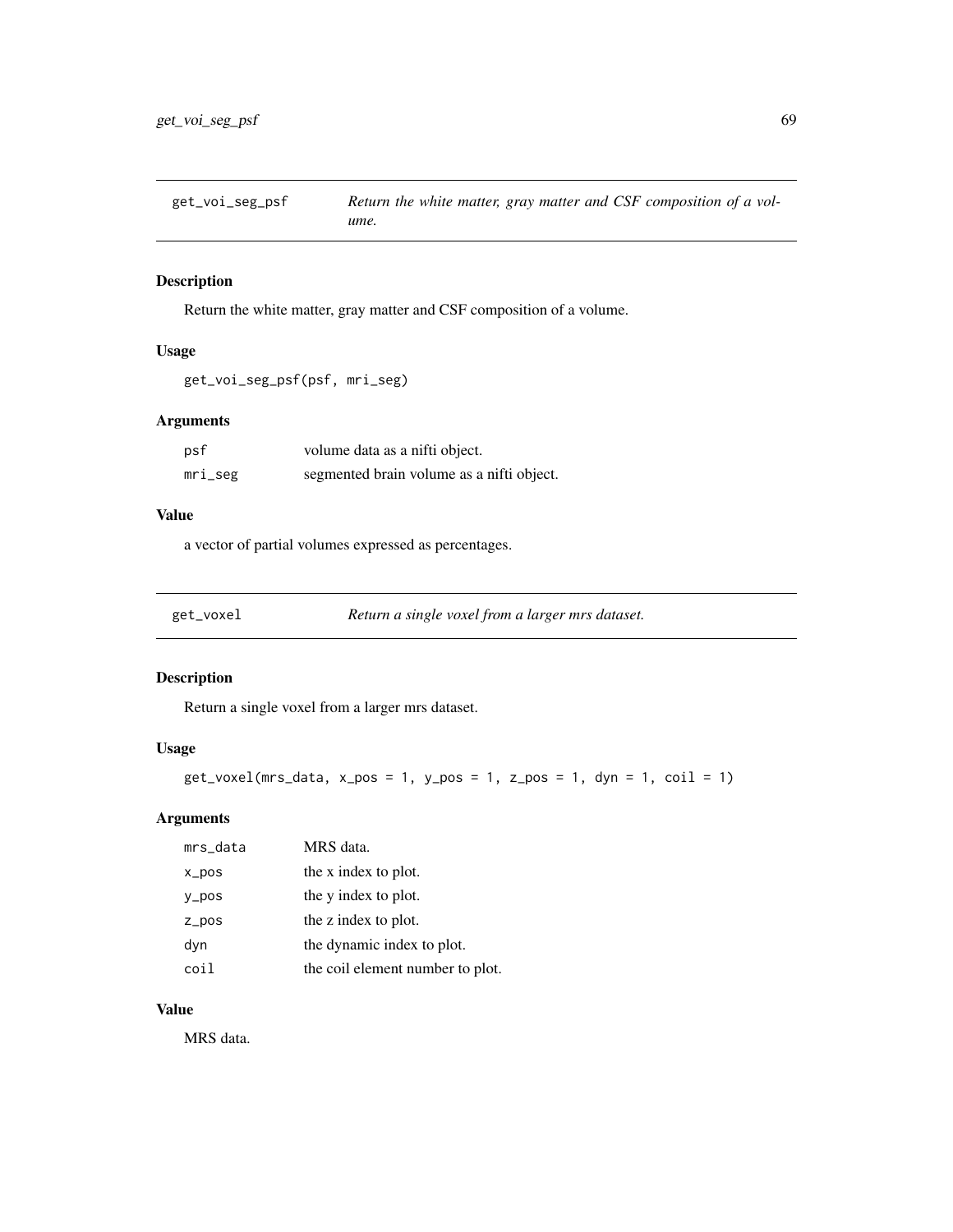## get_voi_seg_psf — *Return the white matter, gray matter and CSF composition of a volume.*

### Description

Return the white matter, gray matter and CSF composition of a volume.

### Usage

```
get_voi_seg_psf(psf, mri_seg)
```

### Arguments

| | |
|---|---|
| psf | volume data as a nifti object. |
| mri_seg | segmented brain volume as a nifti object. |

### Value

a vector of partial volumes expressed as percentages.

## get_voxel — *Return a single voxel from a larger mrs dataset.*

### Description

Return a single voxel from a larger mrs dataset.

### Usage

```
get_voxel(mrs_data, x_pos = 1, y_pos = 1, z_pos = 1, dyn = 1, coil = 1)
```

### Arguments

| | |
|---|---|
| mrs_data | MRS data. |
| x_pos | the x index to plot. |
| y_pos | the y index to plot. |
| z_pos | the z index to plot. |
| dyn | the dynamic index to plot. |
| coil | the coil element number to plot. |

### Value

MRS data.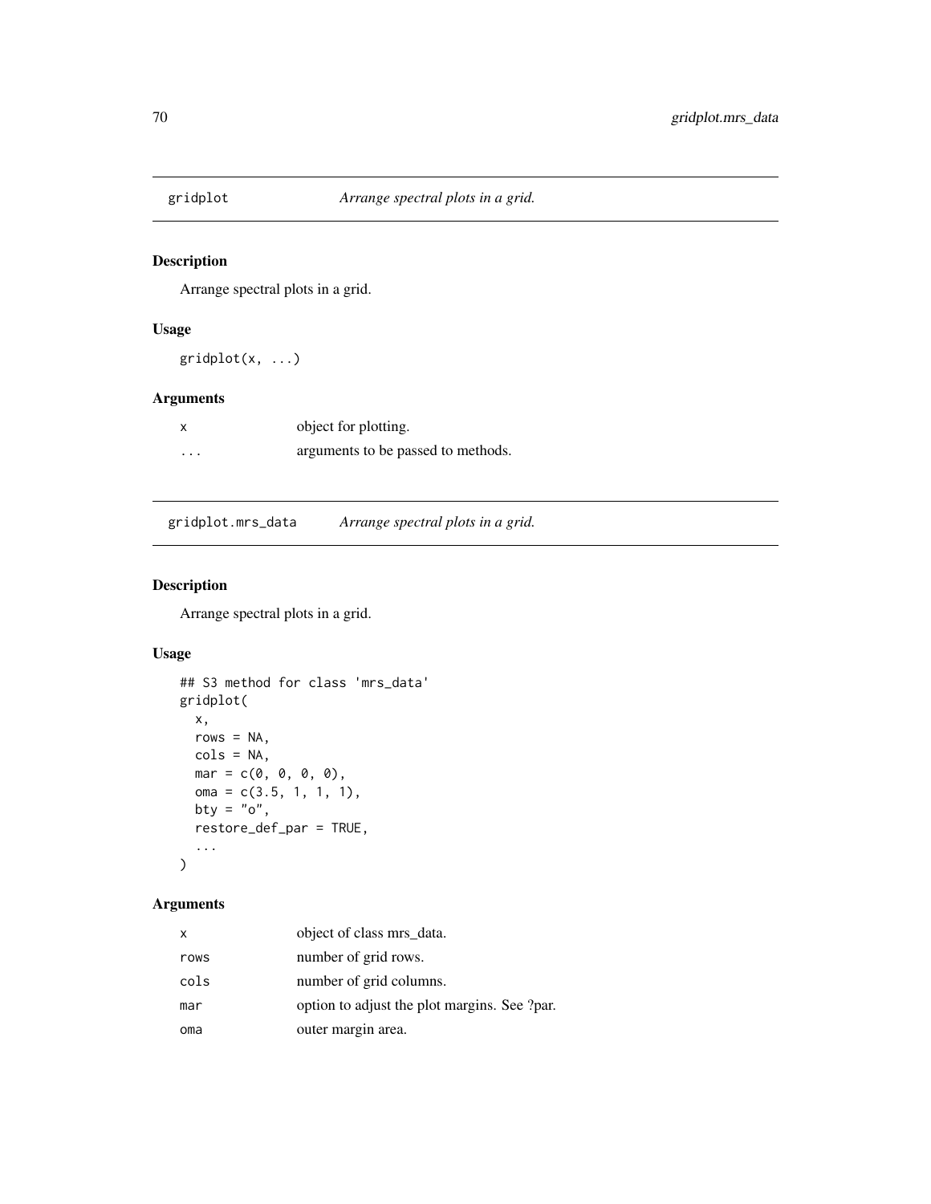## gridplot — *Arrange spectral plots in a grid.*

### Description

Arrange spectral plots in a grid.

### Usage

```
gridplot(x, ...)
```

### Arguments

| | |
|---|---|
| x | object for plotting. |
| ... | arguments to be passed to methods. |

## gridplot.mrs_data — *Arrange spectral plots in a grid.*

### Description

Arrange spectral plots in a grid.

### Usage

```
## S3 method for class 'mrs_data'
gridplot(
  x,
  rows = NA,
  cols = NA,
  mar = c(0, 0, 0, 0),
  oma = c(3.5, 1, 1, 1),
  bty = "o",
  restore_def_par = TRUE,
  ...
)
```

### Arguments

| | |
|---|---|
| x | object of class mrs_data. |
| rows | number of grid rows. |
| cols | number of grid columns. |
| mar | option to adjust the plot margins. See ?par. |
| oma | outer margin area. |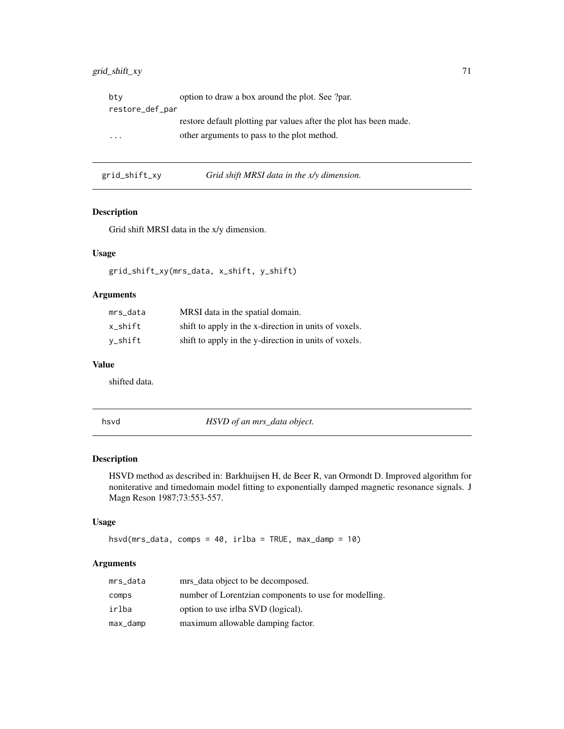| | |
|---|---|
| bty | option to draw a box around the plot. See ?par. |
| restore_def_par | restore default plotting par values after the plot has been made. |
| ... | other arguments to pass to the plot method. |

## grid_shift_xy — *Grid shift MRSI data in the x/y dimension.*

### Description

Grid shift MRSI data in the x/y dimension.

### Usage

```
grid_shift_xy(mrs_data, x_shift, y_shift)
```

### Arguments

| | |
|---|---|
| mrs_data | MRSI data in the spatial domain. |
| x_shift | shift to apply in the x-direction in units of voxels. |
| y_shift | shift to apply in the y-direction in units of voxels. |

### Value

shifted data.

## hsvd — *HSVD of an mrs_data object.*

### Description

HSVD method as described in: Barkhuijsen H, de Beer R, van Ormondt D. Improved algorithm for noniterative and timedomain model fitting to exponentially damped magnetic resonance signals. J Magn Reson 1987;73:553-557.

### Usage

```
hsvd(mrs_data, comps = 40, irlba = TRUE, max_damp = 10)
```

### Arguments

| | |
|---|---|
| mrs_data | mrs_data object to be decomposed. |
| comps | number of Lorentzian components to use for modelling. |
| irlba | option to use irlba SVD (logical). |
| max_damp | maximum allowable damping factor. |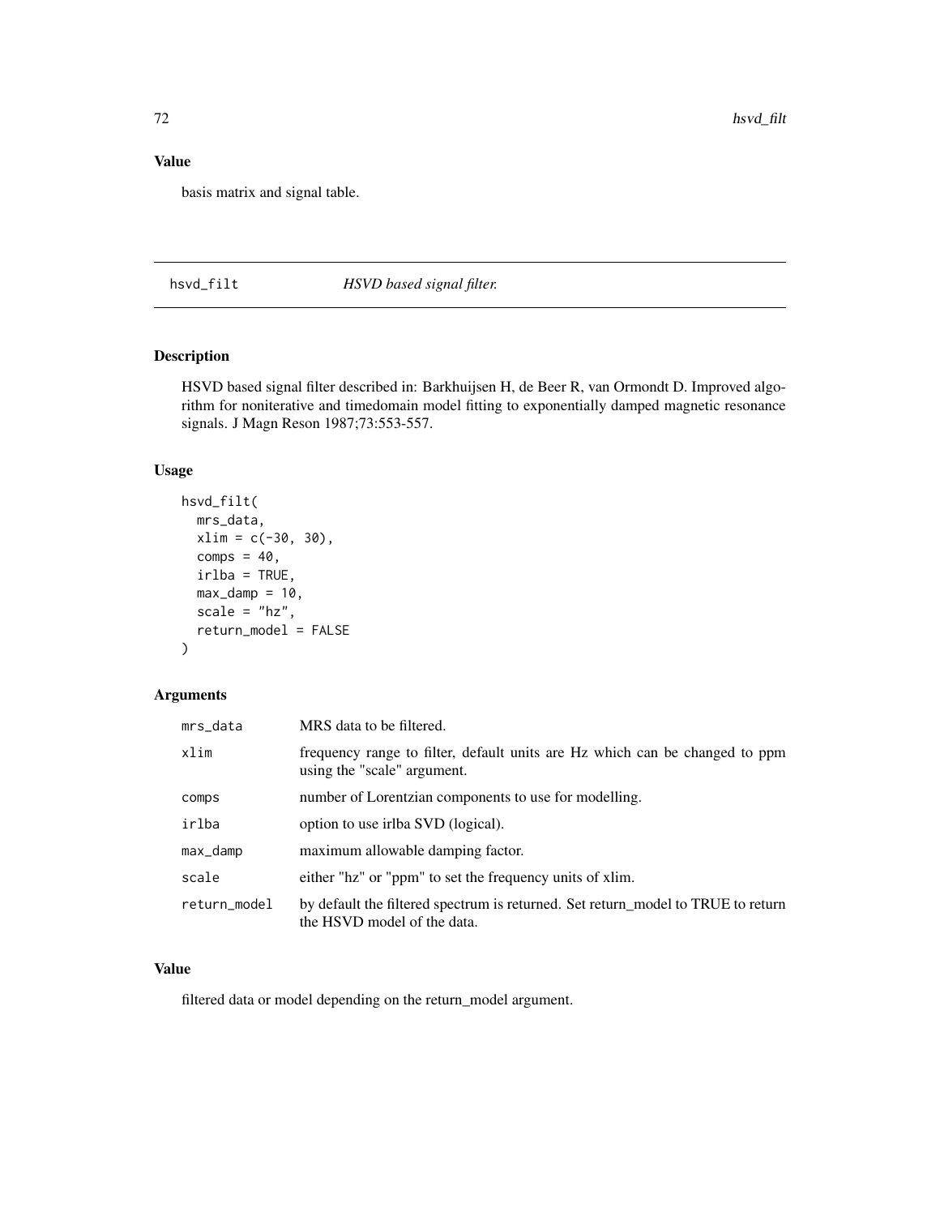## Value

basis matrix and signal table.

---

## hsvd_filt — *HSVD based signal filter.*

### Description

HSVD based signal filter described in: Barkhuijsen H, de Beer R, van Ormondt D. Improved algorithm for noniterative and timedomain model fitting to exponentially damped magnetic resonance signals. J Magn Reson 1987;73:553-557.

### Usage

```
hsvd_filt(
  mrs_data,
  xlim = c(-30, 30),
  comps = 40,
  irlba = TRUE,
  max_damp = 10,
  scale = "hz",
  return_model = FALSE
)
```

### Arguments

| | |
|---|---|
| mrs_data | MRS data to be filtered. |
| xlim | frequency range to filter, default units are Hz which can be changed to ppm using the "scale" argument. |
| comps | number of Lorentzian components to use for modelling. |
| irlba | option to use irlba SVD (logical). |
| max_damp | maximum allowable damping factor. |
| scale | either "hz" or "ppm" to set the frequency units of xlim. |
| return_model | by default the filtered spectrum is returned. Set return_model to TRUE to return the HSVD model of the data. |

### Value

filtered data or model depending on the return_model argument.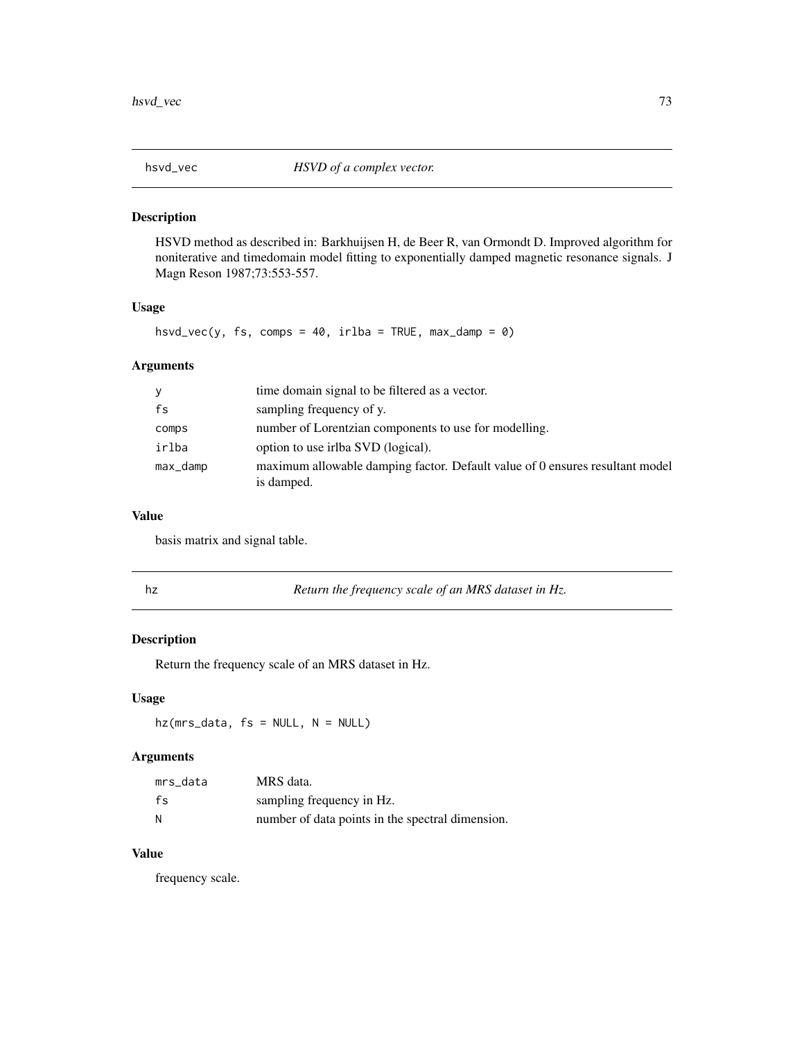## hsvd_vec *HSVD of a complex vector.*

### Description

HSVD method as described in: Barkhuijsen H, de Beer R, van Ormondt D. Improved algorithm for noniterative and timedomain model fitting to exponentially damped magnetic resonance signals. J Magn Reson 1987;73:553-557.

### Usage

```
hsvd_vec(y, fs, comps = 40, irlba = TRUE, max_damp = 0)
```

### Arguments

| | |
|---|---|
| y | time domain signal to be filtered as a vector. |
| fs | sampling frequency of y. |
| comps | number of Lorentzian components to use for modelling. |
| irlba | option to use irlba SVD (logical). |
| max_damp | maximum allowable damping factor. Default value of 0 ensures resultant model is damped. |

### Value

basis matrix and signal table.

## hz *Return the frequency scale of an MRS dataset in Hz.*

### Description

Return the frequency scale of an MRS dataset in Hz.

### Usage

```
hz(mrs_data, fs = NULL, N = NULL)
```

### Arguments

| | |
|---|---|
| mrs_data | MRS data. |
| fs | sampling frequency in Hz. |
| N | number of data points in the spectral dimension. |

### Value

frequency scale.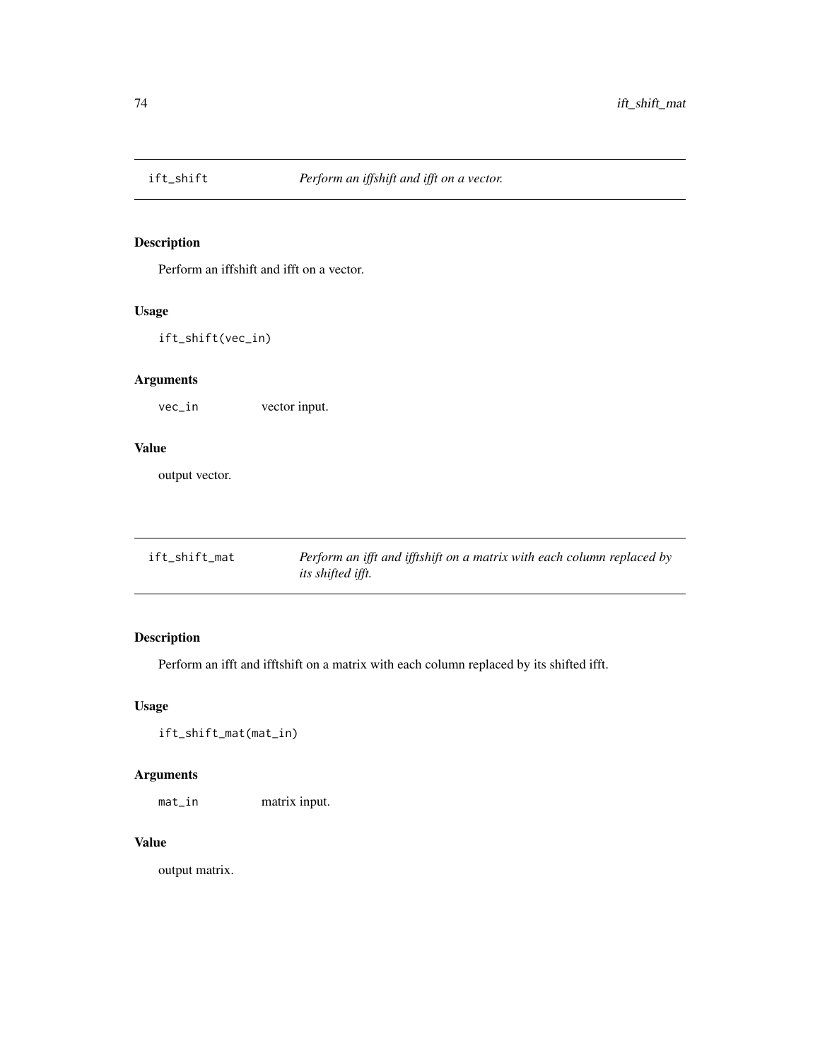## ift_shift — *Perform an iffshift and ifft on a vector.*

### Description

Perform an iffshift and ifft on a vector.

### Usage

```
ift_shift(vec_in)
```

### Arguments

| | |
|---|---|
| vec_in | vector input. |

### Value

output vector.

## ift_shift_mat — *Perform an ifft and ifftshift on a matrix with each column replaced by its shifted ifft.*

### Description

Perform an ifft and ifftshift on a matrix with each column replaced by its shifted ifft.

### Usage

```
ift_shift_mat(mat_in)
```

### Arguments

| | |
|---|---|
| mat_in | matrix input. |

### Value

output matrix.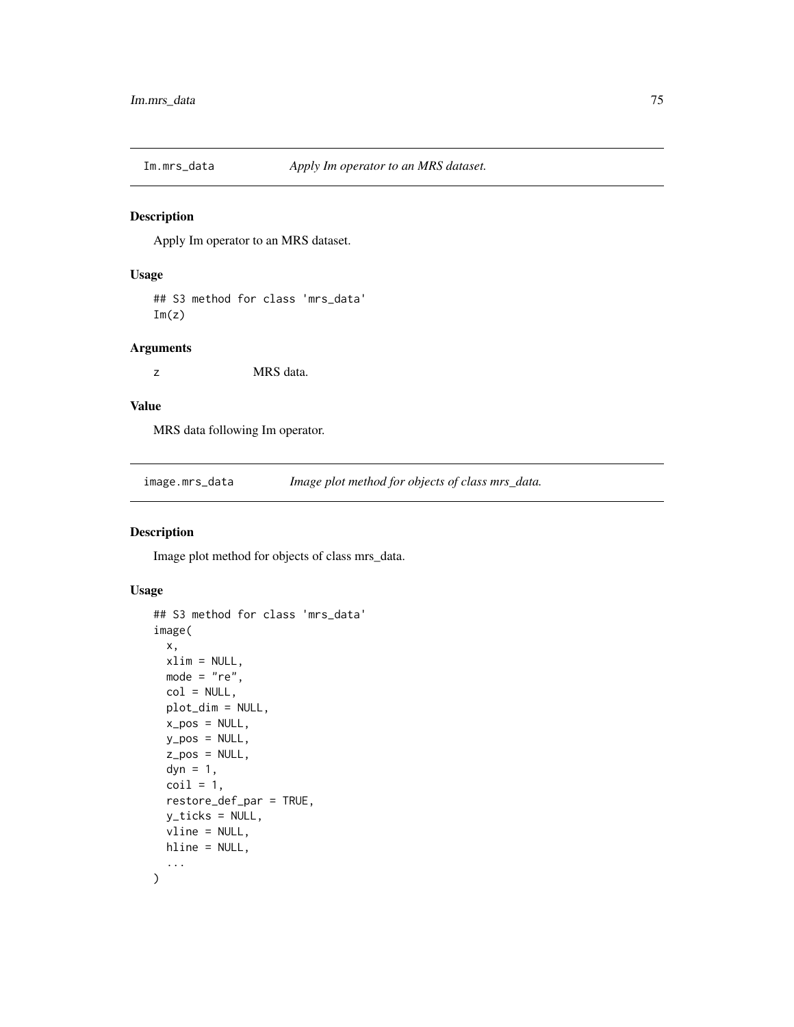## Im.mrs_data *Apply Im operator to an MRS dataset.*

### Description

Apply Im operator to an MRS dataset.

### Usage

```
## S3 method for class 'mrs_data'
Im(z)
```

### Arguments

| | |
|---|---|
| z | MRS data. |

### Value

MRS data following Im operator.

## image.mrs_data *Image plot method for objects of class mrs_data.*

### Description

Image plot method for objects of class mrs_data.

### Usage

```
## S3 method for class 'mrs_data'
image(
  x,
  xlim = NULL,
  mode = "re",
  col = NULL,
  plot_dim = NULL,
  x_pos = NULL,
  y_pos = NULL,
  z_pos = NULL,
  dyn = 1,
  coil = 1,
  restore_def_par = TRUE,
  y_ticks = NULL,
  vline = NULL,
  hline = NULL,
  ...
)
```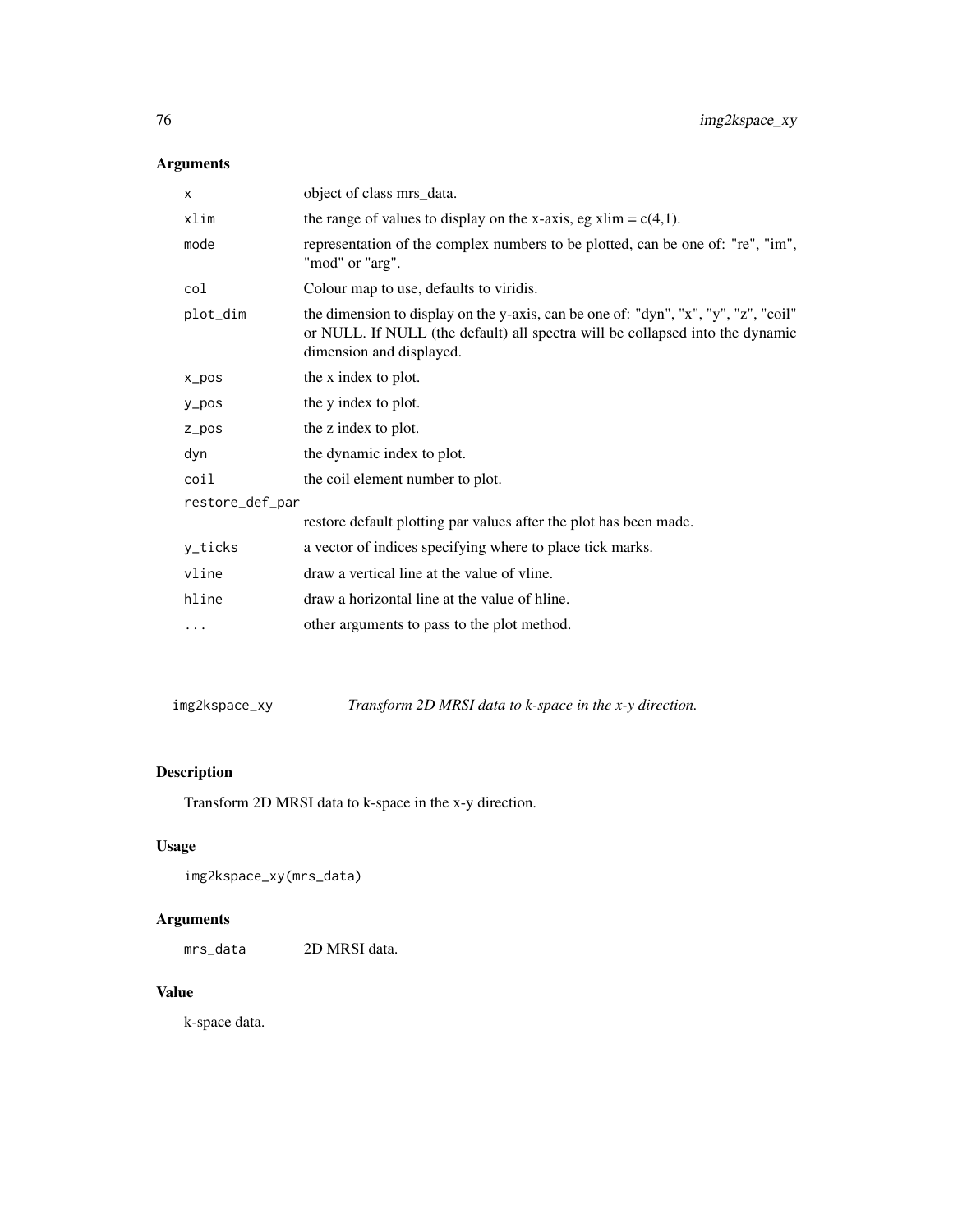## Arguments

| | |
|---|---|
| x | object of class mrs_data. |
| xlim | the range of values to display on the x-axis, eg xlim = c(4,1). |
| mode | representation of the complex numbers to be plotted, can be one of: "re", "im", "mod" or "arg". |
| col | Colour map to use, defaults to viridis. |
| plot_dim | the dimension to display on the y-axis, can be one of: "dyn", "x", "y", "z", "coil" or NULL. If NULL (the default) all spectra will be collapsed into the dynamic dimension and displayed. |
| x_pos | the x index to plot. |
| y_pos | the y index to plot. |
| z_pos | the z index to plot. |
| dyn | the dynamic index to plot. |
| coil | the coil element number to plot. |
| restore_def_par | restore default plotting par values after the plot has been made. |
| y_ticks | a vector of indices specifying where to place tick marks. |
| vline | draw a vertical line at the value of vline. |
| hline | draw a horizontal line at the value of hline. |
| ... | other arguments to pass to the plot method. |

---

# img2kspace_xy — *Transform 2D MRSI data to k-space in the x-y direction.*

## Description

Transform 2D MRSI data to k-space in the x-y direction.

## Usage

```
img2kspace_xy(mrs_data)
```

## Arguments

| | |
|---|---|
| mrs_data | 2D MRSI data. |

## Value

k-space data.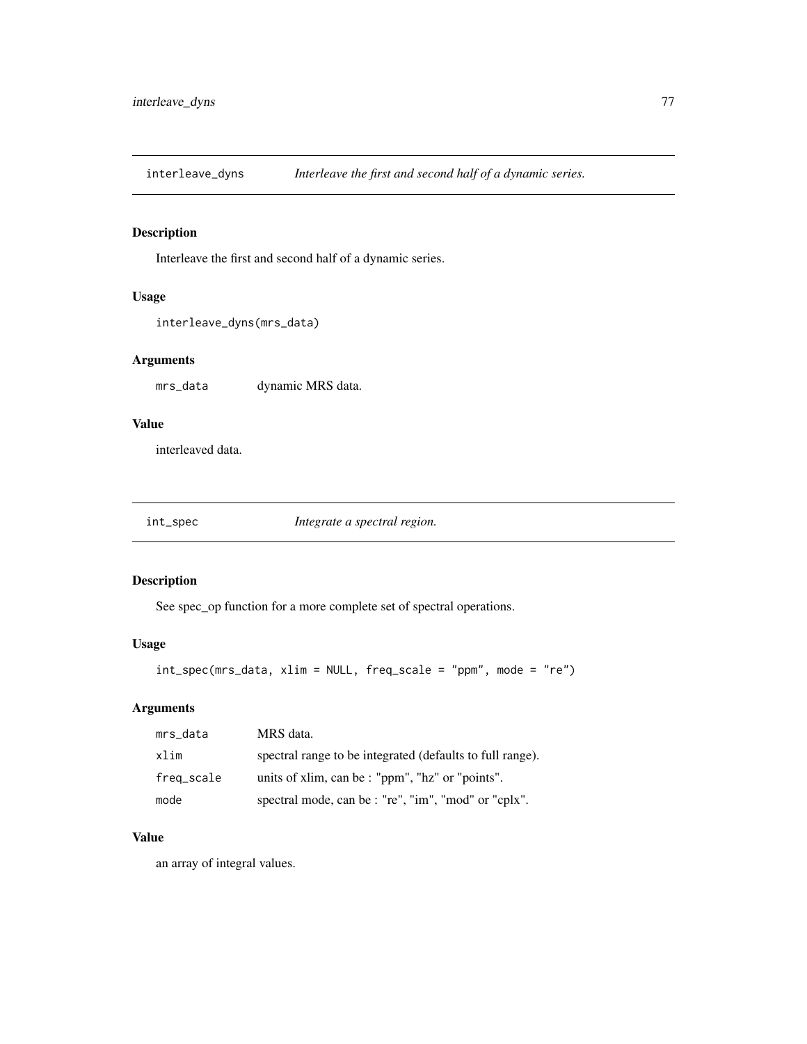## interleave_dyns — *Interleave the first and second half of a dynamic series.*

### Description

Interleave the first and second half of a dynamic series.

### Usage

```
interleave_dyns(mrs_data)
```

### Arguments

| | |
|---|---|
| `mrs_data` | dynamic MRS data. |

### Value

interleaved data.

## int_spec — *Integrate a spectral region.*

### Description

See spec_op function for a more complete set of spectral operations.

### Usage

```
int_spec(mrs_data, xlim = NULL, freq_scale = "ppm", mode = "re")
```

### Arguments

| | |
|---|---|
| `mrs_data` | MRS data. |
| `xlim` | spectral range to be integrated (defaults to full range). |
| `freq_scale` | units of xlim, can be : "ppm", "hz" or "points". |
| `mode` | spectral mode, can be : "re", "im", "mod" or "cplx". |

### Value

an array of integral values.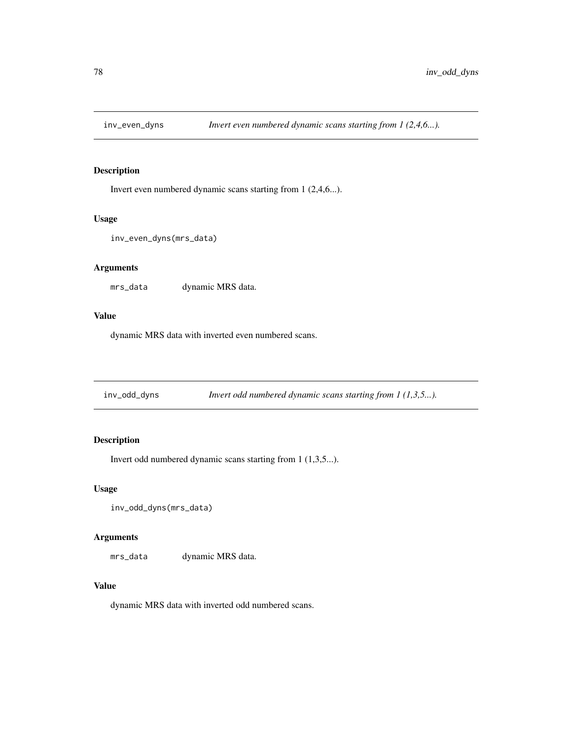## inv_even_dyns — *Invert even numbered dynamic scans starting from 1 (2,4,6...).*

### Description

Invert even numbered dynamic scans starting from 1 (2,4,6...).

### Usage

```
inv_even_dyns(mrs_data)
```

### Arguments

| | |
|---|---|
| mrs_data | dynamic MRS data. |

### Value

dynamic MRS data with inverted even numbered scans.

## inv_odd_dyns — *Invert odd numbered dynamic scans starting from 1 (1,3,5...).*

### Description

Invert odd numbered dynamic scans starting from 1 (1,3,5...).

### Usage

```
inv_odd_dyns(mrs_data)
```

### Arguments

| | |
|---|---|
| mrs_data | dynamic MRS data. |

### Value

dynamic MRS data with inverted odd numbered scans.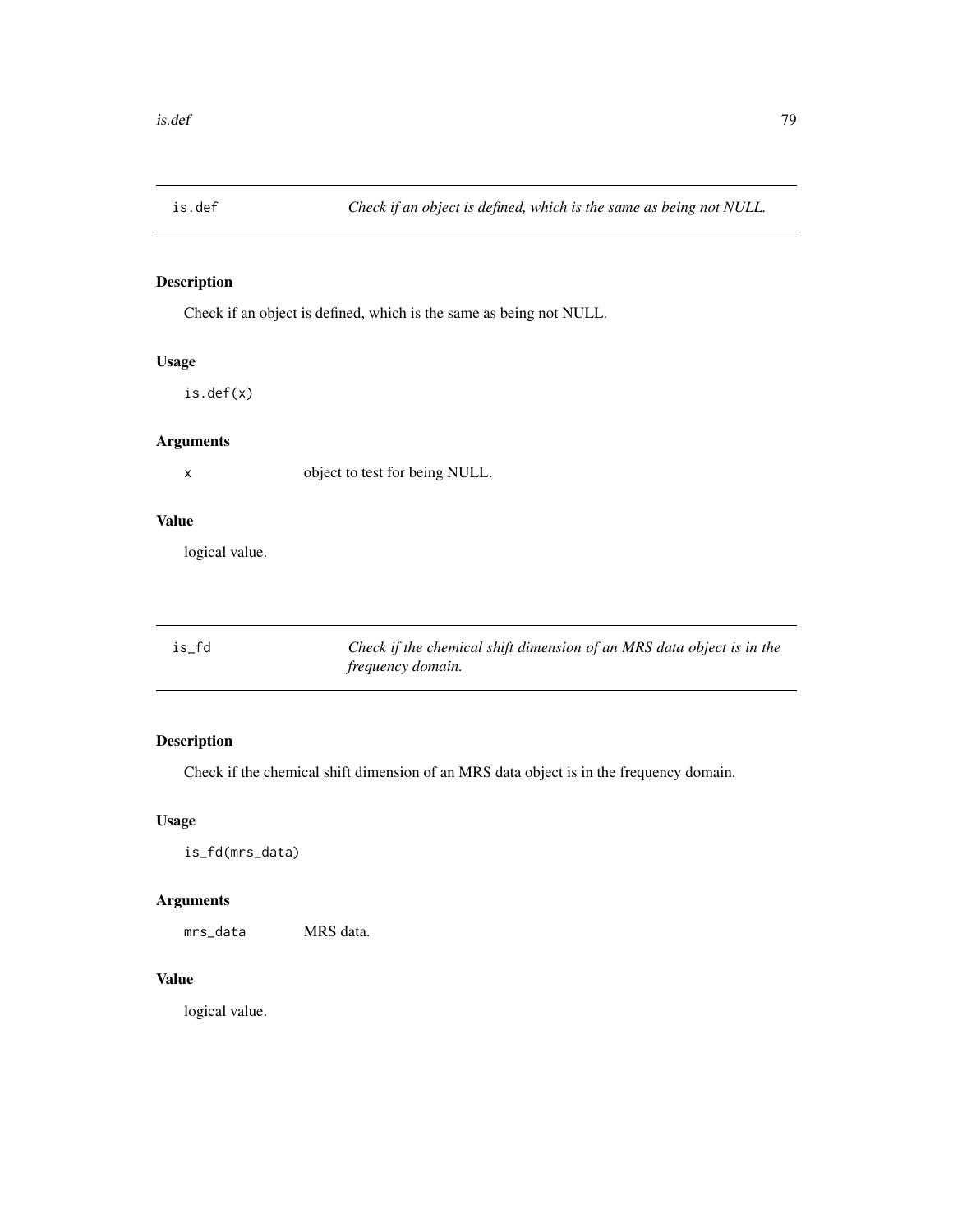## is.def — *Check if an object is defined, which is the same as being not NULL.*

### Description

Check if an object is defined, which is the same as being not NULL.

### Usage

```
is.def(x)
```

### Arguments

| | |
|---|---|
| x | object to test for being NULL. |

### Value

logical value.

## is_fd — *Check if the chemical shift dimension of an MRS data object is in the frequency domain.*

### Description

Check if the chemical shift dimension of an MRS data object is in the frequency domain.

### Usage

```
is_fd(mrs_data)
```

### Arguments

| | |
|---|---|
| mrs_data | MRS data. |

### Value

logical value.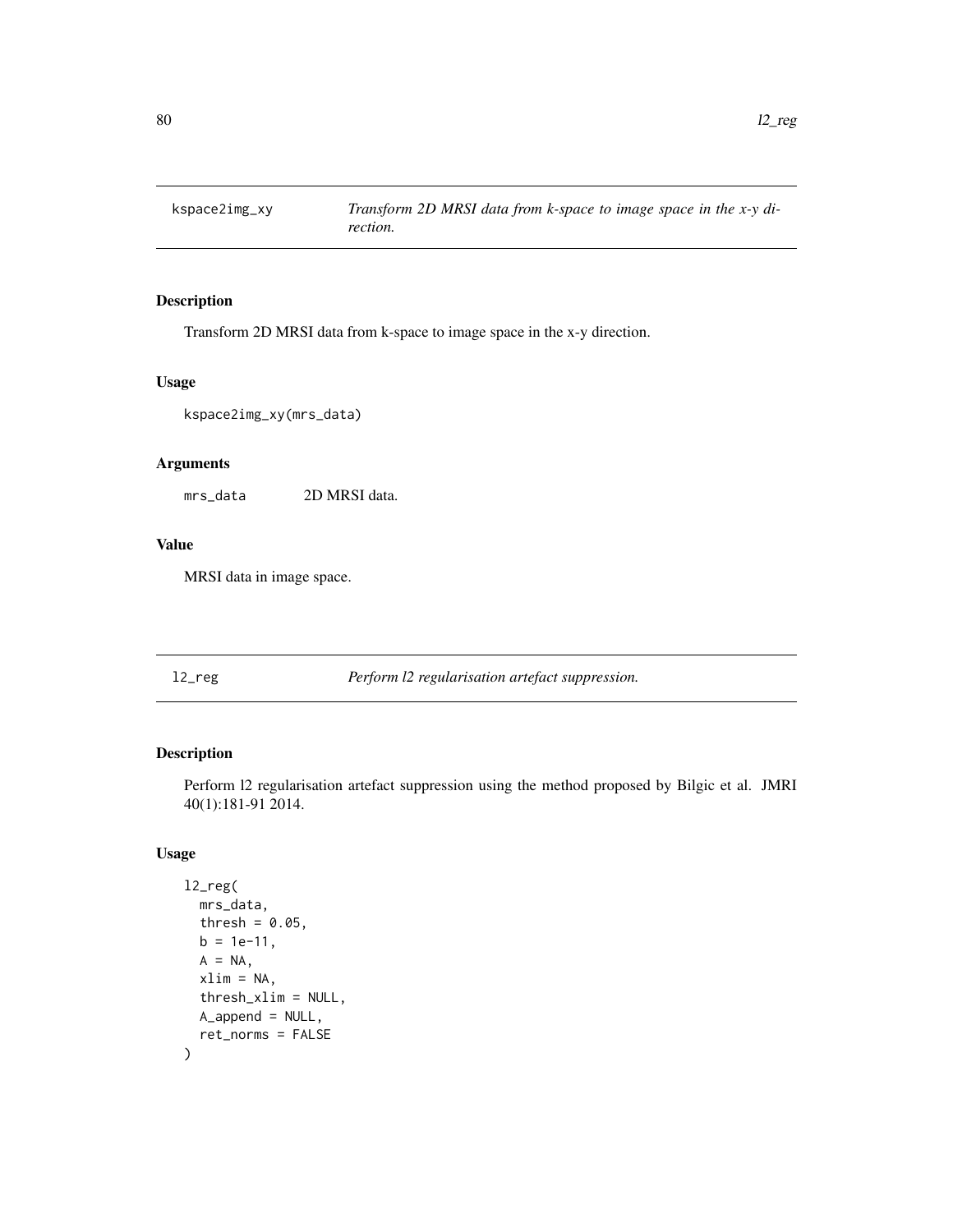## kspace2img_xy *Transform 2D MRSI data from k-space to image space in the x-y direction.*

### Description

Transform 2D MRSI data from k-space to image space in the x-y direction.

### Usage

```
kspace2img_xy(mrs_data)
```

### Arguments

| | |
|---|---|
| mrs_data | 2D MRSI data. |

### Value

MRSI data in image space.

## l2_reg *Perform l2 regularisation artefact suppression.*

### Description

Perform l2 regularisation artefact suppression using the method proposed by Bilgic et al. JMRI 40(1):181-91 2014.

### Usage

```
l2_reg(
  mrs_data,
  thresh = 0.05,
  b = 1e-11,
  A = NA,
  xlim = NA,
  thresh_xlim = NULL,
  A_append = NULL,
  ret_norms = FALSE
)
```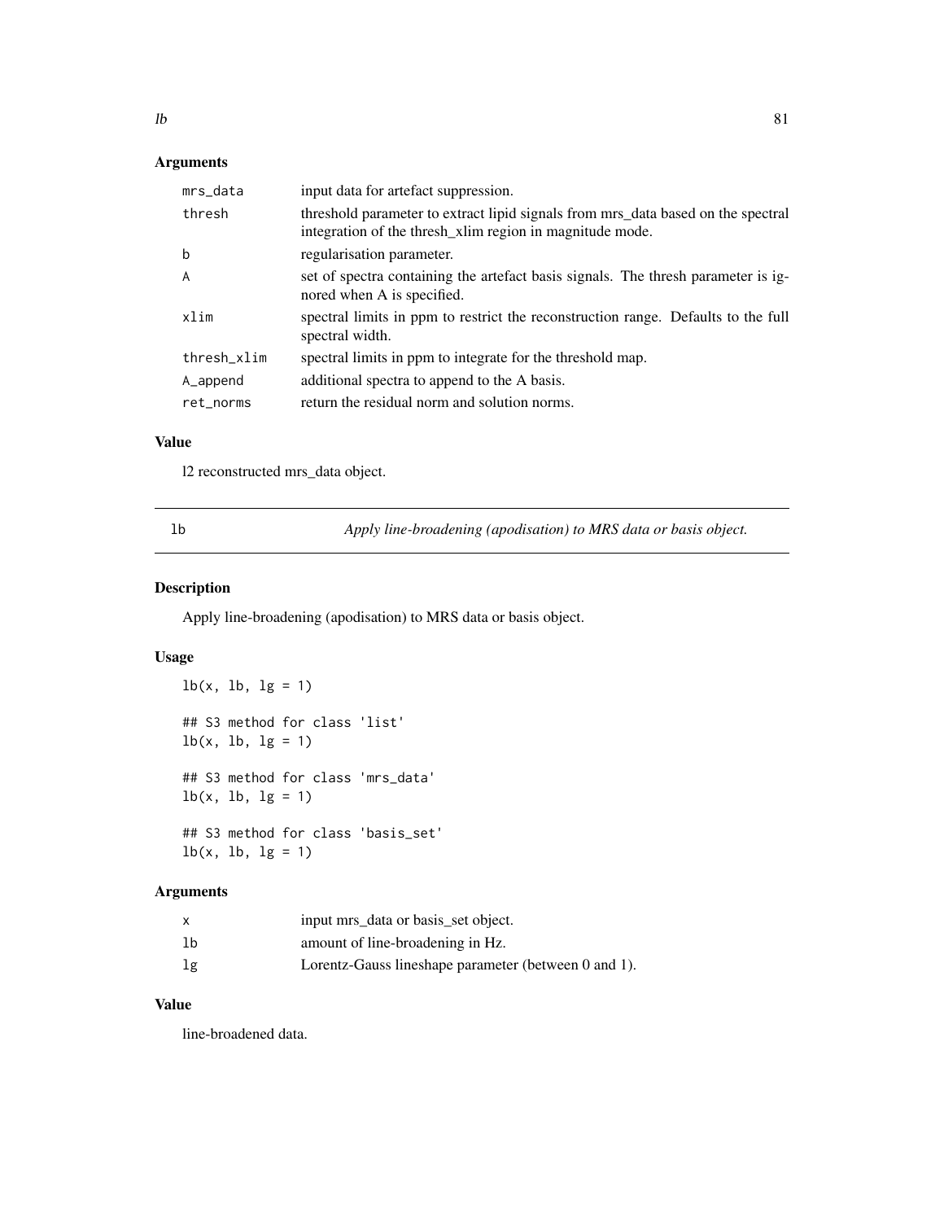## Arguments

| | |
|---|---|
| mrs_data | input data for artefact suppression. |
| thresh | threshold parameter to extract lipid signals from mrs_data based on the spectral integration of the thresh_xlim region in magnitude mode. |
| b | regularisation parameter. |
| A | set of spectra containing the artefact basis signals. The thresh parameter is ignored when A is specified. |
| xlim | spectral limits in ppm to restrict the reconstruction range. Defaults to the full spectral width. |
| thresh_xlim | spectral limits in ppm to integrate for the threshold map. |
| A_append | additional spectra to append to the A basis. |
| ret_norms | return the residual norm and solution norms. |

## Value

l2 reconstructed mrs_data object.

---

# lb — *Apply line-broadening (apodisation) to MRS data or basis object.*

## Description

Apply line-broadening (apodisation) to MRS data or basis object.

## Usage

```
lb(x, lb, lg = 1)

## S3 method for class 'list'
lb(x, lb, lg = 1)

## S3 method for class 'mrs_data'
lb(x, lb, lg = 1)

## S3 method for class 'basis_set'
lb(x, lb, lg = 1)
```

## Arguments

| | |
|---|---|
| x | input mrs_data or basis_set object. |
| lb | amount of line-broadening in Hz. |
| lg | Lorentz-Gauss lineshape parameter (between 0 and 1). |

## Value

line-broadened data.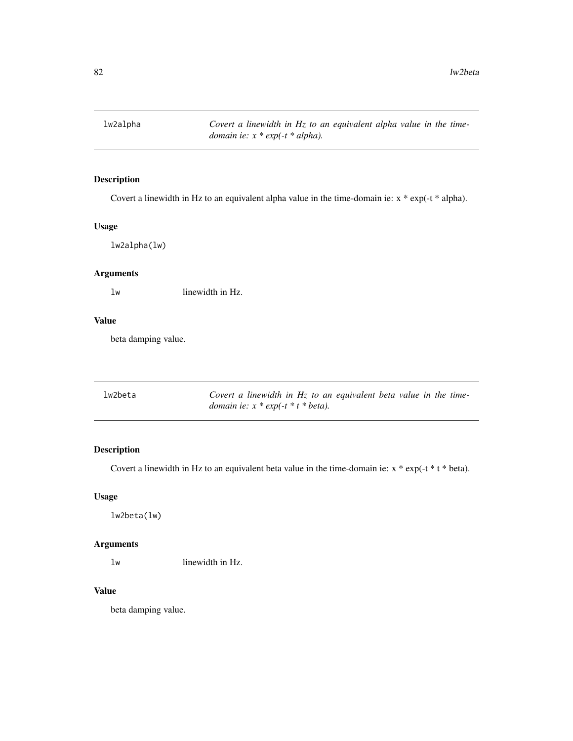## lw2alpha — *Covert a linewidth in Hz to an equivalent alpha value in the time-domain ie: x * exp(-t * alpha).*

### Description

Covert a linewidth in Hz to an equivalent alpha value in the time-domain ie: x * exp(-t * alpha).

### Usage

```
lw2alpha(lw)
```

### Arguments

| | |
|---|---|
| `lw` | linewidth in Hz. |

### Value

beta damping value.

## lw2beta — *Covert a linewidth in Hz to an equivalent beta value in the time-domain ie: x * exp(-t * t * beta).*

### Description

Covert a linewidth in Hz to an equivalent beta value in the time-domain ie: x * exp(-t * t * beta).

### Usage

```
lw2beta(lw)
```

### Arguments

| | |
|---|---|
| `lw` | linewidth in Hz. |

### Value

beta damping value.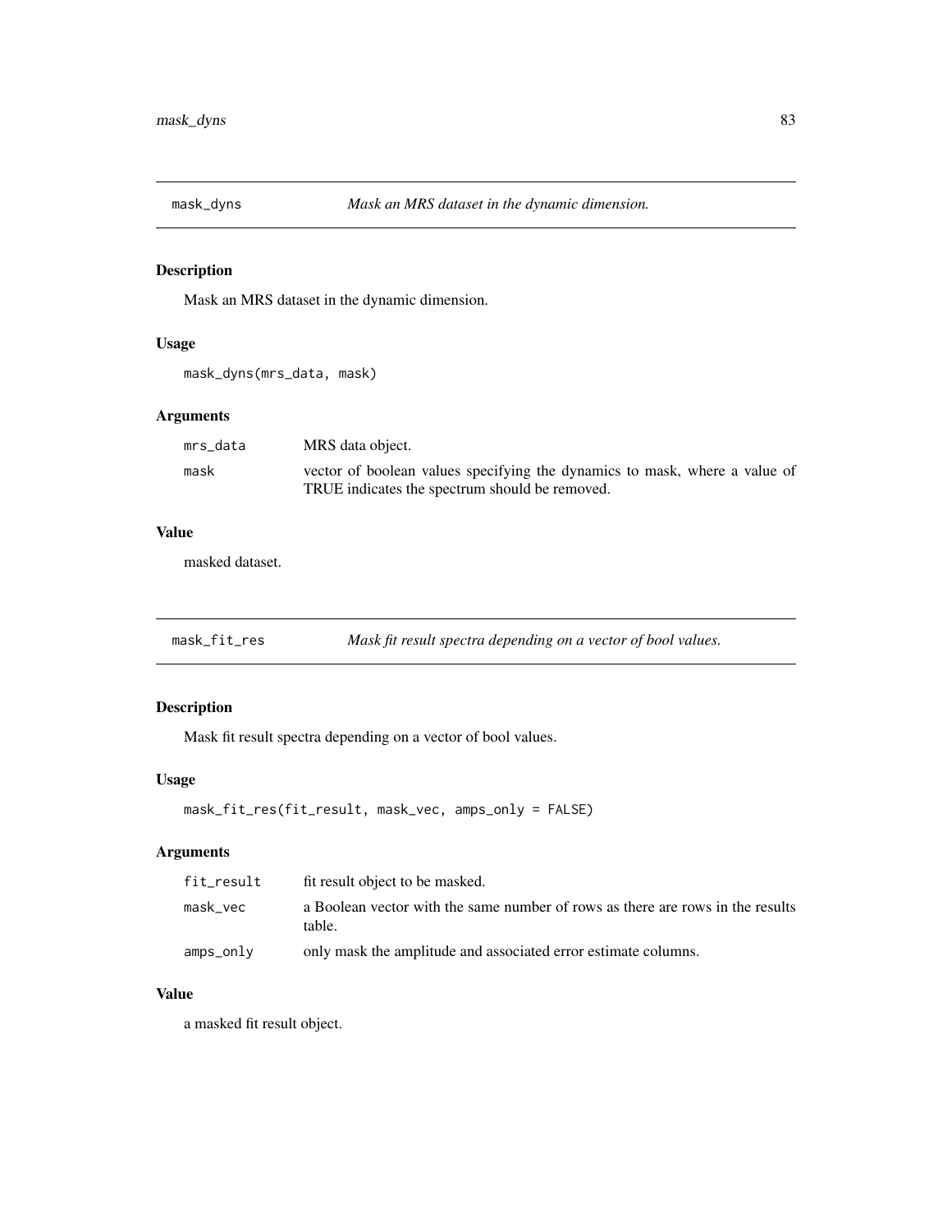## mask_dyns *Mask an MRS dataset in the dynamic dimension.*

### Description

Mask an MRS dataset in the dynamic dimension.

### Usage

```
mask_dyns(mrs_data, mask)
```

### Arguments

| | |
|---|---|
| mrs_data | MRS data object. |
| mask | vector of boolean values specifying the dynamics to mask, where a value of TRUE indicates the spectrum should be removed. |

### Value

masked dataset.

## mask_fit_res *Mask fit result spectra depending on a vector of bool values.*

### Description

Mask fit result spectra depending on a vector of bool values.

### Usage

```
mask_fit_res(fit_result, mask_vec, amps_only = FALSE)
```

### Arguments

| | |
|---|---|
| fit_result | fit result object to be masked. |
| mask_vec | a Boolean vector with the same number of rows as there are rows in the results table. |
| amps_only | only mask the amplitude and associated error estimate columns. |

### Value

a masked fit result object.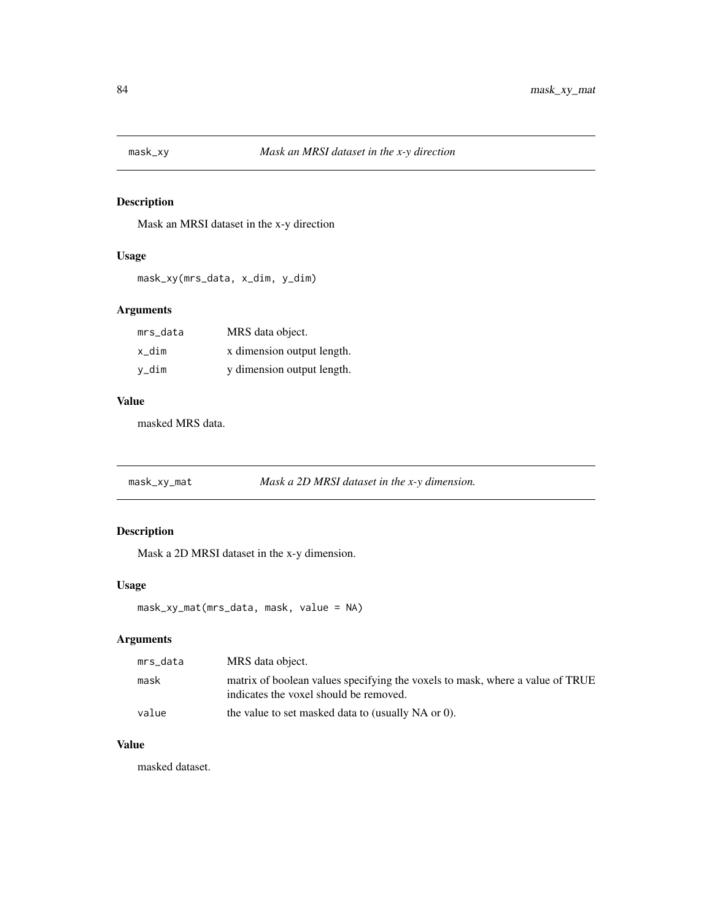## mask_xy — *Mask an MRSI dataset in the x-y direction*

### Description

Mask an MRSI dataset in the x-y direction

### Usage

```
mask_xy(mrs_data, x_dim, y_dim)
```

### Arguments

| | |
|---|---|
| mrs_data | MRS data object. |
| x_dim | x dimension output length. |
| y_dim | y dimension output length. |

### Value

masked MRS data.

## mask_xy_mat — *Mask a 2D MRSI dataset in the x-y dimension.*

### Description

Mask a 2D MRSI dataset in the x-y dimension.

### Usage

```
mask_xy_mat(mrs_data, mask, value = NA)
```

### Arguments

| | |
|---|---|
| mrs_data | MRS data object. |
| mask | matrix of boolean values specifying the voxels to mask, where a value of TRUE indicates the voxel should be removed. |
| value | the value to set masked data to (usually NA or 0). |

### Value

masked dataset.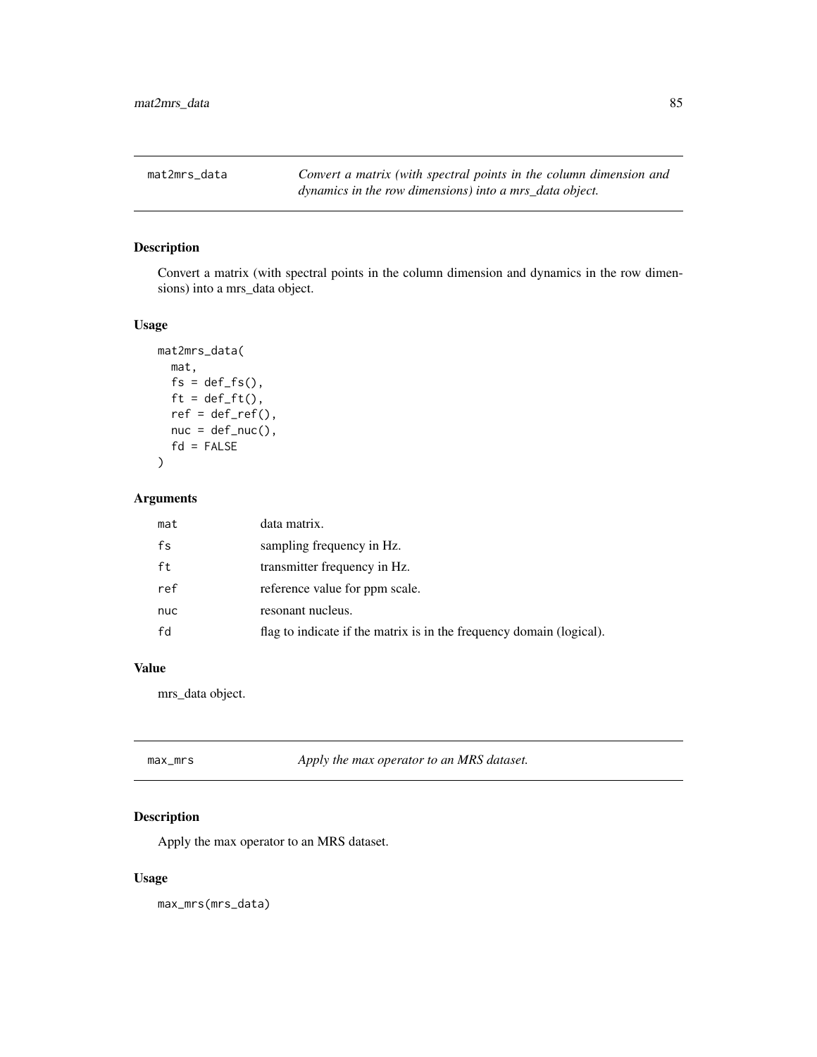## mat2mrs_data

*Convert a matrix (with spectral points in the column dimension and dynamics in the row dimensions) into a mrs_data object.*

### Description

Convert a matrix (with spectral points in the column dimension and dynamics in the row dimensions) into a mrs_data object.

### Usage

```
mat2mrs_data(
  mat,
  fs = def_fs(),
  ft = def_ft(),
  ref = def_ref(),
  nuc = def_nuc(),
  fd = FALSE
)
```

### Arguments

| | |
|---|---|
| mat | data matrix. |
| fs | sampling frequency in Hz. |
| ft | transmitter frequency in Hz. |
| ref | reference value for ppm scale. |
| nuc | resonant nucleus. |
| fd | flag to indicate if the matrix is in the frequency domain (logical). |

### Value

mrs_data object.

## max_mrs

*Apply the max operator to an MRS dataset.*

### Description

Apply the max operator to an MRS dataset.

### Usage

```
max_mrs(mrs_data)
```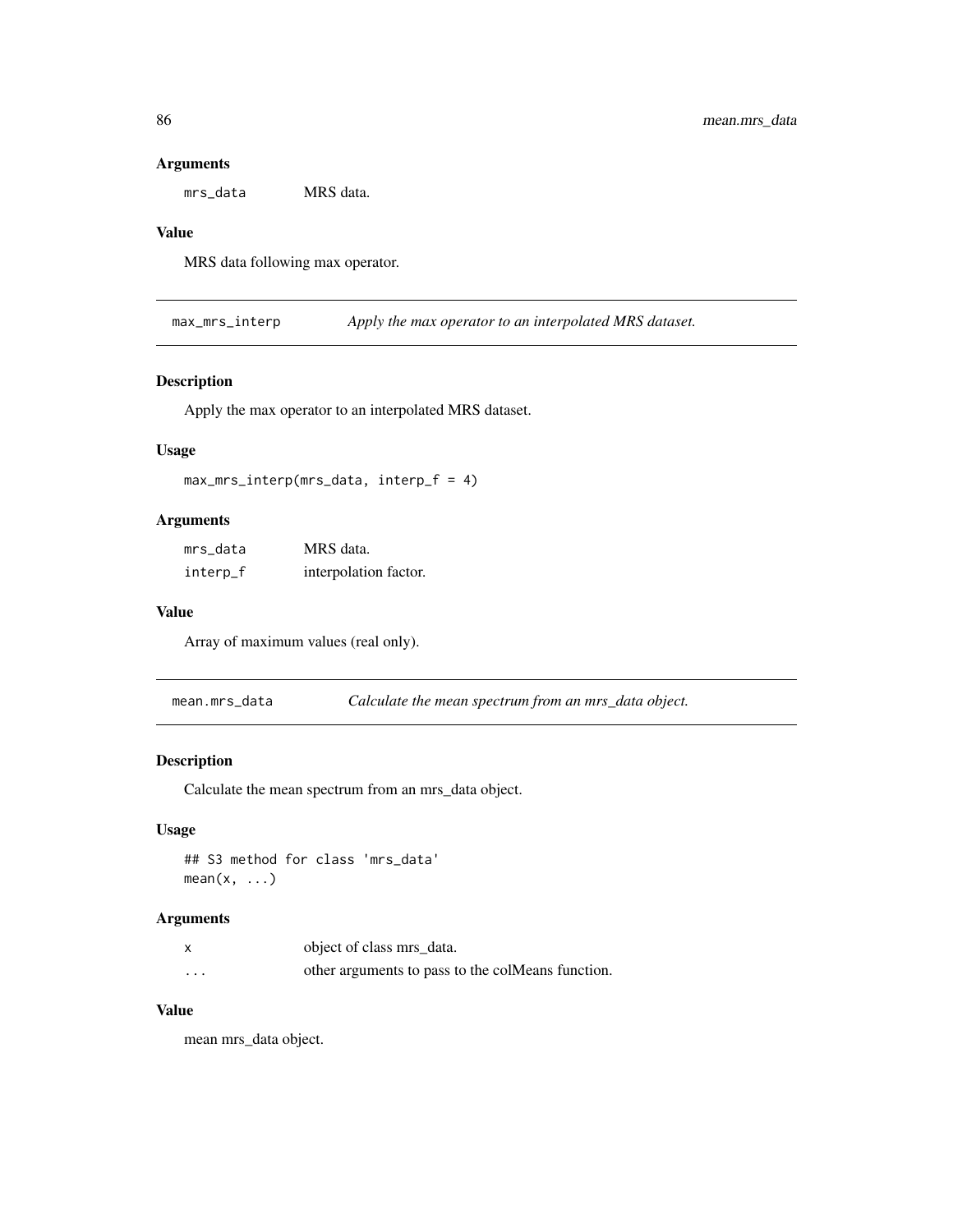### Arguments

| | |
|---|---|
| `mrs_data` | MRS data. |

### Value

MRS data following max operator.

---

## max_mrs_interp — *Apply the max operator to an interpolated MRS dataset.*

### Description

Apply the max operator to an interpolated MRS dataset.

### Usage

```
max_mrs_interp(mrs_data, interp_f = 4)
```

### Arguments

| | |
|---|---|
| `mrs_data` | MRS data. |
| `interp_f` | interpolation factor. |

### Value

Array of maximum values (real only).

---

## mean.mrs_data — *Calculate the mean spectrum from an mrs_data object.*

### Description

Calculate the mean spectrum from an mrs_data object.

### Usage

```
## S3 method for class 'mrs_data'
mean(x, ...)
```

### Arguments

| | |
|---|---|
| `x` | object of class mrs_data. |
| `...` | other arguments to pass to the colMeans function. |

### Value

mean mrs_data object.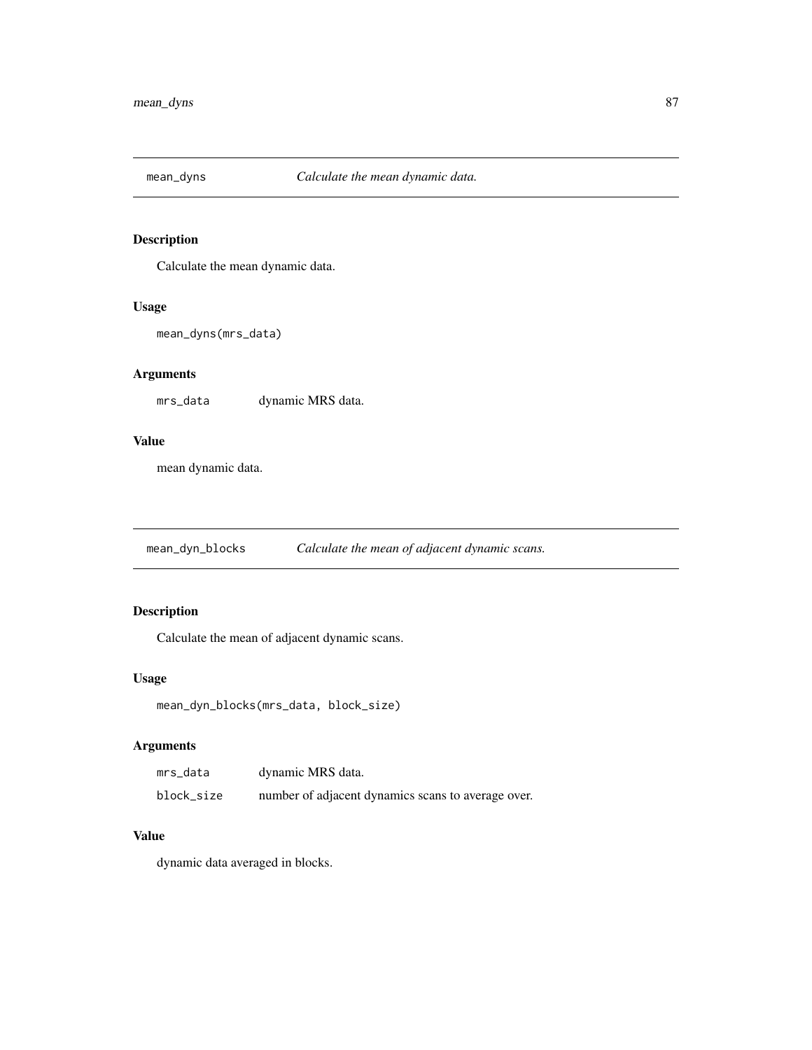## mean_dyns — *Calculate the mean dynamic data.*

### Description

Calculate the mean dynamic data.

### Usage

```
mean_dyns(mrs_data)
```

### Arguments

| | |
|---|---|
| mrs_data | dynamic MRS data. |

### Value

mean dynamic data.

## mean_dyn_blocks — *Calculate the mean of adjacent dynamic scans.*

### Description

Calculate the mean of adjacent dynamic scans.

### Usage

```
mean_dyn_blocks(mrs_data, block_size)
```

### Arguments

| | |
|---|---|
| mrs_data | dynamic MRS data. |
| block_size | number of adjacent dynamics scans to average over. |

### Value

dynamic data averaged in blocks.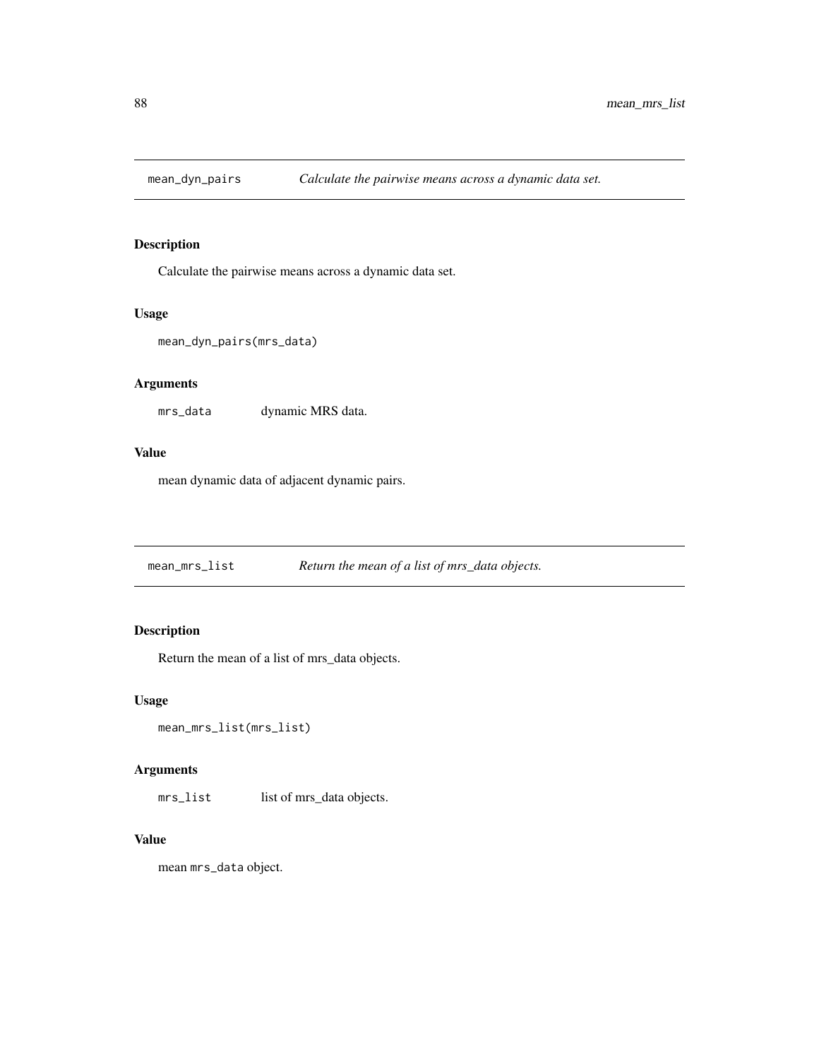## mean_dyn_pairs *Calculate the pairwise means across a dynamic data set.*

### Description

Calculate the pairwise means across a dynamic data set.

### Usage

```
mean_dyn_pairs(mrs_data)
```

### Arguments

| | |
|---|---|
| mrs_data | dynamic MRS data. |

### Value

mean dynamic data of adjacent dynamic pairs.

## mean_mrs_list *Return the mean of a list of mrs_data objects.*

### Description

Return the mean of a list of mrs_data objects.

### Usage

```
mean_mrs_list(mrs_list)
```

### Arguments

| | |
|---|---|
| mrs_list | list of mrs_data objects. |

### Value

mean `mrs_data` object.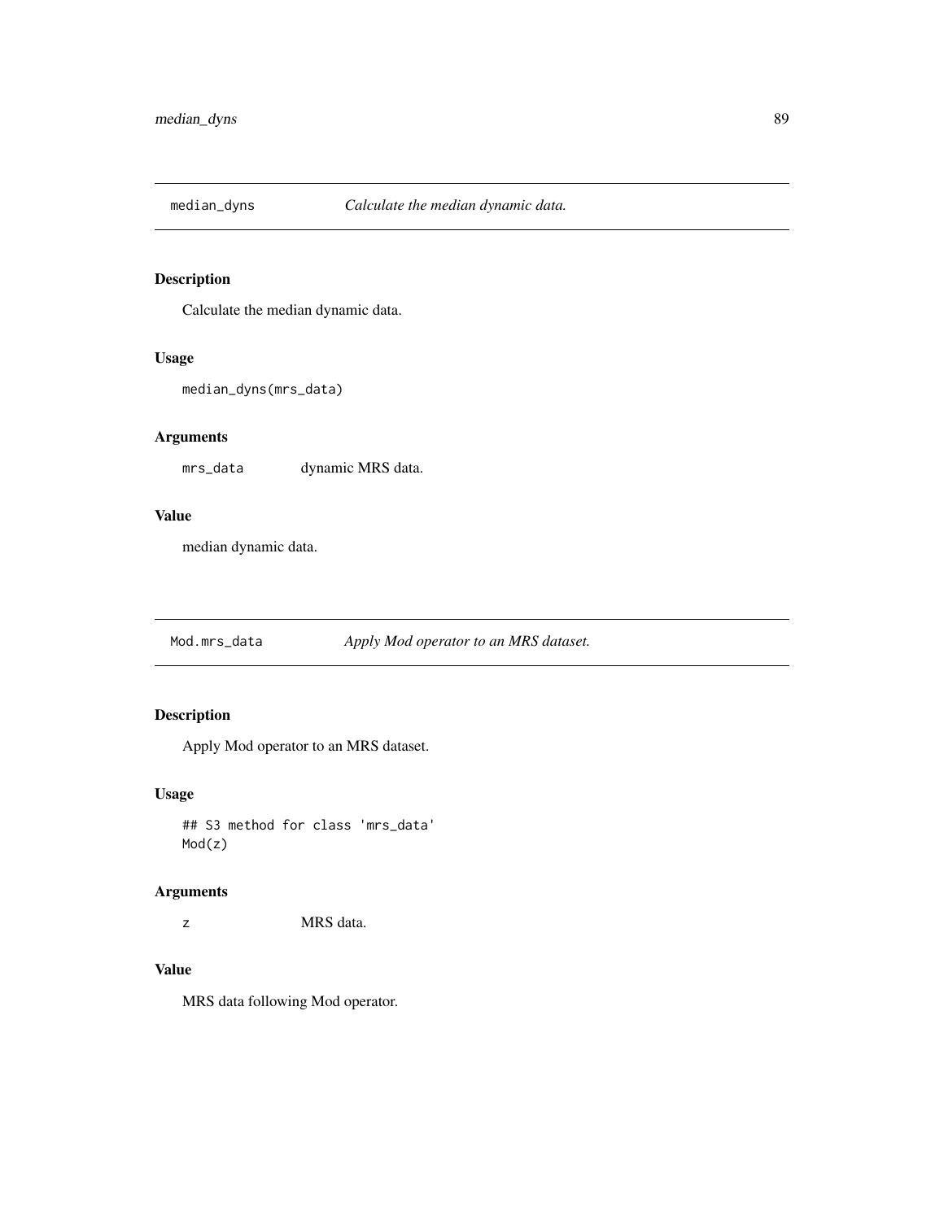## median_dyns — *Calculate the median dynamic data.*

### Description

Calculate the median dynamic data.

### Usage

```
median_dyns(mrs_data)
```

### Arguments

| | |
|---|---|
| `mrs_data` | dynamic MRS data. |

### Value

median dynamic data.

## Mod.mrs_data — *Apply Mod operator to an MRS dataset.*

### Description

Apply Mod operator to an MRS dataset.

### Usage

```
## S3 method for class 'mrs_data'
Mod(z)
```

### Arguments

| | |
|---|---|
| `z` | MRS data. |

### Value

MRS data following Mod operator.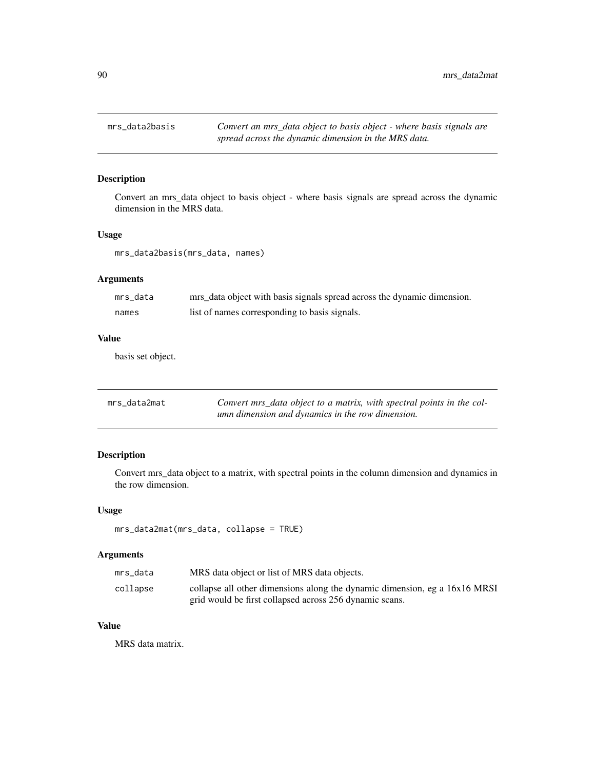## mrs_data2basis

*Convert an mrs_data object to basis object - where basis signals are spread across the dynamic dimension in the MRS data.*

### Description

Convert an mrs_data object to basis object - where basis signals are spread across the dynamic dimension in the MRS data.

### Usage

```
mrs_data2basis(mrs_data, names)
```

### Arguments

| | |
|---|---|
| mrs_data | mrs_data object with basis signals spread across the dynamic dimension. |
| names | list of names corresponding to basis signals. |

### Value

basis set object.

## mrs_data2mat

*Convert mrs_data object to a matrix, with spectral points in the column dimension and dynamics in the row dimension.*

### Description

Convert mrs_data object to a matrix, with spectral points in the column dimension and dynamics in the row dimension.

### Usage

```
mrs_data2mat(mrs_data, collapse = TRUE)
```

### Arguments

| | |
|---|---|
| mrs_data | MRS data object or list of MRS data objects. |
| collapse | collapse all other dimensions along the dynamic dimension, eg a 16x16 MRSI grid would be first collapsed across 256 dynamic scans. |

### Value

MRS data matrix.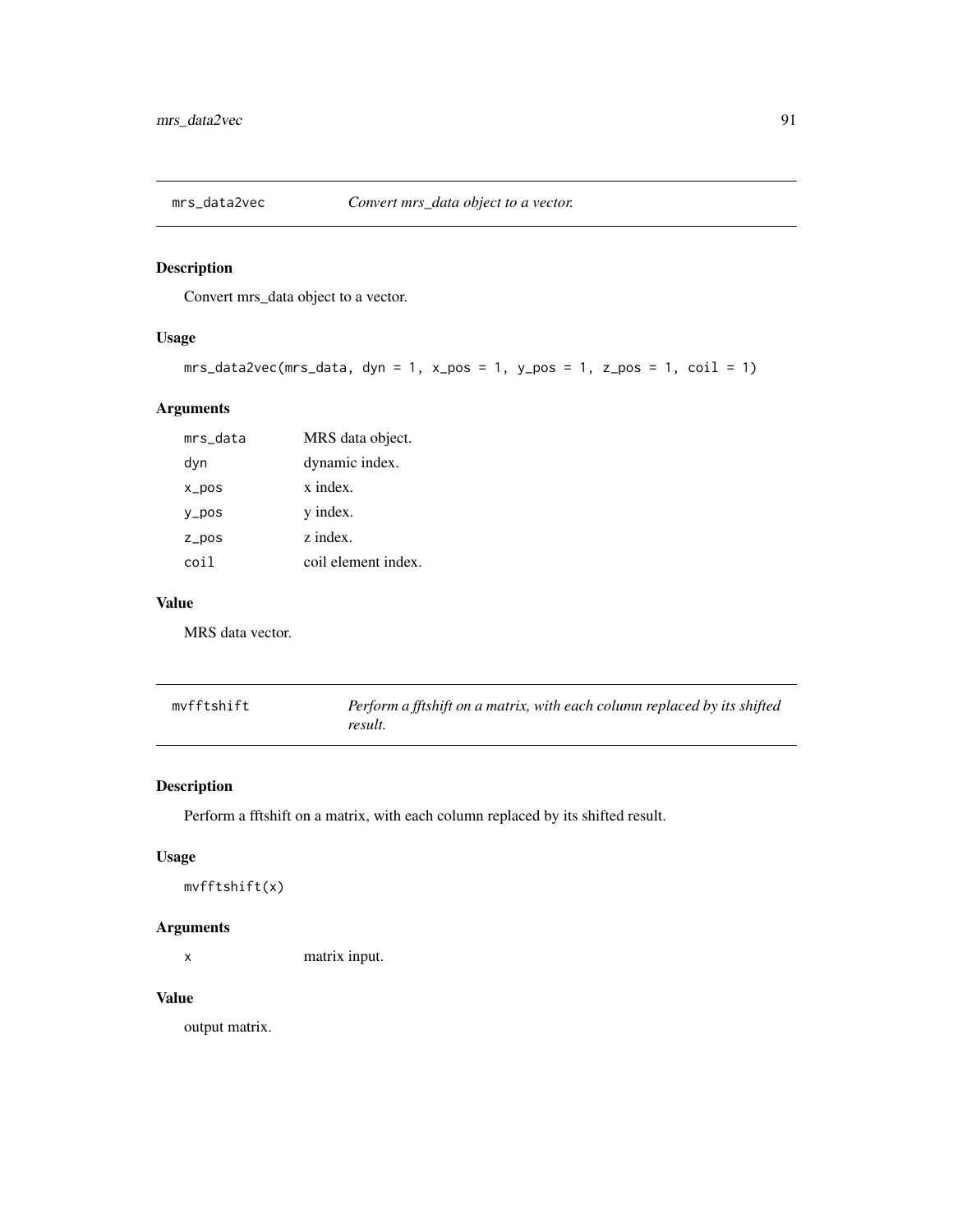## mrs_data2vec — *Convert mrs_data object to a vector.*

### Description

Convert mrs_data object to a vector.

### Usage

```
mrs_data2vec(mrs_data, dyn = 1, x_pos = 1, y_pos = 1, z_pos = 1, coil = 1)
```

### Arguments

| | |
|---|---|
| mrs_data | MRS data object. |
| dyn | dynamic index. |
| x_pos | x index. |
| y_pos | y index. |
| z_pos | z index. |
| coil | coil element index. |

### Value

MRS data vector.

## mvfftshift — *Perform a fftshift on a matrix, with each column replaced by its shifted result.*

### Description

Perform a fftshift on a matrix, with each column replaced by its shifted result.

### Usage

```
mvfftshift(x)
```

### Arguments

| | |
|---|---|
| x | matrix input. |

### Value

output matrix.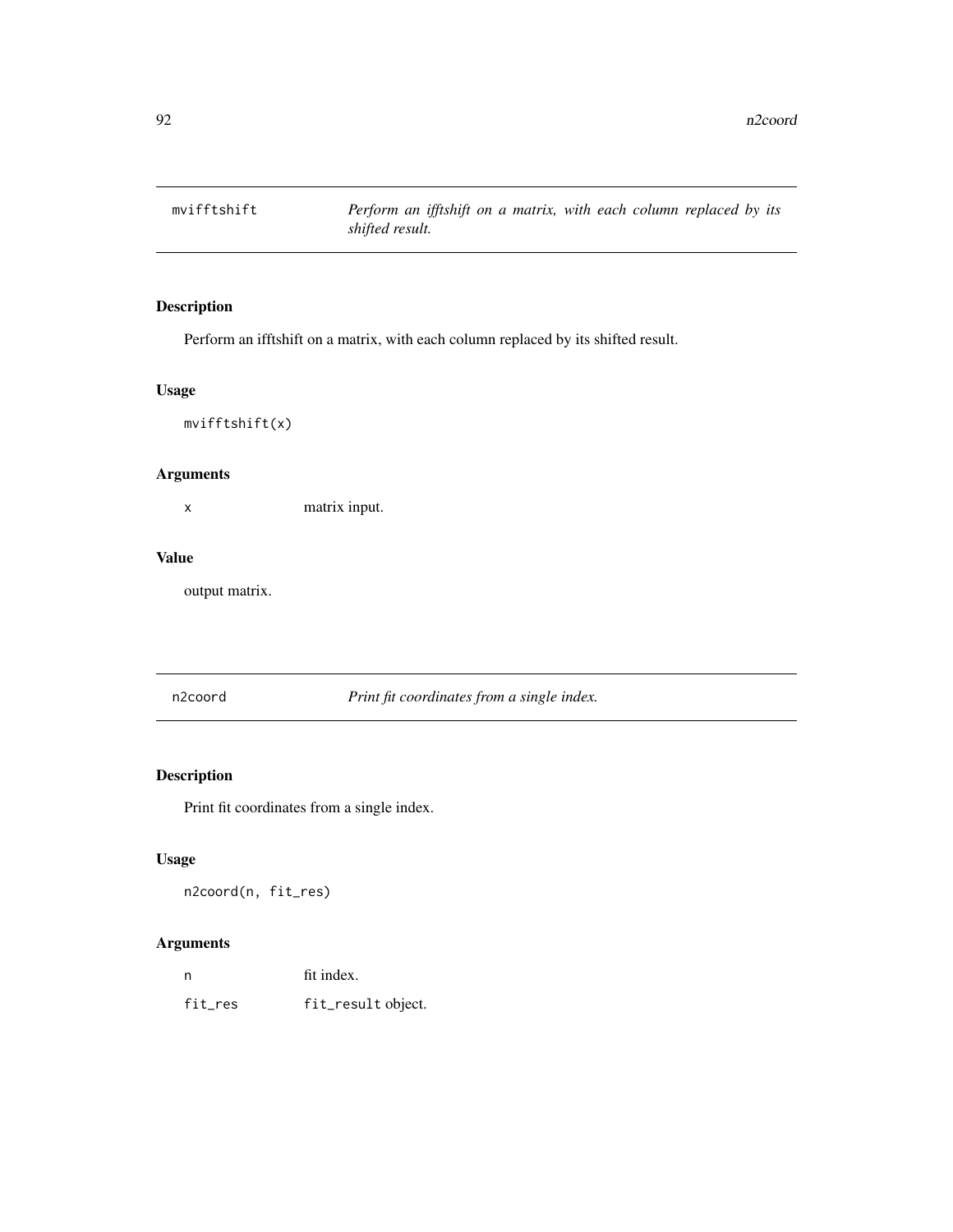## mvifftshift — *Perform an ifftshift on a matrix, with each column replaced by its shifted result.*

### Description

Perform an ifftshift on a matrix, with each column replaced by its shifted result.

### Usage

```
mvifftshift(x)
```

### Arguments

| | |
|---|---|
| x | matrix input. |

### Value

output matrix.

## n2coord — *Print fit coordinates from a single index.*

### Description

Print fit coordinates from a single index.

### Usage

```
n2coord(n, fit_res)
```

### Arguments

| | |
|---|---|
| n | fit index. |
| fit_res | fit_result object. |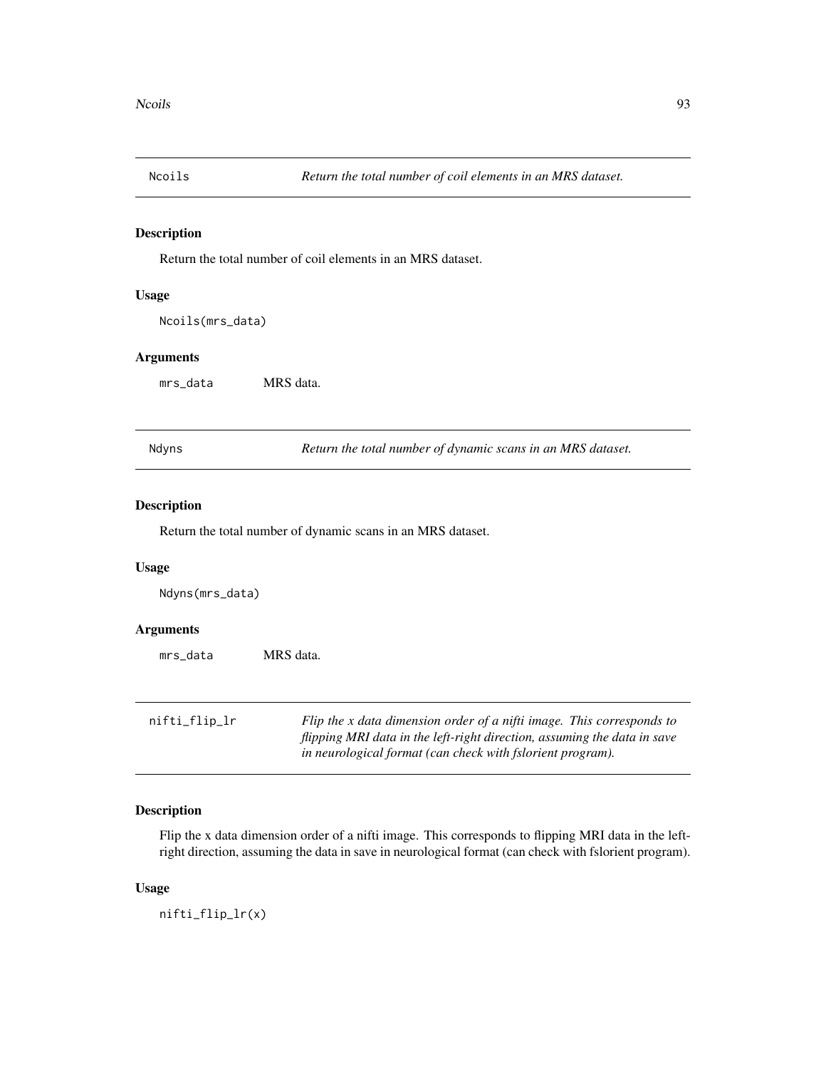## Ncoils — *Return the total number of coil elements in an MRS dataset.*

### Description

Return the total number of coil elements in an MRS dataset.

### Usage

```
Ncoils(mrs_data)
```

### Arguments

| | |
|---|---|
| mrs_data | MRS data. |

## Ndyns — *Return the total number of dynamic scans in an MRS dataset.*

### Description

Return the total number of dynamic scans in an MRS dataset.

### Usage

```
Ndyns(mrs_data)
```

### Arguments

| | |
|---|---|
| mrs_data | MRS data. |

## nifti_flip_lr — *Flip the x data dimension order of a nifti image. This corresponds to flipping MRI data in the left-right direction, assuming the data in save in neurological format (can check with fslorient program).*

### Description

Flip the x data dimension order of a nifti image. This corresponds to flipping MRI data in the left-right direction, assuming the data in save in neurological format (can check with fslorient program).

### Usage

```
nifti_flip_lr(x)
```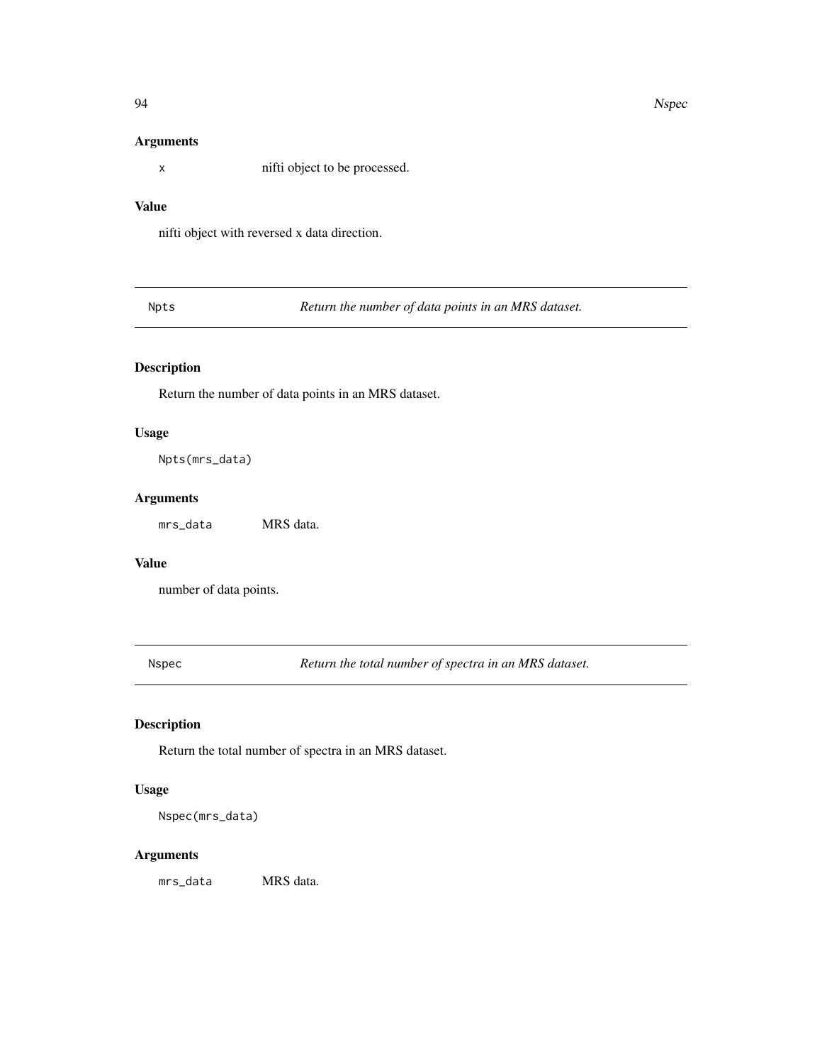### Arguments

`x` nifti object to be processed.

### Value

nifti object with reversed x data direction.

---

## Npts — *Return the number of data points in an MRS dataset.*

### Description

Return the number of data points in an MRS dataset.

### Usage

```
Npts(mrs_data)
```

### Arguments

`mrs_data` MRS data.

### Value

number of data points.

---

## Nspec — *Return the total number of spectra in an MRS dataset.*

### Description

Return the total number of spectra in an MRS dataset.

### Usage

```
Nspec(mrs_data)
```

### Arguments

`mrs_data` MRS data.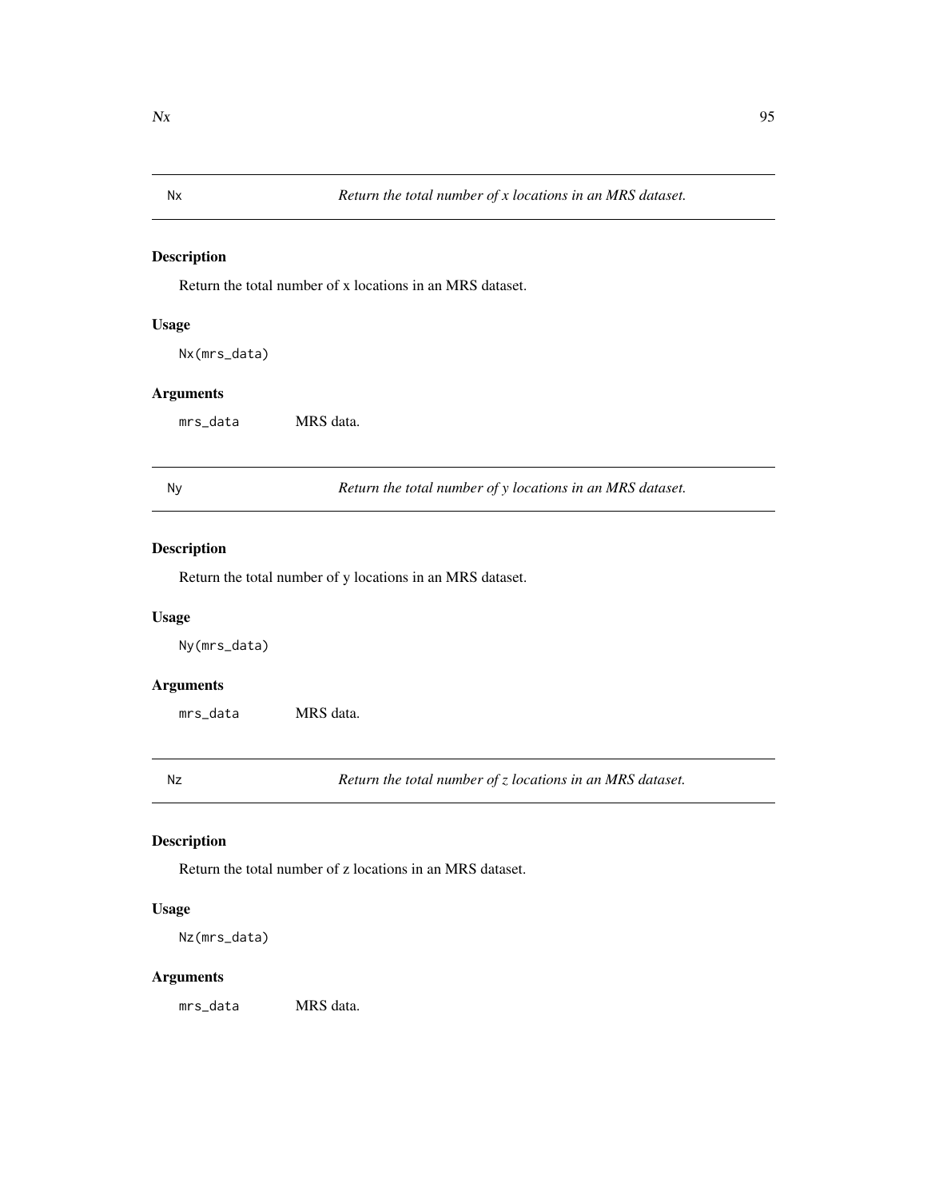## Nx — *Return the total number of x locations in an MRS dataset.*

### Description

Return the total number of x locations in an MRS dataset.

### Usage

```
Nx(mrs_data)
```

### Arguments

mrs_data    MRS data.

## Ny — *Return the total number of y locations in an MRS dataset.*

### Description

Return the total number of y locations in an MRS dataset.

### Usage

```
Ny(mrs_data)
```

### Arguments

mrs_data    MRS data.

## Nz — *Return the total number of z locations in an MRS dataset.*

### Description

Return the total number of z locations in an MRS dataset.

### Usage

```
Nz(mrs_data)
```

### Arguments

mrs_data    MRS data.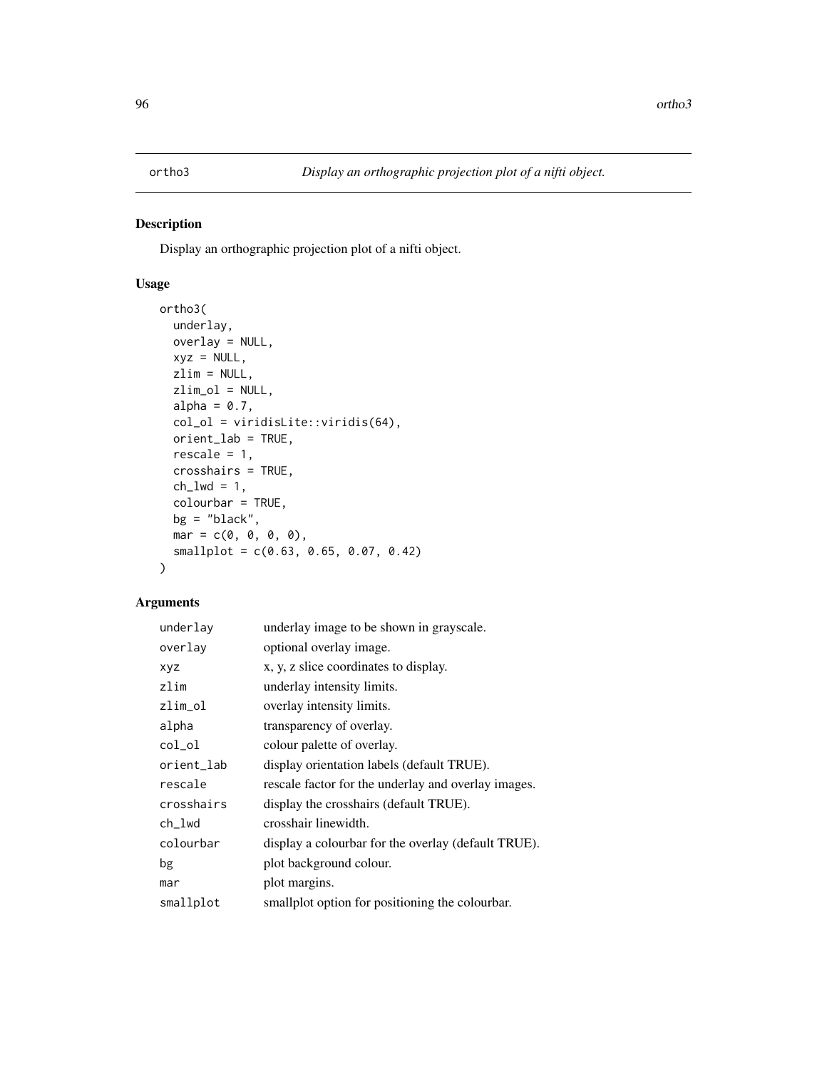# ortho3 *Display an orthographic projection plot of a nifti object.*

## Description

Display an orthographic projection plot of a nifti object.

## Usage

```
ortho3(
  underlay,
  overlay = NULL,
  xyz = NULL,
  zlim = NULL,
  zlim_ol = NULL,
  alpha = 0.7,
  col_ol = viridisLite::viridis(64),
  orient_lab = TRUE,
  rescale = 1,
  crosshairs = TRUE,
  ch_lwd = 1,
  colourbar = TRUE,
  bg = "black",
  mar = c(0, 0, 0, 0),
  smallplot = c(0.63, 0.65, 0.07, 0.42)
)
```

## Arguments

| | |
|---|---|
| `underlay` | underlay image to be shown in grayscale. |
| `overlay` | optional overlay image. |
| `xyz` | x, y, z slice coordinates to display. |
| `zlim` | underlay intensity limits. |
| `zlim_ol` | overlay intensity limits. |
| `alpha` | transparency of overlay. |
| `col_ol` | colour palette of overlay. |
| `orient_lab` | display orientation labels (default TRUE). |
| `rescale` | rescale factor for the underlay and overlay images. |
| `crosshairs` | display the crosshairs (default TRUE). |
| `ch_lwd` | crosshair linewidth. |
| `colourbar` | display a colourbar for the overlay (default TRUE). |
| `bg` | plot background colour. |
| `mar` | plot margins. |
| `smallplot` | smallplot option for positioning the colourbar. |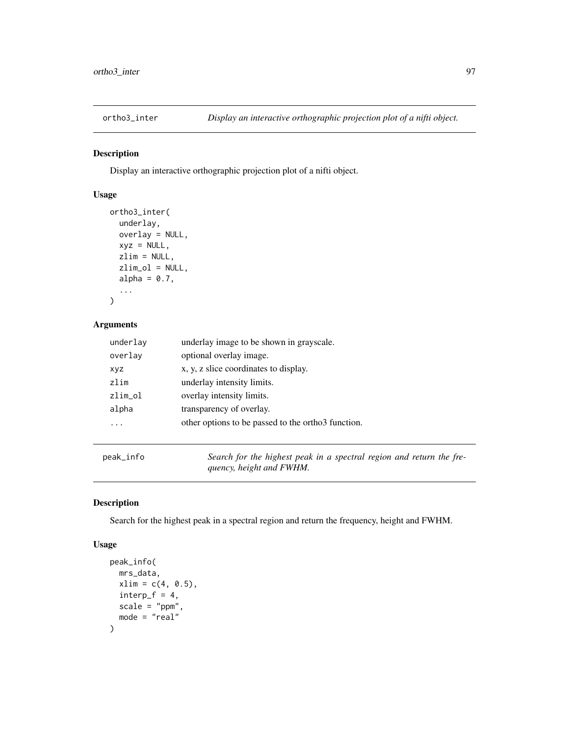## ortho3_inter — *Display an interactive orthographic projection plot of a nifti object.*

### Description

Display an interactive orthographic projection plot of a nifti object.

### Usage

```
ortho3_inter(
  underlay,
  overlay = NULL,
  xyz = NULL,
  zlim = NULL,
  zlim_ol = NULL,
  alpha = 0.7,
  ...
)
```

### Arguments

| Argument | Description |
|---|---|
| underlay | underlay image to be shown in grayscale. |
| overlay | optional overlay image. |
| xyz | x, y, z slice coordinates to display. |
| zlim | underlay intensity limits. |
| zlim_ol | overlay intensity limits. |
| alpha | transparency of overlay. |
| ... | other options to be passed to the ortho3 function. |

## peak_info — *Search for the highest peak in a spectral region and return the frequency, height and FWHM.*

### Description

Search for the highest peak in a spectral region and return the frequency, height and FWHM.

### Usage

```
peak_info(
  mrs_data,
  xlim = c(4, 0.5),
  interp_f = 4,
  scale = "ppm",
  mode = "real"
)
```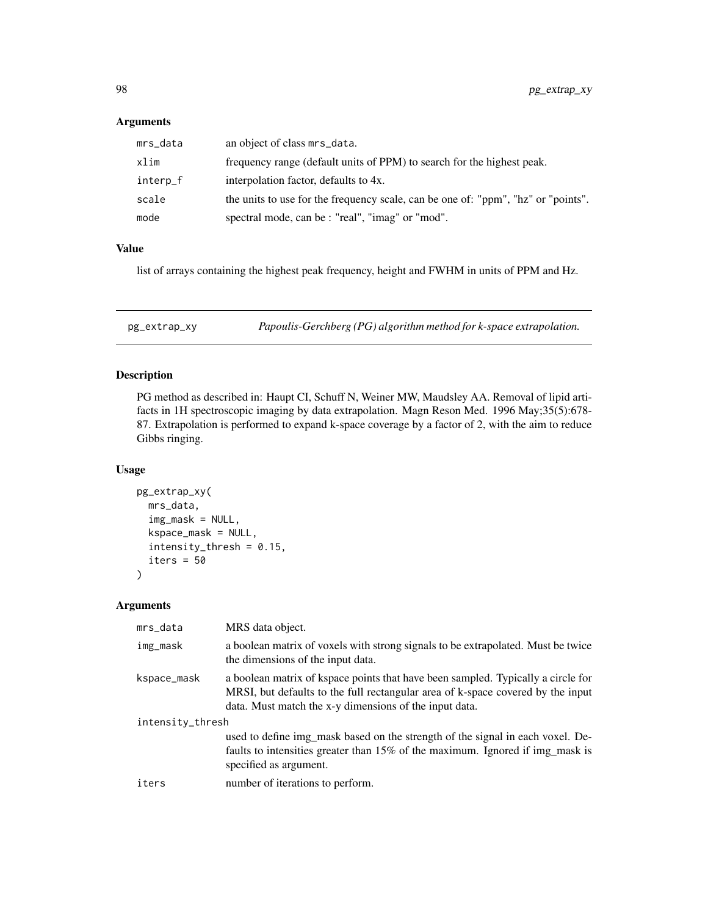### Arguments

| | |
|---|---|
| mrs_data | an object of class mrs_data. |
| xlim | frequency range (default units of PPM) to search for the highest peak. |
| interp_f | interpolation factor, defaults to 4x. |
| scale | the units to use for the frequency scale, can be one of: "ppm", "hz" or "points". |
| mode | spectral mode, can be : "real", "imag" or "mod". |

### Value

list of arrays containing the highest peak frequency, height and FWHM in units of PPM and Hz.

---

## pg_extrap_xy — *Papoulis-Gerchberg (PG) algorithm method for k-space extrapolation.*

### Description

PG method as described in: Haupt CI, Schuff N, Weiner MW, Maudsley AA. Removal of lipid artifacts in 1H spectroscopic imaging by data extrapolation. Magn Reson Med. 1996 May;35(5):678-87. Extrapolation is performed to expand k-space coverage by a factor of 2, with the aim to reduce Gibbs ringing.

### Usage

```
pg_extrap_xy(
  mrs_data,
  img_mask = NULL,
  kspace_mask = NULL,
  intensity_thresh = 0.15,
  iters = 50
)
```

### Arguments

| | |
|---|---|
| mrs_data | MRS data object. |
| img_mask | a boolean matrix of voxels with strong signals to be extrapolated. Must be twice the dimensions of the input data. |
| kspace_mask | a boolean matrix of kspace points that have been sampled. Typically a circle for MRSI, but defaults to the full rectangular area of k-space covered by the input data. Must match the x-y dimensions of the input data. |
| intensity_thresh | used to define img_mask based on the strength of the signal in each voxel. Defaults to intensities greater than 15% of the maximum. Ignored if img_mask is specified as argument. |
| iters | number of iterations to perform. |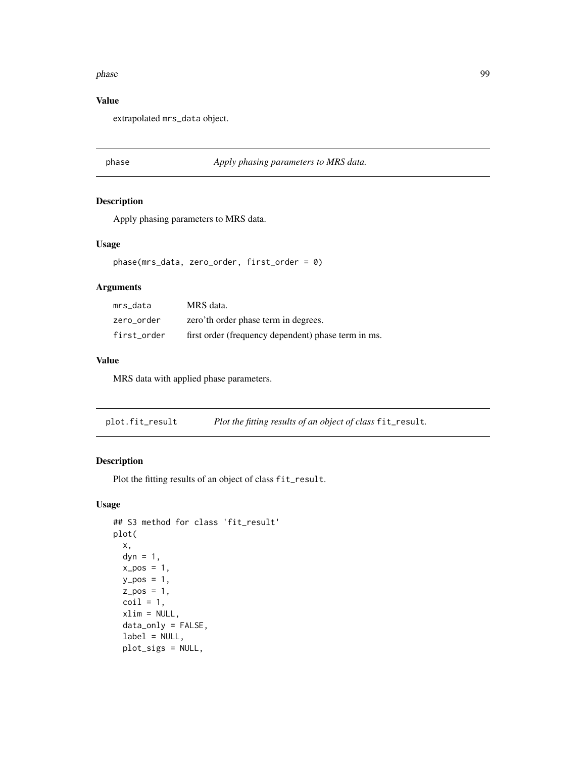### Value

extrapolated `mrs_data` object.

---

## phase — *Apply phasing parameters to MRS data.*

### Description

Apply phasing parameters to MRS data.

### Usage

```
phase(mrs_data, zero_order, first_order = 0)
```

### Arguments

| | |
|---|---|
| `mrs_data` | MRS data. |
| `zero_order` | zero'th order phase term in degrees. |
| `first_order` | first order (frequency dependent) phase term in ms. |

### Value

MRS data with applied phase parameters.

---

## plot.fit_result — *Plot the fitting results of an object of class* `fit_result`*.*

### Description

Plot the fitting results of an object of class `fit_result`.

### Usage

```
## S3 method for class 'fit_result'
plot(
  x,
  dyn = 1,
  x_pos = 1,
  y_pos = 1,
  z_pos = 1,
  coil = 1,
  xlim = NULL,
  data_only = FALSE,
  label = NULL,
  plot_sigs = NULL,
```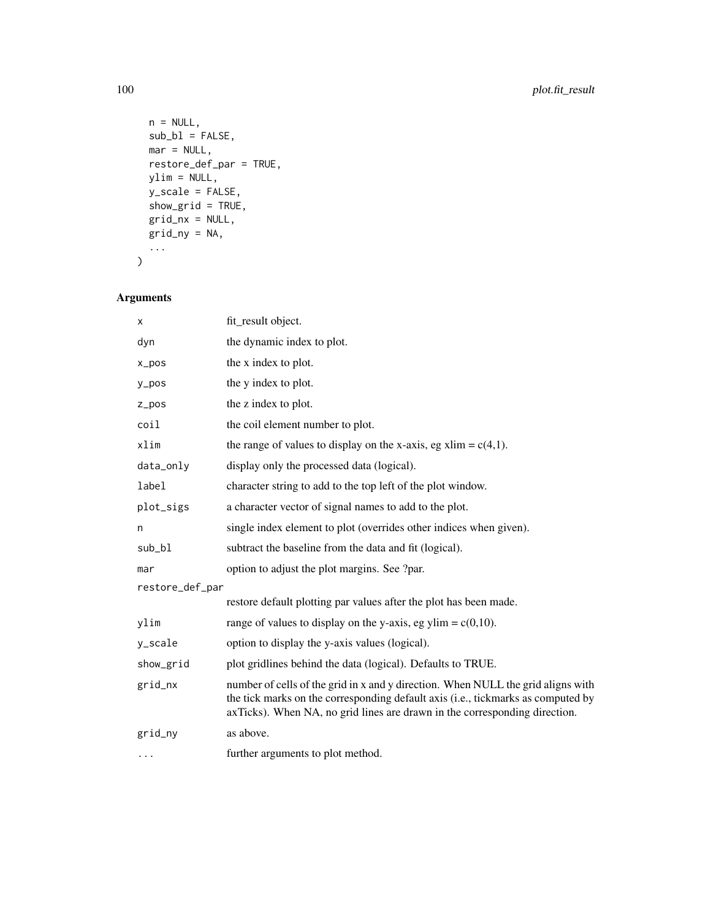```
  n = NULL,
  sub_bl = FALSE,
  mar = NULL,
  restore_def_par = TRUE,
  ylim = NULL,
  y_scale = FALSE,
  show_grid = TRUE,
  grid_nx = NULL,
  grid_ny = NA,
  ...
)
```

## Arguments

| | |
|---|---|
| `x` | fit_result object. |
| `dyn` | the dynamic index to plot. |
| `x_pos` | the x index to plot. |
| `y_pos` | the y index to plot. |
| `z_pos` | the z index to plot. |
| `coil` | the coil element number to plot. |
| `xlim` | the range of values to display on the x-axis, eg xlim = c(4,1). |
| `data_only` | display only the processed data (logical). |
| `label` | character string to add to the top left of the plot window. |
| `plot_sigs` | a character vector of signal names to add to the plot. |
| `n` | single index element to plot (overrides other indices when given). |
| `sub_bl` | subtract the baseline from the data and fit (logical). |
| `mar` | option to adjust the plot margins. See ?par. |
| `restore_def_par` | restore default plotting par values after the plot has been made. |
| `ylim` | range of values to display on the y-axis, eg ylim = c(0,10). |
| `y_scale` | option to display the y-axis values (logical). |
| `show_grid` | plot gridlines behind the data (logical). Defaults to TRUE. |
| `grid_nx` | number of cells of the grid in x and y direction. When NULL the grid aligns with the tick marks on the corresponding default axis (i.e., tickmarks as computed by axTicks). When NA, no grid lines are drawn in the corresponding direction. |
| `grid_ny` | as above. |
| `...` | further arguments to plot method. |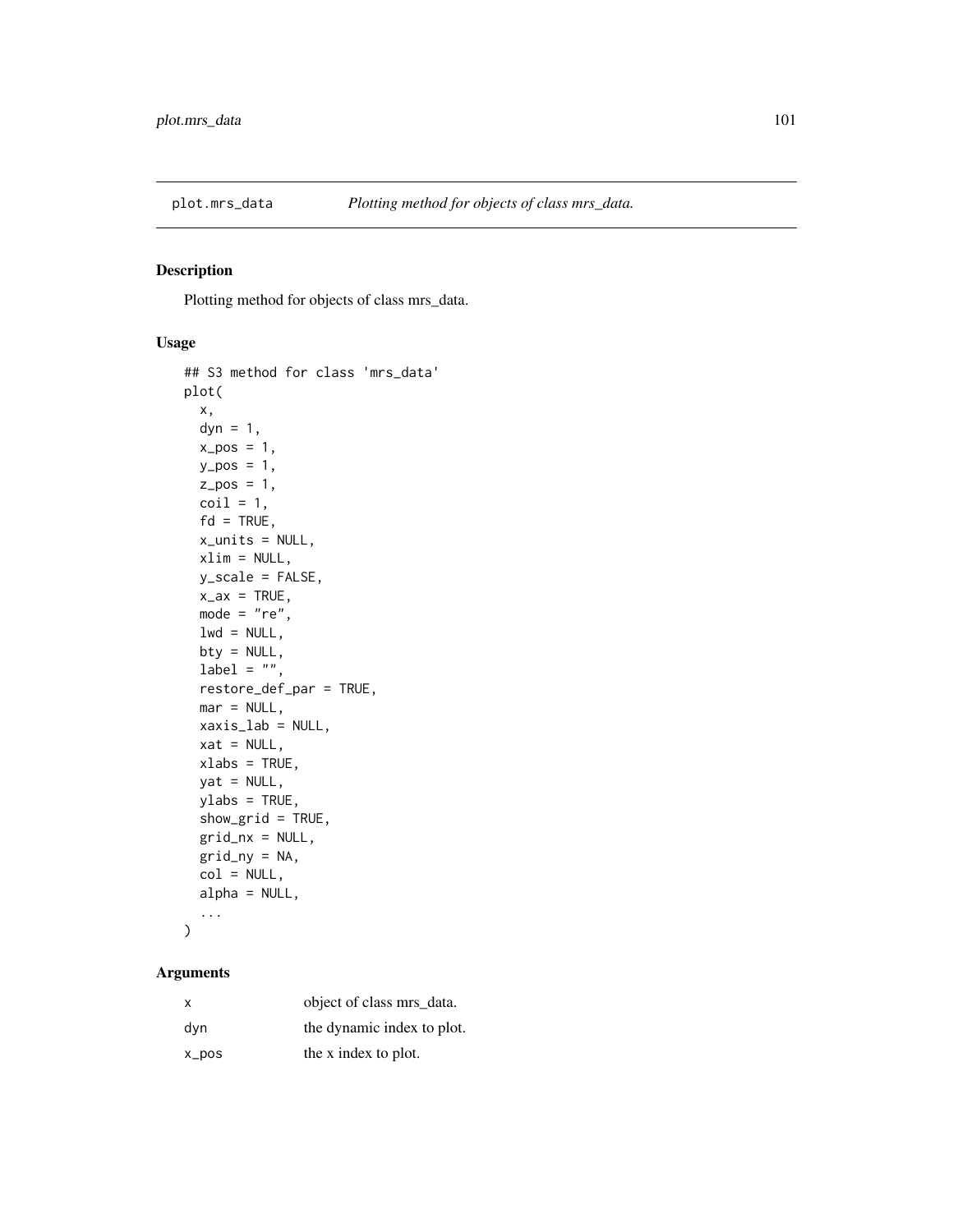plot.mrs_data — *Plotting method for objects of class mrs_data.*

## Description

Plotting method for objects of class mrs_data.

## Usage

```
## S3 method for class 'mrs_data'
plot(
  x,
  dyn = 1,
  x_pos = 1,
  y_pos = 1,
  z_pos = 1,
  coil = 1,
  fd = TRUE,
  x_units = NULL,
  xlim = NULL,
  y_scale = FALSE,
  x_ax = TRUE,
  mode = "re",
  lwd = NULL,
  bty = NULL,
  label = "",
  restore_def_par = TRUE,
  mar = NULL,
  xaxis_lab = NULL,
  xat = NULL,
  xlabs = TRUE,
  yat = NULL,
  ylabs = TRUE,
  show_grid = TRUE,
  grid_nx = NULL,
  grid_ny = NA,
  col = NULL,
  alpha = NULL,
  ...
)
```

## Arguments

| | |
|---|---|
| x | object of class mrs_data. |
| dyn | the dynamic index to plot. |
| x_pos | the x index to plot. |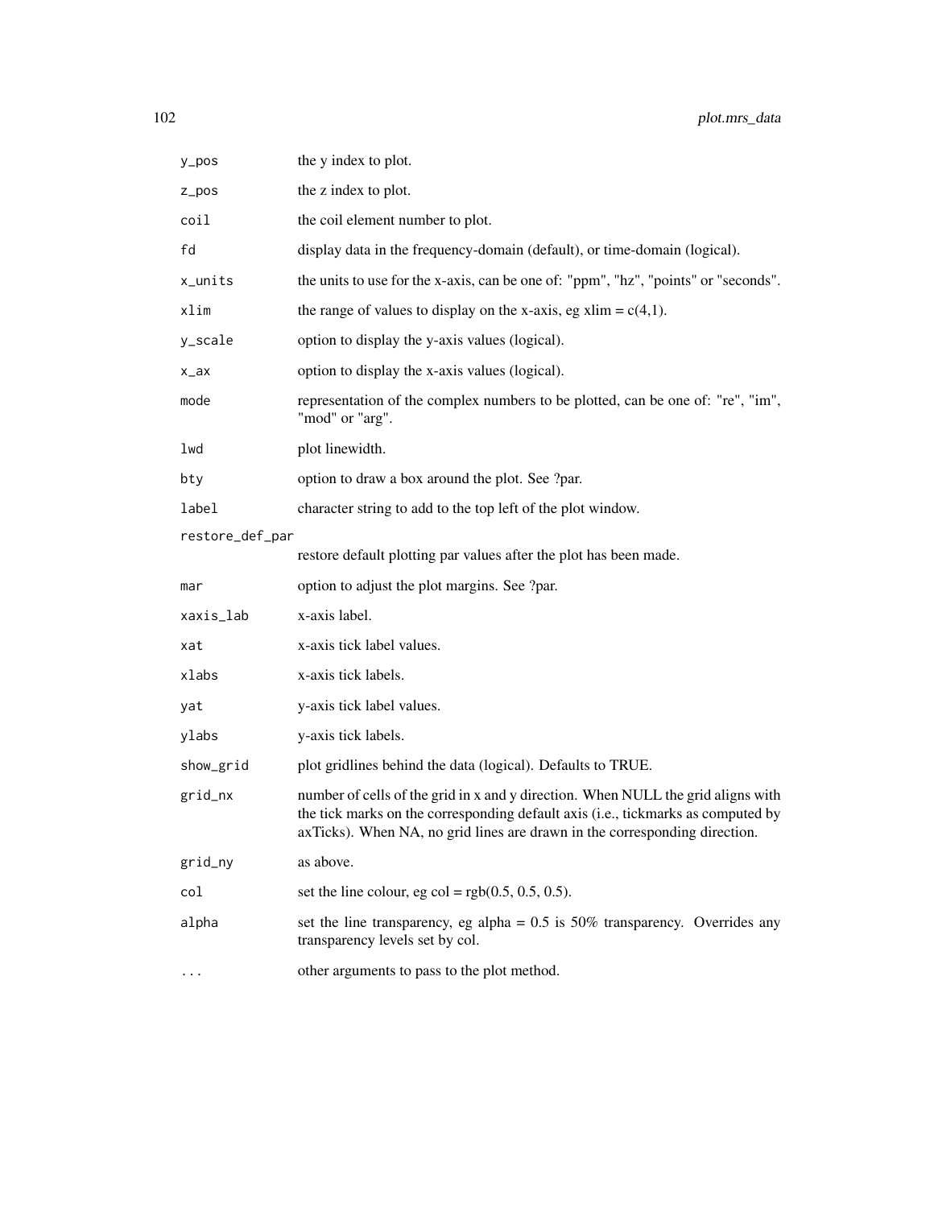| | |
|---|---|
| `y_pos` | the y index to plot. |
| `z_pos` | the z index to plot. |
| `coil` | the coil element number to plot. |
| `fd` | display data in the frequency-domain (default), or time-domain (logical). |
| `x_units` | the units to use for the x-axis, can be one of: "ppm", "hz", "points" or "seconds". |
| `xlim` | the range of values to display on the x-axis, eg xlim = c(4,1). |
| `y_scale` | option to display the y-axis values (logical). |
| `x_ax` | option to display the x-axis values (logical). |
| `mode` | representation of the complex numbers to be plotted, can be one of: "re", "im", "mod" or "arg". |
| `lwd` | plot linewidth. |
| `bty` | option to draw a box around the plot. See ?par. |
| `label` | character string to add to the top left of the plot window. |
| `restore_def_par` | restore default plotting par values after the plot has been made. |
| `mar` | option to adjust the plot margins. See ?par. |
| `xaxis_lab` | x-axis label. |
| `xat` | x-axis tick label values. |
| `xlabs` | x-axis tick labels. |
| `yat` | y-axis tick label values. |
| `ylabs` | y-axis tick labels. |
| `show_grid` | plot gridlines behind the data (logical). Defaults to TRUE. |
| `grid_nx` | number of cells of the grid in x and y direction. When NULL the grid aligns with the tick marks on the corresponding default axis (i.e., tickmarks as computed by axTicks). When NA, no grid lines are drawn in the corresponding direction. |
| `grid_ny` | as above. |
| `col` | set the line colour, eg col = rgb(0.5, 0.5, 0.5). |
| `alpha` | set the line transparency, eg alpha = 0.5 is 50% transparency. Overrides any transparency levels set by col. |
| `...` | other arguments to pass to the plot method. |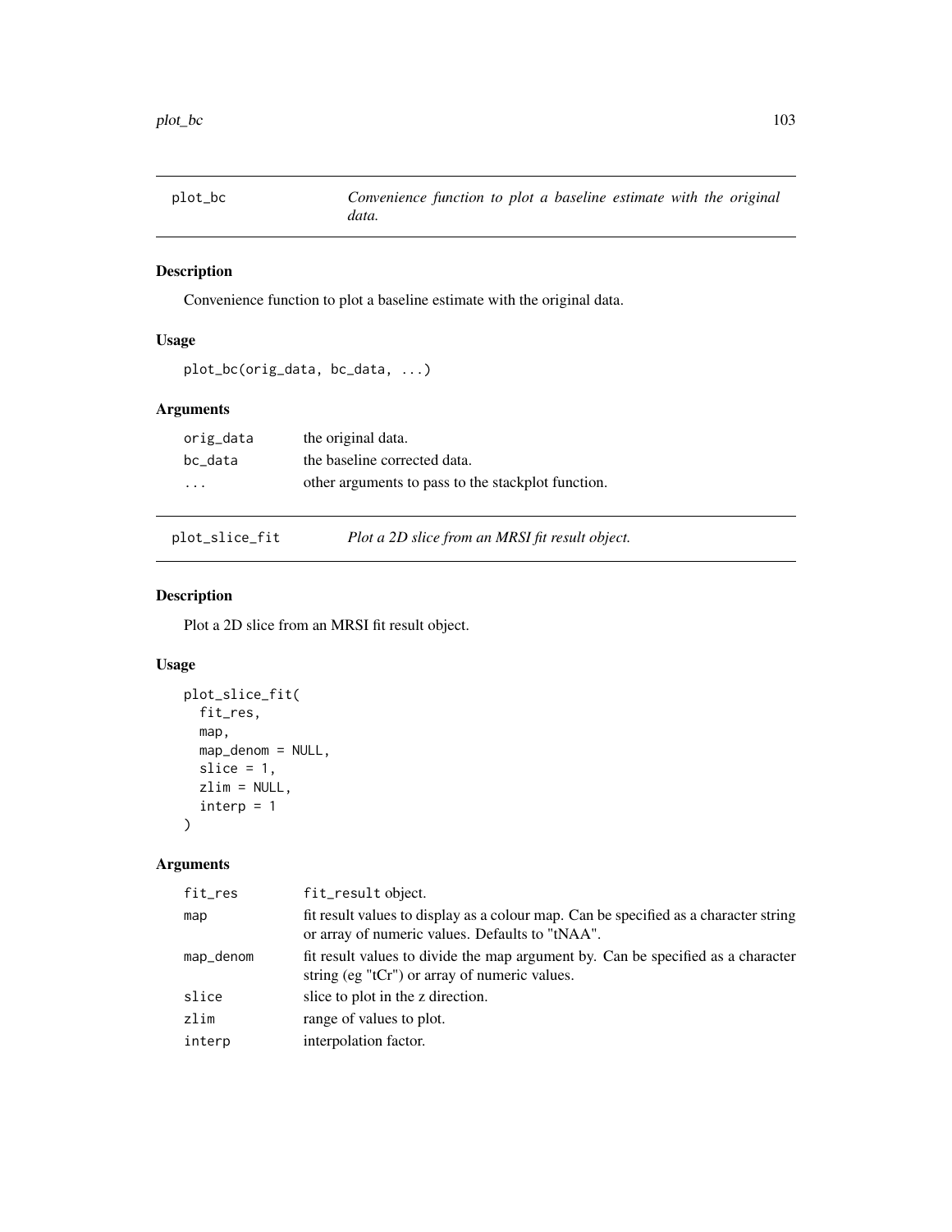## plot_bc — *Convenience function to plot a baseline estimate with the original data.*

### Description

Convenience function to plot a baseline estimate with the original data.

### Usage

```
plot_bc(orig_data, bc_data, ...)
```

### Arguments

| | |
|---|---|
| `orig_data` | the original data. |
| `bc_data` | the baseline corrected data. |
| `...` | other arguments to pass to the stackplot function. |

## plot_slice_fit — *Plot a 2D slice from an MRSI fit result object.*

### Description

Plot a 2D slice from an MRSI fit result object.

### Usage

```
plot_slice_fit(
  fit_res,
  map,
  map_denom = NULL,
  slice = 1,
  zlim = NULL,
  interp = 1
)
```

### Arguments

| | |
|---|---|
| `fit_res` | `fit_result` object. |
| `map` | fit result values to display as a colour map. Can be specified as a character string or array of numeric values. Defaults to "tNAA". |
| `map_denom` | fit result values to divide the map argument by. Can be specified as a character string (eg "tCr") or array of numeric values. |
| `slice` | slice to plot in the z direction. |
| `zlim` | range of values to plot. |
| `interp` | interpolation factor. |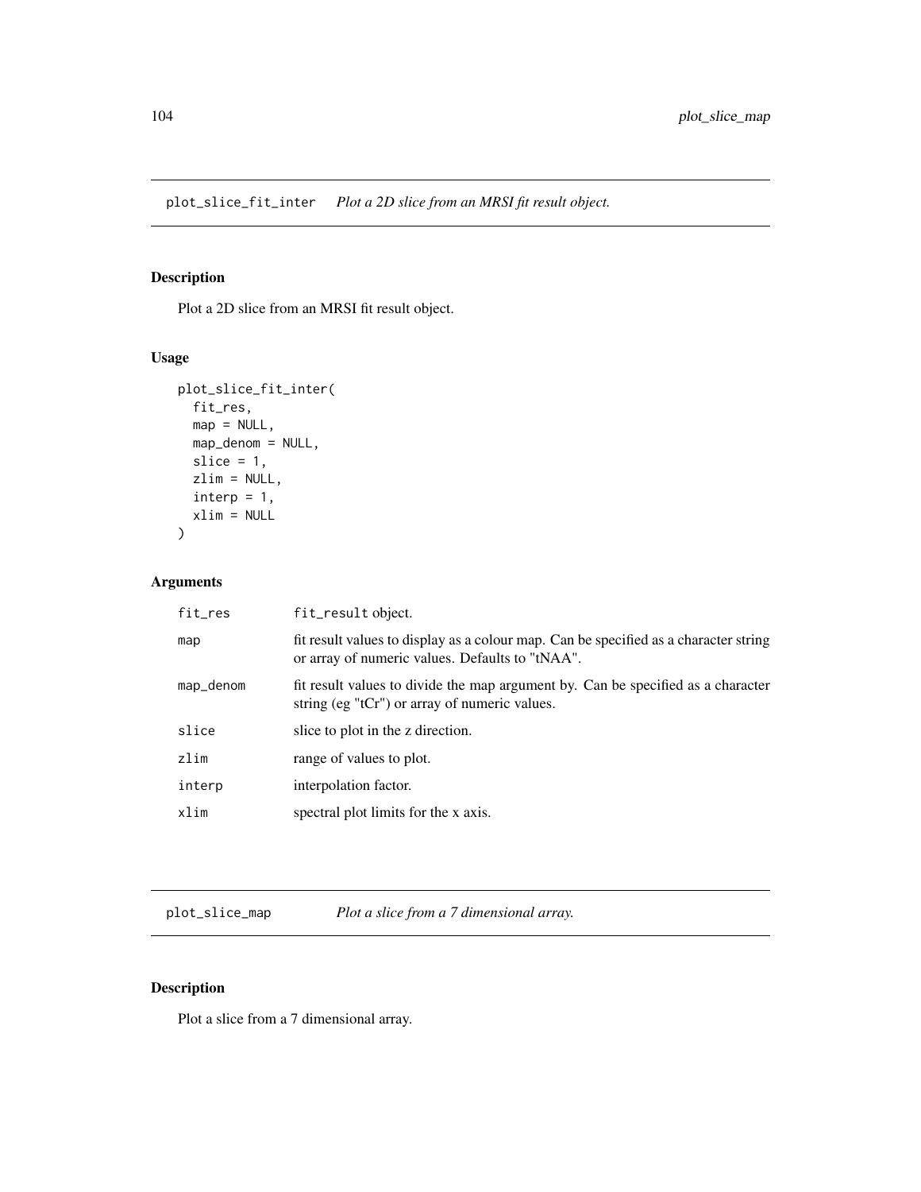## plot_slice_fit_inter — *Plot a 2D slice from an MRSI fit result object.*

### Description

Plot a 2D slice from an MRSI fit result object.

### Usage

```
plot_slice_fit_inter(
  fit_res,
  map = NULL,
  map_denom = NULL,
  slice = 1,
  zlim = NULL,
  interp = 1,
  xlim = NULL
)
```

### Arguments

| | |
|---|---|
| fit_res | fit_result object. |
| map | fit result values to display as a colour map. Can be specified as a character string or array of numeric values. Defaults to "tNAA". |
| map_denom | fit result values to divide the map argument by. Can be specified as a character string (eg "tCr") or array of numeric values. |
| slice | slice to plot in the z direction. |
| zlim | range of values to plot. |
| interp | interpolation factor. |
| xlim | spectral plot limits for the x axis. |

## plot_slice_map — *Plot a slice from a 7 dimensional array.*

### Description

Plot a slice from a 7 dimensional array.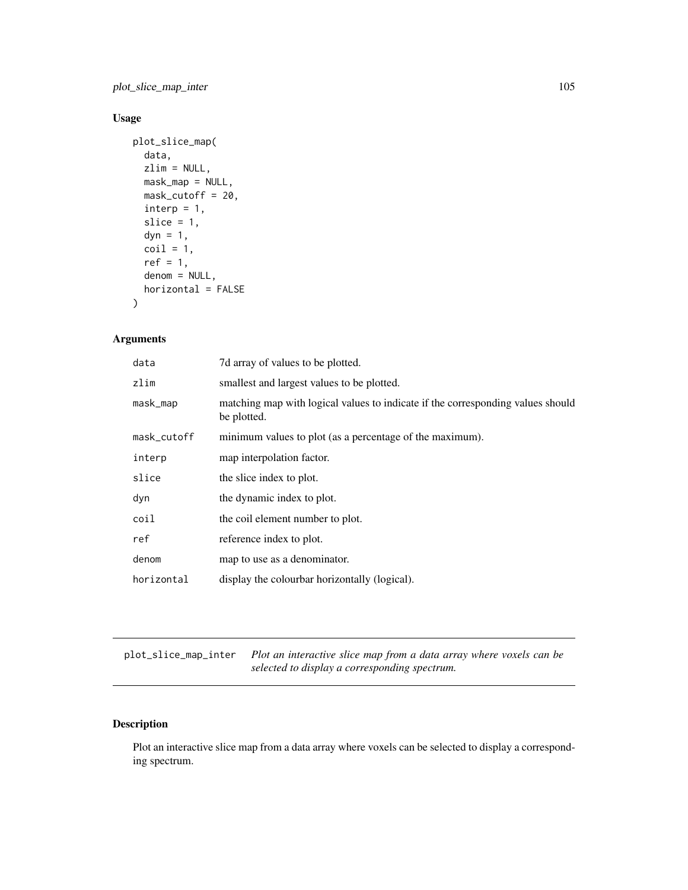## Usage

```
plot_slice_map(
  data,
  zlim = NULL,
  mask_map = NULL,
  mask_cutoff = 20,
  interp = 1,
  slice = 1,
  dyn = 1,
  coil = 1,
  ref = 1,
  denom = NULL,
  horizontal = FALSE
)
```

## Arguments

| | |
|---|---|
| data | 7d array of values to be plotted. |
| zlim | smallest and largest values to be plotted. |
| mask_map | matching map with logical values to indicate if the corresponding values should be plotted. |
| mask_cutoff | minimum values to plot (as a percentage of the maximum). |
| interp | map interpolation factor. |
| slice | the slice index to plot. |
| dyn | the dynamic index to plot. |
| coil | the coil element number to plot. |
| ref | reference index to plot. |
| denom | map to use as a denominator. |
| horizontal | display the colourbar horizontally (logical). |

---

# plot_slice_map_inter *Plot an interactive slice map from a data array where voxels can be selected to display a corresponding spectrum.*

---

## Description

Plot an interactive slice map from a data array where voxels can be selected to display a corresponding spectrum.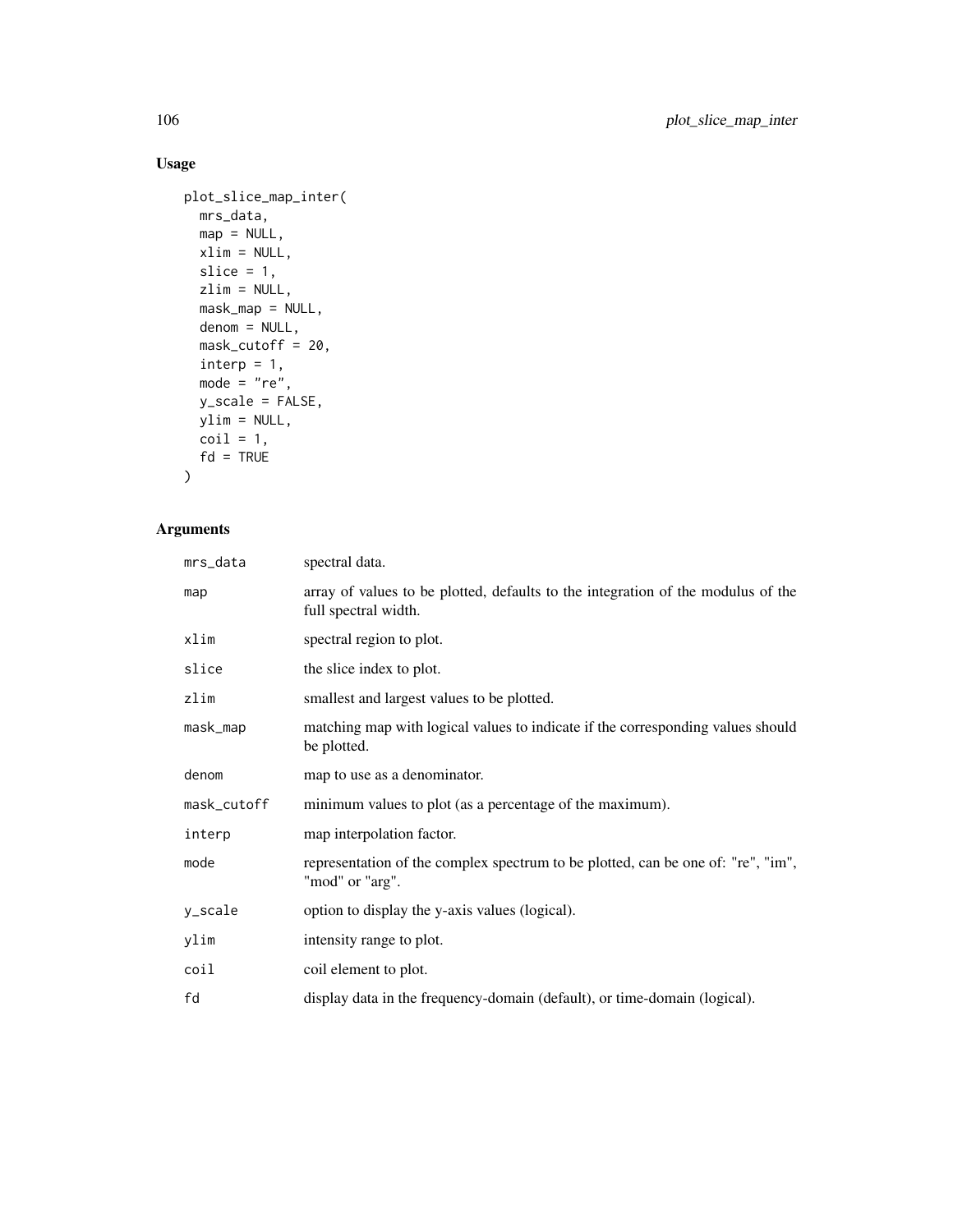## Usage

```
plot_slice_map_inter(
  mrs_data,
  map = NULL,
  xlim = NULL,
  slice = 1,
  zlim = NULL,
  mask_map = NULL,
  denom = NULL,
  mask_cutoff = 20,
  interp = 1,
  mode = "re",
  y_scale = FALSE,
  ylim = NULL,
  coil = 1,
  fd = TRUE
)
```

## Arguments

| | |
|---|---|
| mrs_data | spectral data. |
| map | array of values to be plotted, defaults to the integration of the modulus of the full spectral width. |
| xlim | spectral region to plot. |
| slice | the slice index to plot. |
| zlim | smallest and largest values to be plotted. |
| mask_map | matching map with logical values to indicate if the corresponding values should be plotted. |
| denom | map to use as a denominator. |
| mask_cutoff | minimum values to plot (as a percentage of the maximum). |
| interp | map interpolation factor. |
| mode | representation of the complex spectrum to be plotted, can be one of: "re", "im", "mod" or "arg". |
| y_scale | option to display the y-axis values (logical). |
| ylim | intensity range to plot. |
| coil | coil element to plot. |
| fd | display data in the frequency-domain (default), or time-domain (logical). |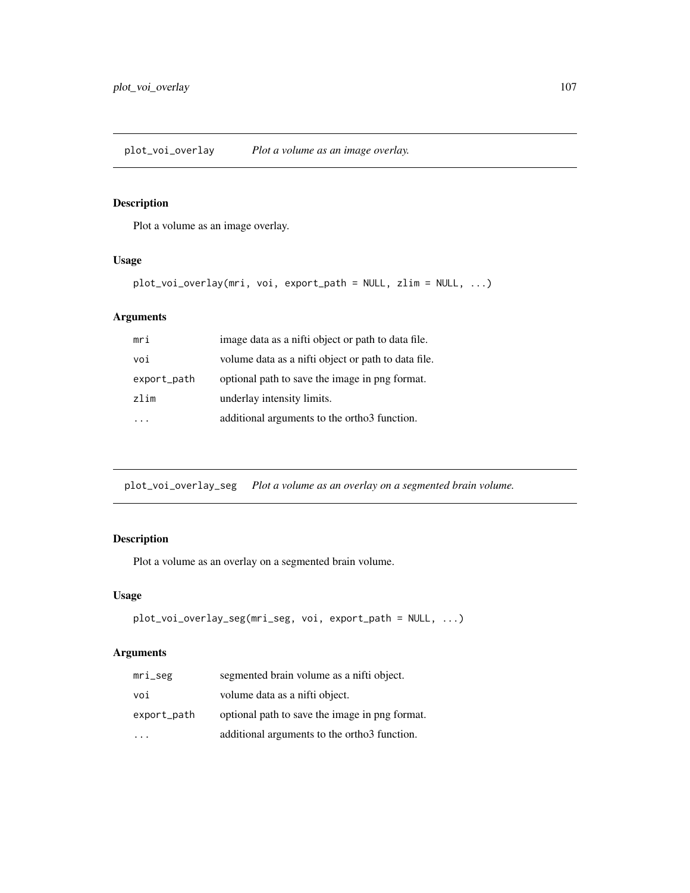## plot_voi_overlay — *Plot a volume as an image overlay.*

### Description

Plot a volume as an image overlay.

### Usage

```
plot_voi_overlay(mri, voi, export_path = NULL, zlim = NULL, ...)
```

### Arguments

| | |
|---|---|
| `mri` | image data as a nifti object or path to data file. |
| `voi` | volume data as a nifti object or path to data file. |
| `export_path` | optional path to save the image in png format. |
| `zlim` | underlay intensity limits. |
| `...` | additional arguments to the ortho3 function. |

## plot_voi_overlay_seg — *Plot a volume as an overlay on a segmented brain volume.*

### Description

Plot a volume as an overlay on a segmented brain volume.

### Usage

```
plot_voi_overlay_seg(mri_seg, voi, export_path = NULL, ...)
```

### Arguments

| | |
|---|---|
| `mri_seg` | segmented brain volume as a nifti object. |
| `voi` | volume data as a nifti object. |
| `export_path` | optional path to save the image in png format. |
| `...` | additional arguments to the ortho3 function. |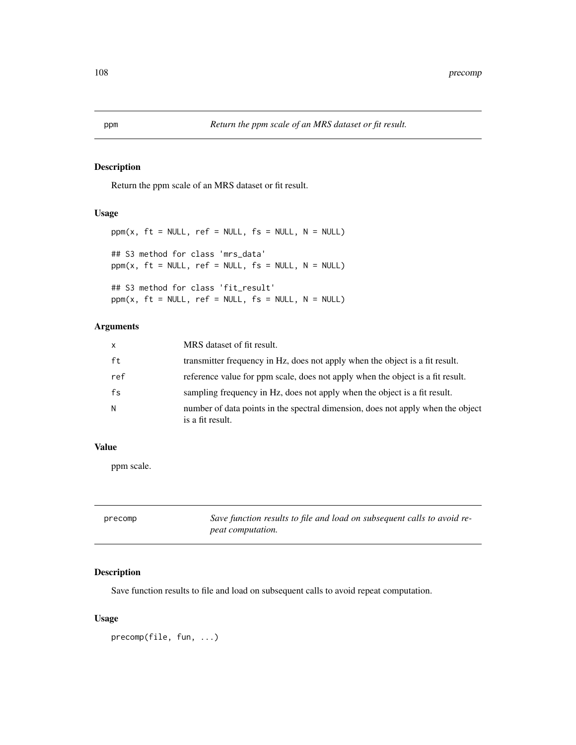## ppm

*Return the ppm scale of an MRS dataset or fit result.*

### Description

Return the ppm scale of an MRS dataset or fit result.

### Usage

```
ppm(x, ft = NULL, ref = NULL, fs = NULL, N = NULL)

## S3 method for class 'mrs_data'
ppm(x, ft = NULL, ref = NULL, fs = NULL, N = NULL)

## S3 method for class 'fit_result'
ppm(x, ft = NULL, ref = NULL, fs = NULL, N = NULL)
```

### Arguments

| | |
|---|---|
| x | MRS dataset of fit result. |
| ft | transmitter frequency in Hz, does not apply when the object is a fit result. |
| ref | reference value for ppm scale, does not apply when the object is a fit result. |
| fs | sampling frequency in Hz, does not apply when the object is a fit result. |
| N | number of data points in the spectral dimension, does not apply when the object is a fit result. |

### Value

ppm scale.

## precomp

*Save function results to file and load on subsequent calls to avoid repeat computation.*

### Description

Save function results to file and load on subsequent calls to avoid repeat computation.

### Usage

```
precomp(file, fun, ...)
```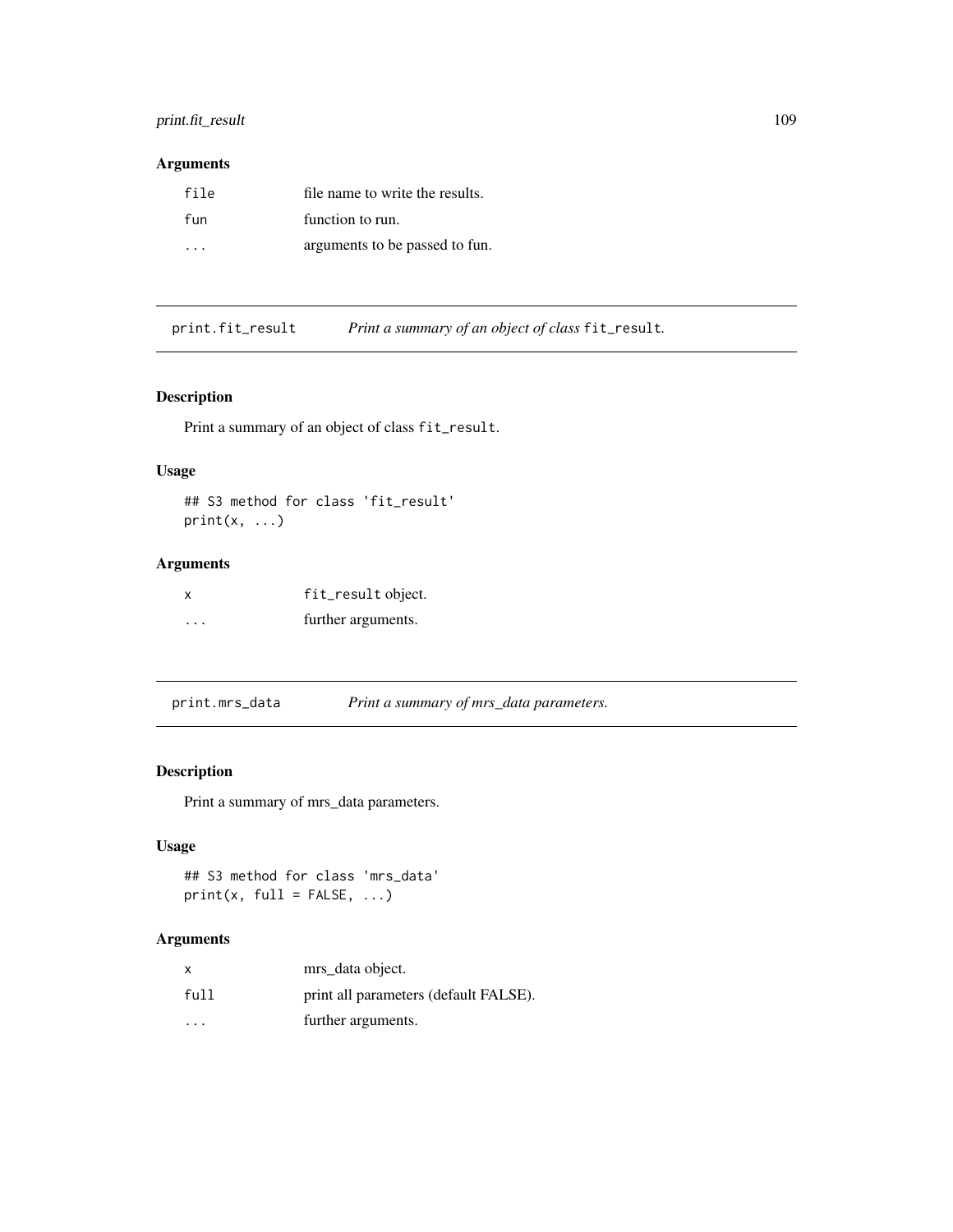### Arguments

| | |
|---|---|
| file | file name to write the results. |
| fun | function to run. |
| ... | arguments to be passed to fun. |

---

## print.fit_result — *Print a summary of an object of class* fit_result.

### Description

Print a summary of an object of class fit_result.

### Usage

```
## S3 method for class 'fit_result'
print(x, ...)
```

### Arguments

| | |
|---|---|
| x | fit_result object. |
| ... | further arguments. |

---

## print.mrs_data — *Print a summary of mrs_data parameters.*

### Description

Print a summary of mrs_data parameters.

### Usage

```
## S3 method for class 'mrs_data'
print(x, full = FALSE, ...)
```

### Arguments

| | |
|---|---|
| x | mrs_data object. |
| full | print all parameters (default FALSE). |
| ... | further arguments. |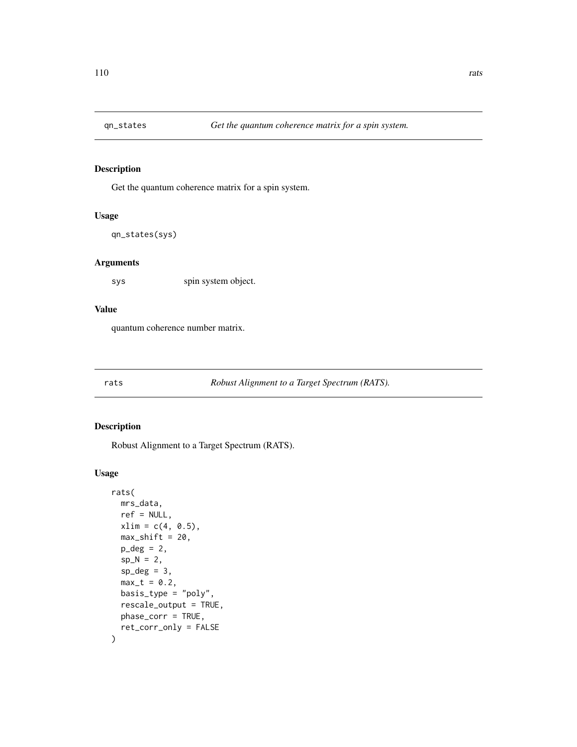## qn_states *Get the quantum coherence matrix for a spin system.*

### Description

Get the quantum coherence matrix for a spin system.

### Usage

```
qn_states(sys)
```

### Arguments

sys spin system object.

### Value

quantum coherence number matrix.

## rats *Robust Alignment to a Target Spectrum (RATS).*

### Description

Robust Alignment to a Target Spectrum (RATS).

### Usage

```
rats(
  mrs_data,
  ref = NULL,
  xlim = c(4, 0.5),
  max_shift = 20,
  p_deg = 2,
  sp_N = 2,
  sp_deg = 3,
  max_t = 0.2,
  basis_type = "poly",
  rescale_output = TRUE,
  phase_corr = TRUE,
  ret_corr_only = FALSE
)
```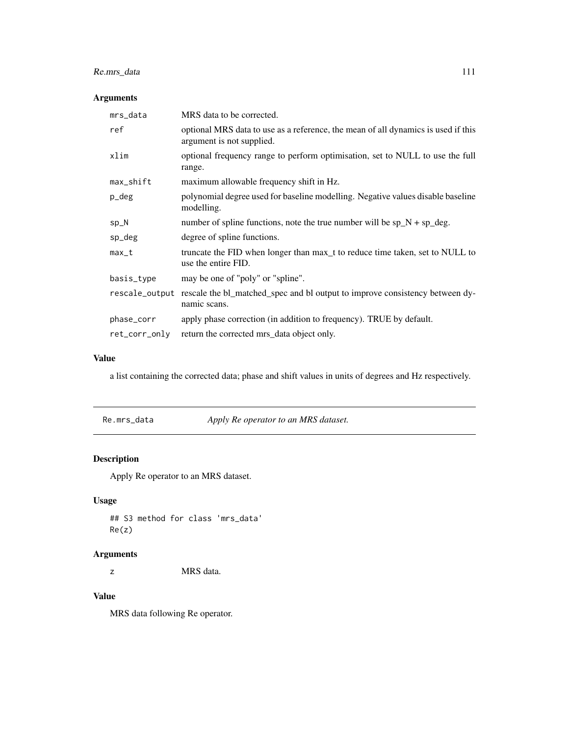### Arguments

| | |
|---|---|
| mrs_data | MRS data to be corrected. |
| ref | optional MRS data to use as a reference, the mean of all dynamics is used if this argument is not supplied. |
| xlim | optional frequency range to perform optimisation, set to NULL to use the full range. |
| max_shift | maximum allowable frequency shift in Hz. |
| p_deg | polynomial degree used for baseline modelling. Negative values disable baseline modelling. |
| sp_N | number of spline functions, note the true number will be sp_N + sp_deg. |
| sp_deg | degree of spline functions. |
| max_t | truncate the FID when longer than max_t to reduce time taken, set to NULL to use the entire FID. |
| basis_type | may be one of "poly" or "spline". |
| rescale_output | rescale the bl_matched_spec and bl output to improve consistency between dynamic scans. |
| phase_corr | apply phase correction (in addition to frequency). TRUE by default. |
| ret_corr_only | return the corrected mrs_data object only. |

### Value

a list containing the corrected data; phase and shift values in units of degrees and Hz respectively.

---

## Re.mrs_data    *Apply Re operator to an MRS dataset.*

---

### Description

Apply Re operator to an MRS dataset.

### Usage

```
## S3 method for class 'mrs_data'
Re(z)
```

### Arguments

| | |
|---|---|
| z | MRS data. |

### Value

MRS data following Re operator.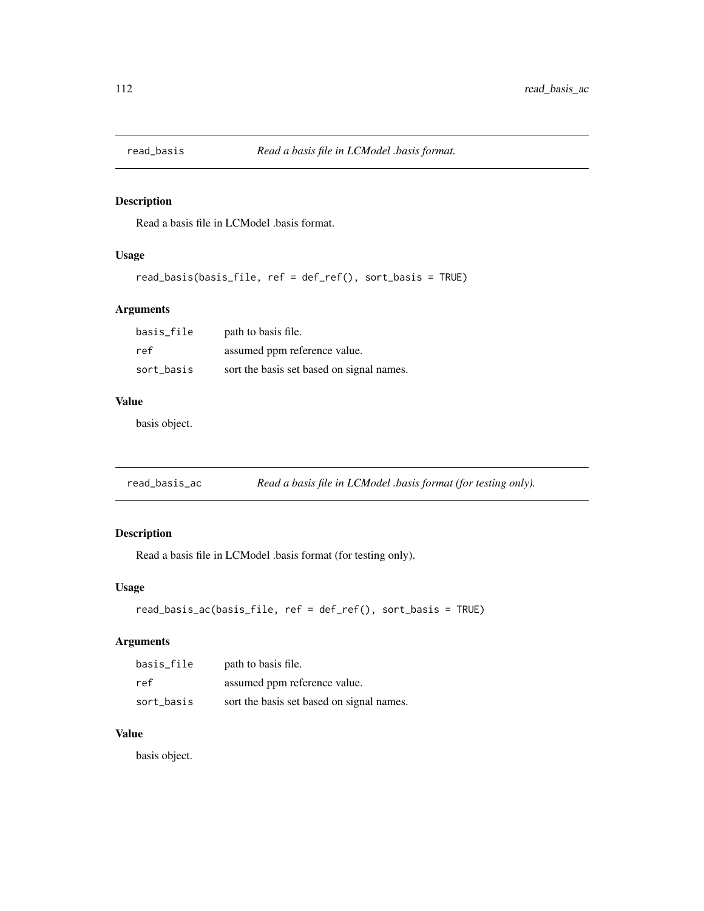## read_basis *Read a basis file in LCModel .basis format.*

### Description

Read a basis file in LCModel .basis format.

### Usage

```
read_basis(basis_file, ref = def_ref(), sort_basis = TRUE)
```

### Arguments

| | |
|---|---|
| basis_file | path to basis file. |
| ref | assumed ppm reference value. |
| sort_basis | sort the basis set based on signal names. |

### Value

basis object.

## read_basis_ac *Read a basis file in LCModel .basis format (for testing only).*

### Description

Read a basis file in LCModel .basis format (for testing only).

### Usage

```
read_basis_ac(basis_file, ref = def_ref(), sort_basis = TRUE)
```

### Arguments

| | |
|---|---|
| basis_file | path to basis file. |
| ref | assumed ppm reference value. |
| sort_basis | sort the basis set based on signal names. |

### Value

basis object.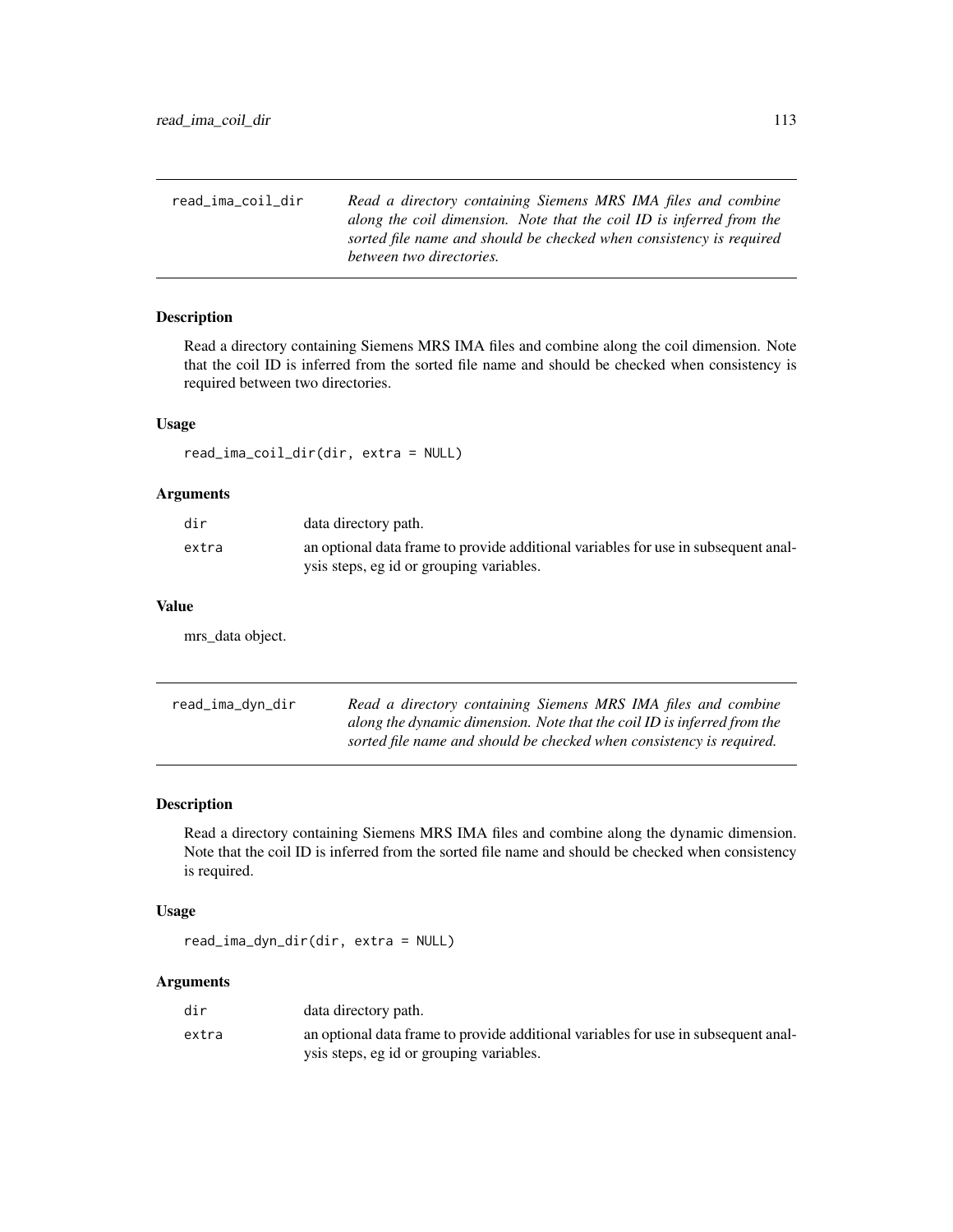## read_ima_coil_dir

*Read a directory containing Siemens MRS IMA files and combine along the coil dimension. Note that the coil ID is inferred from the sorted file name and should be checked when consistency is required between two directories.*

### Description

Read a directory containing Siemens MRS IMA files and combine along the coil dimension. Note that the coil ID is inferred from the sorted file name and should be checked when consistency is required between two directories.

### Usage

```
read_ima_coil_dir(dir, extra = NULL)
```

### Arguments

| | |
|---|---|
| dir | data directory path. |
| extra | an optional data frame to provide additional variables for use in subsequent analysis steps, eg id or grouping variables. |

### Value

mrs_data object.

## read_ima_dyn_dir

*Read a directory containing Siemens MRS IMA files and combine along the dynamic dimension. Note that the coil ID is inferred from the sorted file name and should be checked when consistency is required.*

### Description

Read a directory containing Siemens MRS IMA files and combine along the dynamic dimension. Note that the coil ID is inferred from the sorted file name and should be checked when consistency is required.

### Usage

```
read_ima_dyn_dir(dir, extra = NULL)
```

### Arguments

| | |
|---|---|
| dir | data directory path. |
| extra | an optional data frame to provide additional variables for use in subsequent analysis steps, eg id or grouping variables. |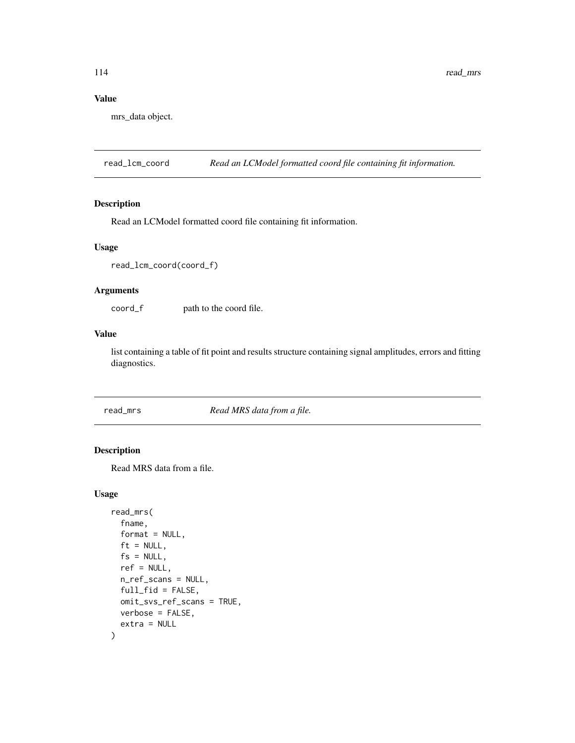### Value

mrs_data object.

---

## read_lcm_coord — *Read an LCModel formatted coord file containing fit information.*

### Description

Read an LCModel formatted coord file containing fit information.

### Usage

```
read_lcm_coord(coord_f)
```

### Arguments

| | |
|---|---|
| coord_f | path to the coord file. |

### Value

list containing a table of fit point and results structure containing signal amplitudes, errors and fitting diagnostics.

---

## read_mrs — *Read MRS data from a file.*

### Description

Read MRS data from a file.

### Usage

```
read_mrs(
  fname,
  format = NULL,
  ft = NULL,
  fs = NULL,
  ref = NULL,
  n_ref_scans = NULL,
  full_fid = FALSE,
  omit_svs_ref_scans = TRUE,
  verbose = FALSE,
  extra = NULL
)
```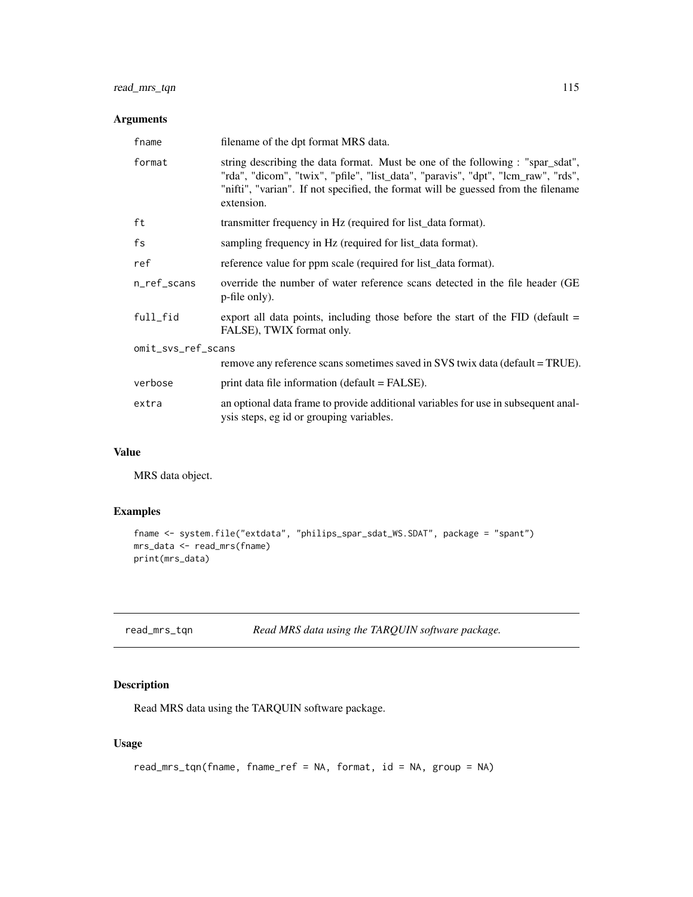## Arguments

| | |
|---|---|
| fname | filename of the dpt format MRS data. |
| format | string describing the data format. Must be one of the following : "spar_sdat", "rda", "dicom", "twix", "pfile", "list_data", "paravis", "dpt", "lcm_raw", "rds", "nifti", "varian". If not specified, the format will be guessed from the filename extension. |
| ft | transmitter frequency in Hz (required for list_data format). |
| fs | sampling frequency in Hz (required for list_data format). |
| ref | reference value for ppm scale (required for list_data format). |
| n_ref_scans | override the number of water reference scans detected in the file header (GE p-file only). |
| full_fid | export all data points, including those before the start of the FID (default = FALSE), TWIX format only. |
| omit_svs_ref_scans | remove any reference scans sometimes saved in SVS twix data (default = TRUE). |
| verbose | print data file information (default = FALSE). |
| extra | an optional data frame to provide additional variables for use in subsequent analysis steps, eg id or grouping variables. |

## Value

MRS data object.

## Examples

```
fname <- system.file("extdata", "philips_spar_sdat_WS.SDAT", package = "spant")
mrs_data <- read_mrs(fname)
print(mrs_data)
```

---

# read_mrs_tqn *Read MRS data using the TARQUIN software package.*

## Description

Read MRS data using the TARQUIN software package.

## Usage

```
read_mrs_tqn(fname, fname_ref = NA, format, id = NA, group = NA)
```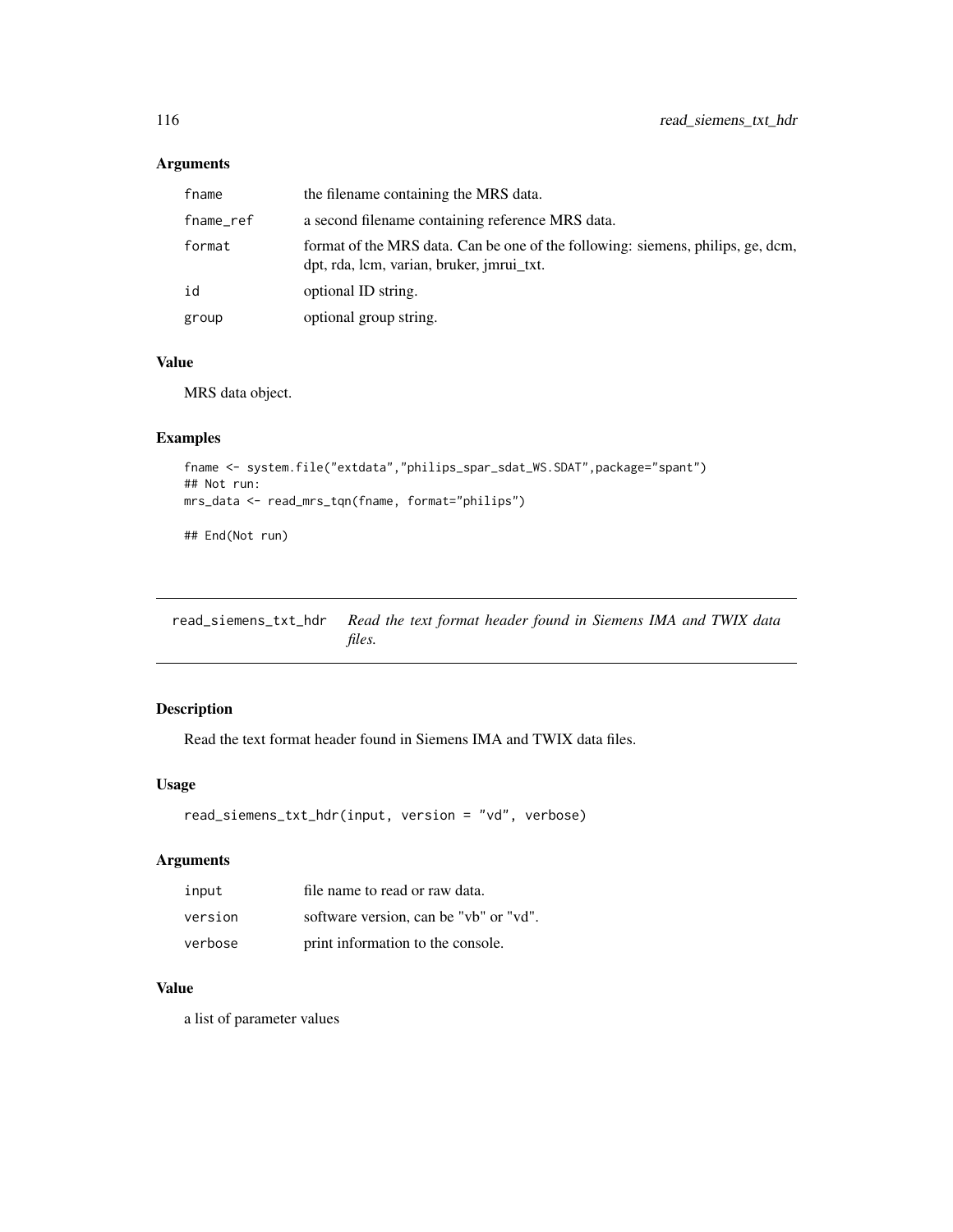### Arguments

| | |
|---|---|
| fname | the filename containing the MRS data. |
| fname_ref | a second filename containing reference MRS data. |
| format | format of the MRS data. Can be one of the following: siemens, philips, ge, dcm, dpt, rda, lcm, varian, bruker, jmrui_txt. |
| id | optional ID string. |
| group | optional group string. |

### Value

MRS data object.

### Examples

```
fname <- system.file("extdata","philips_spar_sdat_WS.SDAT",package="spant")
## Not run:
mrs_data <- read_mrs_tqn(fname, format="philips")

## End(Not run)
```

---

## read_siemens_txt_hdr *Read the text format header found in Siemens IMA and TWIX data files.*

---

### Description

Read the text format header found in Siemens IMA and TWIX data files.

### Usage

```
read_siemens_txt_hdr(input, version = "vd", verbose)
```

### Arguments

| | |
|---|---|
| input | file name to read or raw data. |
| version | software version, can be "vb" or "vd". |
| verbose | print information to the console. |

### Value

a list of parameter values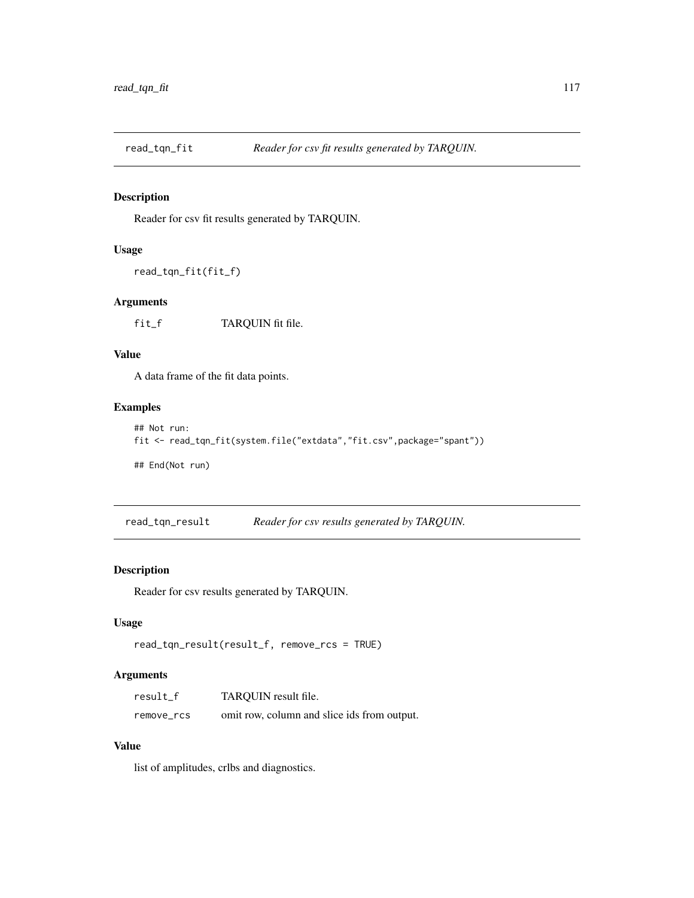## read_tqn_fit — *Reader for csv fit results generated by TARQUIN.*

### Description

Reader for csv fit results generated by TARQUIN.

### Usage

```
read_tqn_fit(fit_f)
```

### Arguments

| | |
|---|---|
| `fit_f` | TARQUIN fit file. |

### Value

A data frame of the fit data points.

### Examples

```
## Not run:
fit <- read_tqn_fit(system.file("extdata","fit.csv",package="spant"))

## End(Not run)
```

## read_tqn_result — *Reader for csv results generated by TARQUIN.*

### Description

Reader for csv results generated by TARQUIN.

### Usage

```
read_tqn_result(result_f, remove_rcs = TRUE)
```

### Arguments

| | |
|---|---|
| `result_f` | TARQUIN result file. |
| `remove_rcs` | omit row, column and slice ids from output. |

### Value

list of amplitudes, crlbs and diagnostics.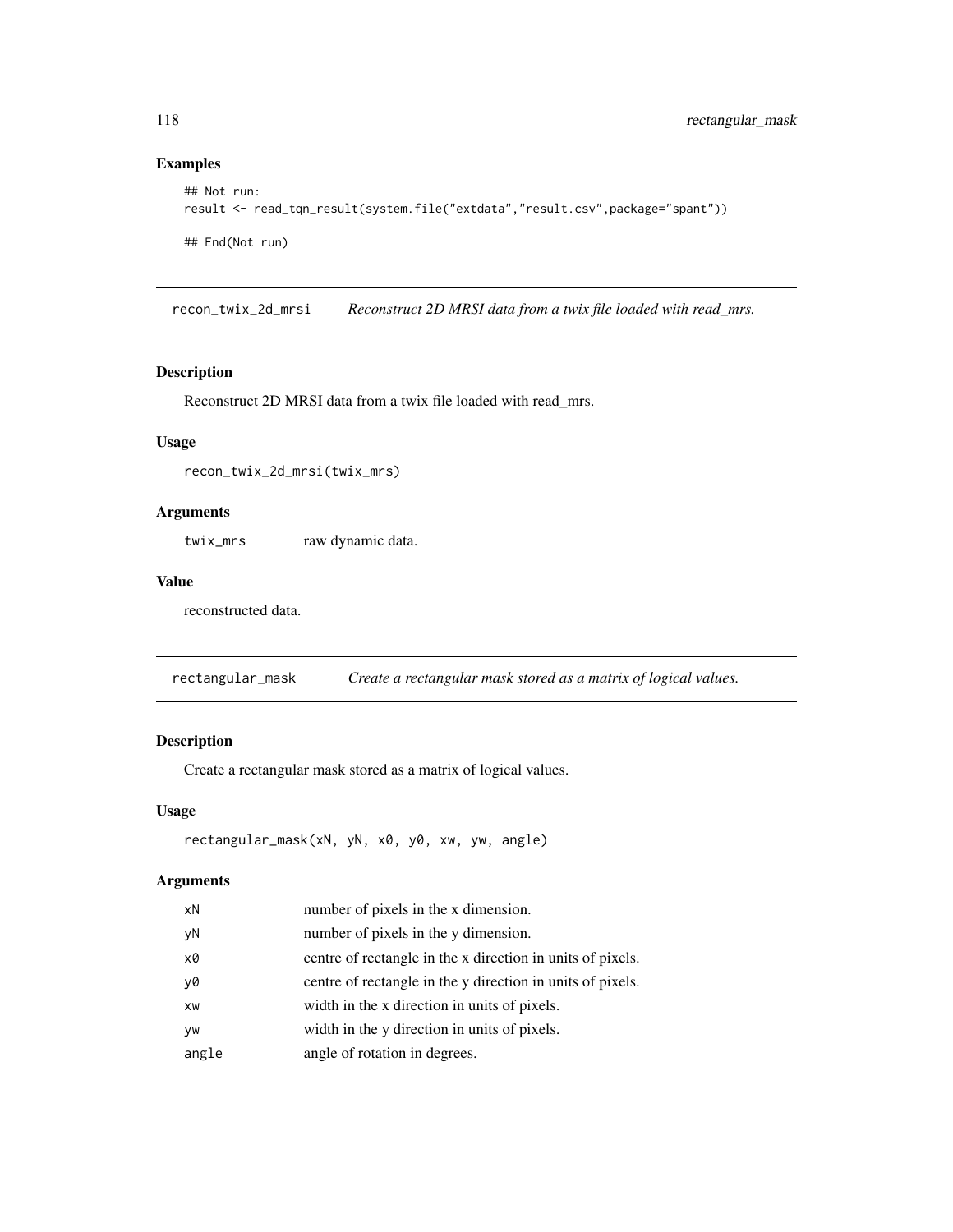## Examples

```
## Not run:
result <- read_tqn_result(system.file("extdata","result.csv",package="spant"))

## End(Not run)
```

## recon_twix_2d_mrsi — *Reconstruct 2D MRSI data from a twix file loaded with read_mrs.*

### Description

Reconstruct 2D MRSI data from a twix file loaded with read_mrs.

### Usage

```
recon_twix_2d_mrsi(twix_mrs)
```

### Arguments

| | |
|---|---|
| twix_mrs | raw dynamic data. |

### Value

reconstructed data.

## rectangular_mask — *Create a rectangular mask stored as a matrix of logical values.*

### Description

Create a rectangular mask stored as a matrix of logical values.

### Usage

```
rectangular_mask(xN, yN, x0, y0, xw, yw, angle)
```

### Arguments

| | |
|---|---|
| xN | number of pixels in the x dimension. |
| yN | number of pixels in the y dimension. |
| x0 | centre of rectangle in the x direction in units of pixels. |
| y0 | centre of rectangle in the y direction in units of pixels. |
| xw | width in the x direction in units of pixels. |
| yw | width in the y direction in units of pixels. |
| angle | angle of rotation in degrees. |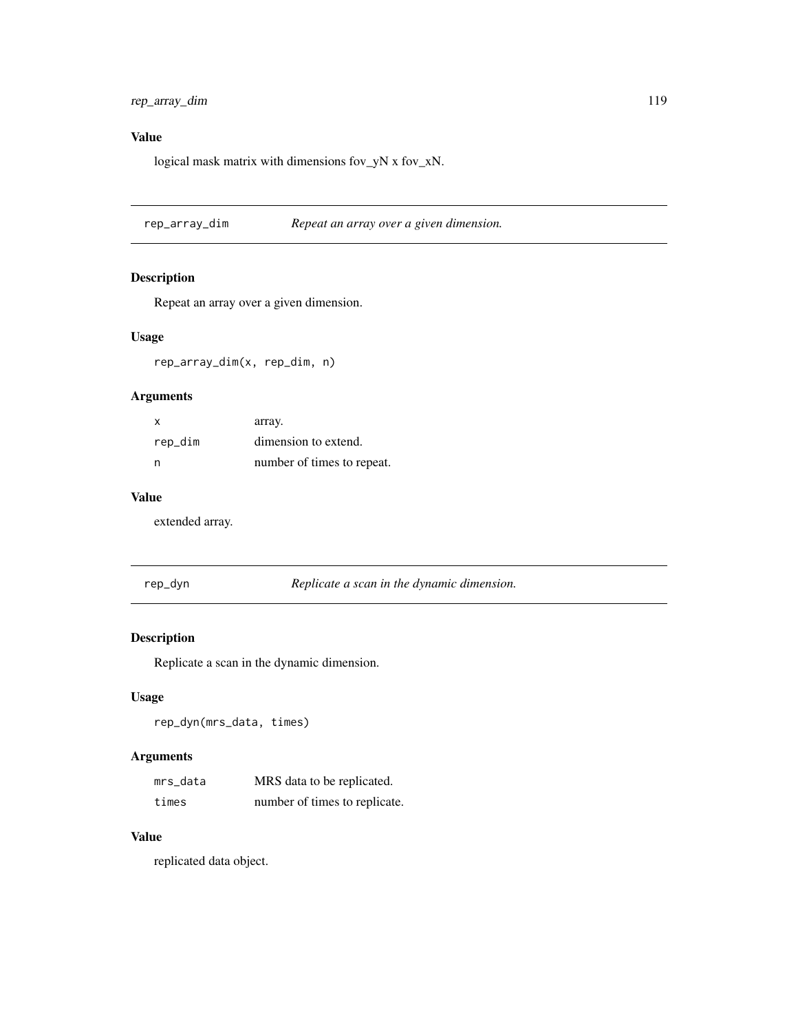## Value

logical mask matrix with dimensions fov_yN x fov_xN.

---

## rep_array_dim — *Repeat an array over a given dimension.*

### Description

Repeat an array over a given dimension.

### Usage

```
rep_array_dim(x, rep_dim, n)
```

### Arguments

| | |
|---|---|
| x | array. |
| rep_dim | dimension to extend. |
| n | number of times to repeat. |

### Value

extended array.

---

## rep_dyn — *Replicate a scan in the dynamic dimension.*

### Description

Replicate a scan in the dynamic dimension.

### Usage

```
rep_dyn(mrs_data, times)
```

### Arguments

| | |
|---|---|
| mrs_data | MRS data to be replicated. |
| times | number of times to replicate. |

### Value

replicated data object.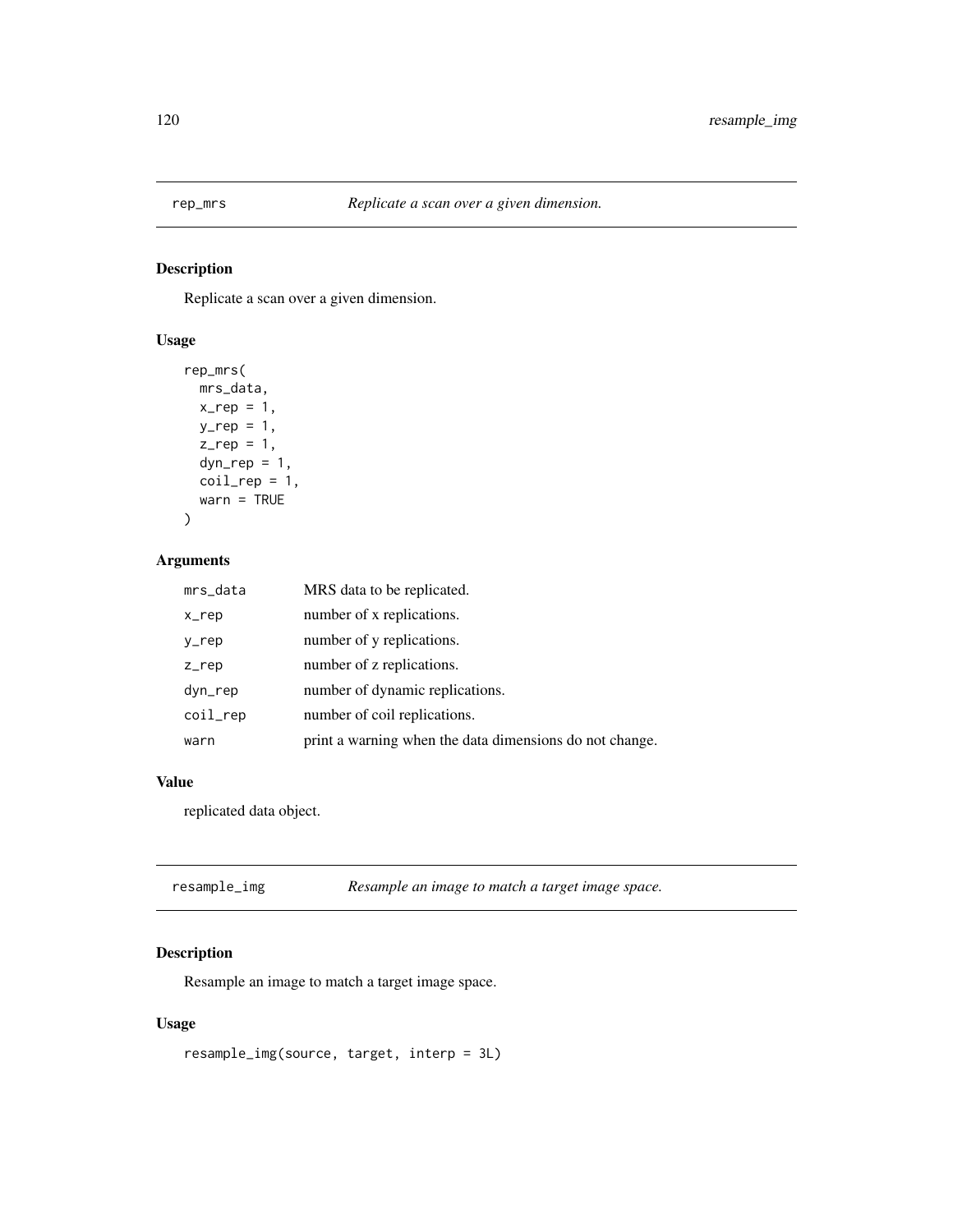## rep_mrs — *Replicate a scan over a given dimension.*

### Description

Replicate a scan over a given dimension.

### Usage

```
rep_mrs(
  mrs_data,
  x_rep = 1,
  y_rep = 1,
  z_rep = 1,
  dyn_rep = 1,
  coil_rep = 1,
  warn = TRUE
)
```

### Arguments

| | |
|---|---|
| mrs_data | MRS data to be replicated. |
| x_rep | number of x replications. |
| y_rep | number of y replications. |
| z_rep | number of z replications. |
| dyn_rep | number of dynamic replications. |
| coil_rep | number of coil replications. |
| warn | print a warning when the data dimensions do not change. |

### Value

replicated data object.

## resample_img — *Resample an image to match a target image space.*

### Description

Resample an image to match a target image space.

### Usage

```
resample_img(source, target, interp = 3L)
```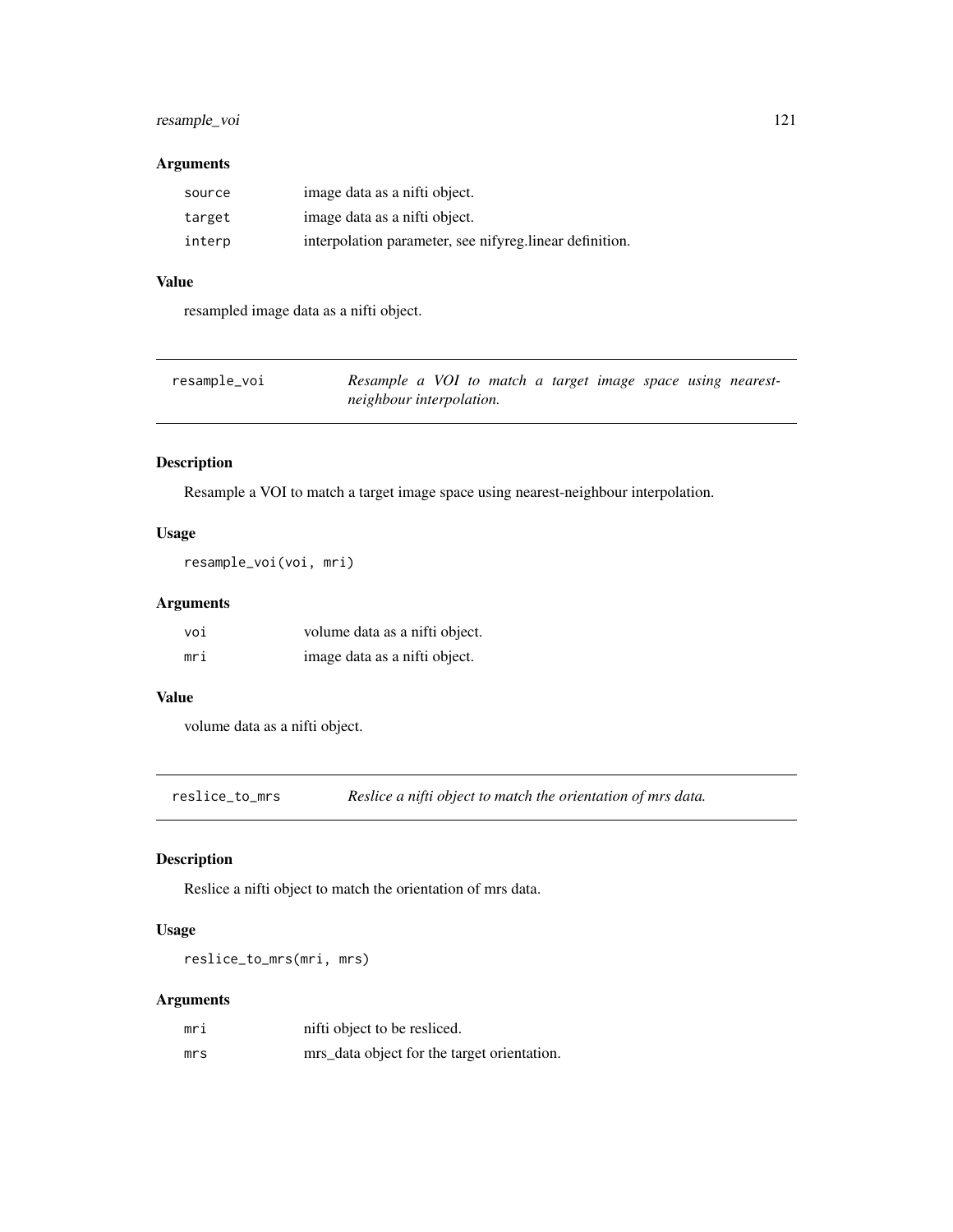### Arguments

| | |
|---|---|
| `source` | image data as a nifti object. |
| `target` | image data as a nifti object. |
| `interp` | interpolation parameter, see nifyreg.linear definition. |

### Value

resampled image data as a nifti object.

---

## resample_voi — *Resample a VOI to match a target image space using nearest-neighbour interpolation.*

### Description

Resample a VOI to match a target image space using nearest-neighbour interpolation.

### Usage

```
resample_voi(voi, mri)
```

### Arguments

| | |
|---|---|
| `voi` | volume data as a nifti object. |
| `mri` | image data as a nifti object. |

### Value

volume data as a nifti object.

---

## reslice_to_mrs — *Reslice a nifti object to match the orientation of mrs data.*

### Description

Reslice a nifti object to match the orientation of mrs data.

### Usage

```
reslice_to_mrs(mri, mrs)
```

### Arguments

| | |
|---|---|
| `mri` | nifti object to be resliced. |
| `mrs` | mrs_data object for the target orientation. |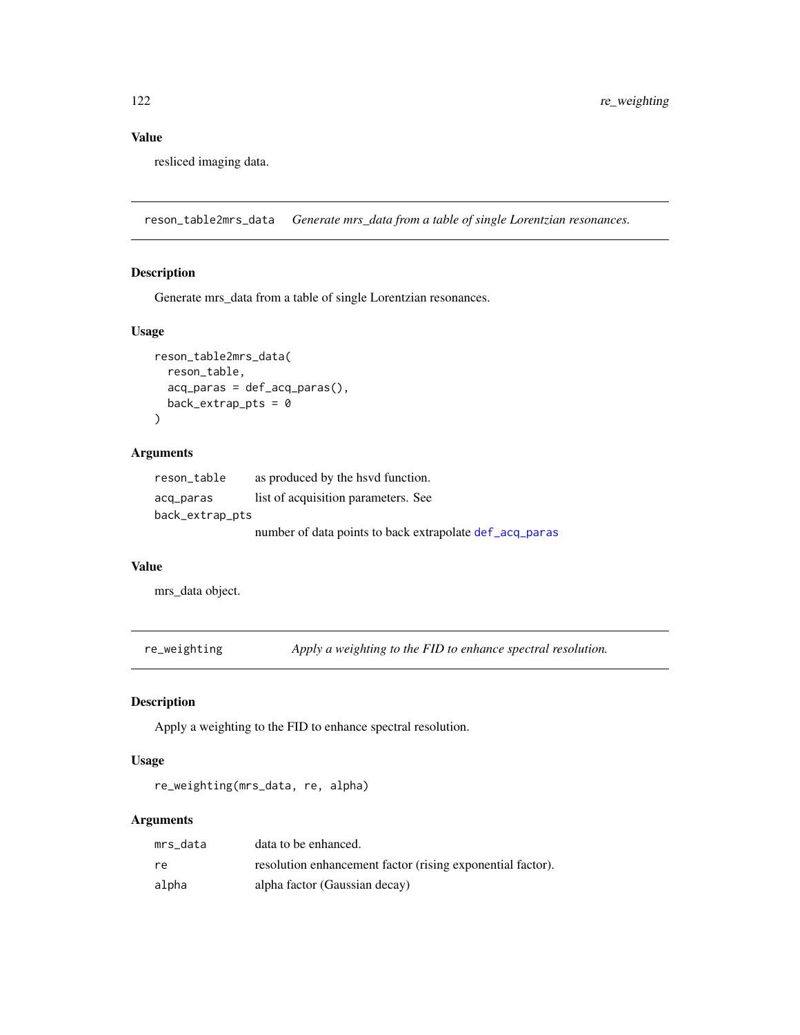### Value

resliced imaging data.

## reson_table2mrs_data *Generate mrs_data from a table of single Lorentzian resonances.*

### Description

Generate mrs_data from a table of single Lorentzian resonances.

### Usage

```
reson_table2mrs_data(
  reson_table,
  acq_paras = def_acq_paras(),
  back_extrap_pts = 0
)
```

### Arguments

| | |
|---|---|
| reson_table | as produced by the hsvd function. |
| acq_paras | list of acquisition parameters. See |
| back_extrap_pts | number of data points to back extrapolate def_acq_paras |

### Value

mrs_data object.

## re_weighting *Apply a weighting to the FID to enhance spectral resolution.*

### Description

Apply a weighting to the FID to enhance spectral resolution.

### Usage

```
re_weighting(mrs_data, re, alpha)
```

### Arguments

| | |
|---|---|
| mrs_data | data to be enhanced. |
| re | resolution enhancement factor (rising exponential factor). |
| alpha | alpha factor (Gaussian decay) |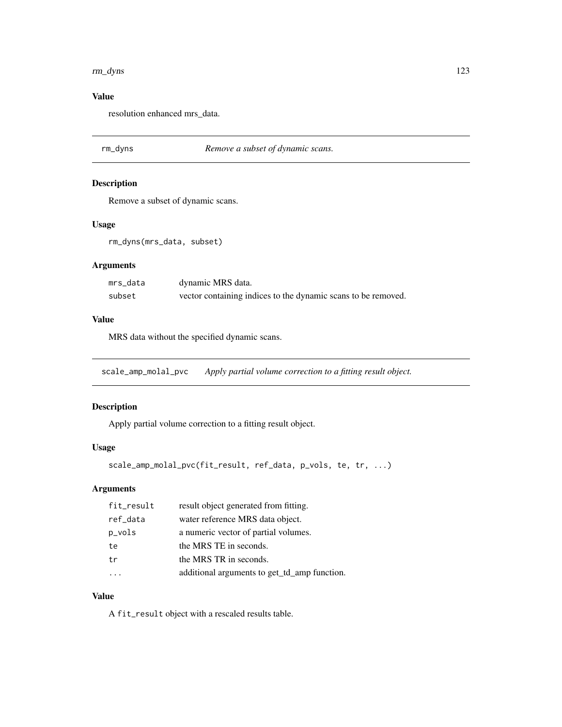## Value

resolution enhanced mrs_data.

---

## rm_dyns — *Remove a subset of dynamic scans.*

### Description

Remove a subset of dynamic scans.

### Usage

```
rm_dyns(mrs_data, subset)
```

### Arguments

| | |
|---|---|
| mrs_data | dynamic MRS data. |
| subset | vector containing indices to the dynamic scans to be removed. |

### Value

MRS data without the specified dynamic scans.

---

## scale_amp_molal_pvc — *Apply partial volume correction to a fitting result object.*

### Description

Apply partial volume correction to a fitting result object.

### Usage

```
scale_amp_molal_pvc(fit_result, ref_data, p_vols, te, tr, ...)
```

### Arguments

| | |
|---|---|
| fit_result | result object generated from fitting. |
| ref_data | water reference MRS data object. |
| p_vols | a numeric vector of partial volumes. |
| te | the MRS TE in seconds. |
| tr | the MRS TR in seconds. |
| ... | additional arguments to get_td_amp function. |

### Value

A `fit_result` object with a rescaled results table.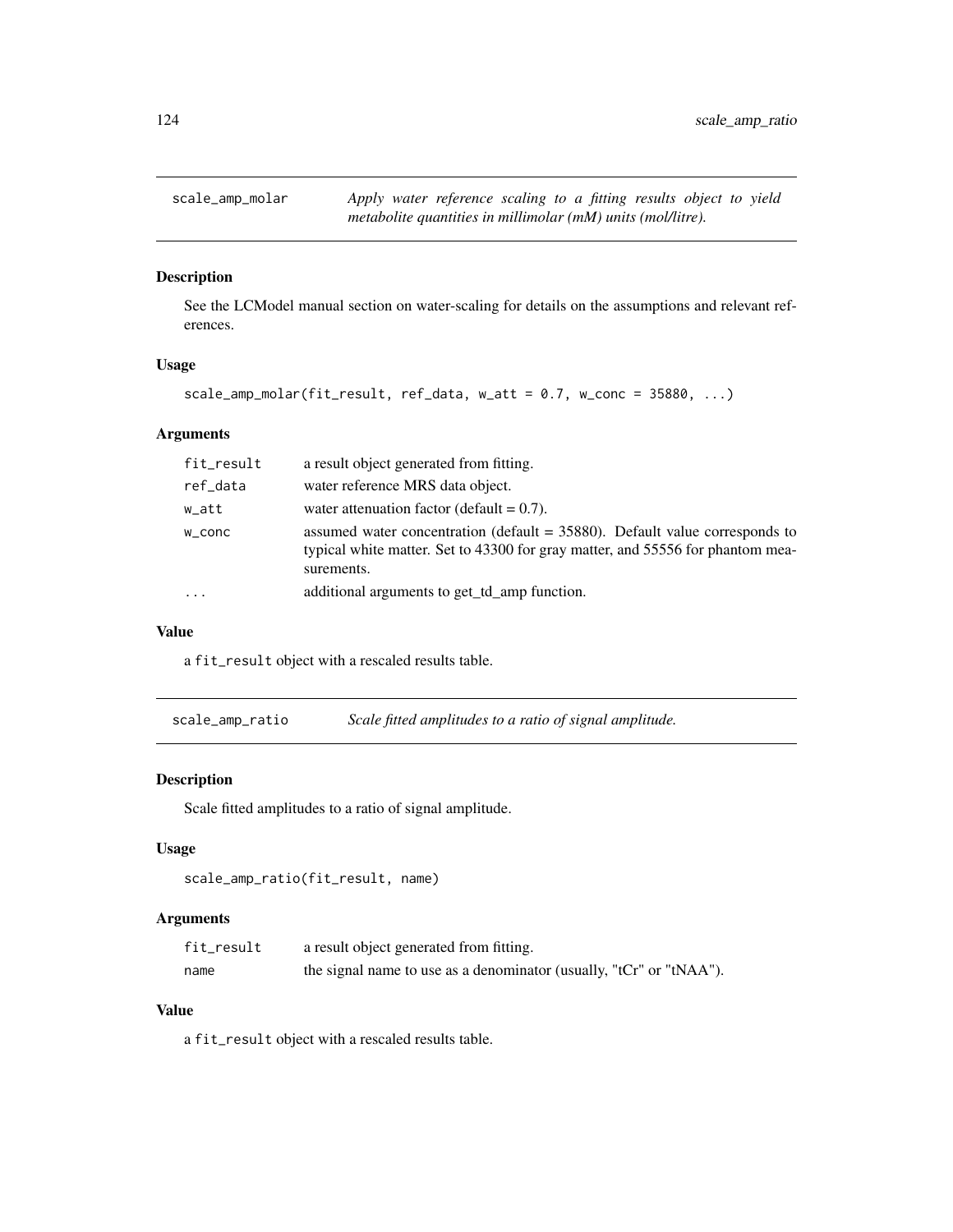## scale_amp_molar

*Apply water reference scaling to a fitting results object to yield metabolite quantities in millimolar (mM) units (mol/litre).*

### Description

See the LCModel manual section on water-scaling for details on the assumptions and relevant references.

### Usage

```
scale_amp_molar(fit_result, ref_data, w_att = 0.7, w_conc = 35880, ...)
```

### Arguments

| | |
|---|---|
| fit_result | a result object generated from fitting. |
| ref_data | water reference MRS data object. |
| w_att | water attenuation factor (default = 0.7). |
| w_conc | assumed water concentration (default = 35880). Default value corresponds to typical white matter. Set to 43300 for gray matter, and 55556 for phantom measurements. |
| ... | additional arguments to get_td_amp function. |

### Value

a fit_result object with a rescaled results table.

## scale_amp_ratio

*Scale fitted amplitudes to a ratio of signal amplitude.*

### Description

Scale fitted amplitudes to a ratio of signal amplitude.

### Usage

```
scale_amp_ratio(fit_result, name)
```

### Arguments

| | |
|---|---|
| fit_result | a result object generated from fitting. |
| name | the signal name to use as a denominator (usually, "tCr" or "tNAA"). |

### Value

a fit_result object with a rescaled results table.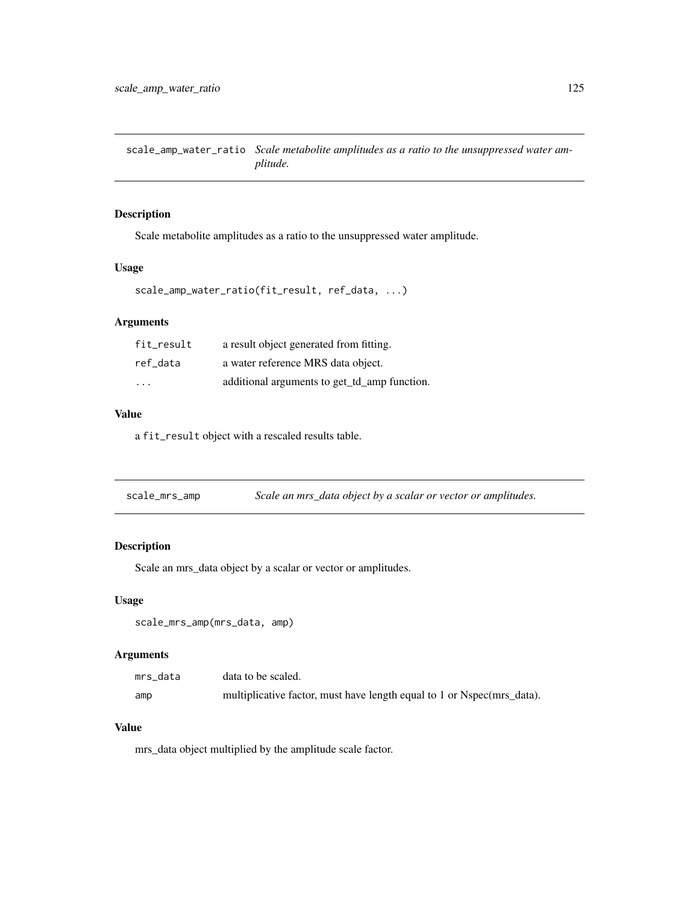## scale_amp_water_ratio — *Scale metabolite amplitudes as a ratio to the unsuppressed water amplitude.*

### Description

Scale metabolite amplitudes as a ratio to the unsuppressed water amplitude.

### Usage

```
scale_amp_water_ratio(fit_result, ref_data, ...)
```

### Arguments

| | |
|---|---|
| `fit_result` | a result object generated from fitting. |
| `ref_data` | a water reference MRS data object. |
| `...` | additional arguments to get_td_amp function. |

### Value

a `fit_result` object with a rescaled results table.

## scale_mrs_amp — *Scale an mrs_data object by a scalar or vector or amplitudes.*

### Description

Scale an mrs_data object by a scalar or vector or amplitudes.

### Usage

```
scale_mrs_amp(mrs_data, amp)
```

### Arguments

| | |
|---|---|
| `mrs_data` | data to be scaled. |
| `amp` | multiplicative factor, must have length equal to 1 or Nspec(mrs_data). |

### Value

mrs_data object multiplied by the amplitude scale factor.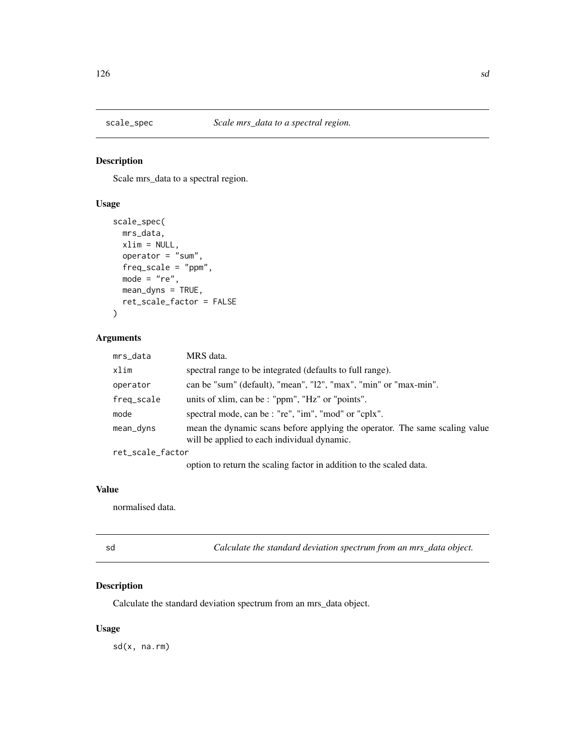## scale_spec — *Scale mrs_data to a spectral region.*

### Description

Scale mrs_data to a spectral region.

### Usage

```
scale_spec(
  mrs_data,
  xlim = NULL,
  operator = "sum",
  freq_scale = "ppm",
  mode = "re",
  mean_dyns = TRUE,
  ret_scale_factor = FALSE
)
```

### Arguments

| | |
|---|---|
| mrs_data | MRS data. |
| xlim | spectral range to be integrated (defaults to full range). |
| operator | can be "sum" (default), "mean", "l2", "max", "min" or "max-min". |
| freq_scale | units of xlim, can be : "ppm", "Hz" or "points". |
| mode | spectral mode, can be : "re", "im", "mod" or "cplx". |
| mean_dyns | mean the dynamic scans before applying the operator. The same scaling value will be applied to each individual dynamic. |
| ret_scale_factor | option to return the scaling factor in addition to the scaled data. |

### Value

normalised data.

## sd — *Calculate the standard deviation spectrum from an mrs_data object.*

### Description

Calculate the standard deviation spectrum from an mrs_data object.

### Usage

```
sd(x, na.rm)
```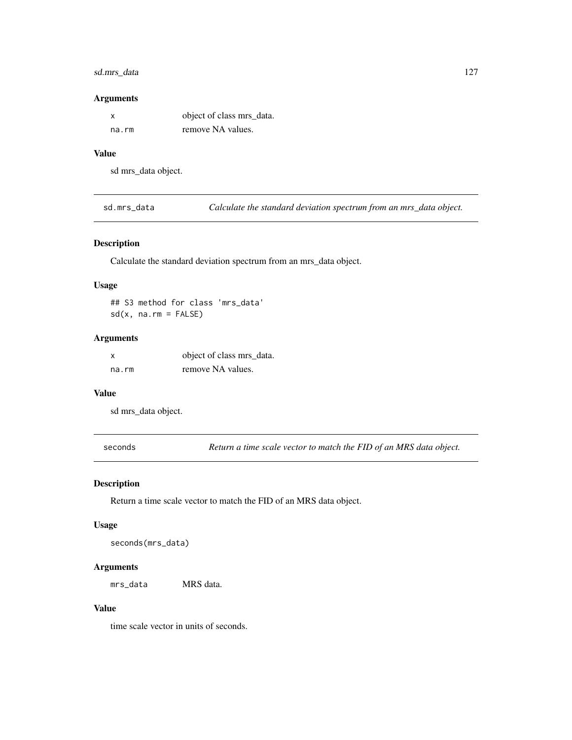### Arguments

| | |
|---|---|
| x | object of class mrs_data. |
| na.rm | remove NA values. |

### Value

sd mrs_data object.

## sd.mrs_data — *Calculate the standard deviation spectrum from an mrs_data object.*

### Description

Calculate the standard deviation spectrum from an mrs_data object.

### Usage

```
## S3 method for class 'mrs_data'
sd(x, na.rm = FALSE)
```

### Arguments

| | |
|---|---|
| x | object of class mrs_data. |
| na.rm | remove NA values. |

### Value

sd mrs_data object.

## seconds — *Return a time scale vector to match the FID of an MRS data object.*

### Description

Return a time scale vector to match the FID of an MRS data object.

### Usage

```
seconds(mrs_data)
```

### Arguments

| | |
|---|---|
| mrs_data | MRS data. |

### Value

time scale vector in units of seconds.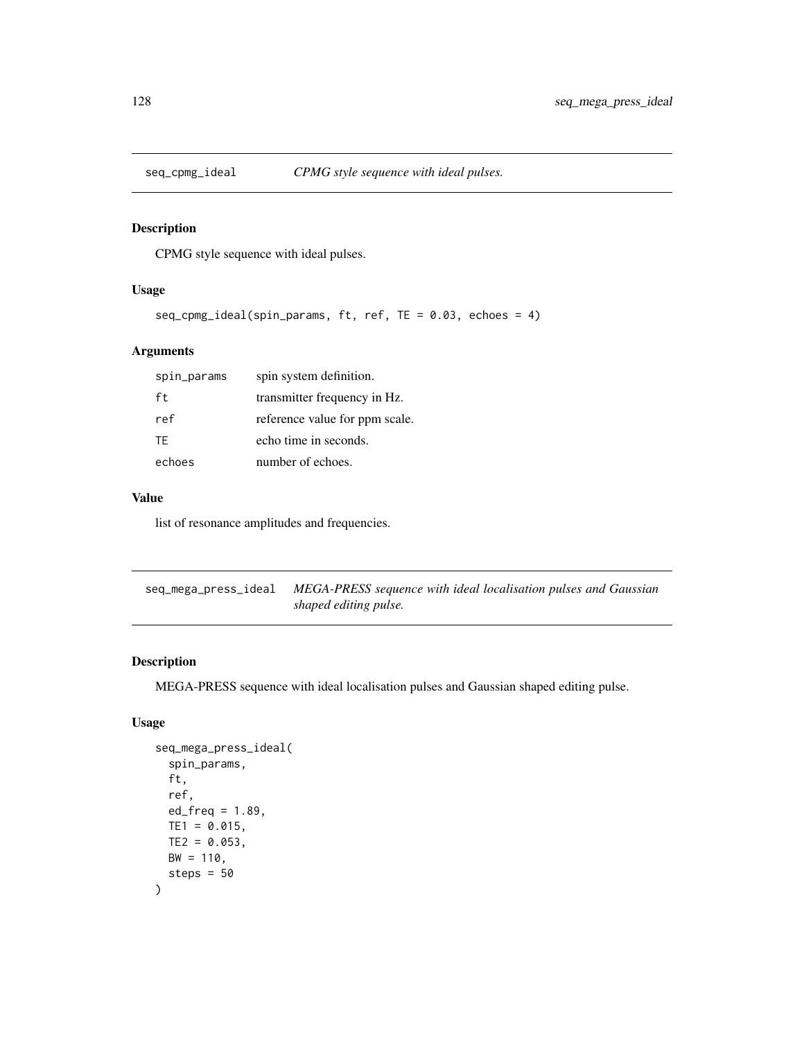## seq_cpmg_ideal *CPMG style sequence with ideal pulses.*

### Description

CPMG style sequence with ideal pulses.

### Usage

```
seq_cpmg_ideal(spin_params, ft, ref, TE = 0.03, echoes = 4)
```

### Arguments

| | |
|---|---|
| spin_params | spin system definition. |
| ft | transmitter frequency in Hz. |
| ref | reference value for ppm scale. |
| TE | echo time in seconds. |
| echoes | number of echoes. |

### Value

list of resonance amplitudes and frequencies.

## seq_mega_press_ideal *MEGA-PRESS sequence with ideal localisation pulses and Gaussian shaped editing pulse.*

### Description

MEGA-PRESS sequence with ideal localisation pulses and Gaussian shaped editing pulse.

### Usage

```
seq_mega_press_ideal(
  spin_params,
  ft,
  ref,
  ed_freq = 1.89,
  TE1 = 0.015,
  TE2 = 0.053,
  BW = 110,
  steps = 50
)
```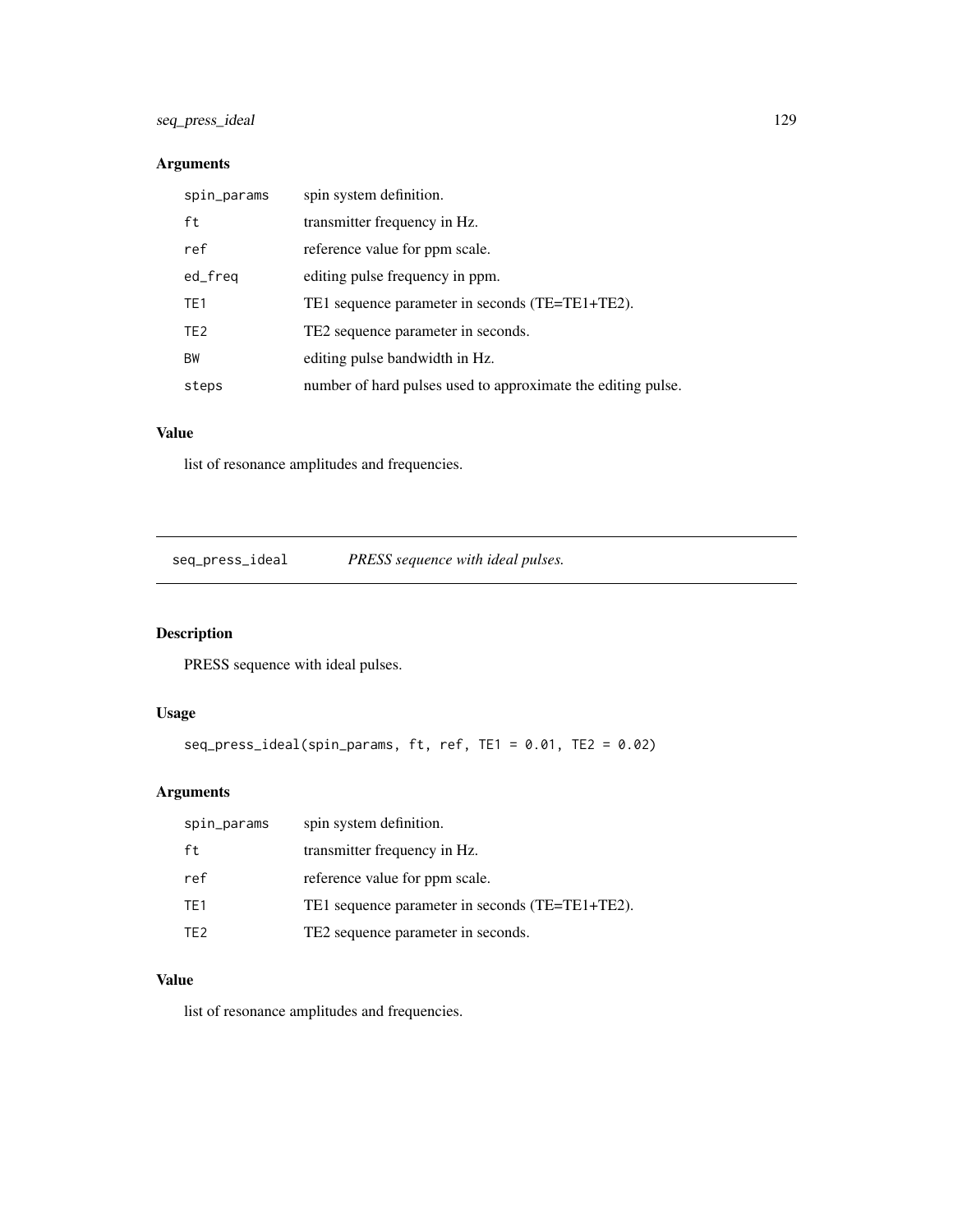## Arguments

| | |
|---|---|
| spin_params | spin system definition. |
| ft | transmitter frequency in Hz. |
| ref | reference value for ppm scale. |
| ed_freq | editing pulse frequency in ppm. |
| TE1 | TE1 sequence parameter in seconds (TE=TE1+TE2). |
| TE2 | TE2 sequence parameter in seconds. |
| BW | editing pulse bandwidth in Hz. |
| steps | number of hard pulses used to approximate the editing pulse. |

## Value

list of resonance amplitudes and frequencies.

---

# seq_press_ideal *PRESS sequence with ideal pulses.*

---

## Description

PRESS sequence with ideal pulses.

## Usage

```
seq_press_ideal(spin_params, ft, ref, TE1 = 0.01, TE2 = 0.02)
```

## Arguments

| | |
|---|---|
| spin_params | spin system definition. |
| ft | transmitter frequency in Hz. |
| ref | reference value for ppm scale. |
| TE1 | TE1 sequence parameter in seconds (TE=TE1+TE2). |
| TE2 | TE2 sequence parameter in seconds. |

## Value

list of resonance amplitudes and frequencies.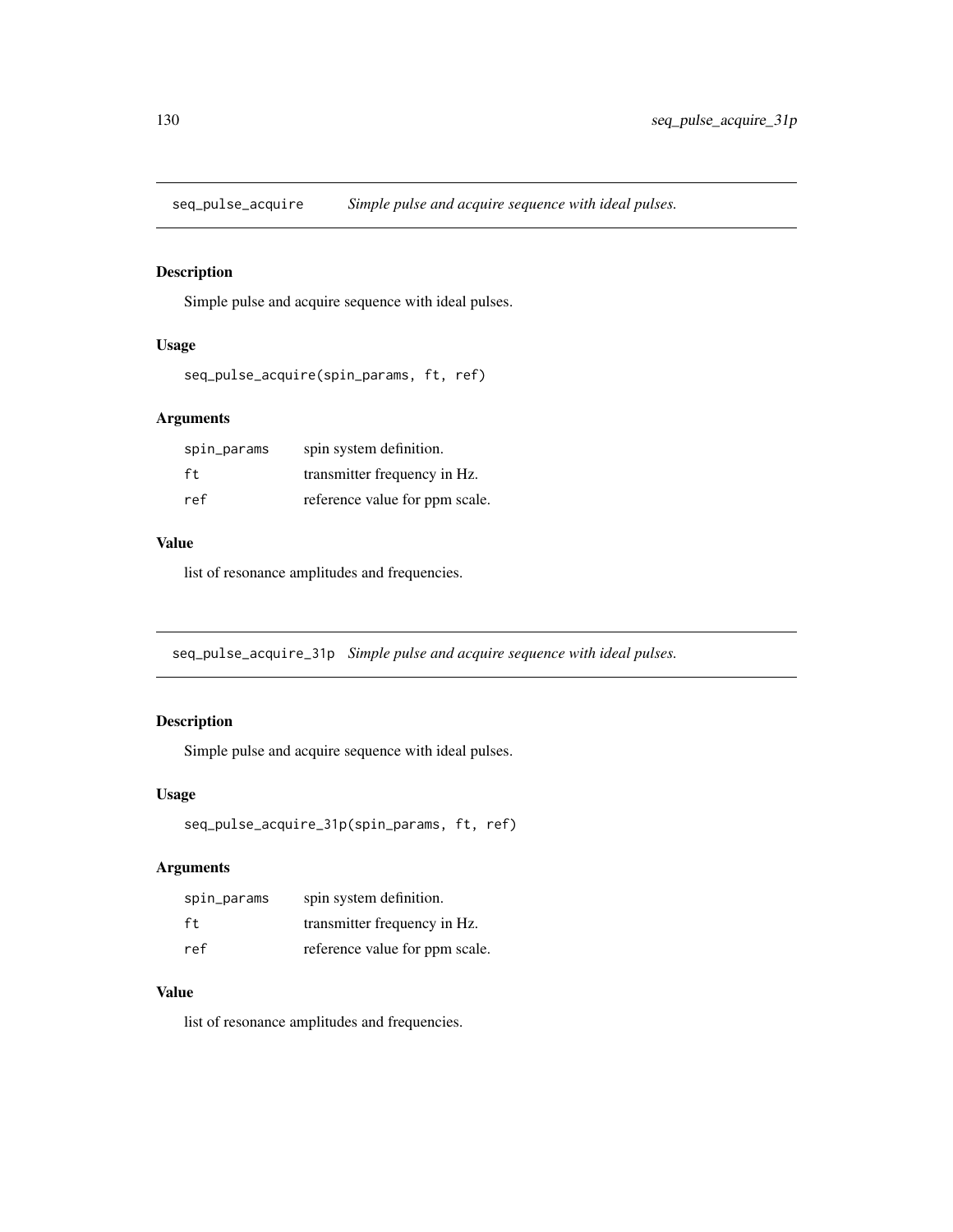## seq_pulse_acquire    *Simple pulse and acquire sequence with ideal pulses.*

### Description

Simple pulse and acquire sequence with ideal pulses.

### Usage

```
seq_pulse_acquire(spin_params, ft, ref)
```

### Arguments

| | |
|---|---|
| spin_params | spin system definition. |
| ft | transmitter frequency in Hz. |
| ref | reference value for ppm scale. |

### Value

list of resonance amplitudes and frequencies.

## seq_pulse_acquire_31p    *Simple pulse and acquire sequence with ideal pulses.*

### Description

Simple pulse and acquire sequence with ideal pulses.

### Usage

```
seq_pulse_acquire_31p(spin_params, ft, ref)
```

### Arguments

| | |
|---|---|
| spin_params | spin system definition. |
| ft | transmitter frequency in Hz. |
| ref | reference value for ppm scale. |

### Value

list of resonance amplitudes and frequencies.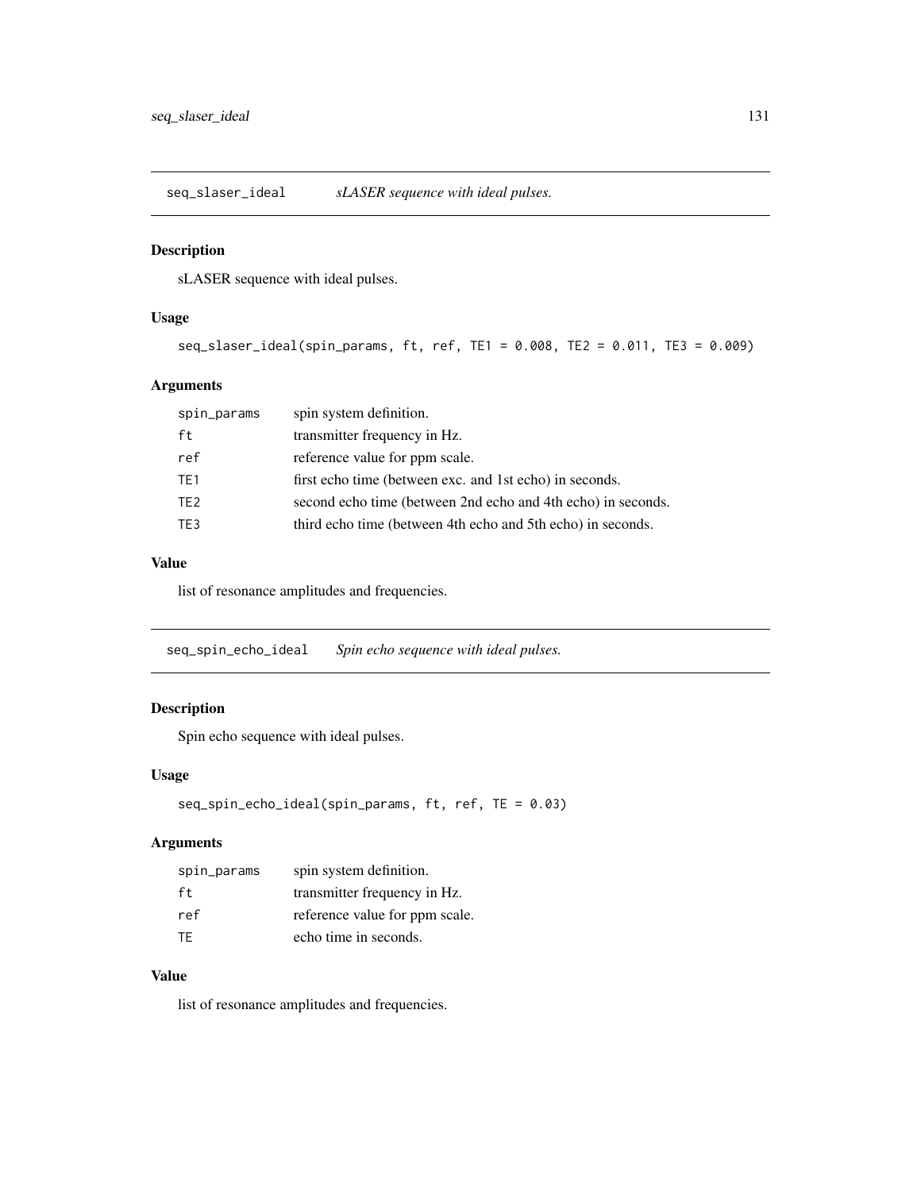## seq_slaser_ideal — *sLASER sequence with ideal pulses.*

### Description

sLASER sequence with ideal pulses.

### Usage

```
seq_slaser_ideal(spin_params, ft, ref, TE1 = 0.008, TE2 = 0.011, TE3 = 0.009)
```

### Arguments

| | |
|---|---|
| spin_params | spin system definition. |
| ft | transmitter frequency in Hz. |
| ref | reference value for ppm scale. |
| TE1 | first echo time (between exc. and 1st echo) in seconds. |
| TE2 | second echo time (between 2nd echo and 4th echo) in seconds. |
| TE3 | third echo time (between 4th echo and 5th echo) in seconds. |

### Value

list of resonance amplitudes and frequencies.

## seq_spin_echo_ideal — *Spin echo sequence with ideal pulses.*

### Description

Spin echo sequence with ideal pulses.

### Usage

```
seq_spin_echo_ideal(spin_params, ft, ref, TE = 0.03)
```

### Arguments

| | |
|---|---|
| spin_params | spin system definition. |
| ft | transmitter frequency in Hz. |
| ref | reference value for ppm scale. |
| TE | echo time in seconds. |

### Value

list of resonance amplitudes and frequencies.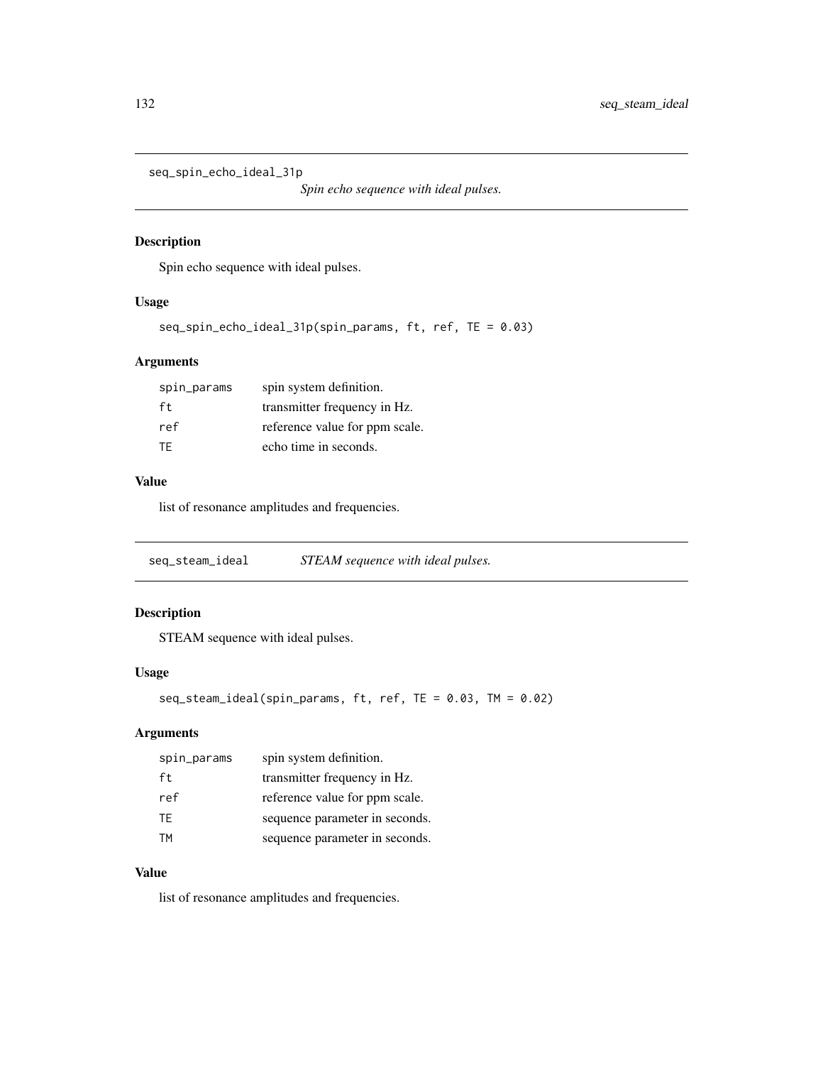## seq_spin_echo_ideal_31p

*Spin echo sequence with ideal pulses.*

### Description

Spin echo sequence with ideal pulses.

### Usage

```
seq_spin_echo_ideal_31p(spin_params, ft, ref, TE = 0.03)
```

### Arguments

| | |
|---|---|
| spin_params | spin system definition. |
| ft | transmitter frequency in Hz. |
| ref | reference value for ppm scale. |
| TE | echo time in seconds. |

### Value

list of resonance amplitudes and frequencies.

## seq_steam_ideal

*STEAM sequence with ideal pulses.*

### Description

STEAM sequence with ideal pulses.

### Usage

```
seq_steam_ideal(spin_params, ft, ref, TE = 0.03, TM = 0.02)
```

### Arguments

| | |
|---|---|
| spin_params | spin system definition. |
| ft | transmitter frequency in Hz. |
| ref | reference value for ppm scale. |
| TE | sequence parameter in seconds. |
| TM | sequence parameter in seconds. |

### Value

list of resonance amplitudes and frequencies.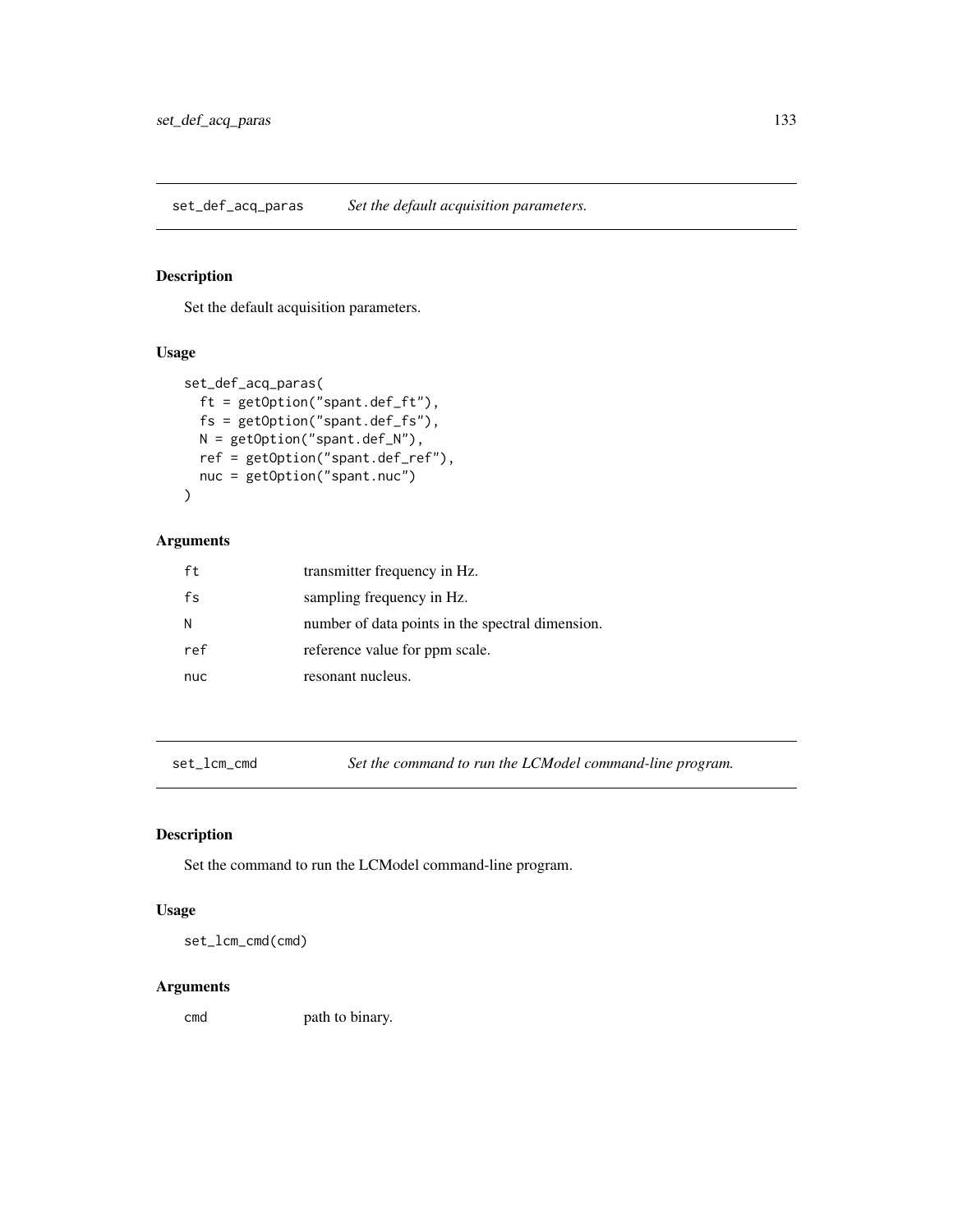## set_def_acq_paras — *Set the default acquisition parameters.*

### Description

Set the default acquisition parameters.

### Usage

```
set_def_acq_paras(
  ft = getOption("spant.def_ft"),
  fs = getOption("spant.def_fs"),
  N = getOption("spant.def_N"),
  ref = getOption("spant.def_ref"),
  nuc = getOption("spant.nuc")
)
```

### Arguments

| | |
|---|---|
| ft | transmitter frequency in Hz. |
| fs | sampling frequency in Hz. |
| N | number of data points in the spectral dimension. |
| ref | reference value for ppm scale. |
| nuc | resonant nucleus. |

## set_lcm_cmd — *Set the command to run the LCModel command-line program.*

### Description

Set the command to run the LCModel command-line program.

### Usage

```
set_lcm_cmd(cmd)
```

### Arguments

| | |
|---|---|
| cmd | path to binary. |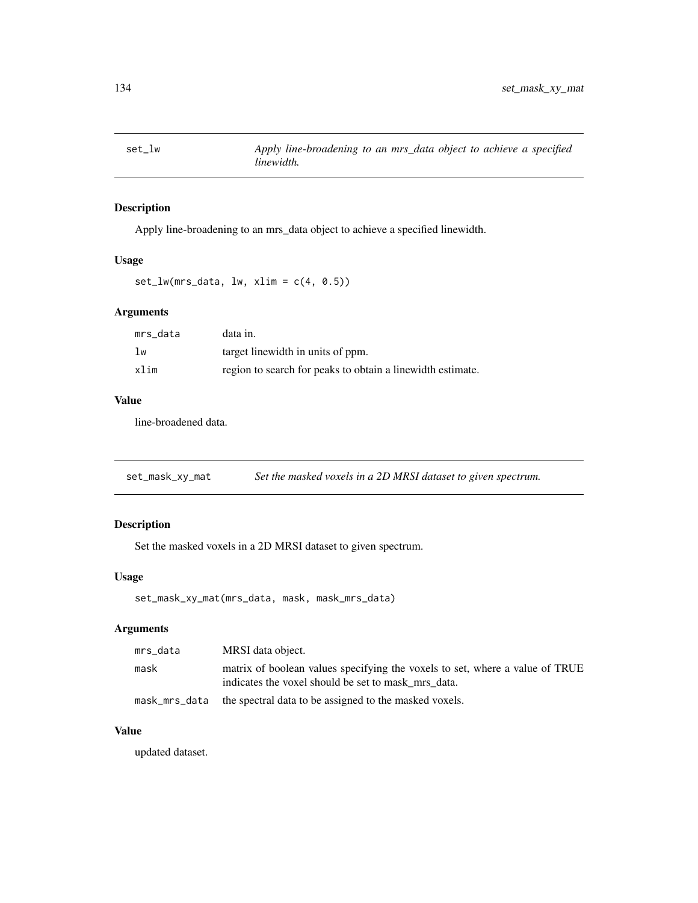## set_lw — *Apply line-broadening to an mrs_data object to achieve a specified linewidth.*

### Description

Apply line-broadening to an mrs_data object to achieve a specified linewidth.

### Usage

```
set_lw(mrs_data, lw, xlim = c(4, 0.5))
```

### Arguments

| | |
|---|---|
| mrs_data | data in. |
| lw | target linewidth in units of ppm. |
| xlim | region to search for peaks to obtain a linewidth estimate. |

### Value

line-broadened data.

## set_mask_xy_mat — *Set the masked voxels in a 2D MRSI dataset to given spectrum.*

### Description

Set the masked voxels in a 2D MRSI dataset to given spectrum.

### Usage

```
set_mask_xy_mat(mrs_data, mask, mask_mrs_data)
```

### Arguments

| | |
|---|---|
| mrs_data | MRSI data object. |
| mask | matrix of boolean values specifying the voxels to set, where a value of TRUE indicates the voxel should be set to mask_mrs_data. |
| mask_mrs_data | the spectral data to be assigned to the masked voxels. |

### Value

updated dataset.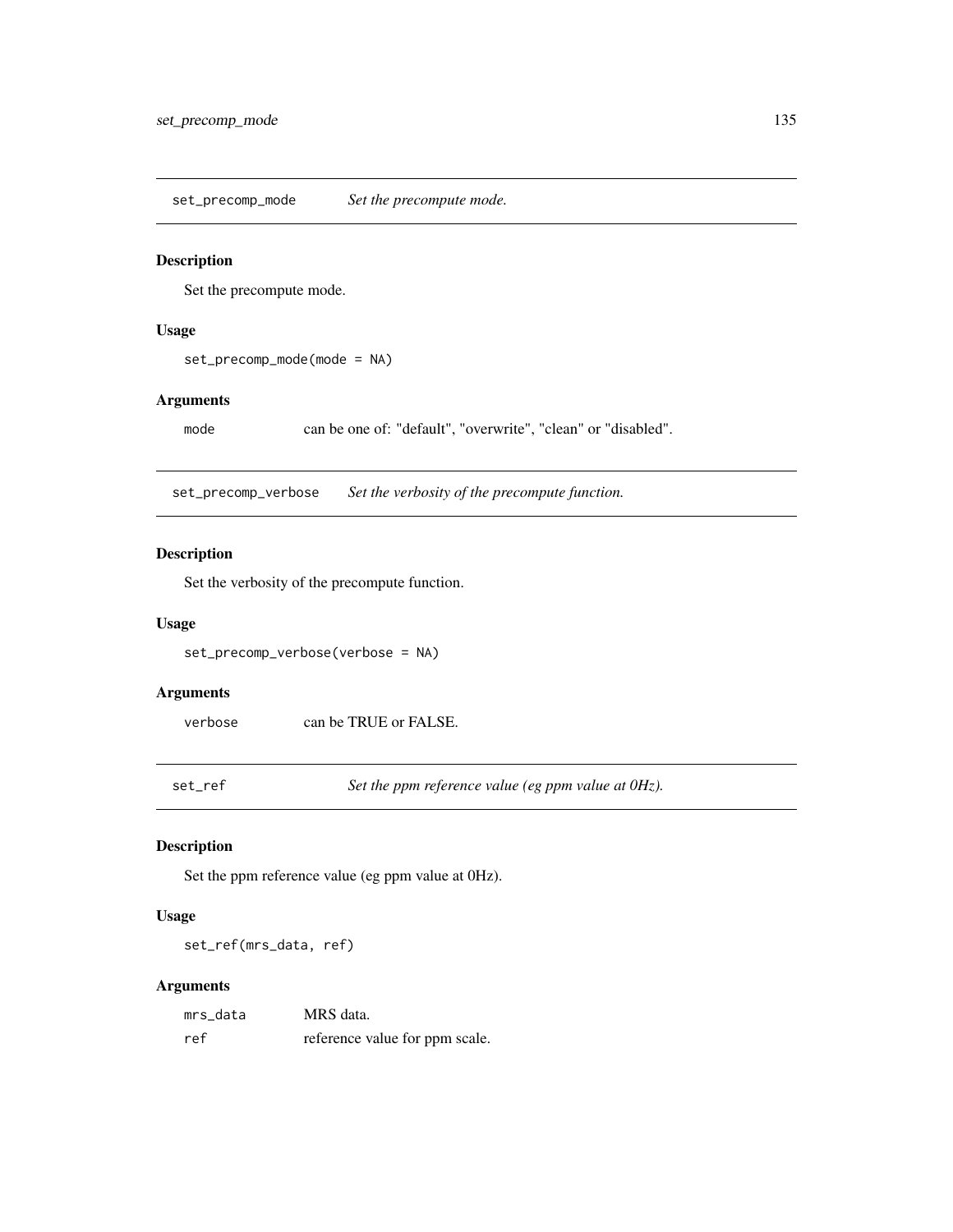## set_precomp_mode — *Set the precompute mode.*

### Description

Set the precompute mode.

### Usage

```
set_precomp_mode(mode = NA)
```

### Arguments

| | |
|---|---|
| mode | can be one of: "default", "overwrite", "clean" or "disabled". |

## set_precomp_verbose — *Set the verbosity of the precompute function.*

### Description

Set the verbosity of the precompute function.

### Usage

```
set_precomp_verbose(verbose = NA)
```

### Arguments

| | |
|---|---|
| verbose | can be TRUE or FALSE. |

## set_ref — *Set the ppm reference value (eg ppm value at 0Hz).*

### Description

Set the ppm reference value (eg ppm value at 0Hz).

### Usage

```
set_ref(mrs_data, ref)
```

### Arguments

| | |
|---|---|
| mrs_data | MRS data. |
| ref | reference value for ppm scale. |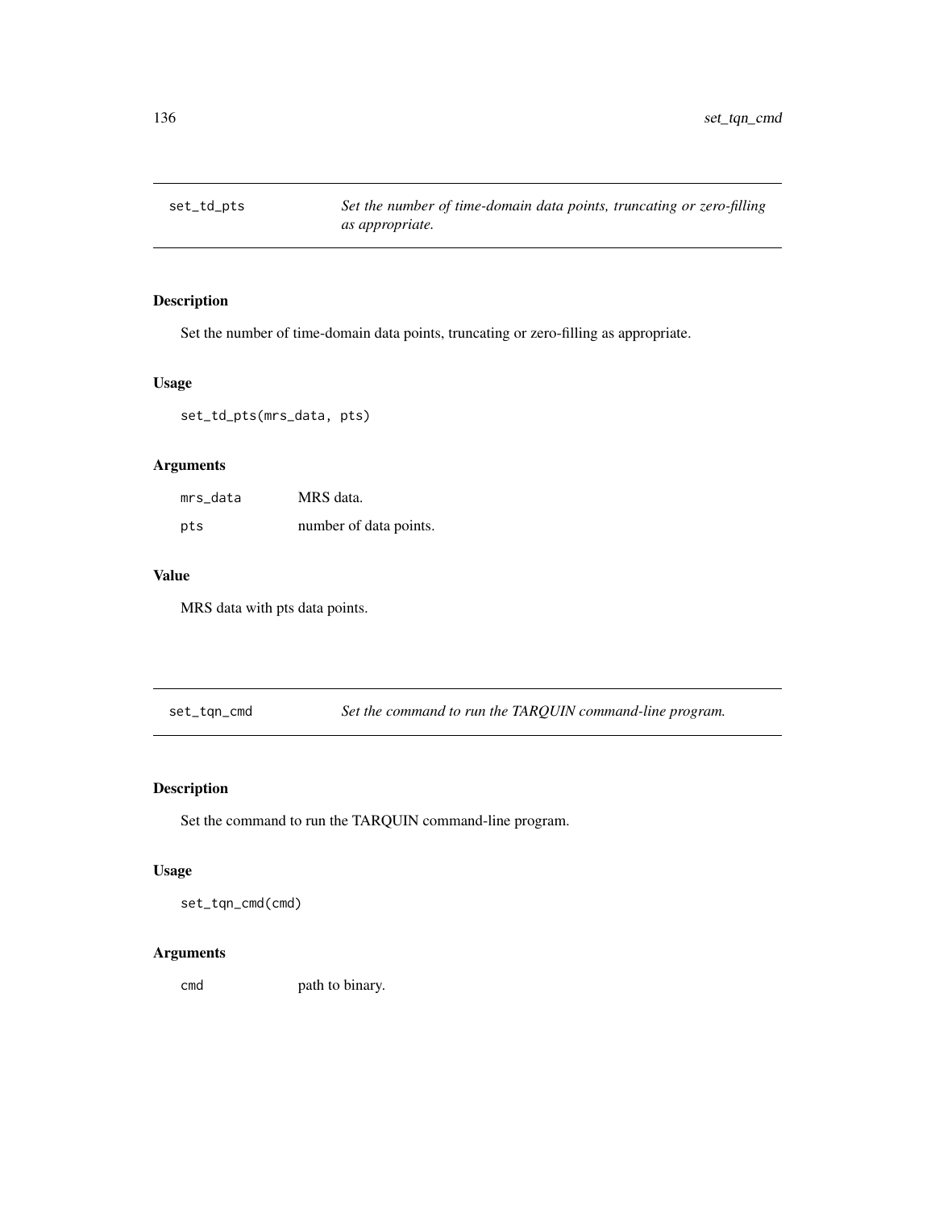## set_td_pts — *Set the number of time-domain data points, truncating or zero-filling as appropriate.*

### Description

Set the number of time-domain data points, truncating or zero-filling as appropriate.

### Usage

```
set_td_pts(mrs_data, pts)
```

### Arguments

| | |
|---|---|
| mrs_data | MRS data. |
| pts | number of data points. |

### Value

MRS data with pts data points.

## set_tqn_cmd — *Set the command to run the TARQUIN command-line program.*

### Description

Set the command to run the TARQUIN command-line program.

### Usage

```
set_tqn_cmd(cmd)
```

### Arguments

| | |
|---|---|
| cmd | path to binary. |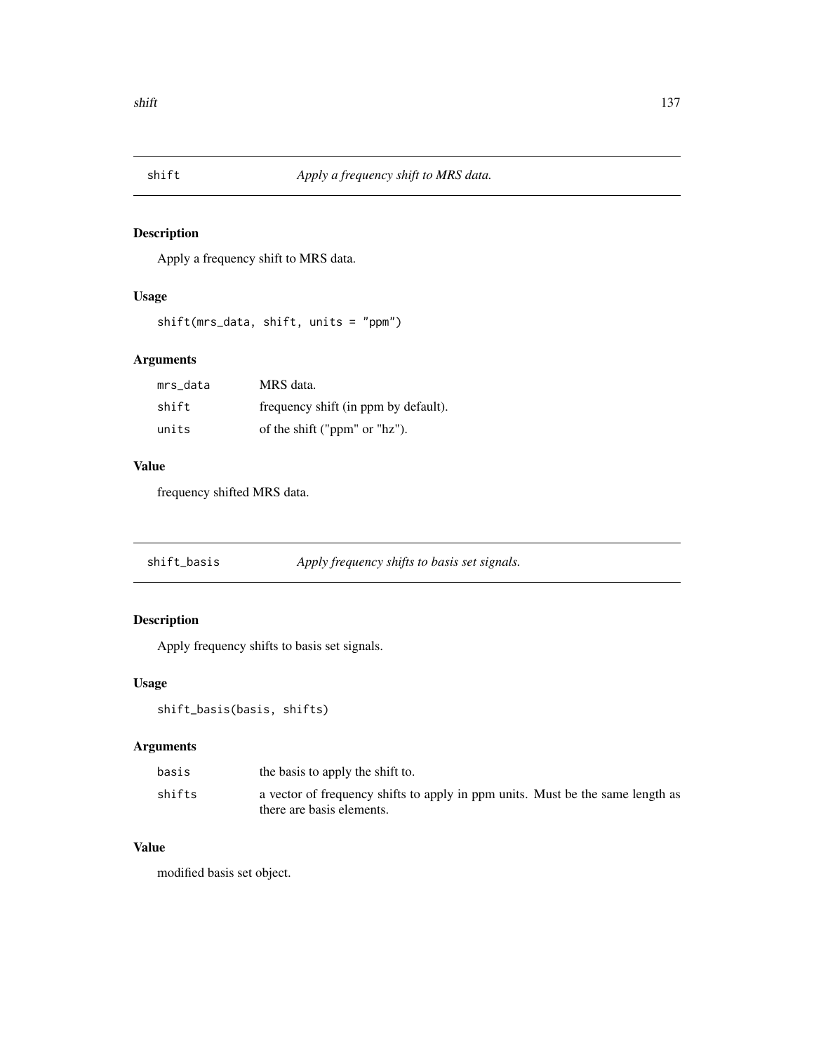## shift — *Apply a frequency shift to MRS data.*

### Description

Apply a frequency shift to MRS data.

### Usage

```
shift(mrs_data, shift, units = "ppm")
```

### Arguments

| | |
|---|---|
| mrs_data | MRS data. |
| shift | frequency shift (in ppm by default). |
| units | of the shift ("ppm" or "hz"). |

### Value

frequency shifted MRS data.

## shift_basis — *Apply frequency shifts to basis set signals.*

### Description

Apply frequency shifts to basis set signals.

### Usage

```
shift_basis(basis, shifts)
```

### Arguments

| | |
|---|---|
| basis | the basis to apply the shift to. |
| shifts | a vector of frequency shifts to apply in ppm units. Must be the same length as there are basis elements. |

### Value

modified basis set object.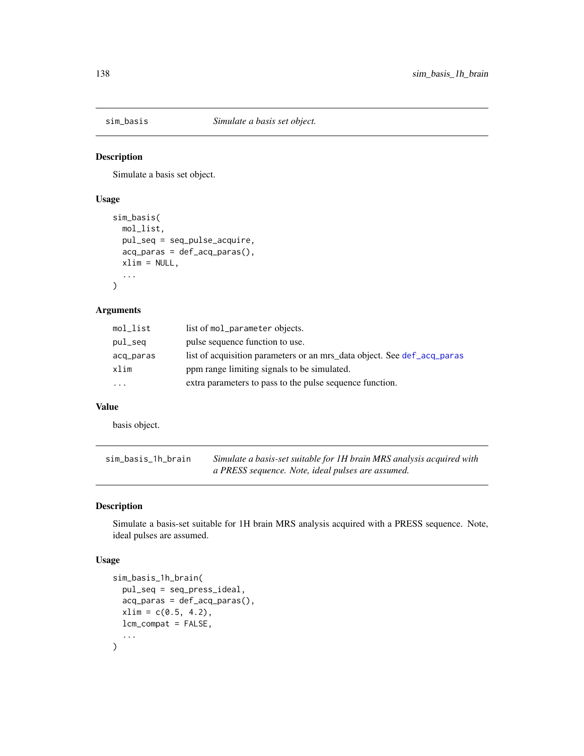## sim_basis — *Simulate a basis set object.*

### Description

Simulate a basis set object.

### Usage

```
sim_basis(
  mol_list,
  pul_seq = seq_pulse_acquire,
  acq_paras = def_acq_paras(),
  xlim = NULL,
  ...
)
```

### Arguments

| | |
|---|---|
| mol_list | list of mol_parameter objects. |
| pul_seq | pulse sequence function to use. |
| acq_paras | list of acquisition parameters or an mrs_data object. See def_acq_paras |
| xlim | ppm range limiting signals to be simulated. |
| ... | extra parameters to pass to the pulse sequence function. |

### Value

basis object.

## sim_basis_1h_brain — *Simulate a basis-set suitable for 1H brain MRS analysis acquired with a PRESS sequence. Note, ideal pulses are assumed.*

### Description

Simulate a basis-set suitable for 1H brain MRS analysis acquired with a PRESS sequence. Note, ideal pulses are assumed.

### Usage

```
sim_basis_1h_brain(
  pul_seq = seq_press_ideal,
  acq_paras = def_acq_paras(),
  xlim = c(0.5, 4.2),
  lcm_compat = FALSE,
  ...
)
```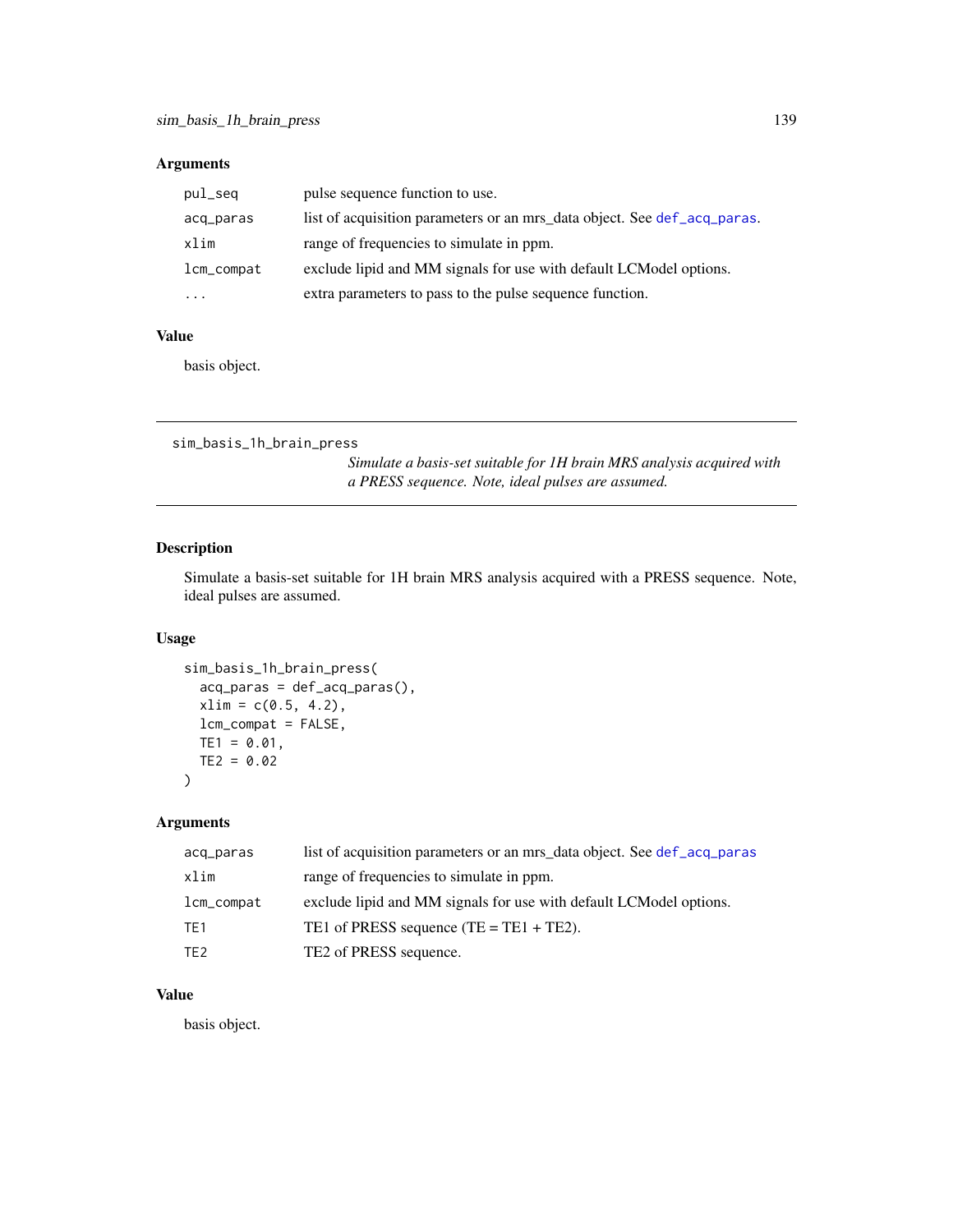### Arguments

| | |
|---|---|
| `pul_seq` | pulse sequence function to use. |
| `acq_paras` | list of acquisition parameters or an mrs_data object. See `def_acq_paras`. |
| `xlim` | range of frequencies to simulate in ppm. |
| `lcm_compat` | exclude lipid and MM signals for use with default LCModel options. |
| `...` | extra parameters to pass to the pulse sequence function. |

### Value

basis object.

---

## sim_basis_1h_brain_press

*Simulate a basis-set suitable for 1H brain MRS analysis acquired with a PRESS sequence. Note, ideal pulses are assumed.*

---

### Description

Simulate a basis-set suitable for 1H brain MRS analysis acquired with a PRESS sequence. Note, ideal pulses are assumed.

### Usage

```
sim_basis_1h_brain_press(
  acq_paras = def_acq_paras(),
  xlim = c(0.5, 4.2),
  lcm_compat = FALSE,
  TE1 = 0.01,
  TE2 = 0.02
)
```

### Arguments

| | |
|---|---|
| `acq_paras` | list of acquisition parameters or an mrs_data object. See `def_acq_paras` |
| `xlim` | range of frequencies to simulate in ppm. |
| `lcm_compat` | exclude lipid and MM signals for use with default LCModel options. |
| `TE1` | TE1 of PRESS sequence (TE = TE1 + TE2). |
| `TE2` | TE2 of PRESS sequence. |

### Value

basis object.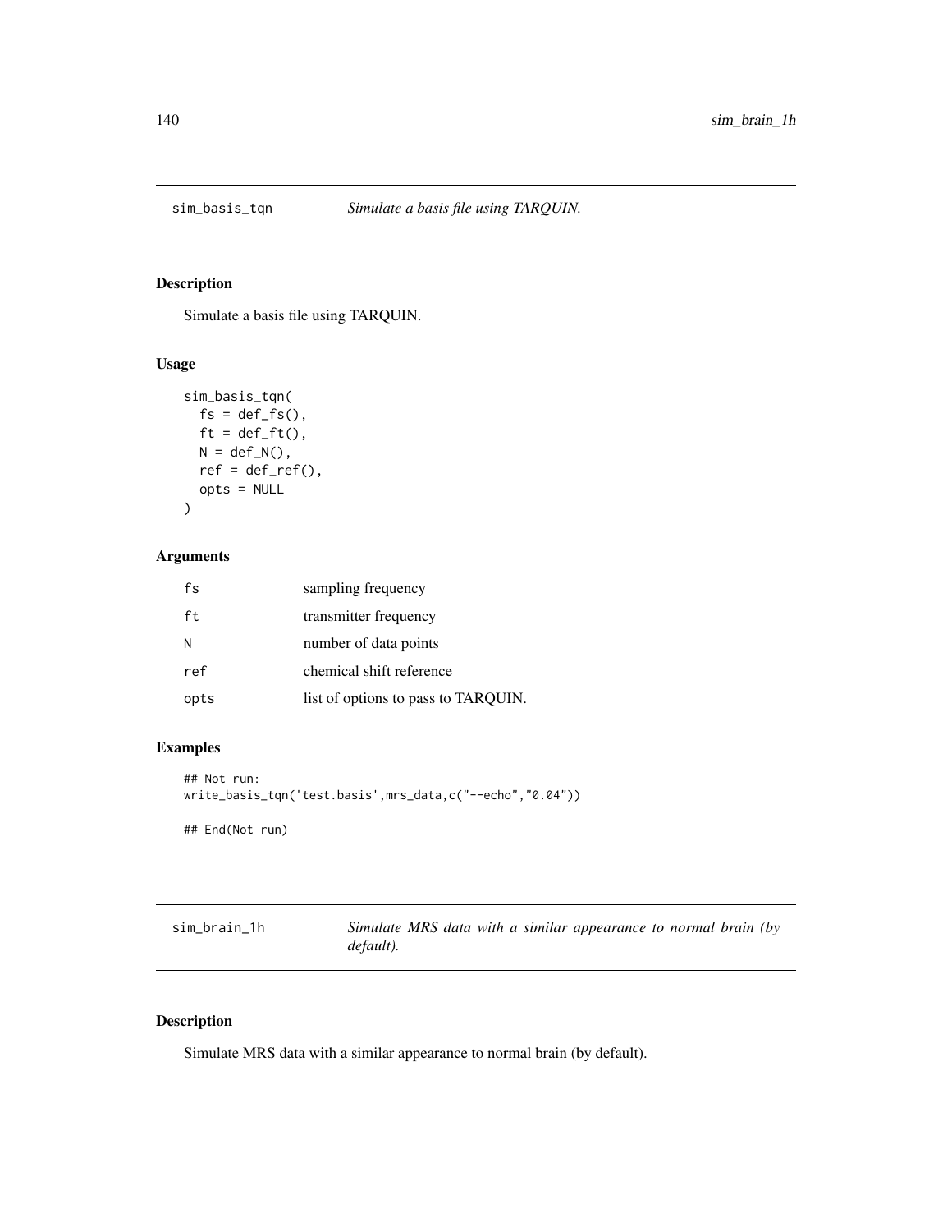## sim_basis_tqn — *Simulate a basis file using TARQUIN.*

### Description

Simulate a basis file using TARQUIN.

### Usage

```
sim_basis_tqn(
  fs = def_fs(),
  ft = def_ft(),
  N = def_N(),
  ref = def_ref(),
  opts = NULL
)
```

### Arguments

| | |
|---|---|
| fs | sampling frequency |
| ft | transmitter frequency |
| N | number of data points |
| ref | chemical shift reference |
| opts | list of options to pass to TARQUIN. |

### Examples

```
## Not run:
write_basis_tqn('test.basis',mrs_data,c("--echo","0.04"))

## End(Not run)
```

## sim_brain_1h — *Simulate MRS data with a similar appearance to normal brain (by default).*

### Description

Simulate MRS data with a similar appearance to normal brain (by default).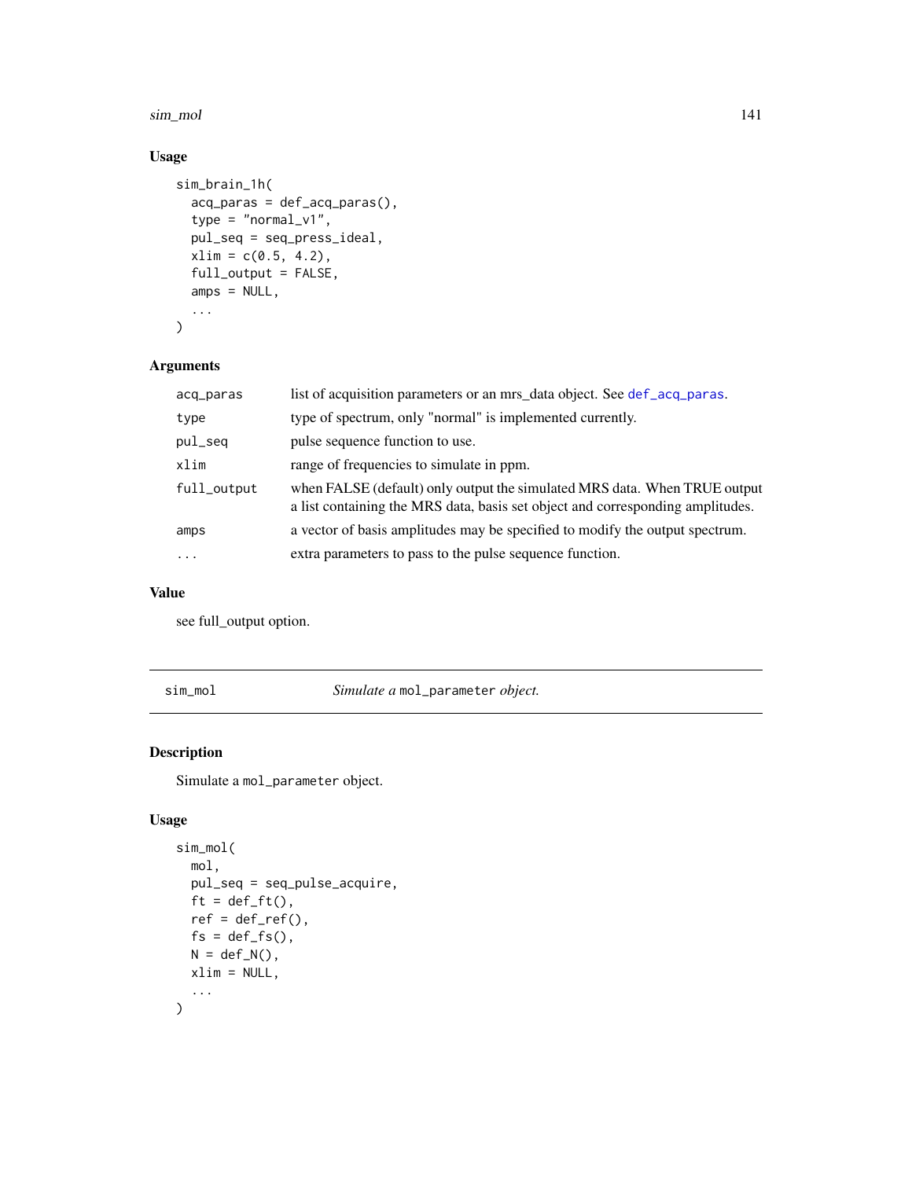### Usage

```
sim_brain_1h(
  acq_paras = def_acq_paras(),
  type = "normal_v1",
  pul_seq = seq_press_ideal,
  xlim = c(0.5, 4.2),
  full_output = FALSE,
  amps = NULL,
  ...
)
```

### Arguments

| | |
|---|---|
| acq_paras | list of acquisition parameters or an mrs_data object. See def_acq_paras. |
| type | type of spectrum, only "normal" is implemented currently. |
| pul_seq | pulse sequence function to use. |
| xlim | range of frequencies to simulate in ppm. |
| full_output | when FALSE (default) only output the simulated MRS data. When TRUE output a list containing the MRS data, basis set object and corresponding amplitudes. |
| amps | a vector of basis amplitudes may be specified to modify the output spectrum. |
| ... | extra parameters to pass to the pulse sequence function. |

### Value

see full_output option.

---

## sim_mol — *Simulate a* `mol_parameter` *object.*

---

### Description

Simulate a `mol_parameter` object.

### Usage

```
sim_mol(
  mol,
  pul_seq = seq_pulse_acquire,
  ft = def_ft(),
  ref = def_ref(),
  fs = def_fs(),
  N = def_N(),
  xlim = NULL,
  ...
)
```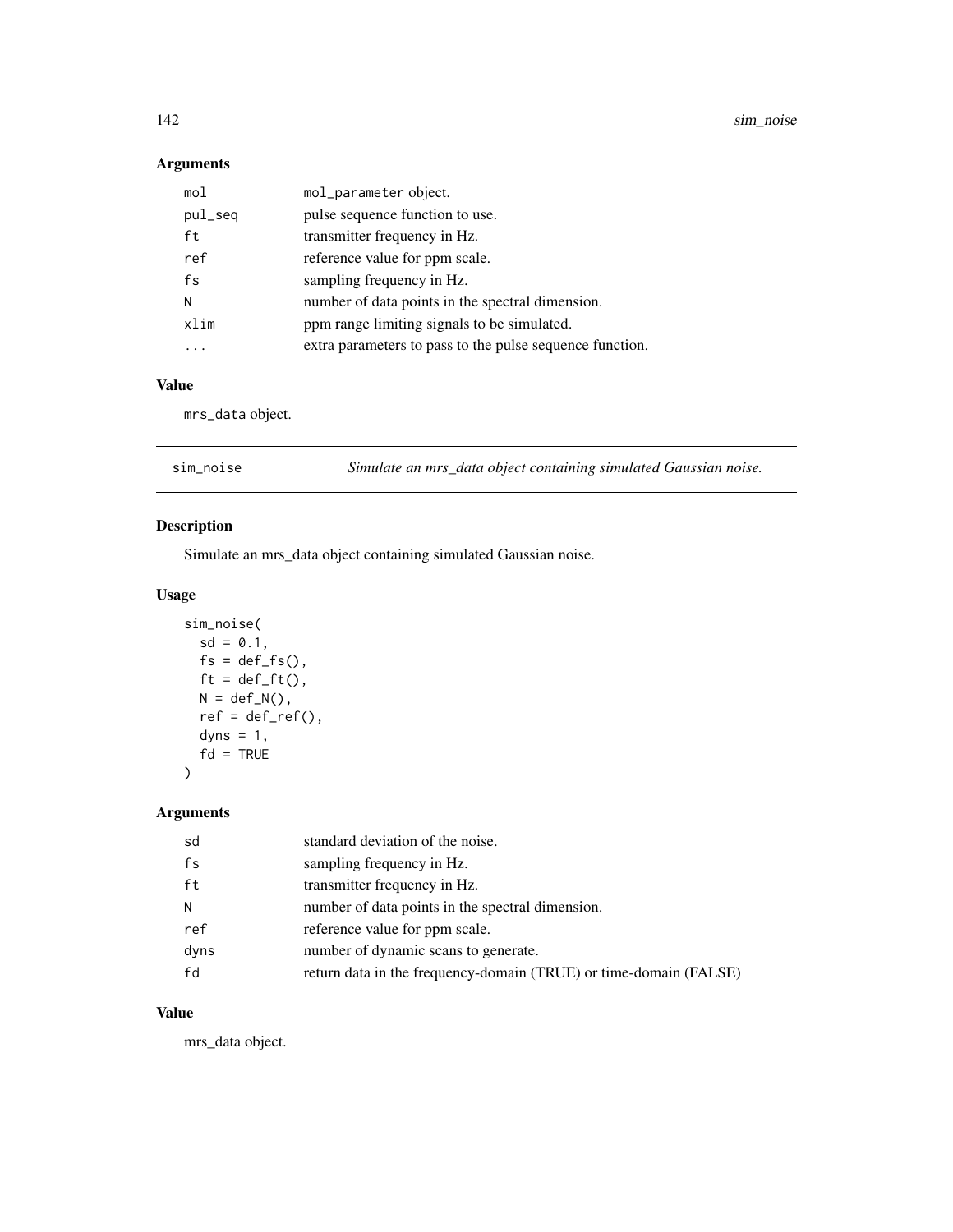### Arguments

| | |
|---|---|
| mol | mol_parameter object. |
| pul_seq | pulse sequence function to use. |
| ft | transmitter frequency in Hz. |
| ref | reference value for ppm scale. |
| fs | sampling frequency in Hz. |
| N | number of data points in the spectral dimension. |
| xlim | ppm range limiting signals to be simulated. |
| ... | extra parameters to pass to the pulse sequence function. |

### Value

mrs_data object.

---

## sim_noise — *Simulate an mrs_data object containing simulated Gaussian noise.*

---

### Description

Simulate an mrs_data object containing simulated Gaussian noise.

### Usage

```
sim_noise(
  sd = 0.1,
  fs = def_fs(),
  ft = def_ft(),
  N = def_N(),
  ref = def_ref(),
  dyns = 1,
  fd = TRUE
)
```

### Arguments

| | |
|---|---|
| sd | standard deviation of the noise. |
| fs | sampling frequency in Hz. |
| ft | transmitter frequency in Hz. |
| N | number of data points in the spectral dimension. |
| ref | reference value for ppm scale. |
| dyns | number of dynamic scans to generate. |
| fd | return data in the frequency-domain (TRUE) or time-domain (FALSE) |

### Value

mrs_data object.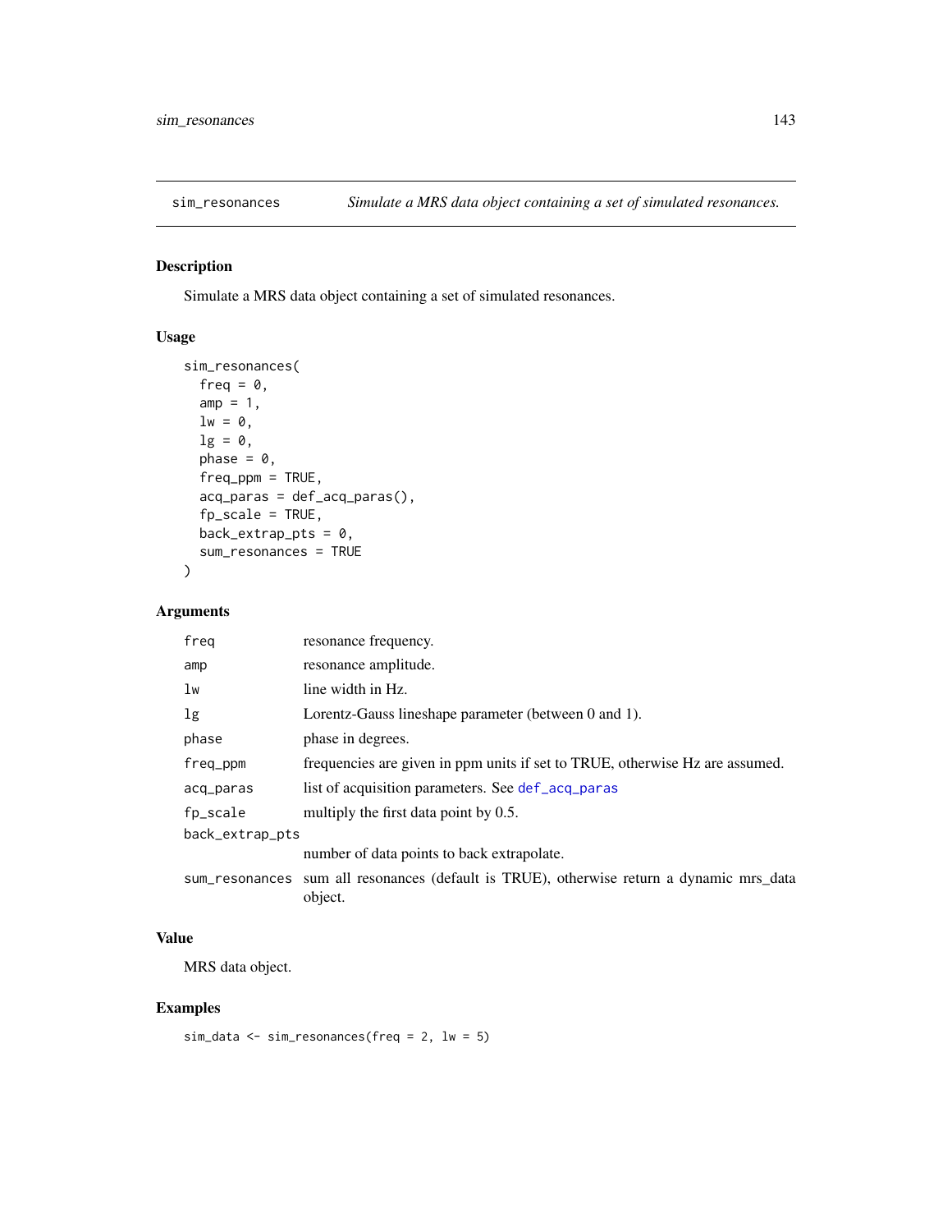# sim_resonances — *Simulate a MRS data object containing a set of simulated resonances.*

## Description

Simulate a MRS data object containing a set of simulated resonances.

## Usage

```
sim_resonances(
  freq = 0,
  amp = 1,
  lw = 0,
  lg = 0,
  phase = 0,
  freq_ppm = TRUE,
  acq_paras = def_acq_paras(),
  fp_scale = TRUE,
  back_extrap_pts = 0,
  sum_resonances = TRUE
)
```

## Arguments

| Argument | Description |
|---|---|
| `freq` | resonance frequency. |
| `amp` | resonance amplitude. |
| `lw` | line width in Hz. |
| `lg` | Lorentz-Gauss lineshape parameter (between 0 and 1). |
| `phase` | phase in degrees. |
| `freq_ppm` | frequencies are given in ppm units if set to TRUE, otherwise Hz are assumed. |
| `acq_paras` | list of acquisition parameters. See `def_acq_paras` |
| `fp_scale` | multiply the first data point by 0.5. |
| `back_extrap_pts` | number of data points to back extrapolate. |
| `sum_resonances` | sum all resonances (default is TRUE), otherwise return a dynamic mrs_data object. |

## Value

MRS data object.

## Examples

```
sim_data <- sim_resonances(freq = 2, lw = 5)
```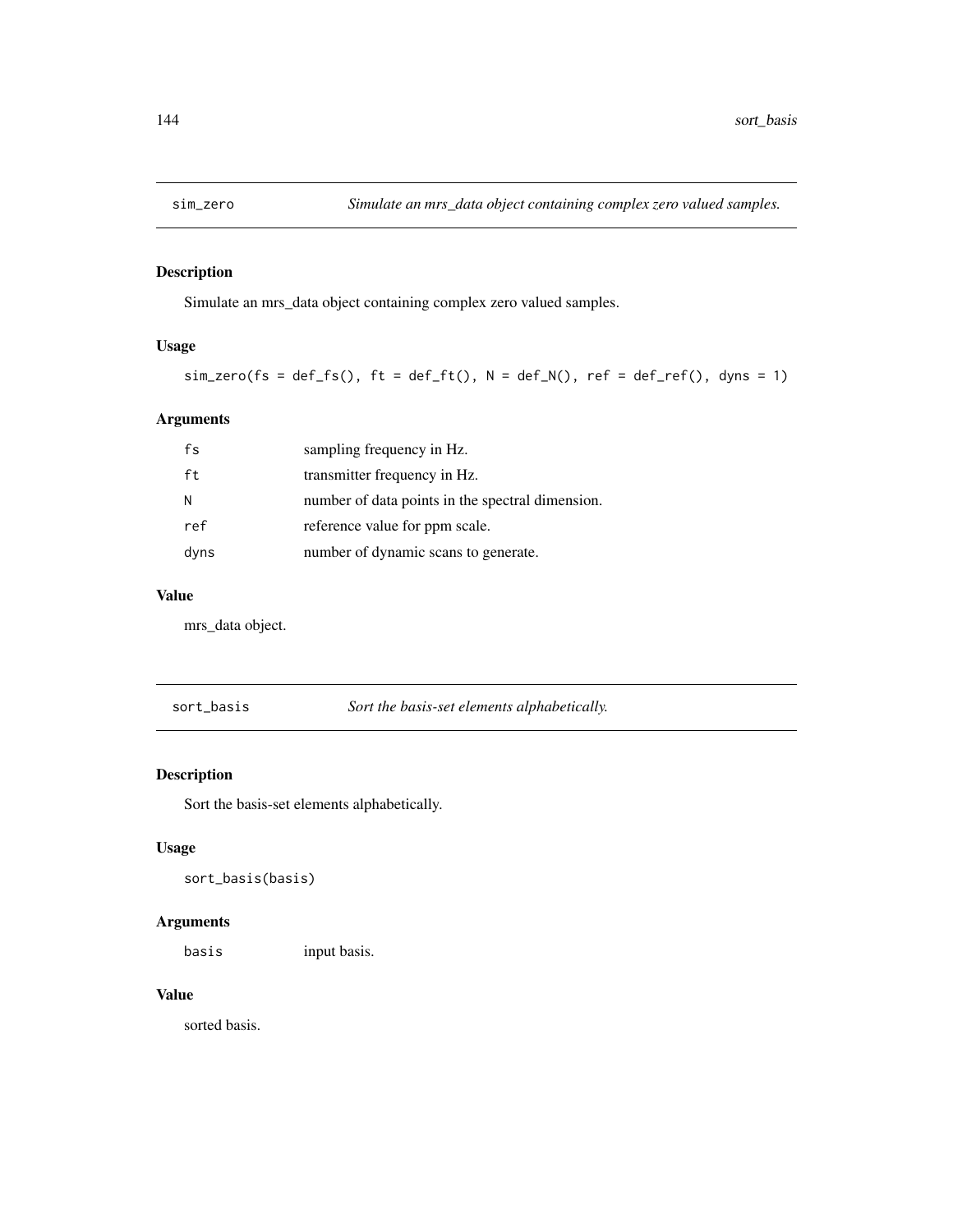## sim_zero — *Simulate an mrs_data object containing complex zero valued samples.*

### Description

Simulate an mrs_data object containing complex zero valued samples.

### Usage

```
sim_zero(fs = def_fs(), ft = def_ft(), N = def_N(), ref = def_ref(), dyns = 1)
```

### Arguments

| | |
|---|---|
| fs | sampling frequency in Hz. |
| ft | transmitter frequency in Hz. |
| N | number of data points in the spectral dimension. |
| ref | reference value for ppm scale. |
| dyns | number of dynamic scans to generate. |

### Value

mrs_data object.

## sort_basis — *Sort the basis-set elements alphabetically.*

### Description

Sort the basis-set elements alphabetically.

### Usage

```
sort_basis(basis)
```

### Arguments

| | |
|---|---|
| basis | input basis. |

### Value

sorted basis.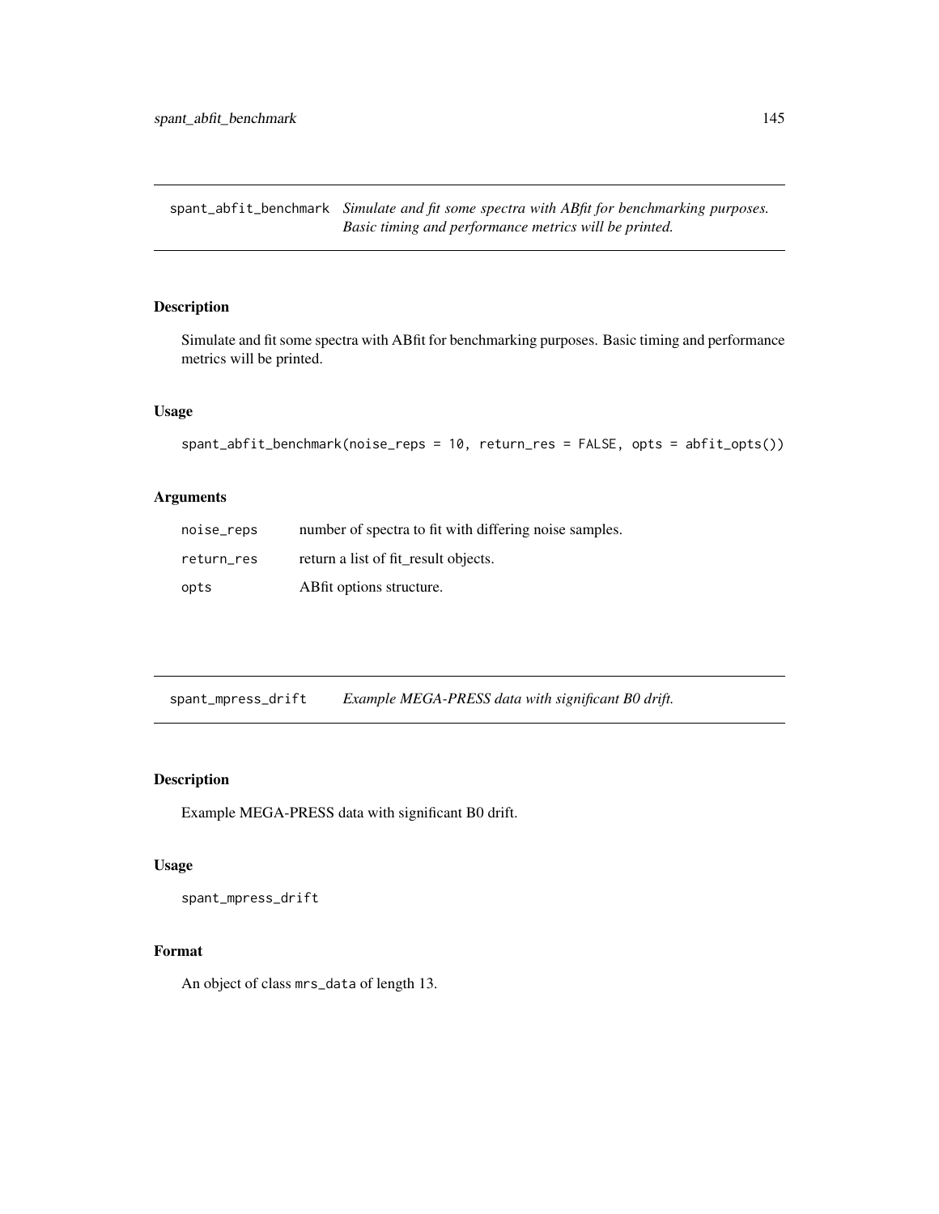## spant_abfit_benchmark

*Simulate and fit some spectra with ABfit for benchmarking purposes. Basic timing and performance metrics will be printed.*

### Description

Simulate and fit some spectra with ABfit for benchmarking purposes. Basic timing and performance metrics will be printed.

### Usage

```
spant_abfit_benchmark(noise_reps = 10, return_res = FALSE, opts = abfit_opts())
```

### Arguments

| | |
|---|---|
| noise_reps | number of spectra to fit with differing noise samples. |
| return_res | return a list of fit_result objects. |
| opts | ABfit options structure. |

## spant_mpress_drift

*Example MEGA-PRESS data with significant B0 drift.*

### Description

Example MEGA-PRESS data with significant B0 drift.

### Usage

```
spant_mpress_drift
```

### Format

An object of class `mrs_data` of length 13.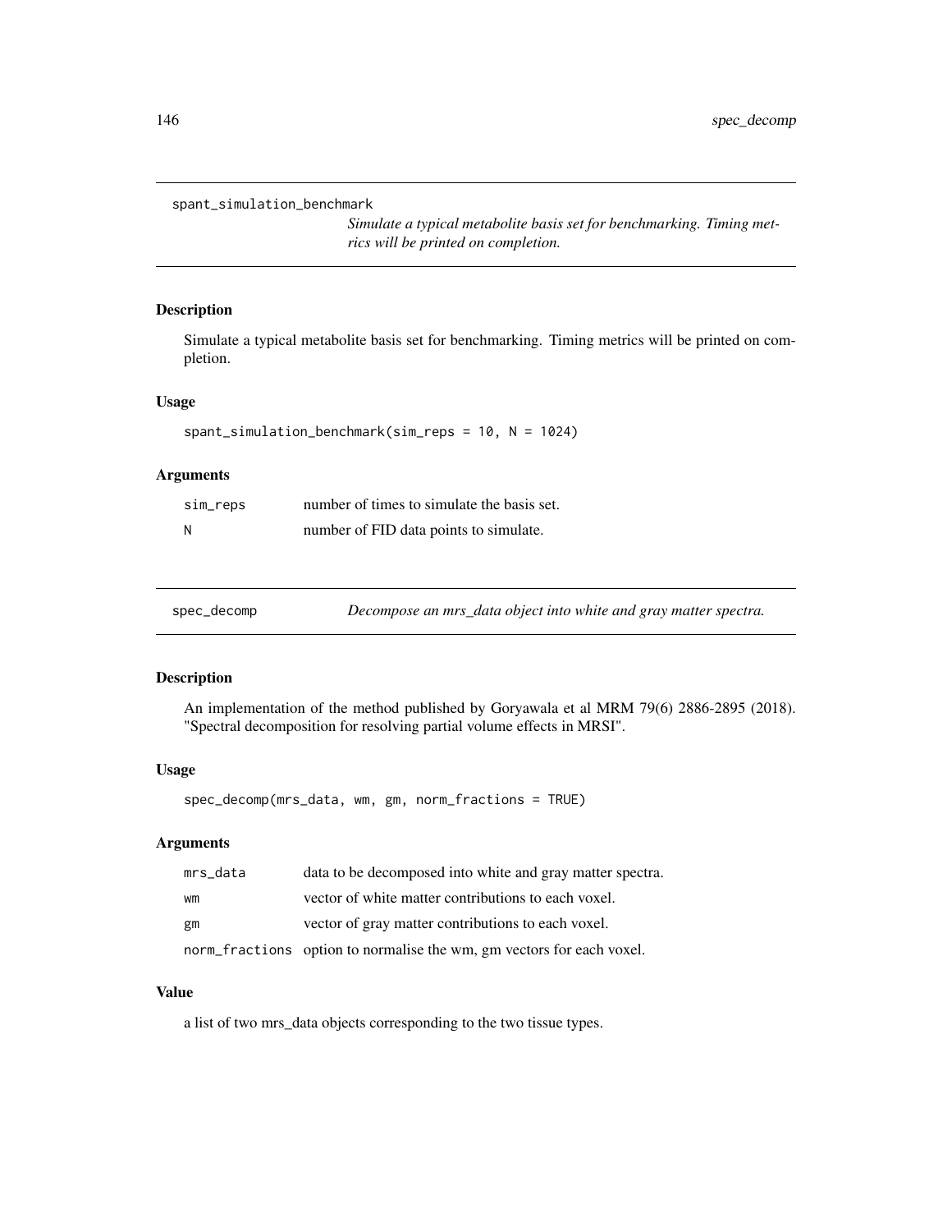## spant_simulation_benchmark

*Simulate a typical metabolite basis set for benchmarking. Timing metrics will be printed on completion.*

### Description

Simulate a typical metabolite basis set for benchmarking. Timing metrics will be printed on completion.

### Usage

```
spant_simulation_benchmark(sim_reps = 10, N = 1024)
```

### Arguments

| | |
|---|---|
| sim_reps | number of times to simulate the basis set. |
| N | number of FID data points to simulate. |

## spec_decomp

*Decompose an mrs_data object into white and gray matter spectra.*

### Description

An implementation of the method published by Goryawala et al MRM 79(6) 2886-2895 (2018). "Spectral decomposition for resolving partial volume effects in MRSI".

### Usage

```
spec_decomp(mrs_data, wm, gm, norm_fractions = TRUE)
```

### Arguments

| | |
|---|---|
| mrs_data | data to be decomposed into white and gray matter spectra. |
| wm | vector of white matter contributions to each voxel. |
| gm | vector of gray matter contributions to each voxel. |
| norm_fractions | option to normalise the wm, gm vectors for each voxel. |

### Value

a list of two mrs_data objects corresponding to the two tissue types.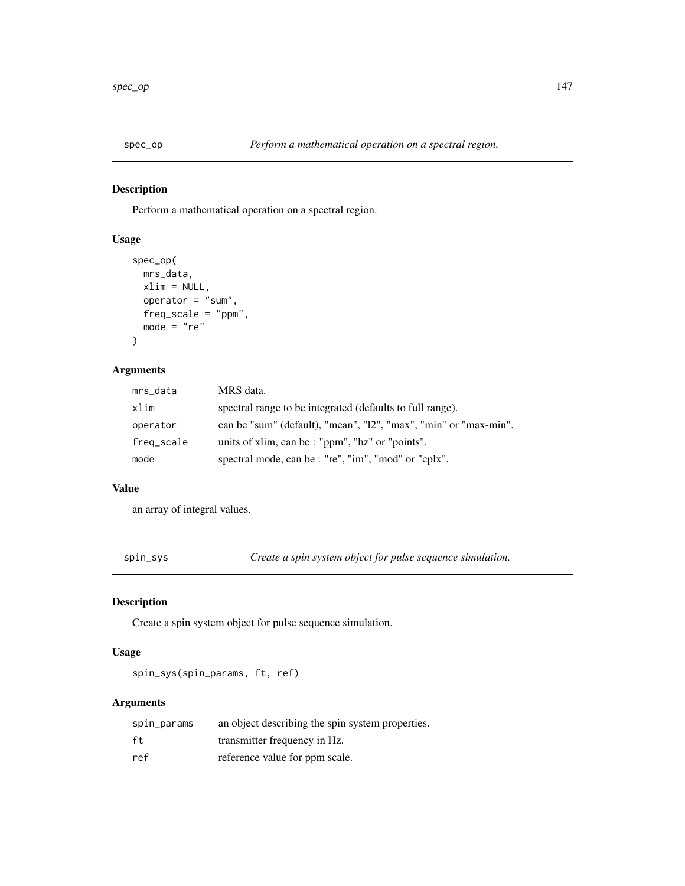## spec_op — *Perform a mathematical operation on a spectral region.*

### Description

Perform a mathematical operation on a spectral region.

### Usage

```
spec_op(
  mrs_data,
  xlim = NULL,
  operator = "sum",
  freq_scale = "ppm",
  mode = "re"
)
```

### Arguments

| | |
|---|---|
| mrs_data | MRS data. |
| xlim | spectral range to be integrated (defaults to full range). |
| operator | can be "sum" (default), "mean", "l2", "max", "min" or "max-min". |
| freq_scale | units of xlim, can be : "ppm", "hz" or "points". |
| mode | spectral mode, can be : "re", "im", "mod" or "cplx". |

### Value

an array of integral values.

## spin_sys — *Create a spin system object for pulse sequence simulation.*

### Description

Create a spin system object for pulse sequence simulation.

### Usage

```
spin_sys(spin_params, ft, ref)
```

### Arguments

| | |
|---|---|
| spin_params | an object describing the spin system properties. |
| ft | transmitter frequency in Hz. |
| ref | reference value for ppm scale. |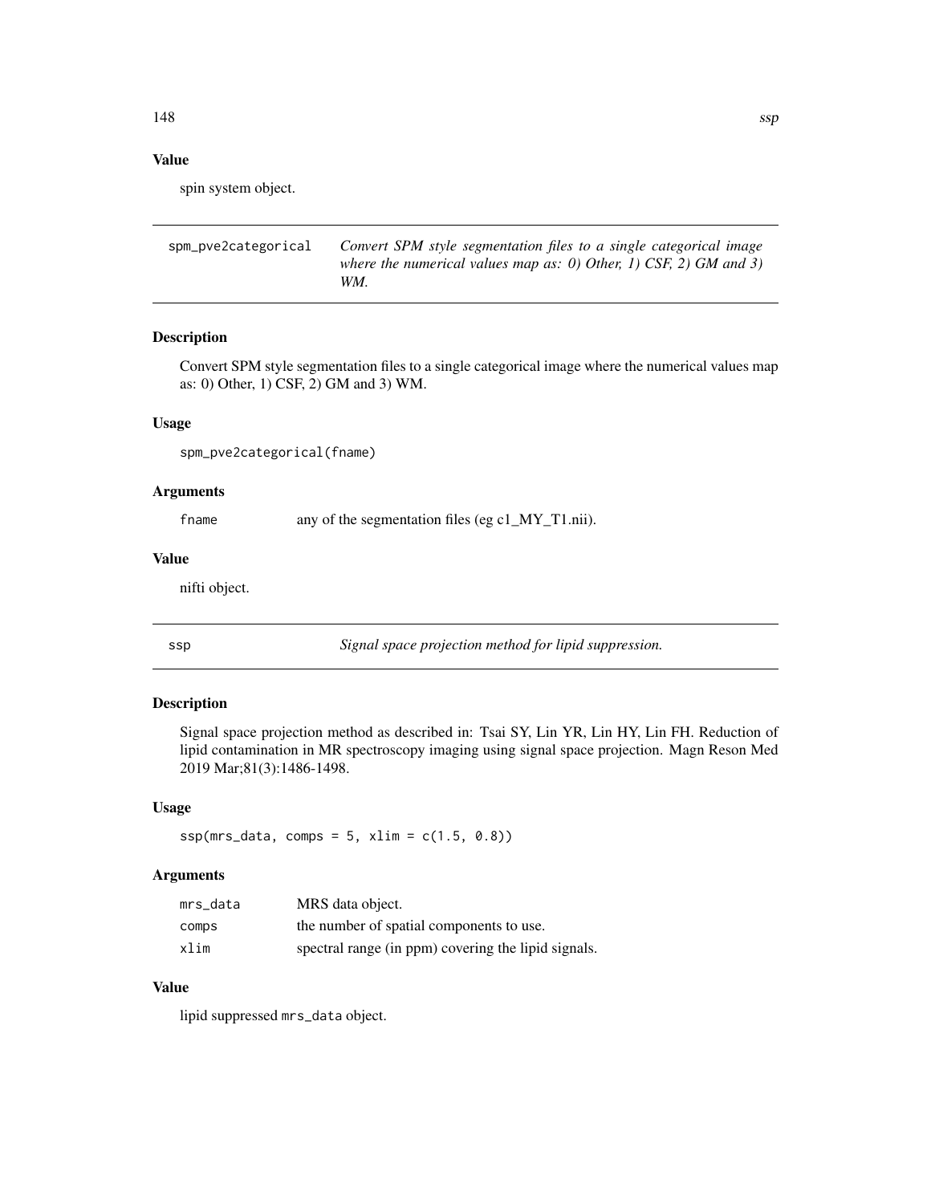### Value

spin system object.

---

## spm_pve2categorical — *Convert SPM style segmentation files to a single categorical image where the numerical values map as: 0) Other, 1) CSF, 2) GM and 3) WM.*

### Description

Convert SPM style segmentation files to a single categorical image where the numerical values map as: 0) Other, 1) CSF, 2) GM and 3) WM.

### Usage

```
spm_pve2categorical(fname)
```

### Arguments

| | |
|---|---|
| fname | any of the segmentation files (eg c1_MY_T1.nii). |

### Value

nifti object.

---

## ssp — *Signal space projection method for lipid suppression.*

### Description

Signal space projection method as described in: Tsai SY, Lin YR, Lin HY, Lin FH. Reduction of lipid contamination in MR spectroscopy imaging using signal space projection. Magn Reson Med 2019 Mar;81(3):1486-1498.

### Usage

```
ssp(mrs_data, comps = 5, xlim = c(1.5, 0.8))
```

### Arguments

| | |
|---|---|
| mrs_data | MRS data object. |
| comps | the number of spatial components to use. |
| xlim | spectral range (in ppm) covering the lipid signals. |

### Value

lipid suppressed mrs_data object.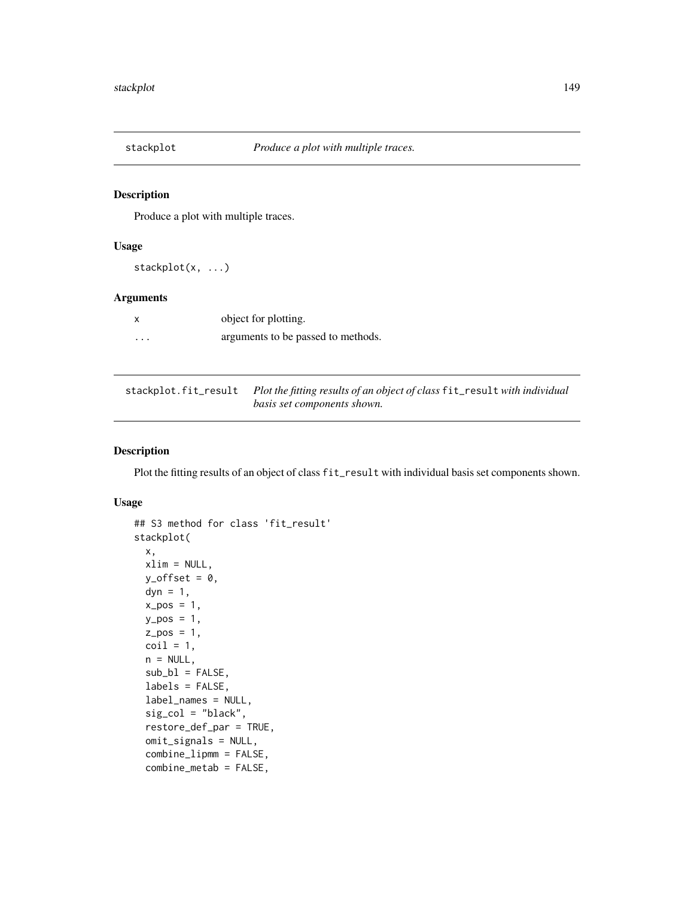## stackplot — *Produce a plot with multiple traces.*

### Description

Produce a plot with multiple traces.

### Usage

```
stackplot(x, ...)
```

### Arguments

| | |
|---|---|
| x | object for plotting. |
| ... | arguments to be passed to methods. |

## stackplot.fit_result — *Plot the fitting results of an object of class `fit_result` with individual basis set components shown.*

### Description

Plot the fitting results of an object of class `fit_result` with individual basis set components shown.

### Usage

```
## S3 method for class 'fit_result'
stackplot(
  x,
  xlim = NULL,
  y_offset = 0,
  dyn = 1,
  x_pos = 1,
  y_pos = 1,
  z_pos = 1,
  coil = 1,
  n = NULL,
  sub_bl = FALSE,
  labels = FALSE,
  label_names = NULL,
  sig_col = "black",
  restore_def_par = TRUE,
  omit_signals = NULL,
  combine_lipmm = FALSE,
  combine_metab = FALSE,
```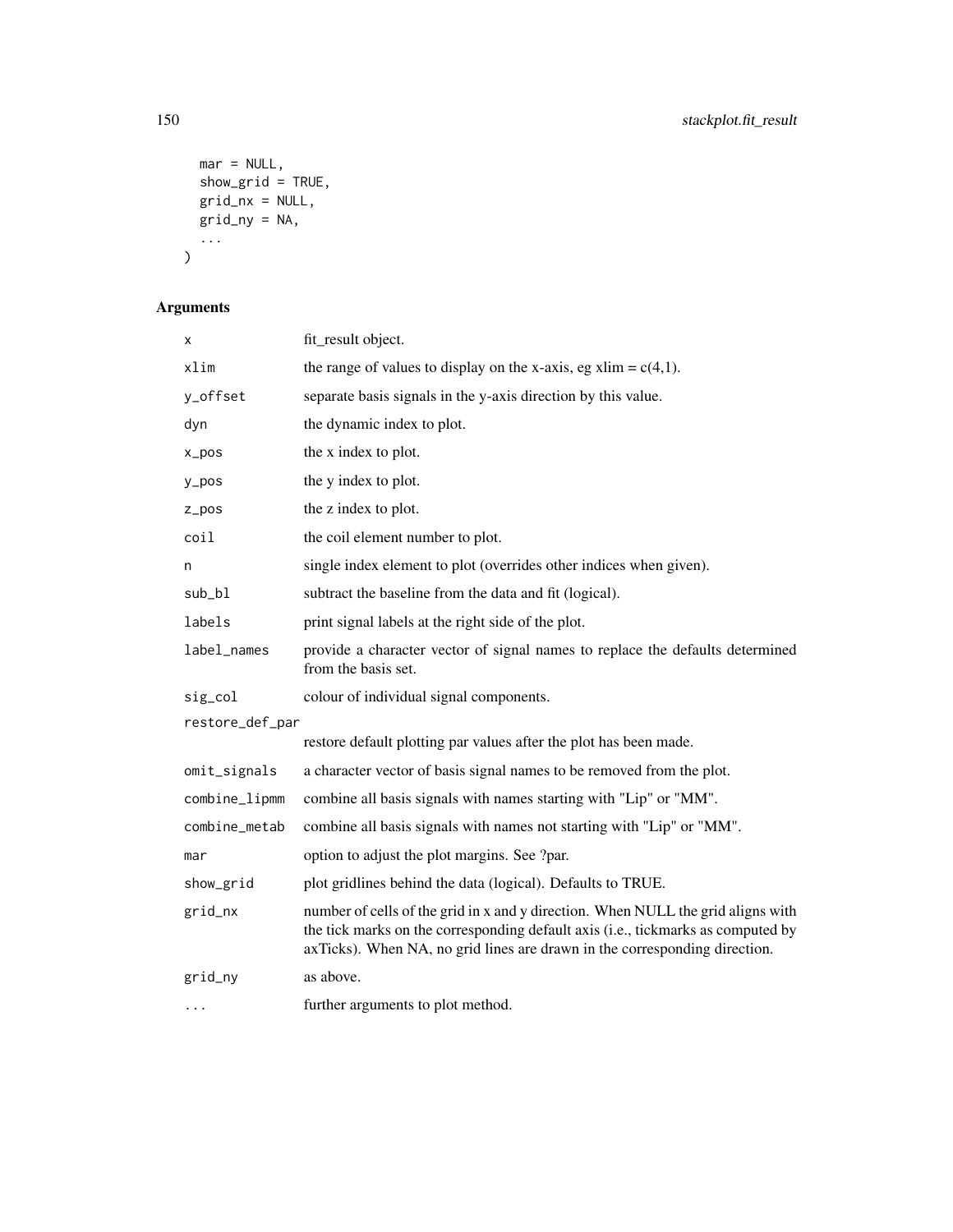```
  mar = NULL,
  show_grid = TRUE,
  grid_nx = NULL,
  grid_ny = NA,
  ...
)
```

## Arguments

| | |
|---|---|
| x | fit_result object. |
| xlim | the range of values to display on the x-axis, eg xlim = c(4,1). |
| y_offset | separate basis signals in the y-axis direction by this value. |
| dyn | the dynamic index to plot. |
| x_pos | the x index to plot. |
| y_pos | the y index to plot. |
| z_pos | the z index to plot. |
| coil | the coil element number to plot. |
| n | single index element to plot (overrides other indices when given). |
| sub_bl | subtract the baseline from the data and fit (logical). |
| labels | print signal labels at the right side of the plot. |
| label_names | provide a character vector of signal names to replace the defaults determined from the basis set. |
| sig_col | colour of individual signal components. |
| restore_def_par | restore default plotting par values after the plot has been made. |
| omit_signals | a character vector of basis signal names to be removed from the plot. |
| combine_lipmm | combine all basis signals with names starting with "Lip" or "MM". |
| combine_metab | combine all basis signals with names not starting with "Lip" or "MM". |
| mar | option to adjust the plot margins. See ?par. |
| show_grid | plot gridlines behind the data (logical). Defaults to TRUE. |
| grid_nx | number of cells of the grid in x and y direction. When NULL the grid aligns with the tick marks on the corresponding default axis (i.e., tickmarks as computed by axTicks). When NA, no grid lines are drawn in the corresponding direction. |
| grid_ny | as above. |
| ... | further arguments to plot method. |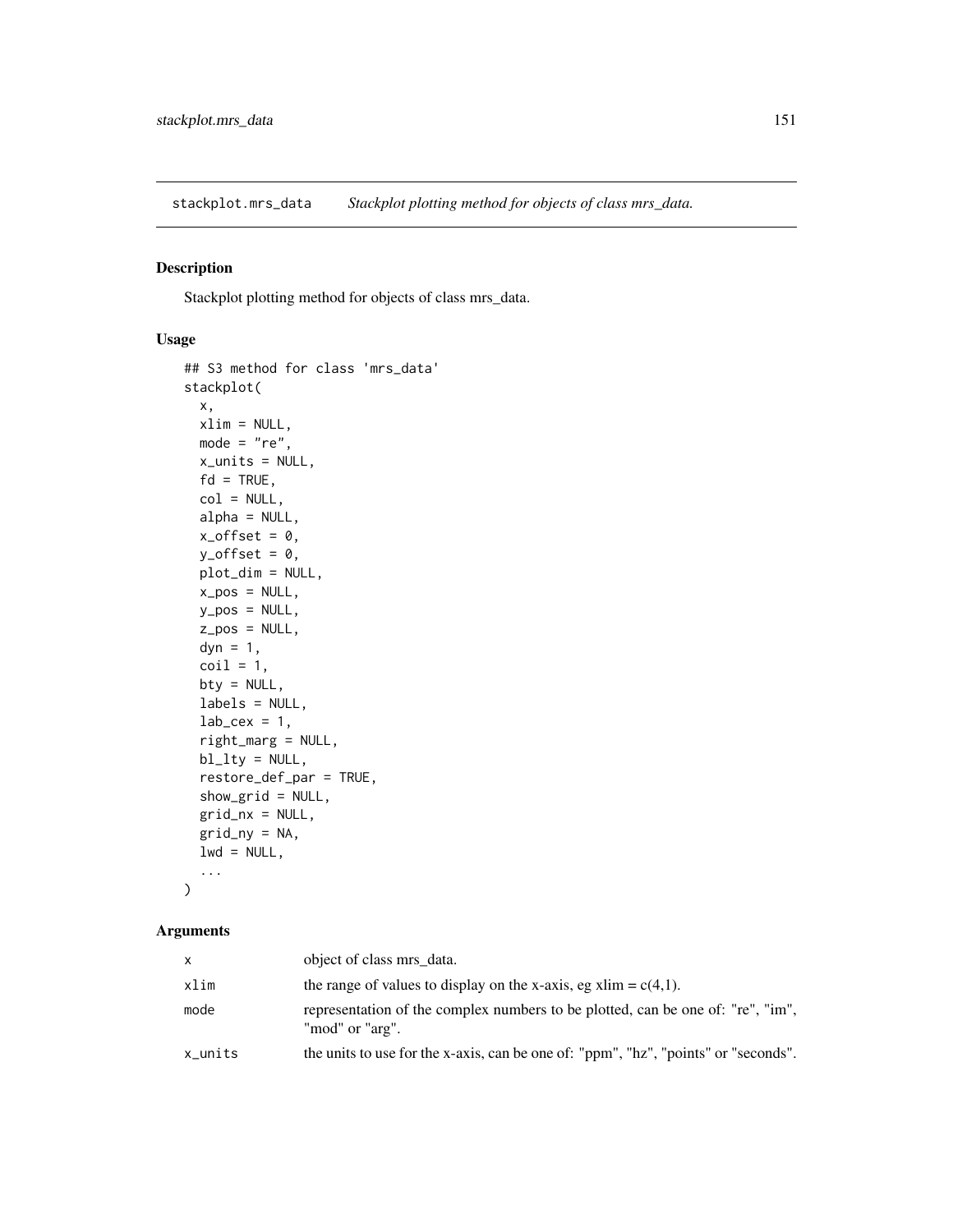stackplot.mrs_data    *Stackplot plotting method for objects of class mrs_data.*

## Description

Stackplot plotting method for objects of class mrs_data.

## Usage

```
## S3 method for class 'mrs_data'
stackplot(
  x,
  xlim = NULL,
  mode = "re",
  x_units = NULL,
  fd = TRUE,
  col = NULL,
  alpha = NULL,
  x_offset = 0,
  y_offset = 0,
  plot_dim = NULL,
  x_pos = NULL,
  y_pos = NULL,
  z_pos = NULL,
  dyn = 1,
  coil = 1,
  bty = NULL,
  labels = NULL,
  lab_cex = 1,
  right_marg = NULL,
  bl_lty = NULL,
  restore_def_par = TRUE,
  show_grid = NULL,
  grid_nx = NULL,
  grid_ny = NA,
  lwd = NULL,
  ...
)
```

## Arguments

| | |
|---|---|
| x | object of class mrs_data. |
| xlim | the range of values to display on the x-axis, eg xlim = c(4,1). |
| mode | representation of the complex numbers to be plotted, can be one of: "re", "im", "mod" or "arg". |
| x_units | the units to use for the x-axis, can be one of: "ppm", "hz", "points" or "seconds". |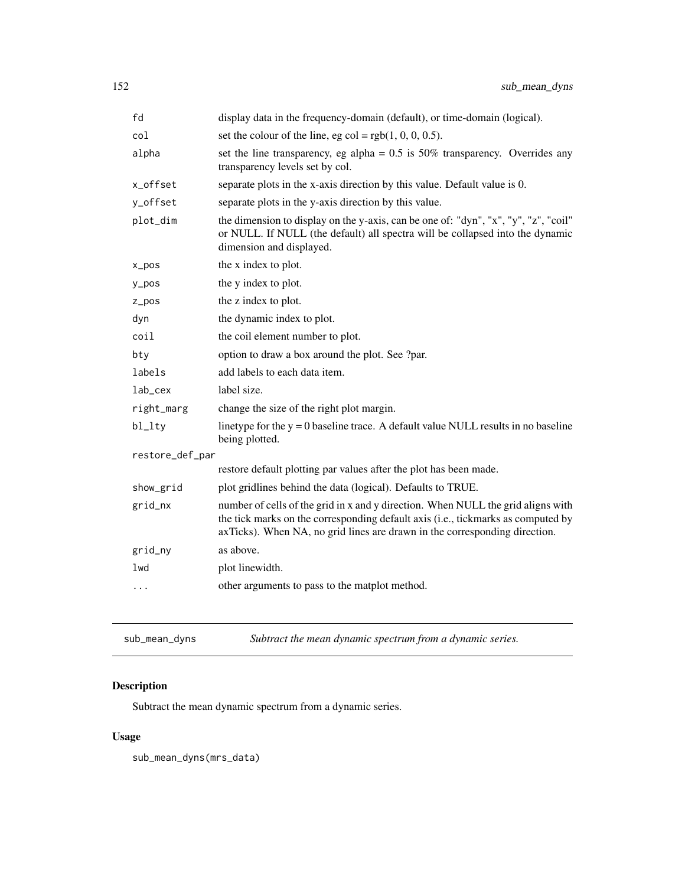| | |
|---|---|
| fd | display data in the frequency-domain (default), or time-domain (logical). |
| col | set the colour of the line, eg col = rgb(1, 0, 0, 0.5). |
| alpha | set the line transparency, eg alpha = 0.5 is 50% transparency. Overrides any transparency levels set by col. |
| x_offset | separate plots in the x-axis direction by this value. Default value is 0. |
| y_offset | separate plots in the y-axis direction by this value. |
| plot_dim | the dimension to display on the y-axis, can be one of: "dyn", "x", "y", "z", "coil" or NULL. If NULL (the default) all spectra will be collapsed into the dynamic dimension and displayed. |
| x_pos | the x index to plot. |
| y_pos | the y index to plot. |
| z_pos | the z index to plot. |
| dyn | the dynamic index to plot. |
| coil | the coil element number to plot. |
| bty | option to draw a box around the plot. See ?par. |
| labels | add labels to each data item. |
| lab_cex | label size. |
| right_marg | change the size of the right plot margin. |
| bl_lty | linetype for the y = 0 baseline trace. A default value NULL results in no baseline being plotted. |
| restore_def_par | restore default plotting par values after the plot has been made. |
| show_grid | plot gridlines behind the data (logical). Defaults to TRUE. |
| grid_nx | number of cells of the grid in x and y direction. When NULL the grid aligns with the tick marks on the corresponding default axis (i.e., tickmarks as computed by axTicks). When NA, no grid lines are drawn in the corresponding direction. |
| grid_ny | as above. |
| lwd | plot linewidth. |
| ... | other arguments to pass to the matplot method. |

---

sub_mean_dyns — *Subtract the mean dynamic spectrum from a dynamic series.*

## Description

Subtract the mean dynamic spectrum from a dynamic series.

## Usage

```
sub_mean_dyns(mrs_data)
```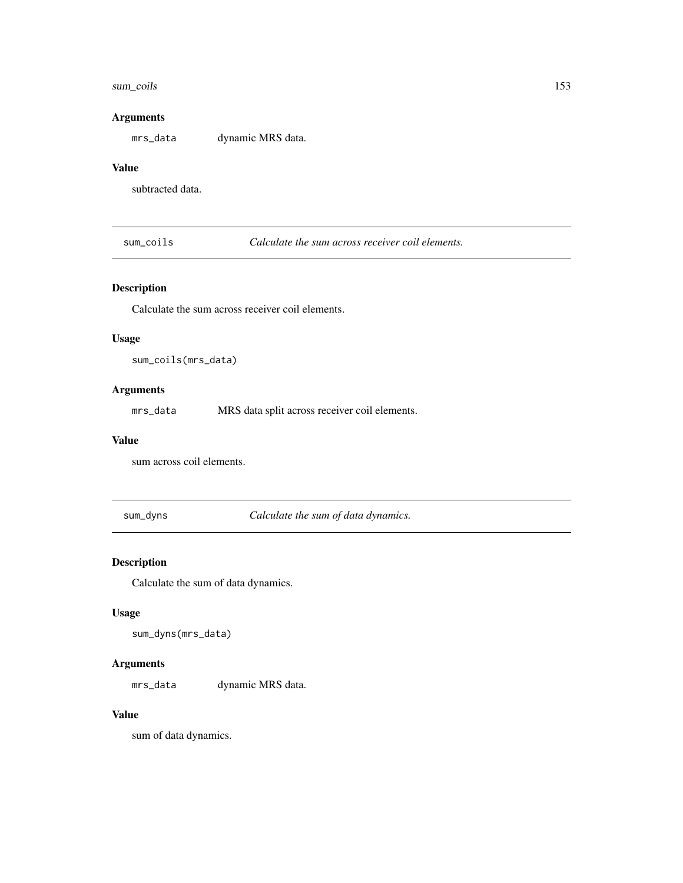### Arguments

mrs_data dynamic MRS data.

### Value

subtracted data.

---

## sum_coils *Calculate the sum across receiver coil elements.*

### Description

Calculate the sum across receiver coil elements.

### Usage

```
sum_coils(mrs_data)
```

### Arguments

mrs_data MRS data split across receiver coil elements.

### Value

sum across coil elements.

---

## sum_dyns *Calculate the sum of data dynamics.*

### Description

Calculate the sum of data dynamics.

### Usage

```
sum_dyns(mrs_data)
```

### Arguments

mrs_data dynamic MRS data.

### Value

sum of data dynamics.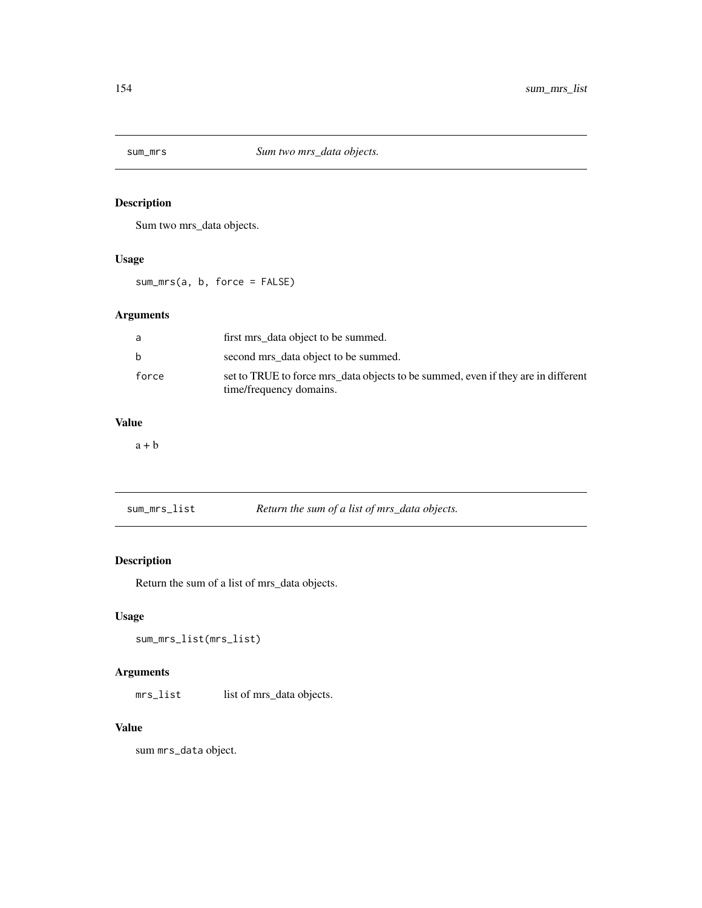## sum_mrs — *Sum two mrs_data objects.*

### Description

Sum two mrs_data objects.

### Usage

```
sum_mrs(a, b, force = FALSE)
```

### Arguments

| | |
|---|---|
| a | first mrs_data object to be summed. |
| b | second mrs_data object to be summed. |
| force | set to TRUE to force mrs_data objects to be summed, even if they are in different time/frequency domains. |

### Value

a + b

## sum_mrs_list — *Return the sum of a list of mrs_data objects.*

### Description

Return the sum of a list of mrs_data objects.

### Usage

```
sum_mrs_list(mrs_list)
```

### Arguments

| | |
|---|---|
| mrs_list | list of mrs_data objects. |

### Value

sum `mrs_data` object.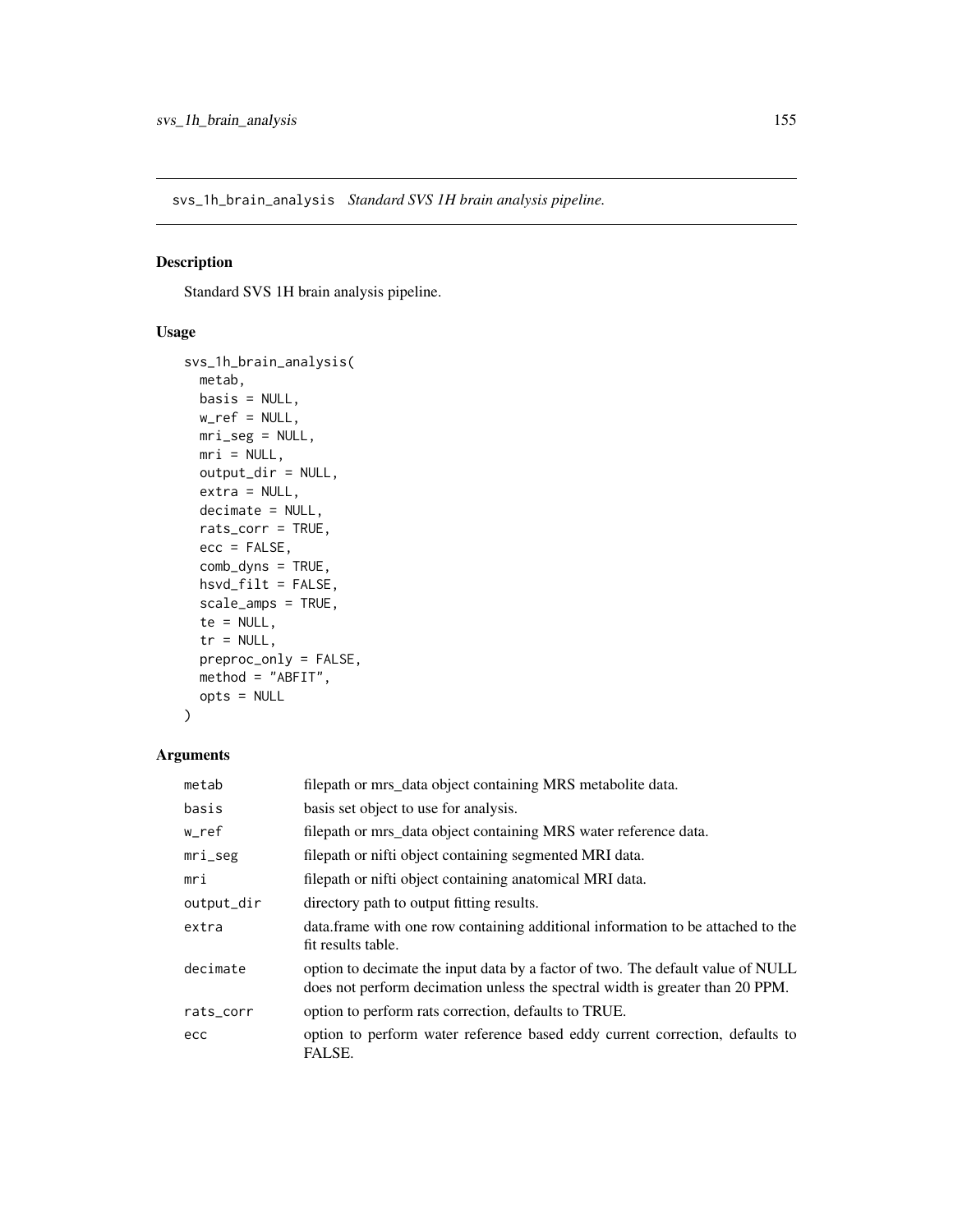## svs_1h_brain_analysis *Standard SVS 1H brain analysis pipeline.*

### Description

Standard SVS 1H brain analysis pipeline.

### Usage

```
svs_1h_brain_analysis(
  metab,
  basis = NULL,
  w_ref = NULL,
  mri_seg = NULL,
  mri = NULL,
  output_dir = NULL,
  extra = NULL,
  decimate = NULL,
  rats_corr = TRUE,
  ecc = FALSE,
  comb_dyns = TRUE,
  hsvd_filt = FALSE,
  scale_amps = TRUE,
  te = NULL,
  tr = NULL,
  preproc_only = FALSE,
  method = "ABFIT",
  opts = NULL
)
```

### Arguments

| | |
|---|---|
| metab | filepath or mrs_data object containing MRS metabolite data. |
| basis | basis set object to use for analysis. |
| w_ref | filepath or mrs_data object containing MRS water reference data. |
| mri_seg | filepath or nifti object containing segmented MRI data. |
| mri | filepath or nifti object containing anatomical MRI data. |
| output_dir | directory path to output fitting results. |
| extra | data.frame with one row containing additional information to be attached to the fit results table. |
| decimate | option to decimate the input data by a factor of two. The default value of NULL does not perform decimation unless the spectral width is greater than 20 PPM. |
| rats_corr | option to perform rats correction, defaults to TRUE. |
| ecc | option to perform water reference based eddy current correction, defaults to FALSE. |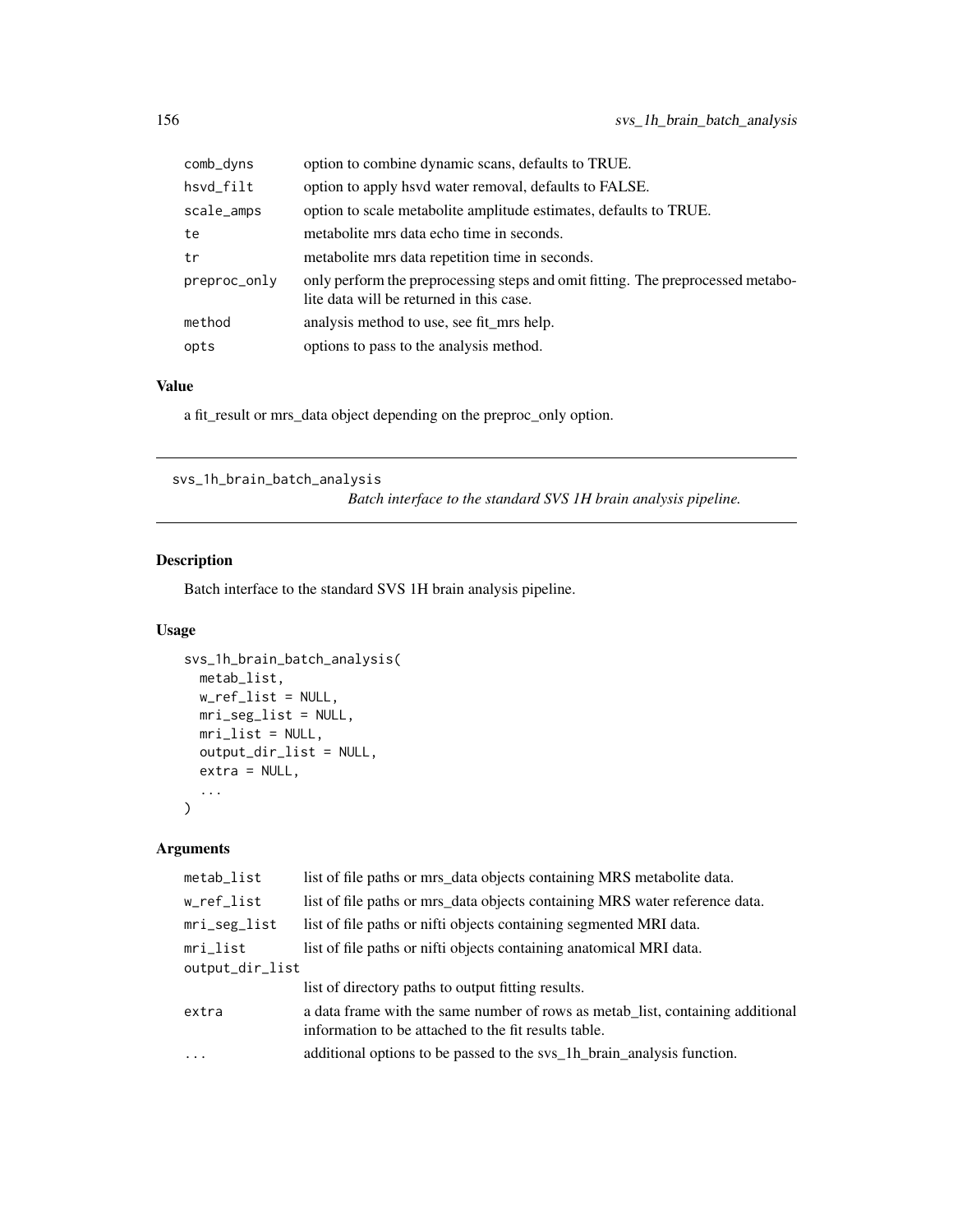| | |
|---|---|
| comb_dyns | option to combine dynamic scans, defaults to TRUE. |
| hsvd_filt | option to apply hsvd water removal, defaults to FALSE. |
| scale_amps | option to scale metabolite amplitude estimates, defaults to TRUE. |
| te | metabolite mrs data echo time in seconds. |
| tr | metabolite mrs data repetition time in seconds. |
| preproc_only | only perform the preprocessing steps and omit fitting. The preprocessed metabolite data will be returned in this case. |
| method | analysis method to use, see fit_mrs help. |
| opts | options to pass to the analysis method. |

### Value

a fit_result or mrs_data object depending on the preproc_only option.

---

## svs_1h_brain_batch_analysis

*Batch interface to the standard SVS 1H brain analysis pipeline.*

---

### Description

Batch interface to the standard SVS 1H brain analysis pipeline.

### Usage

```
svs_1h_brain_batch_analysis(
  metab_list,
  w_ref_list = NULL,
  mri_seg_list = NULL,
  mri_list = NULL,
  output_dir_list = NULL,
  extra = NULL,
  ...
)
```

### Arguments

| | |
|---|---|
| metab_list | list of file paths or mrs_data objects containing MRS metabolite data. |
| w_ref_list | list of file paths or mrs_data objects containing MRS water reference data. |
| mri_seg_list | list of file paths or nifti objects containing segmented MRI data. |
| mri_list | list of file paths or nifti objects containing anatomical MRI data. |
| output_dir_list | list of directory paths to output fitting results. |
| extra | a data frame with the same number of rows as metab_list, containing additional information to be attached to the fit results table. |
| ... | additional options to be passed to the svs_1h_brain_analysis function. |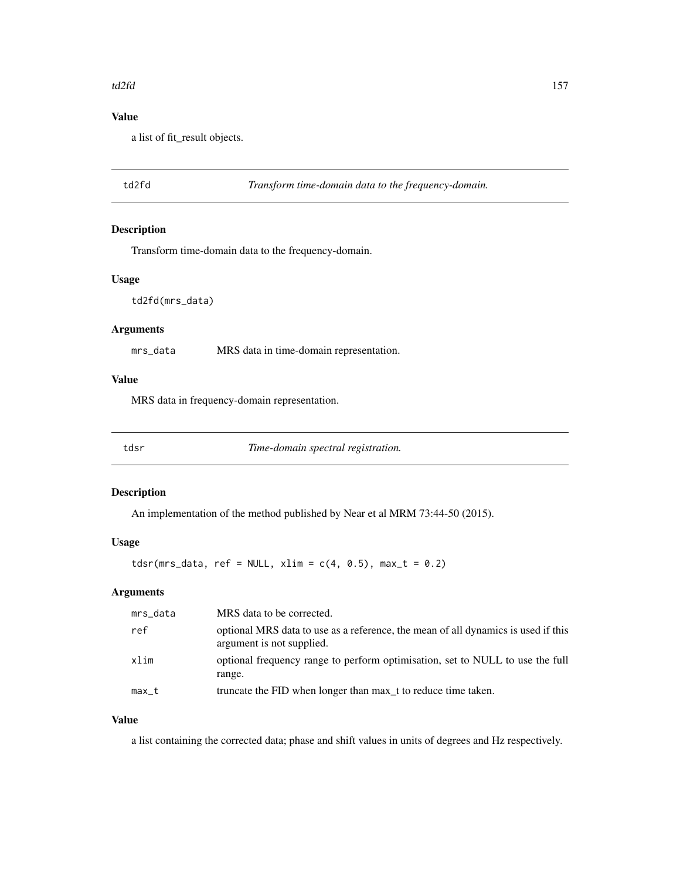## Value

a list of fit_result objects.

---

## td2fd — *Transform time-domain data to the frequency-domain.*

### Description

Transform time-domain data to the frequency-domain.

### Usage

```
td2fd(mrs_data)
```

### Arguments

| | |
|---|---|
| mrs_data | MRS data in time-domain representation. |

### Value

MRS data in frequency-domain representation.

---

## tdsr — *Time-domain spectral registration.*

### Description

An implementation of the method published by Near et al MRM 73:44-50 (2015).

### Usage

```
tdsr(mrs_data, ref = NULL, xlim = c(4, 0.5), max_t = 0.2)
```

### Arguments

| | |
|---|---|
| mrs_data | MRS data to be corrected. |
| ref | optional MRS data to use as a reference, the mean of all dynamics is used if this argument is not supplied. |
| xlim | optional frequency range to perform optimisation, set to NULL to use the full range. |
| max_t | truncate the FID when longer than max_t to reduce time taken. |

### Value

a list containing the corrected data; phase and shift values in units of degrees and Hz respectively.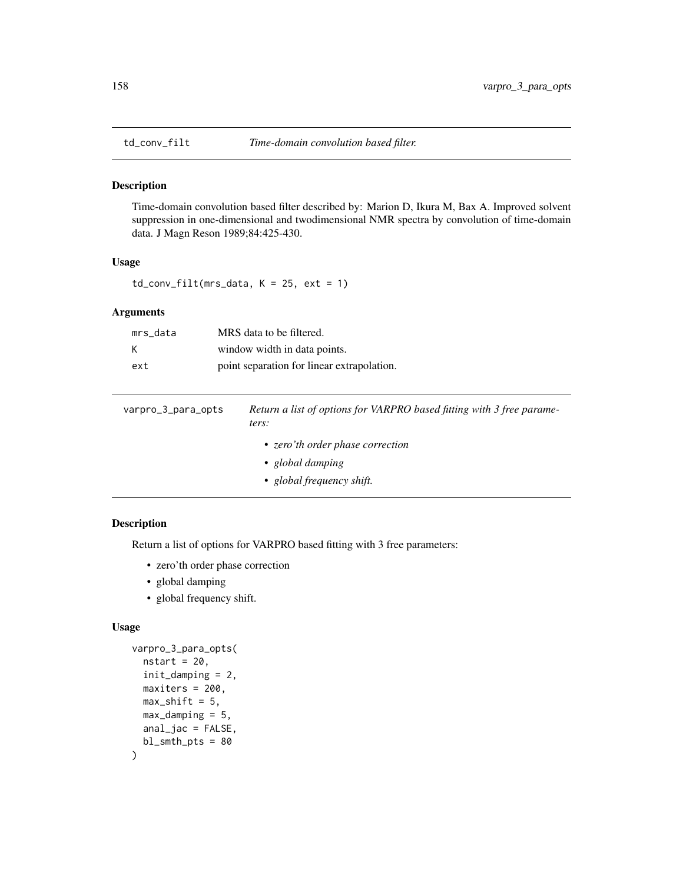## td_conv_filt — *Time-domain convolution based filter.*

### Description

Time-domain convolution based filter described by: Marion D, Ikura M, Bax A. Improved solvent suppression in one-dimensional and twodimensional NMR spectra by convolution of time-domain data. J Magn Reson 1989;84:425-430.

### Usage

```
td_conv_filt(mrs_data, K = 25, ext = 1)
```

### Arguments

| | |
|---|---|
| mrs_data | MRS data to be filtered. |
| K | window width in data points. |
| ext | point separation for linear extrapolation. |

## varpro_3_para_opts — *Return a list of options for VARPRO based fitting with 3 free parameters:*

- *zero'th order phase correction*
- *global damping*
- *global frequency shift.*

### Description

Return a list of options for VARPRO based fitting with 3 free parameters:

- zero'th order phase correction
- global damping
- global frequency shift.

### Usage

```
varpro_3_para_opts(
  nstart = 20,
  init_damping = 2,
  maxiters = 200,
  max_shift = 5,
  max_damping = 5,
  anal_jac = FALSE,
  bl_smth_pts = 80
)
```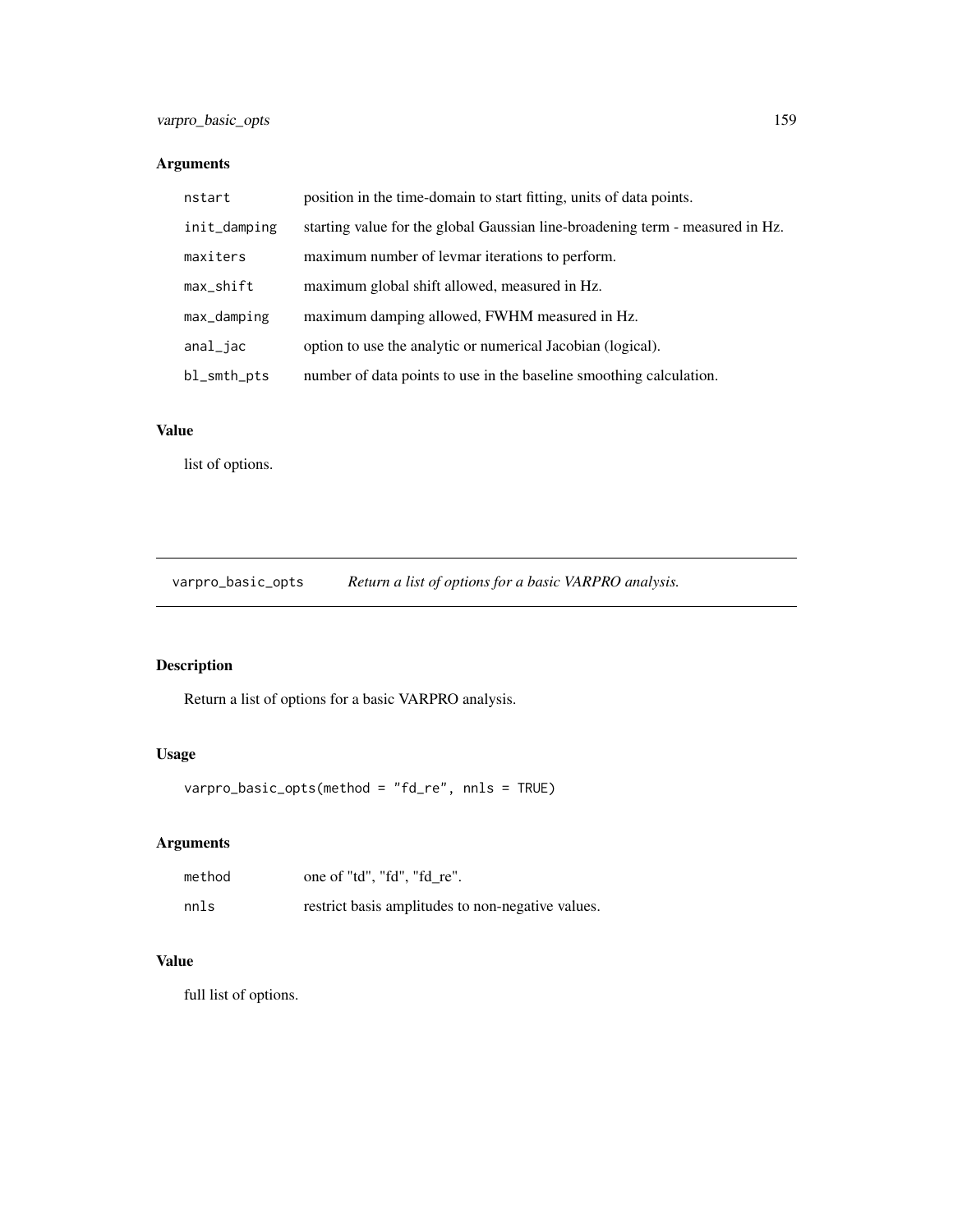## Arguments

| | |
|---|---|
| `nstart` | position in the time-domain to start fitting, units of data points. |
| `init_damping` | starting value for the global Gaussian line-broadening term - measured in Hz. |
| `maxiters` | maximum number of levmar iterations to perform. |
| `max_shift` | maximum global shift allowed, measured in Hz. |
| `max_damping` | maximum damping allowed, FWHM measured in Hz. |
| `anal_jac` | option to use the analytic or numerical Jacobian (logical). |
| `bl_smth_pts` | number of data points to use in the baseline smoothing calculation. |

## Value

list of options.

---

# varpro_basic_opts — *Return a list of options for a basic VARPRO analysis.*

## Description

Return a list of options for a basic VARPRO analysis.

## Usage

```
varpro_basic_opts(method = "fd_re", nnls = TRUE)
```

## Arguments

| | |
|---|---|
| `method` | one of "td", "fd", "fd_re". |
| `nnls` | restrict basis amplitudes to non-negative values. |

## Value

full list of options.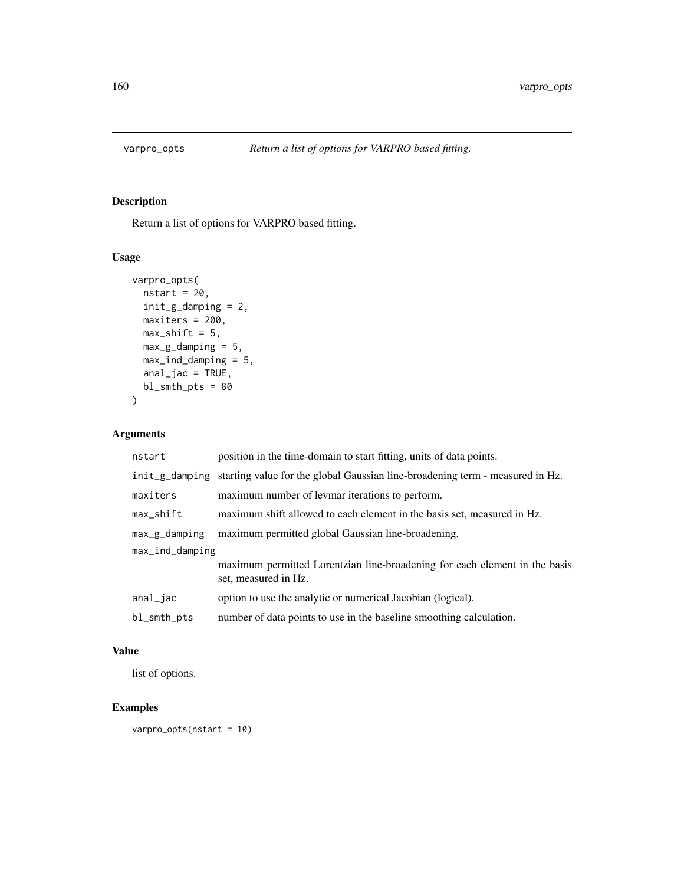## varpro_opts — *Return a list of options for VARPRO based fitting.*

### Description

Return a list of options for VARPRO based fitting.

### Usage

```
varpro_opts(
  nstart = 20,
  init_g_damping = 2,
  maxiters = 200,
  max_shift = 5,
  max_g_damping = 5,
  max_ind_damping = 5,
  anal_jac = TRUE,
  bl_smth_pts = 80
)
```

### Arguments

| | |
|---|---|
| nstart | position in the time-domain to start fitting, units of data points. |
| init_g_damping | starting value for the global Gaussian line-broadening term - measured in Hz. |
| maxiters | maximum number of levmar iterations to perform. |
| max_shift | maximum shift allowed to each element in the basis set, measured in Hz. |
| max_g_damping | maximum permitted global Gaussian line-broadening. |
| max_ind_damping | maximum permitted Lorentzian line-broadening for each element in the basis set, measured in Hz. |
| anal_jac | option to use the analytic or numerical Jacobian (logical). |
| bl_smth_pts | number of data points to use in the baseline smoothing calculation. |

### Value

list of options.

### Examples

```
varpro_opts(nstart = 10)
```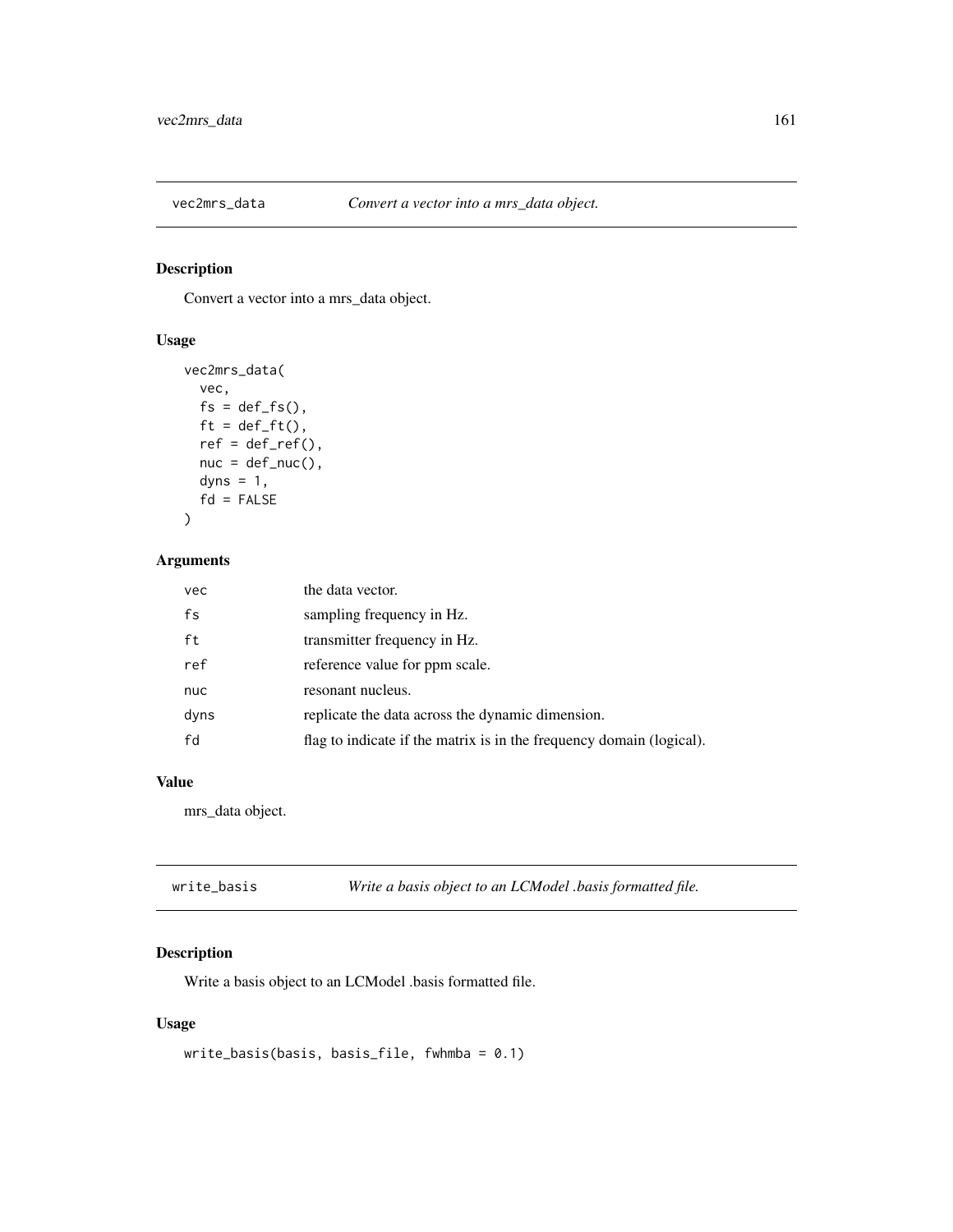## vec2mrs_data *Convert a vector into a mrs_data object.*

### Description

Convert a vector into a mrs_data object.

### Usage

```
vec2mrs_data(
  vec,
  fs = def_fs(),
  ft = def_ft(),
  ref = def_ref(),
  nuc = def_nuc(),
  dyns = 1,
  fd = FALSE
)
```

### Arguments

| | |
|---|---|
| `vec` | the data vector. |
| `fs` | sampling frequency in Hz. |
| `ft` | transmitter frequency in Hz. |
| `ref` | reference value for ppm scale. |
| `nuc` | resonant nucleus. |
| `dyns` | replicate the data across the dynamic dimension. |
| `fd` | flag to indicate if the matrix is in the frequency domain (logical). |

### Value

mrs_data object.

## write_basis *Write a basis object to an LCModel .basis formatted file.*

### Description

Write a basis object to an LCModel .basis formatted file.

### Usage

```
write_basis(basis, basis_file, fwhmba = 0.1)
```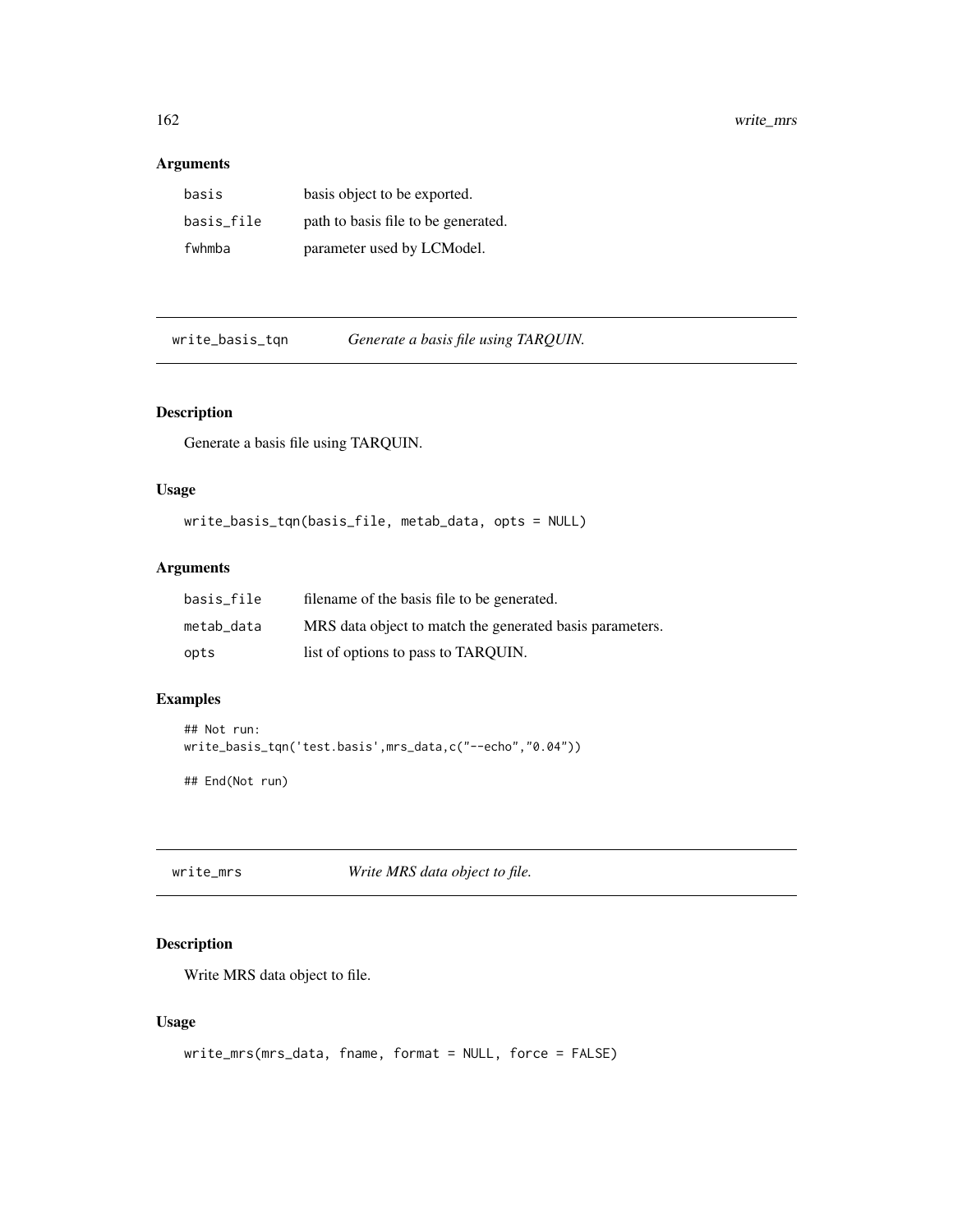## Arguments

| | |
|---|---|
| basis | basis object to be exported. |
| basis_file | path to basis file to be generated. |
| fwhmba | parameter used by LCModel. |

---

`write_basis_tqn` *Generate a basis file using TARQUIN.*

---

### Description

Generate a basis file using TARQUIN.

### Usage

```
write_basis_tqn(basis_file, metab_data, opts = NULL)
```

### Arguments

| | |
|---|---|
| basis_file | filename of the basis file to be generated. |
| metab_data | MRS data object to match the generated basis parameters. |
| opts | list of options to pass to TARQUIN. |

### Examples

```
## Not run:
write_basis_tqn('test.basis',mrs_data,c("--echo","0.04"))

## End(Not run)
```

---

`write_mrs` *Write MRS data object to file.*

---

### Description

Write MRS data object to file.

### Usage

```
write_mrs(mrs_data, fname, format = NULL, force = FALSE)
```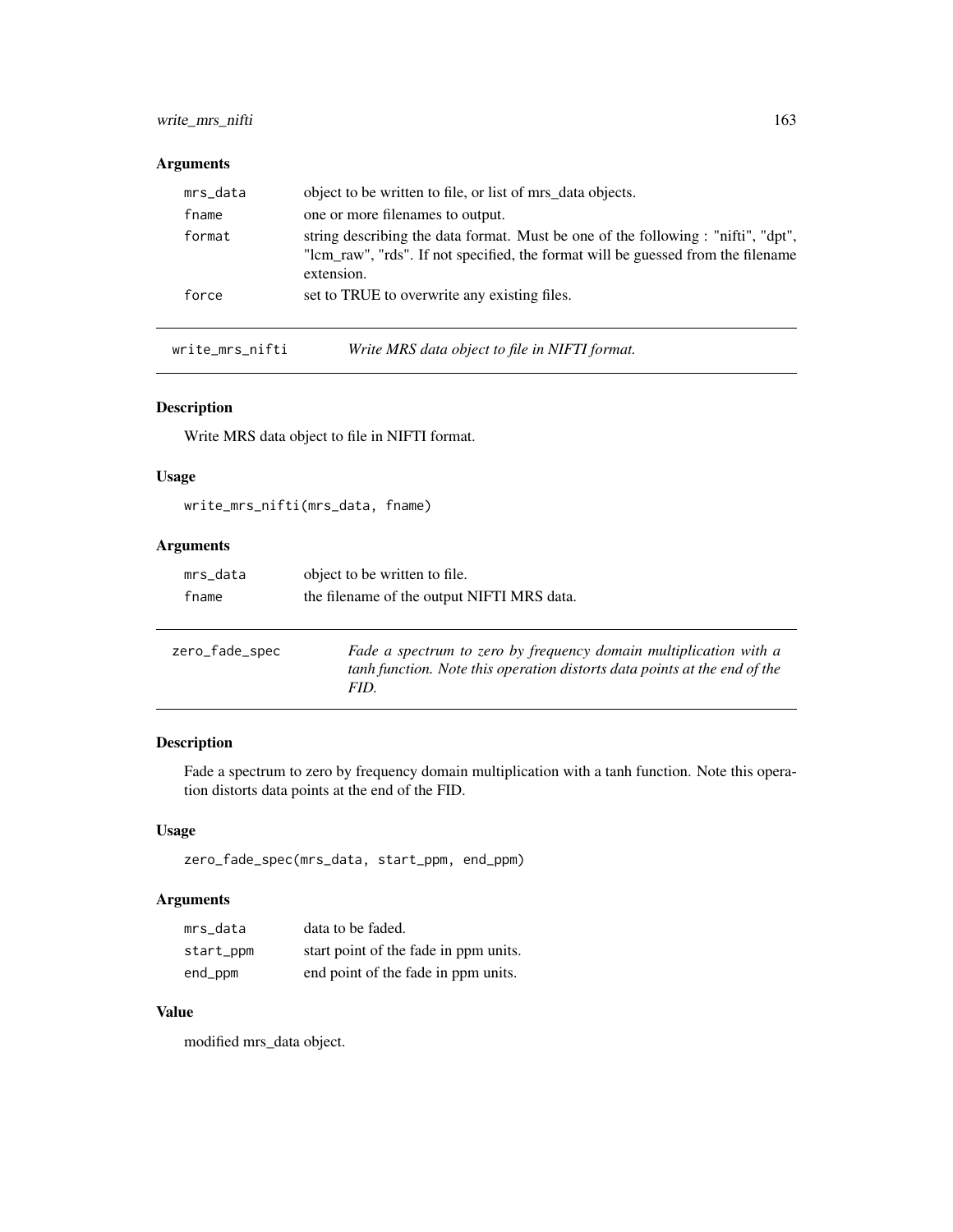### Arguments

| | |
|---|---|
| mrs_data | object to be written to file, or list of mrs_data objects. |
| fname | one or more filenames to output. |
| format | string describing the data format. Must be one of the following : "nifti", "dpt", "lcm_raw", "rds". If not specified, the format will be guessed from the filename extension. |
| force | set to TRUE to overwrite any existing files. |

---

## write_mrs_nifti — *Write MRS data object to file in NIFTI format.*

### Description

Write MRS data object to file in NIFTI format.

### Usage

```
write_mrs_nifti(mrs_data, fname)
```

### Arguments

| | |
|---|---|
| mrs_data | object to be written to file. |
| fname | the filename of the output NIFTI MRS data. |

---

## zero_fade_spec — *Fade a spectrum to zero by frequency domain multiplication with a tanh function. Note this operation distorts data points at the end of the FID.*

### Description

Fade a spectrum to zero by frequency domain multiplication with a tanh function. Note this operation distorts data points at the end of the FID.

### Usage

```
zero_fade_spec(mrs_data, start_ppm, end_ppm)
```

### Arguments

| | |
|---|---|
| mrs_data | data to be faded. |
| start_ppm | start point of the fade in ppm units. |
| end_ppm | end point of the fade in ppm units. |

### Value

modified mrs_data object.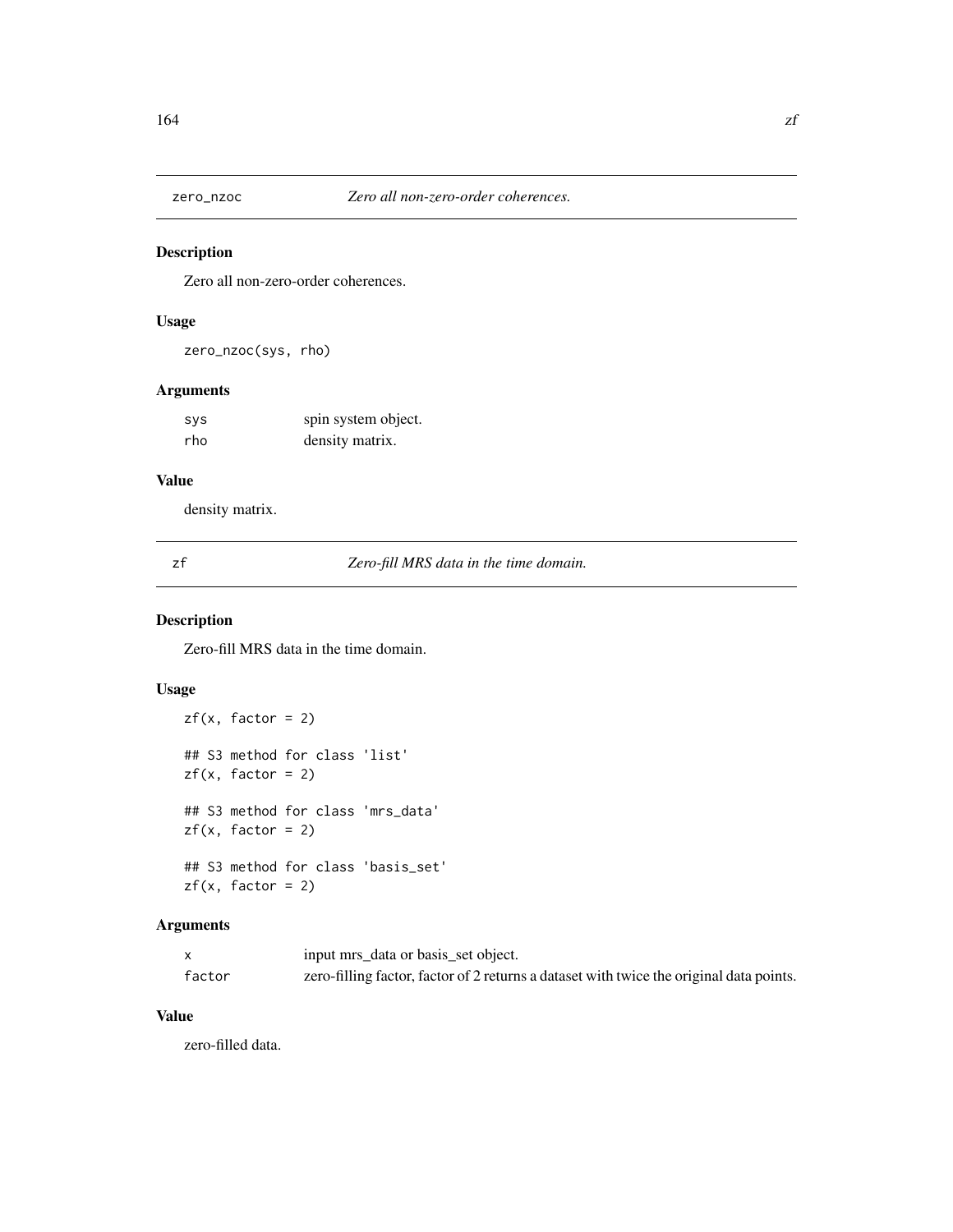## zero_nzoc — *Zero all non-zero-order coherences.*

### Description

Zero all non-zero-order coherences.

### Usage

```
zero_nzoc(sys, rho)
```

### Arguments

| | |
|---|---|
| sys | spin system object. |
| rho | density matrix. |

### Value

density matrix.

## zf — *Zero-fill MRS data in the time domain.*

### Description

Zero-fill MRS data in the time domain.

### Usage

```
zf(x, factor = 2)

## S3 method for class 'list'
zf(x, factor = 2)

## S3 method for class 'mrs_data'
zf(x, factor = 2)

## S3 method for class 'basis_set'
zf(x, factor = 2)
```

### Arguments

| | |
|---|---|
| x | input mrs_data or basis_set object. |
| factor | zero-filling factor, factor of 2 returns a dataset with twice the original data points. |

### Value

zero-filled data.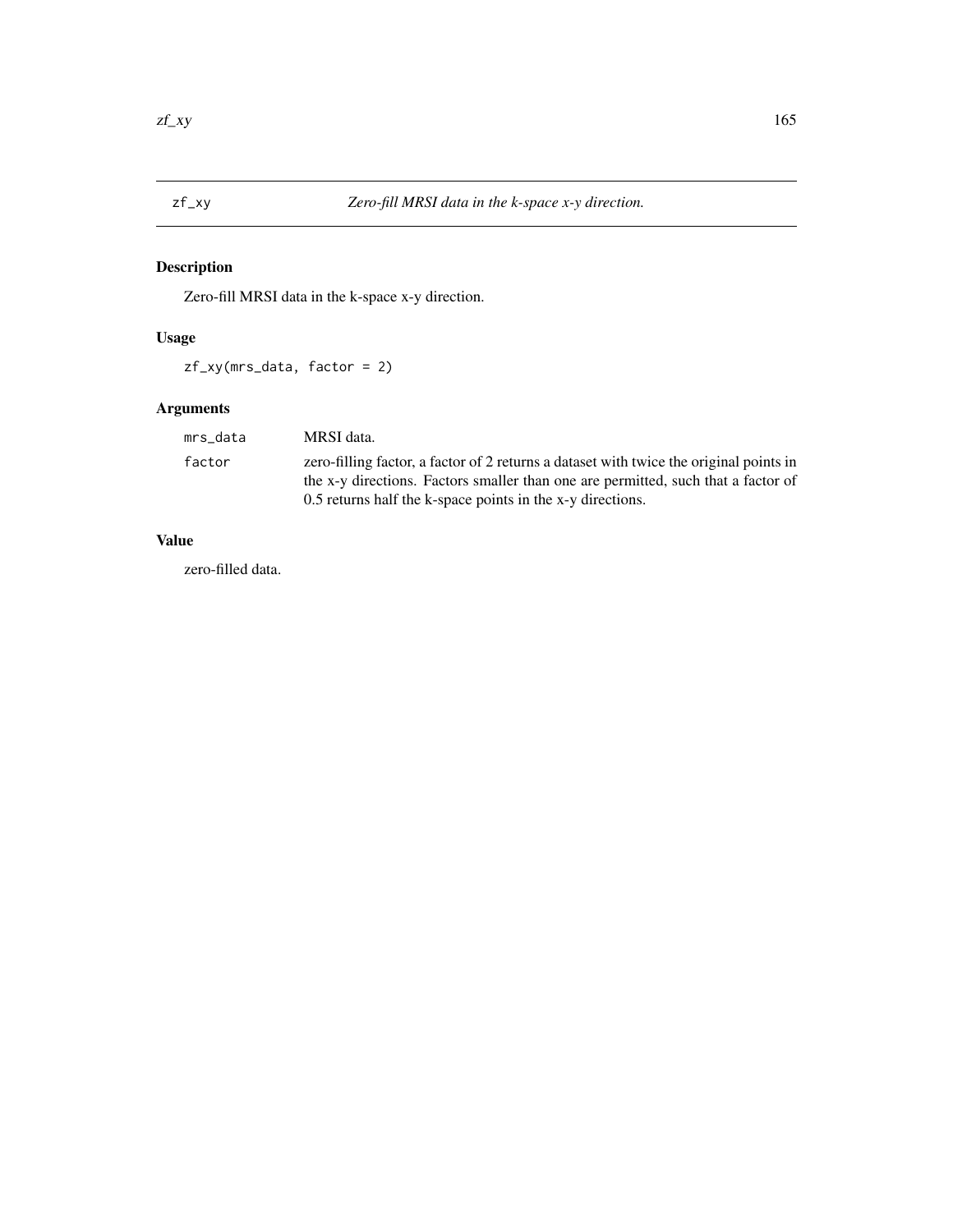## zf_xy — *Zero-fill MRSI data in the k-space x-y direction.*

### Description

Zero-fill MRSI data in the k-space x-y direction.

### Usage

```
zf_xy(mrs_data, factor = 2)
```

### Arguments

| | |
|---|---|
| `mrs_data` | MRSI data. |
| `factor` | zero-filling factor, a factor of 2 returns a dataset with twice the original points in the x-y directions. Factors smaller than one are permitted, such that a factor of 0.5 returns half the k-space points in the x-y directions. |

### Value

zero-filled data.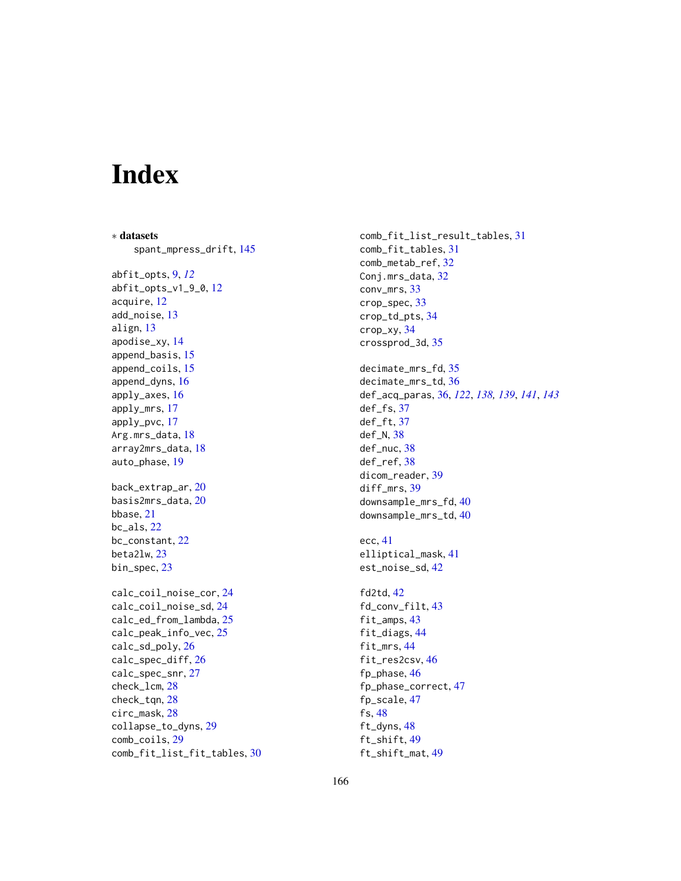# Index

∗ **datasets**
 spant_mpress_drift, 145

abfit_opts, 9, *12*
abfit_opts_v1_9_0, 12
acquire, 12
add_noise, 13
align, 13
apodise_xy, 14
append_basis, 15
append_coils, 15
append_dyns, 16
apply_axes, 16
apply_mrs, 17
apply_pvc, 17
Arg.mrs_data, 18
array2mrs_data, 18
auto_phase, 19

back_extrap_ar, 20
basis2mrs_data, 20
bbase, 21
bc_als, 22
bc_constant, 22
beta2lw, 23
bin_spec, 23

calc_coil_noise_cor, 24
calc_coil_noise_sd, 24
calc_ed_from_lambda, 25
calc_peak_info_vec, 25
calc_sd_poly, 26
calc_spec_diff, 26
calc_spec_snr, 27
check_lcm, 28
check_tqn, 28
circ_mask, 28
collapse_to_dyns, 29
comb_coils, 29
comb_fit_list_fit_tables, 30
comb_fit_list_result_tables, 31
comb_fit_tables, 31
comb_metab_ref, 32
Conj.mrs_data, 32
conv_mrs, 33
crop_spec, 33
crop_td_pts, 34
crop_xy, 34
crossprod_3d, 35

decimate_mrs_fd, 35
decimate_mrs_td, 36
def_acq_paras, 36, *122*, *138, 139*, *141*, *143*
def_fs, 37
def_ft, 37
def_N, 38
def_nuc, 38
def_ref, 38
dicom_reader, 39
diff_mrs, 39
downsample_mrs_fd, 40
downsample_mrs_td, 40

ecc, 41
elliptical_mask, 41
est_noise_sd, 42

fd2td, 42
fd_conv_filt, 43
fit_amps, 43
fit_diags, 44
fit_mrs, 44
fit_res2csv, 46
fp_phase, 46
fp_phase_correct, 47
fp_scale, 47
fs, 48
ft_dyns, 48
ft_shift, 49
ft_shift_mat, 49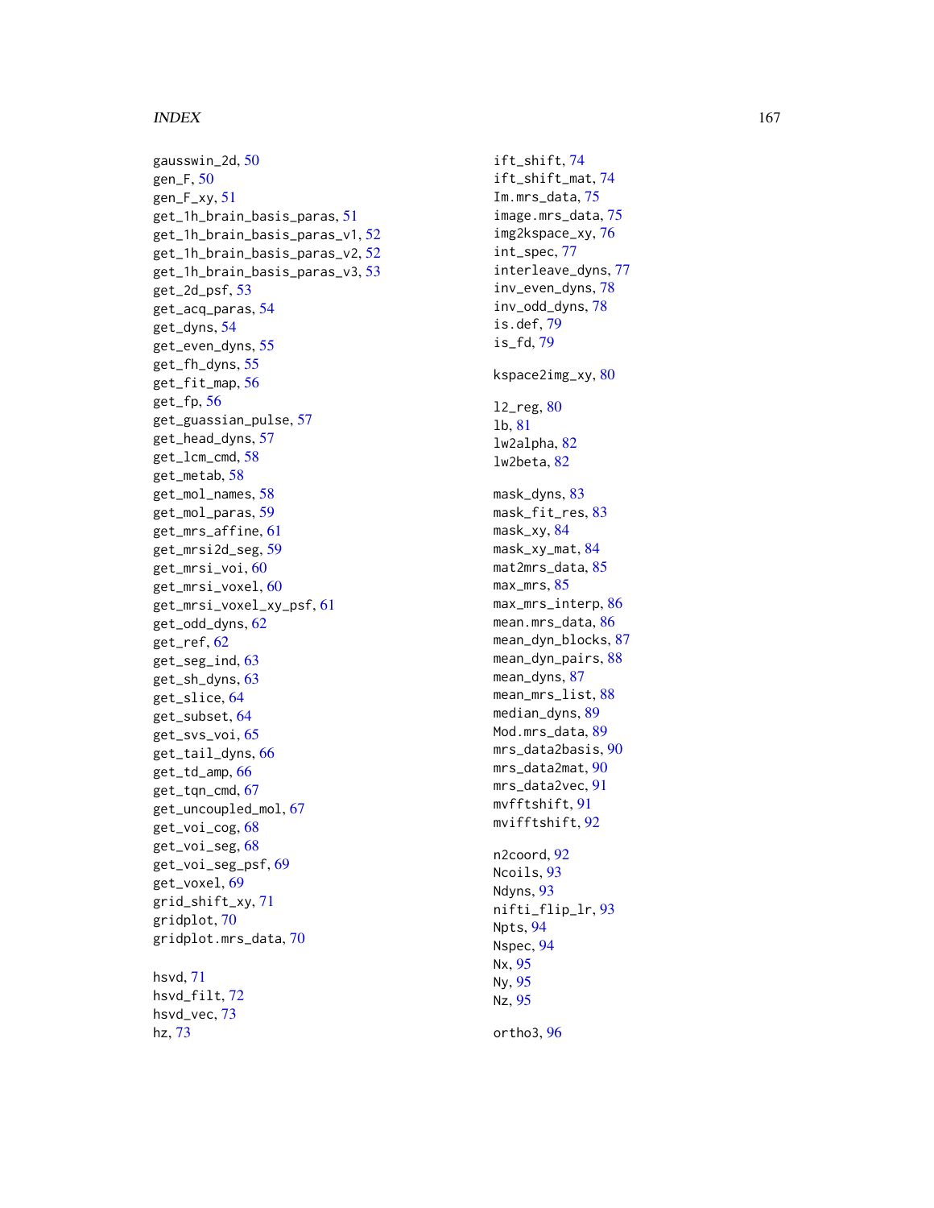gausswin_2d, 50
gen_F, 50
gen_F_xy, 51
get_1h_brain_basis_paras, 51
get_1h_brain_basis_paras_v1, 52
get_1h_brain_basis_paras_v2, 52
get_1h_brain_basis_paras_v3, 53
get_2d_psf, 53
get_acq_paras, 54
get_dyns, 54
get_even_dyns, 55
get_fh_dyns, 55
get_fit_map, 56
get_fp, 56
get_guassian_pulse, 57
get_head_dyns, 57
get_lcm_cmd, 58
get_metab, 58
get_mol_names, 58
get_mol_paras, 59
get_mrs_affine, 61
get_mrsi2d_seg, 59
get_mrsi_voi, 60
get_mrsi_voxel, 60
get_mrsi_voxel_xy_psf, 61
get_odd_dyns, 62
get_ref, 62
get_seg_ind, 63
get_sh_dyns, 63
get_slice, 64
get_subset, 64
get_svs_voi, 65
get_tail_dyns, 66
get_td_amp, 66
get_tqn_cmd, 67
get_uncoupled_mol, 67
get_voi_cog, 68
get_voi_seg, 68
get_voi_seg_psf, 69
get_voxel, 69
grid_shift_xy, 71
gridplot, 70
gridplot.mrs_data, 70

hsvd, 71
hsvd_filt, 72
hsvd_vec, 73
hz, 73

ift_shift, 74
ift_shift_mat, 74
Im.mrs_data, 75
image.mrs_data, 75
img2kspace_xy, 76
int_spec, 77
interleave_dyns, 77
inv_even_dyns, 78
inv_odd_dyns, 78
is.def, 79
is_fd, 79

kspace2img_xy, 80

l2_reg, 80
lb, 81
lw2alpha, 82
lw2beta, 82

mask_dyns, 83
mask_fit_res, 83
mask_xy, 84
mask_xy_mat, 84
mat2mrs_data, 85
max_mrs, 85
max_mrs_interp, 86
mean.mrs_data, 86
mean_dyn_blocks, 87
mean_dyn_pairs, 88
mean_dyns, 87
mean_mrs_list, 88
median_dyns, 89
Mod.mrs_data, 89
mrs_data2basis, 90
mrs_data2mat, 90
mrs_data2vec, 91
mvfftshift, 91
mvifftshift, 92

n2coord, 92
Ncoils, 93
Ndyns, 93
nifti_flip_lr, 93
Npts, 94
Nspec, 94
Nx, 95
Ny, 95
Nz, 95

ortho3, 96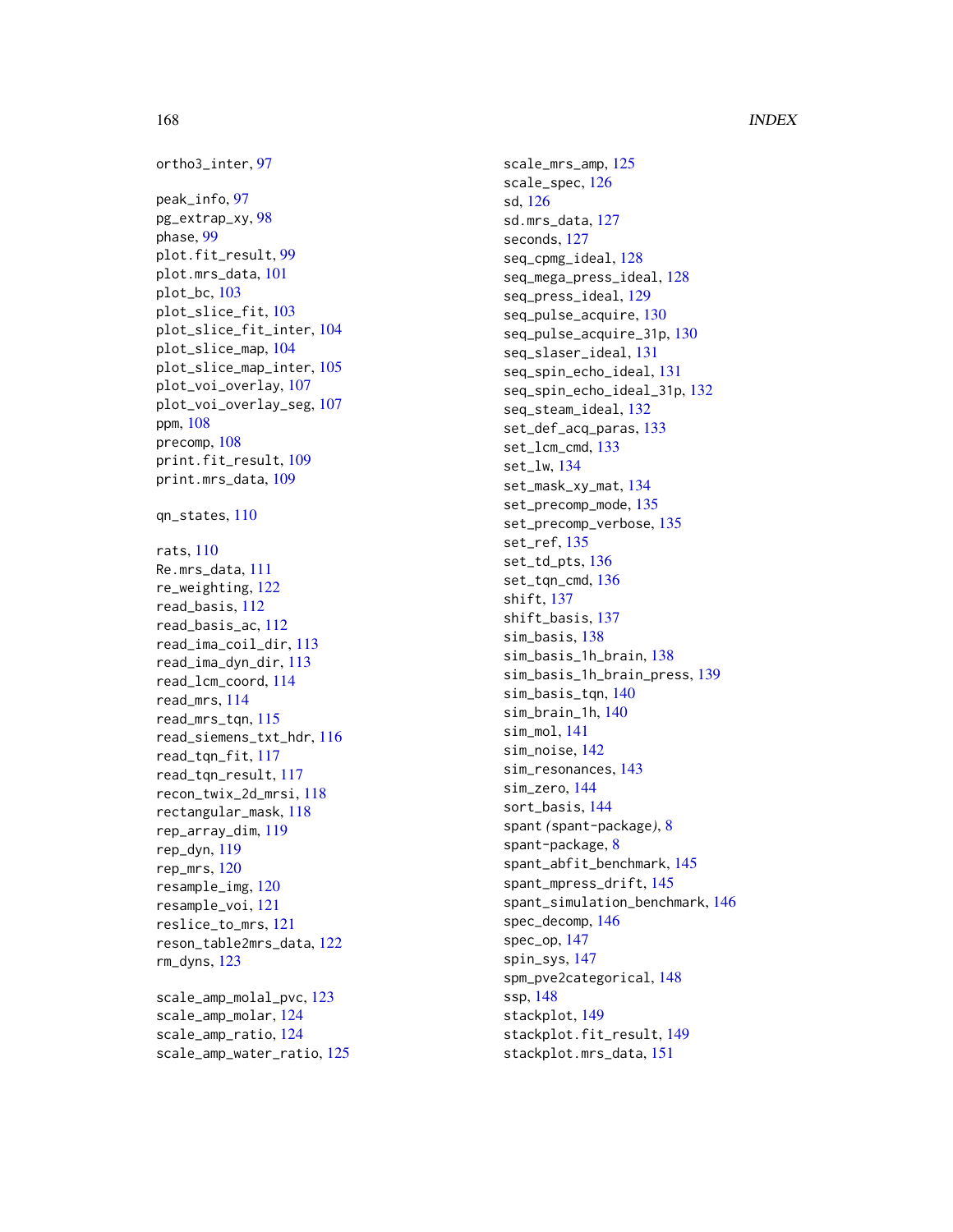ortho3_inter, 97

peak_info, 97
pg_extrap_xy, 98
phase, 99
plot.fit_result, 99
plot.mrs_data, 101
plot_bc, 103
plot_slice_fit, 103
plot_slice_fit_inter, 104
plot_slice_map, 104
plot_slice_map_inter, 105
plot_voi_overlay, 107
plot_voi_overlay_seg, 107
ppm, 108
precomp, 108
print.fit_result, 109
print.mrs_data, 109

qn_states, 110

rats, 110
Re.mrs_data, 111
re_weighting, 122
read_basis, 112
read_basis_ac, 112
read_ima_coil_dir, 113
read_ima_dyn_dir, 113
read_lcm_coord, 114
read_mrs, 114
read_mrs_tqn, 115
read_siemens_txt_hdr, 116
read_tqn_fit, 117
read_tqn_result, 117
recon_twix_2d_mrsi, 118
rectangular_mask, 118
rep_array_dim, 119
rep_dyn, 119
rep_mrs, 120
resample_img, 120
resample_voi, 121
reslice_to_mrs, 121
reson_table2mrs_data, 122
rm_dyns, 123

scale_amp_molal_pvc, 123
scale_amp_molar, 124
scale_amp_ratio, 124
scale_amp_water_ratio, 125
scale_mrs_amp, 125
scale_spec, 126
sd, 126
sd.mrs_data, 127
seconds, 127
seq_cpmg_ideal, 128
seq_mega_press_ideal, 128
seq_press_ideal, 129
seq_pulse_acquire, 130
seq_pulse_acquire_31p, 130
seq_slaser_ideal, 131
seq_spin_echo_ideal, 131
seq_spin_echo_ideal_31p, 132
seq_steam_ideal, 132
set_def_acq_paras, 133
set_lcm_cmd, 133
set_lw, 134
set_mask_xy_mat, 134
set_precomp_mode, 135
set_precomp_verbose, 135
set_ref, 135
set_td_pts, 136
set_tqn_cmd, 136
shift, 137
shift_basis, 137
sim_basis, 138
sim_basis_1h_brain, 138
sim_basis_1h_brain_press, 139
sim_basis_tqn, 140
sim_brain_1h, 140
sim_mol, 141
sim_noise, 142
sim_resonances, 143
sim_zero, 144
sort_basis, 144
spant *(spant-package)*, 8
spant-package, 8
spant_abfit_benchmark, 145
spant_mpress_drift, 145
spant_simulation_benchmark, 146
spec_decomp, 146
spec_op, 147
spin_sys, 147
spm_pve2categorical, 148
ssp, 148
stackplot, 149
stackplot.fit_result, 149
stackplot.mrs_data, 151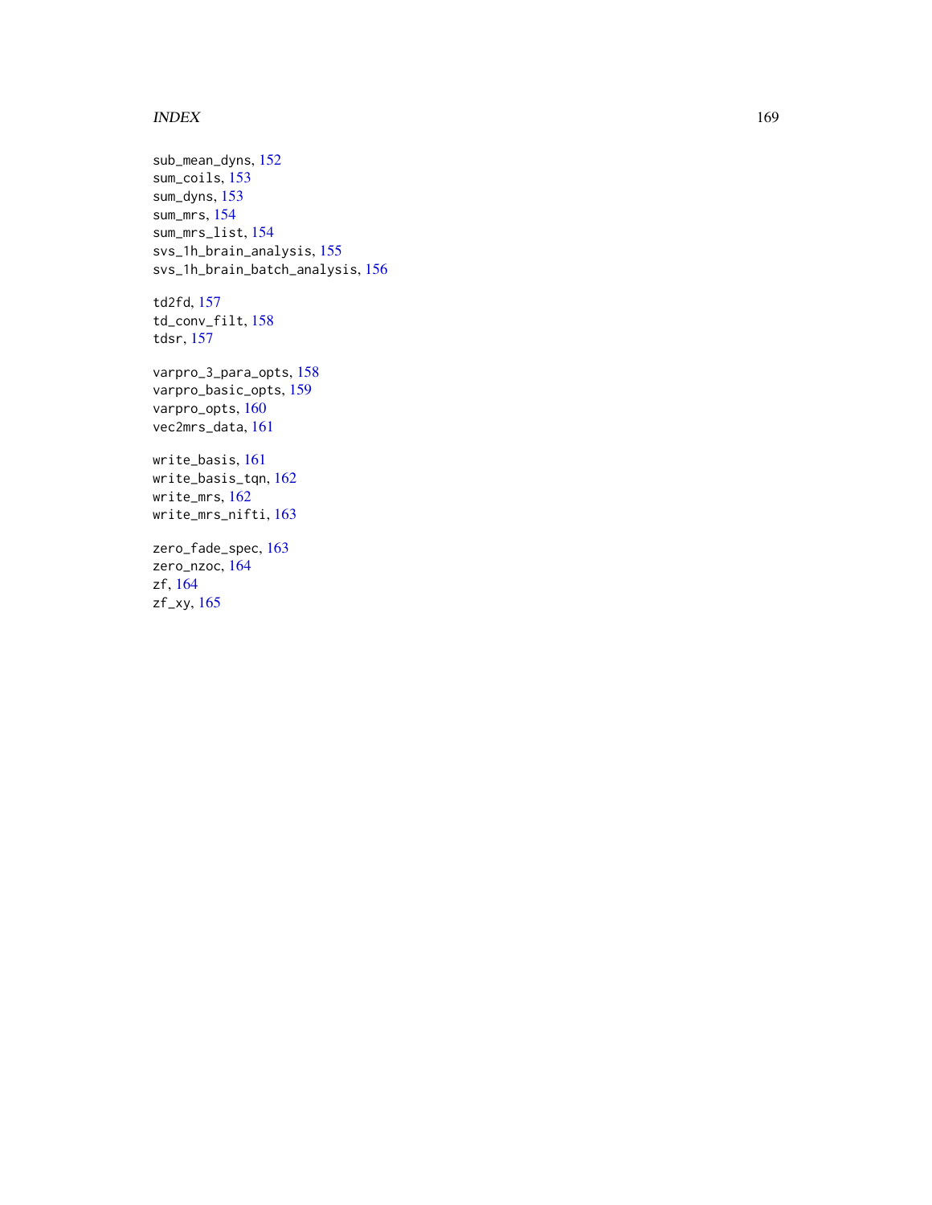sub_mean_dyns, 152
sum_coils, 153
sum_dyns, 153
sum_mrs, 154
sum_mrs_list, 154
svs_1h_brain_analysis, 155
svs_1h_brain_batch_analysis, 156

td2fd, 157
td_conv_filt, 158
tdsr, 157

varpro_3_para_opts, 158
varpro_basic_opts, 159
varpro_opts, 160
vec2mrs_data, 161

write_basis, 161
write_basis_tqn, 162
write_mrs, 162
write_mrs_nifti, 163

zero_fade_spec, 163
zero_nzoc, 164
zf, 164
zf_xy, 165